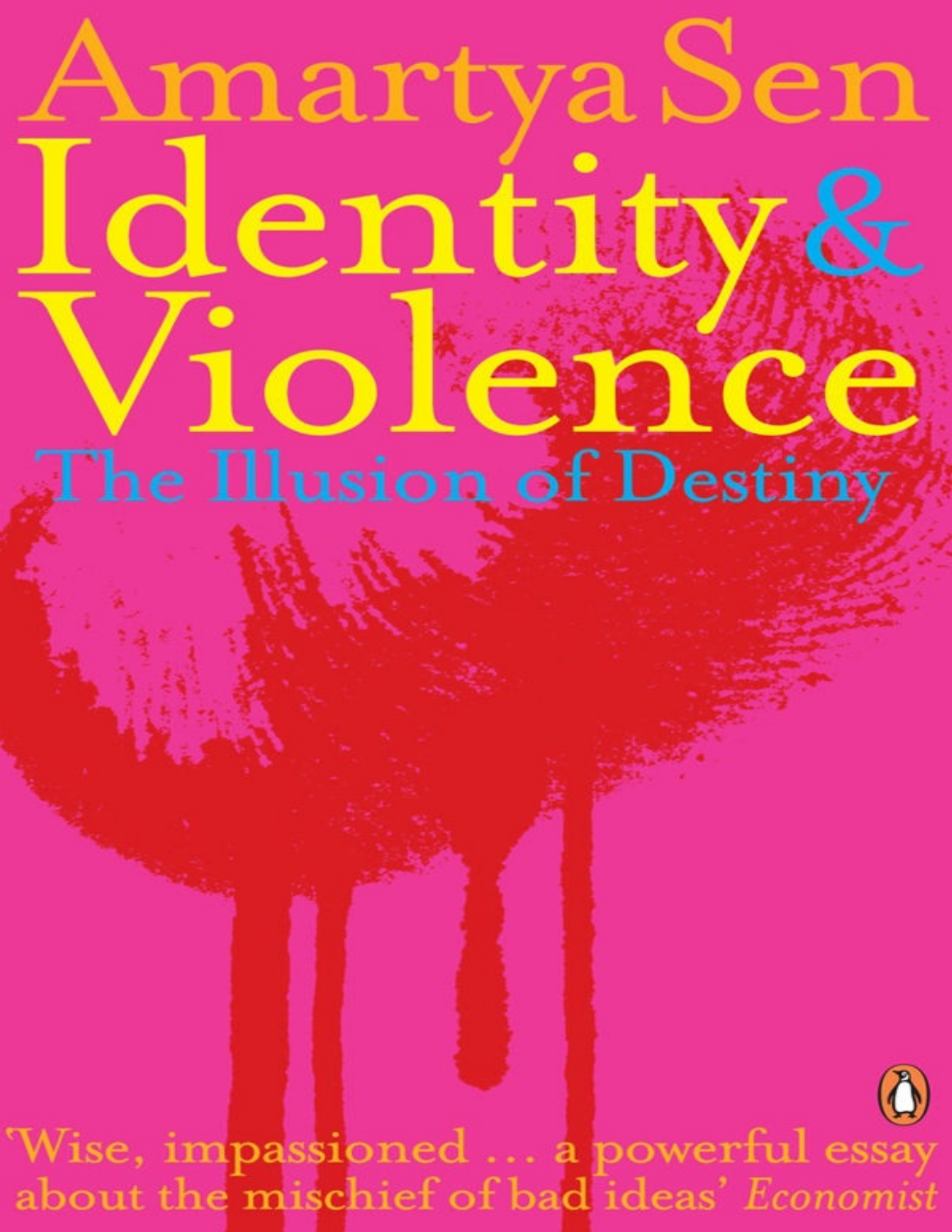Amartya Sen

# Identity & Violence

## The Illusion of Destiny

'Wise, impassioned … a powerful essay about the mischief of bad ideas' *Economist*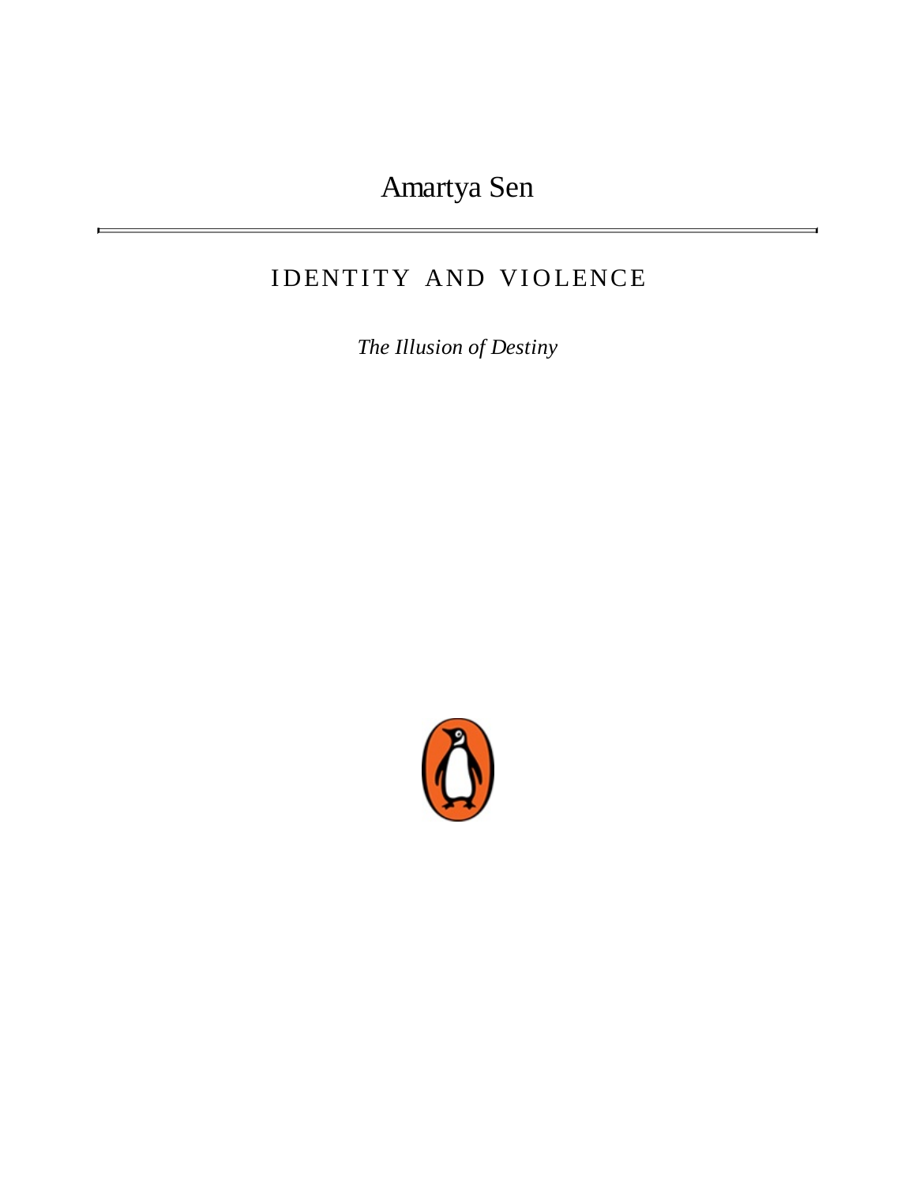Amartya Sen

---

# IDENTITY AND VIOLENCE

*The Illusion of Destiny*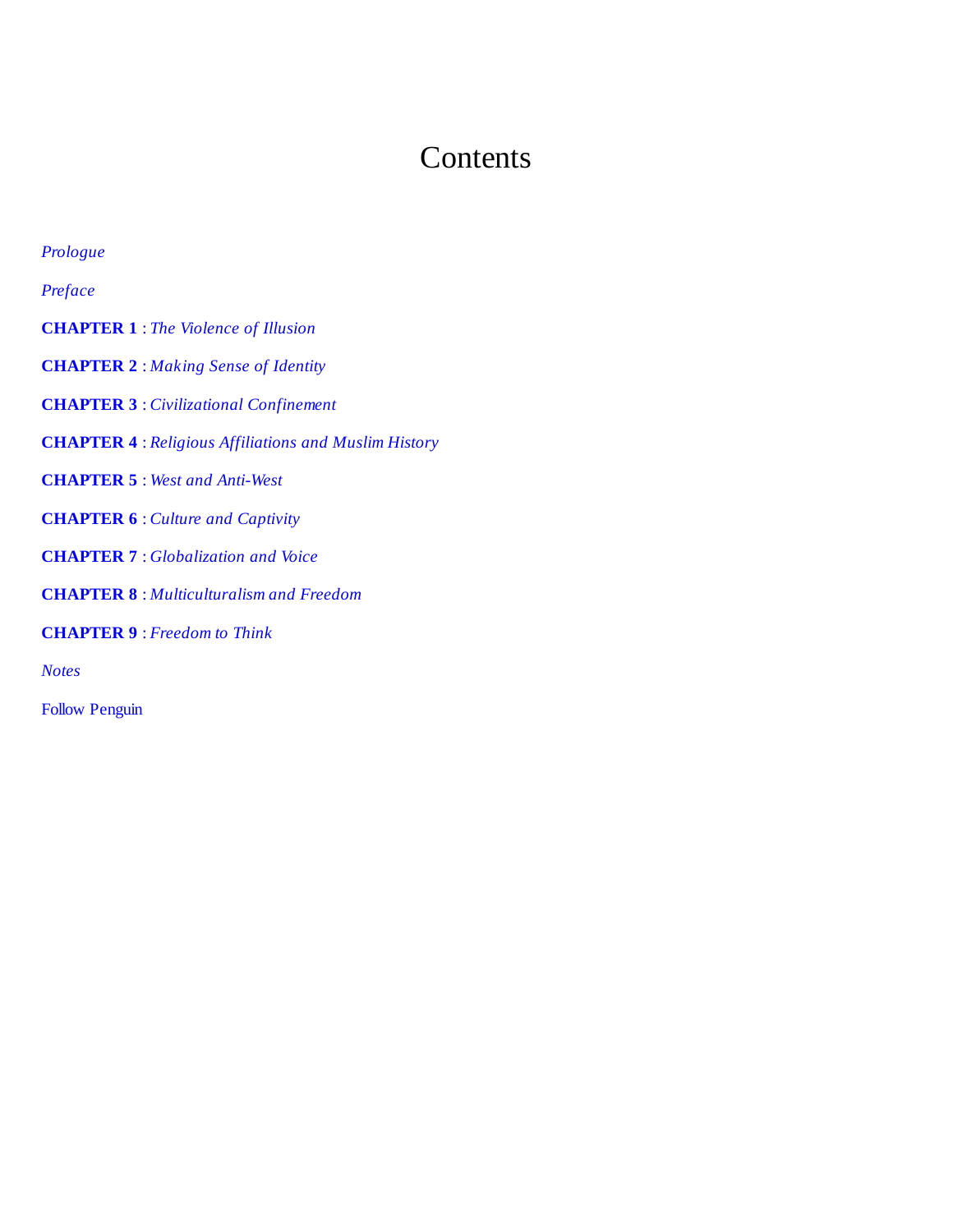# Contents

*Prologue*

*Preface*

**CHAPTER 1** : *The Violence of Illusion*

**CHAPTER 2** : *Making Sense of Identity*

**CHAPTER 3** : *Civilizational Confinement*

**CHAPTER 4** : *Religious Affiliations and Muslim History*

**CHAPTER 5** : *West and Anti-West*

**CHAPTER 6** : *Culture and Captivity*

**CHAPTER 7** : *Globalization and Voice*

**CHAPTER 8** : *Multiculturalism and Freedom*

**CHAPTER 9** : *Freedom to Think*

*Notes*

Follow Penguin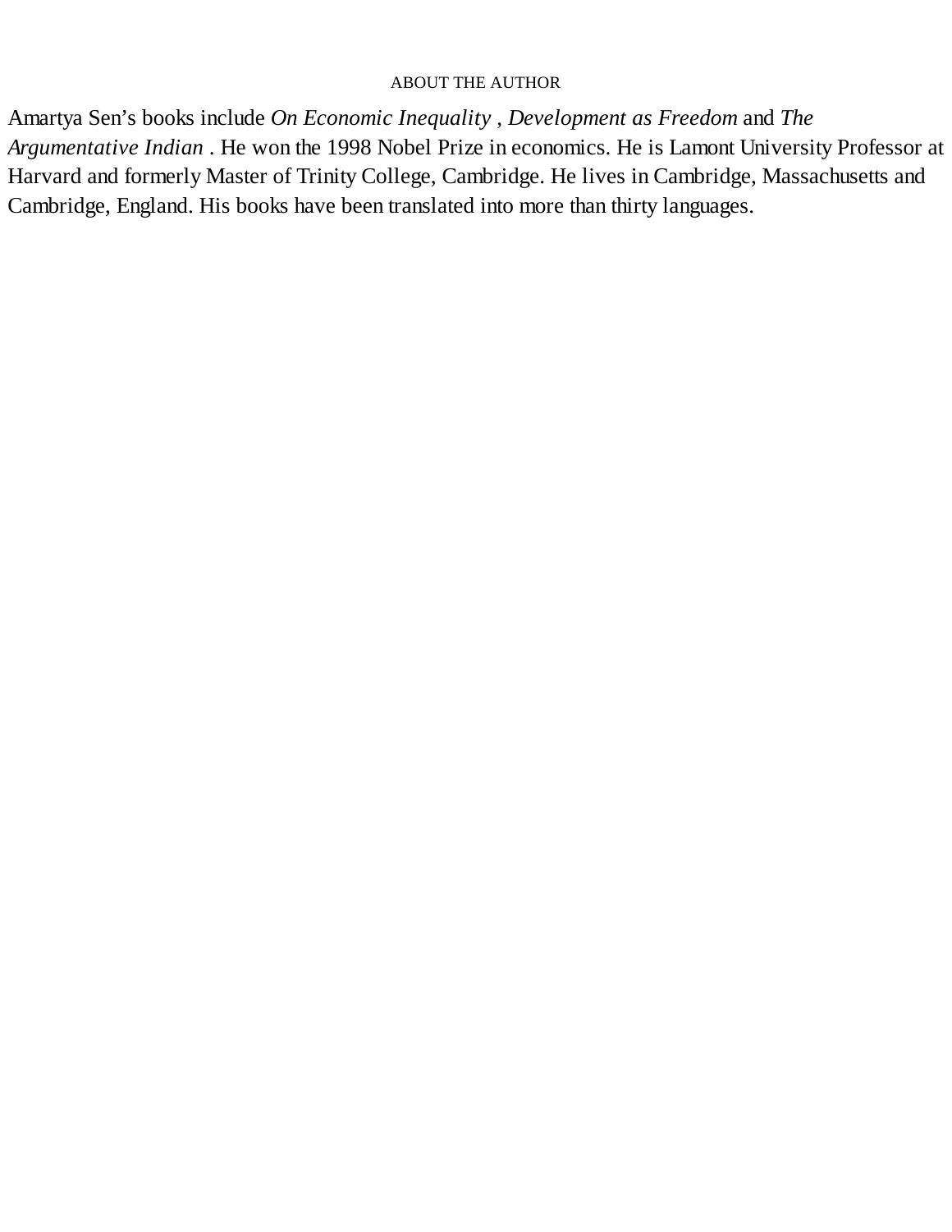## ABOUT THE AUTHOR

Amartya Sen's books include *On Economic Inequality* , *Development as Freedom* and *The Argumentative Indian* . He won the 1998 Nobel Prize in economics. He is Lamont University Professor at Harvard and formerly Master of Trinity College, Cambridge. He lives in Cambridge, Massachusetts and Cambridge, England. His books have been translated into more than thirty languages.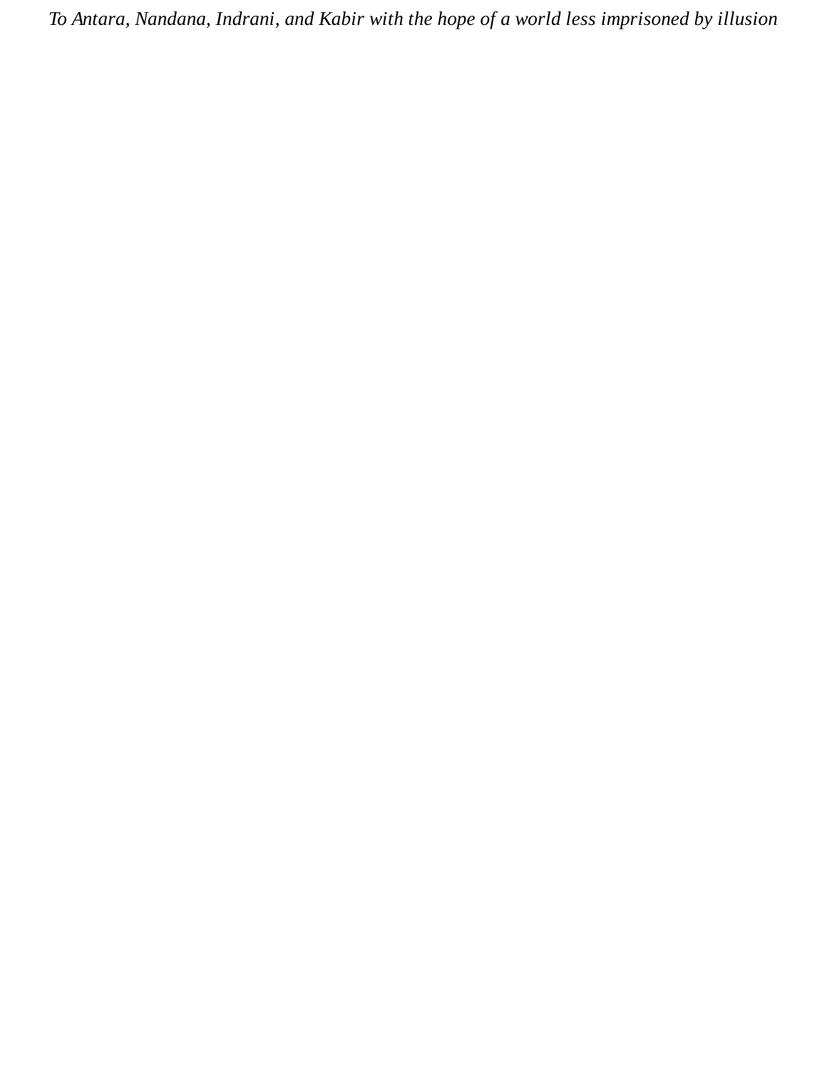*To Antara, Nandana, Indrani, and Kabir with the hope of a world less imprisoned by illusion*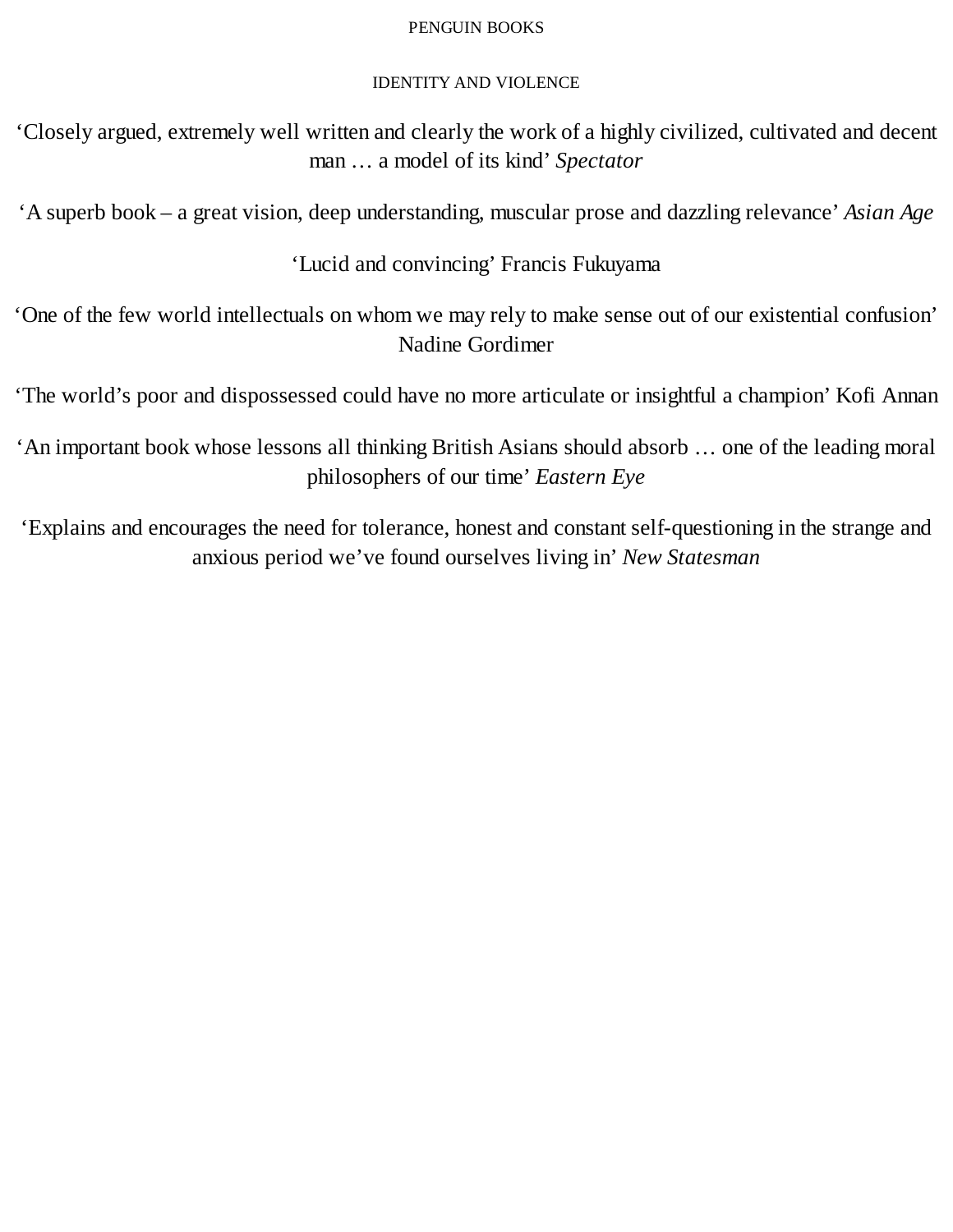PENGUIN BOOKS

IDENTITY AND VIOLENCE

‘Closely argued, extremely well written and clearly the work of a highly civilized, cultivated and decent man … a model of its kind’ *Spectator*

‘A superb book – a great vision, deep understanding, muscular prose and dazzling relevance’ *Asian Age*

‘Lucid and convincing’ Francis Fukuyama

‘One of the few world intellectuals on whom we may rely to make sense out of our existential confusion’ Nadine Gordimer

‘The world’s poor and dispossessed could have no more articulate or insightful a champion’ Kofi Annan

‘An important book whose lessons all thinking British Asians should absorb … one of the leading moral philosophers of our time’ *Eastern Eye*

‘Explains and encourages the need for tolerance, honest and constant self-questioning in the strange and anxious period we’ve found ourselves living in’ *New Statesman*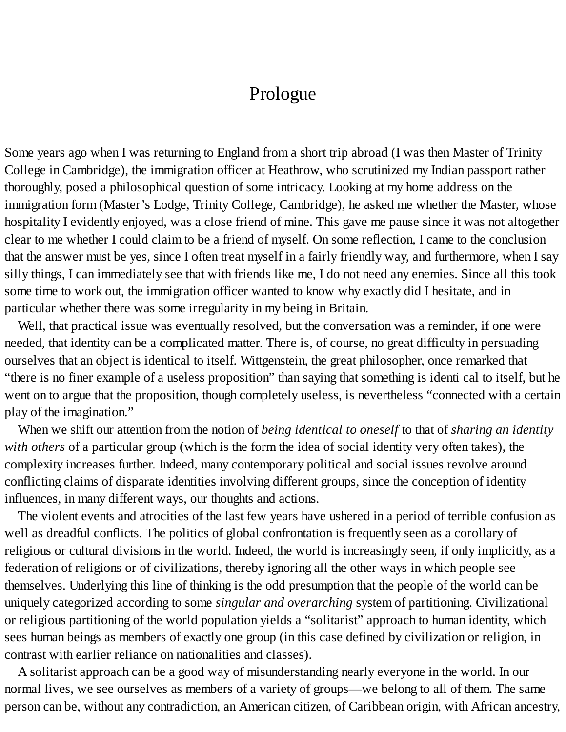# Prologue

Some years ago when I was returning to England from a short trip abroad (I was then Master of Trinity College in Cambridge), the immigration officer at Heathrow, who scrutinized my Indian passport rather thoroughly, posed a philosophical question of some intricacy. Looking at my home address on the immigration form (Master's Lodge, Trinity College, Cambridge), he asked me whether the Master, whose hospitality I evidently enjoyed, was a close friend of mine. This gave me pause since it was not altogether clear to me whether I could claim to be a friend of myself. On some reflection, I came to the conclusion that the answer must be yes, since I often treat myself in a fairly friendly way, and furthermore, when I say silly things, I can immediately see that with friends like me, I do not need any enemies. Since all this took some time to work out, the immigration officer wanted to know why exactly did I hesitate, and in particular whether there was some irregularity in my being in Britain.

Well, that practical issue was eventually resolved, but the conversation was a reminder, if one were needed, that identity can be a complicated matter. There is, of course, no great difficulty in persuading ourselves that an object is identical to itself. Wittgenstein, the great philosopher, once remarked that "there is no finer example of a useless proposition" than saying that something is identi cal to itself, but he went on to argue that the proposition, though completely useless, is nevertheless "connected with a certain play of the imagination."

When we shift our attention from the notion of *being identical to oneself* to that of *sharing an identity with others* of a particular group (which is the form the idea of social identity very often takes), the complexity increases further. Indeed, many contemporary political and social issues revolve around conflicting claims of disparate identities involving different groups, since the conception of identity influences, in many different ways, our thoughts and actions.

The violent events and atrocities of the last few years have ushered in a period of terrible confusion as well as dreadful conflicts. The politics of global confrontation is frequently seen as a corollary of religious or cultural divisions in the world. Indeed, the world is increasingly seen, if only implicitly, as a federation of religions or of civilizations, thereby ignoring all the other ways in which people see themselves. Underlying this line of thinking is the odd presumption that the people of the world can be uniquely categorized according to some *singular and overarching* system of partitioning. Civilizational or religious partitioning of the world population yields a "solitarist" approach to human identity, which sees human beings as members of exactly one group (in this case defined by civilization or religion, in contrast with earlier reliance on nationalities and classes).

A solitarist approach can be a good way of misunderstanding nearly everyone in the world. In our normal lives, we see ourselves as members of a variety of groups—we belong to all of them. The same person can be, without any contradiction, an American citizen, of Caribbean origin, with African ancestry,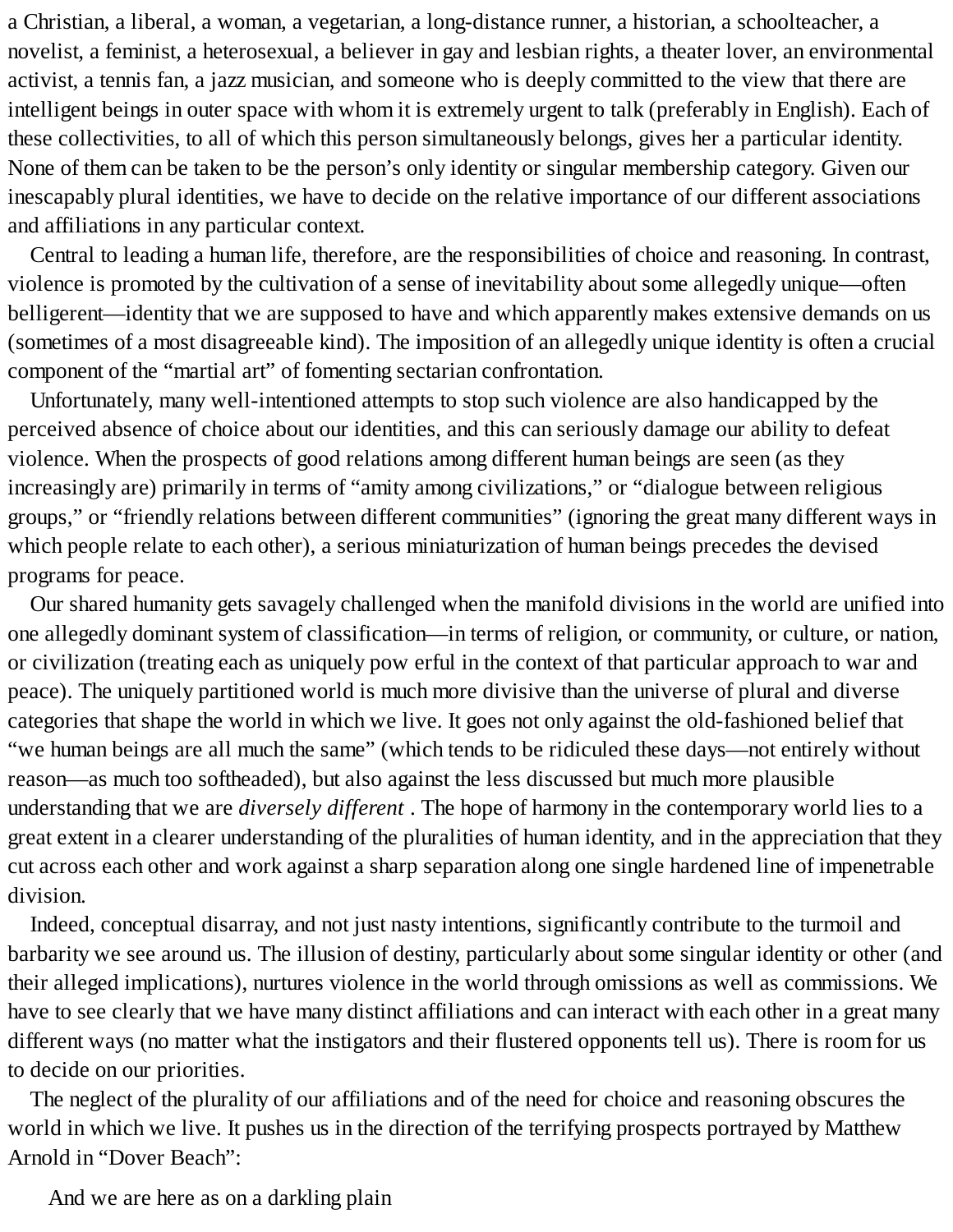a Christian, a liberal, a woman, a vegetarian, a long-distance runner, a historian, a schoolteacher, a novelist, a feminist, a heterosexual, a believer in gay and lesbian rights, a theater lover, an environmental activist, a tennis fan, a jazz musician, and someone who is deeply committed to the view that there are intelligent beings in outer space with whom it is extremely urgent to talk (preferably in English). Each of these collectivities, to all of which this person simultaneously belongs, gives her a particular identity. None of them can be taken to be the person's only identity or singular membership category. Given our inescapably plural identities, we have to decide on the relative importance of our different associations and affiliations in any particular context.

Central to leading a human life, therefore, are the responsibilities of choice and reasoning. In contrast, violence is promoted by the cultivation of a sense of inevitability about some allegedly unique—often belligerent—identity that we are supposed to have and which apparently makes extensive demands on us (sometimes of a most disagreeable kind). The imposition of an allegedly unique identity is often a crucial component of the "martial art" of fomenting sectarian confrontation.

Unfortunately, many well-intentioned attempts to stop such violence are also handicapped by the perceived absence of choice about our identities, and this can seriously damage our ability to defeat violence. When the prospects of good relations among different human beings are seen (as they increasingly are) primarily in terms of "amity among civilizations," or "dialogue between religious groups," or "friendly relations between different communities" (ignoring the great many different ways in which people relate to each other), a serious miniaturization of human beings precedes the devised programs for peace.

Our shared humanity gets savagely challenged when the manifold divisions in the world are unified into one allegedly dominant system of classification—in terms of religion, or community, or culture, or nation, or civilization (treating each as uniquely powerful in the context of that particular approach to war and peace). The uniquely partitioned world is much more divisive than the universe of plural and diverse categories that shape the world in which we live. It goes not only against the old-fashioned belief that "we human beings are all much the same" (which tends to be ridiculed these days—not entirely without reason—as much too softheaded), but also against the less discussed but much more plausible understanding that we are *diversely different*. The hope of harmony in the contemporary world lies to a great extent in a clearer understanding of the pluralities of human identity, and in the appreciation that they cut across each other and work against a sharp separation along one single hardened line of impenetrable division.

Indeed, conceptual disarray, and not just nasty intentions, significantly contribute to the turmoil and barbarity we see around us. The illusion of destiny, particularly about some singular identity or other (and their alleged implications), nurtures violence in the world through omissions as well as commissions. We have to see clearly that we have many distinct affiliations and can interact with each other in a great many different ways (no matter what the instigators and their flustered opponents tell us). There is room for us to decide on our priorities.

The neglect of the plurality of our affiliations and of the need for choice and reasoning obscures the world in which we live. It pushes us in the direction of the terrifying prospects portrayed by Matthew Arnold in "Dover Beach":

> And we are here as on a darkling plain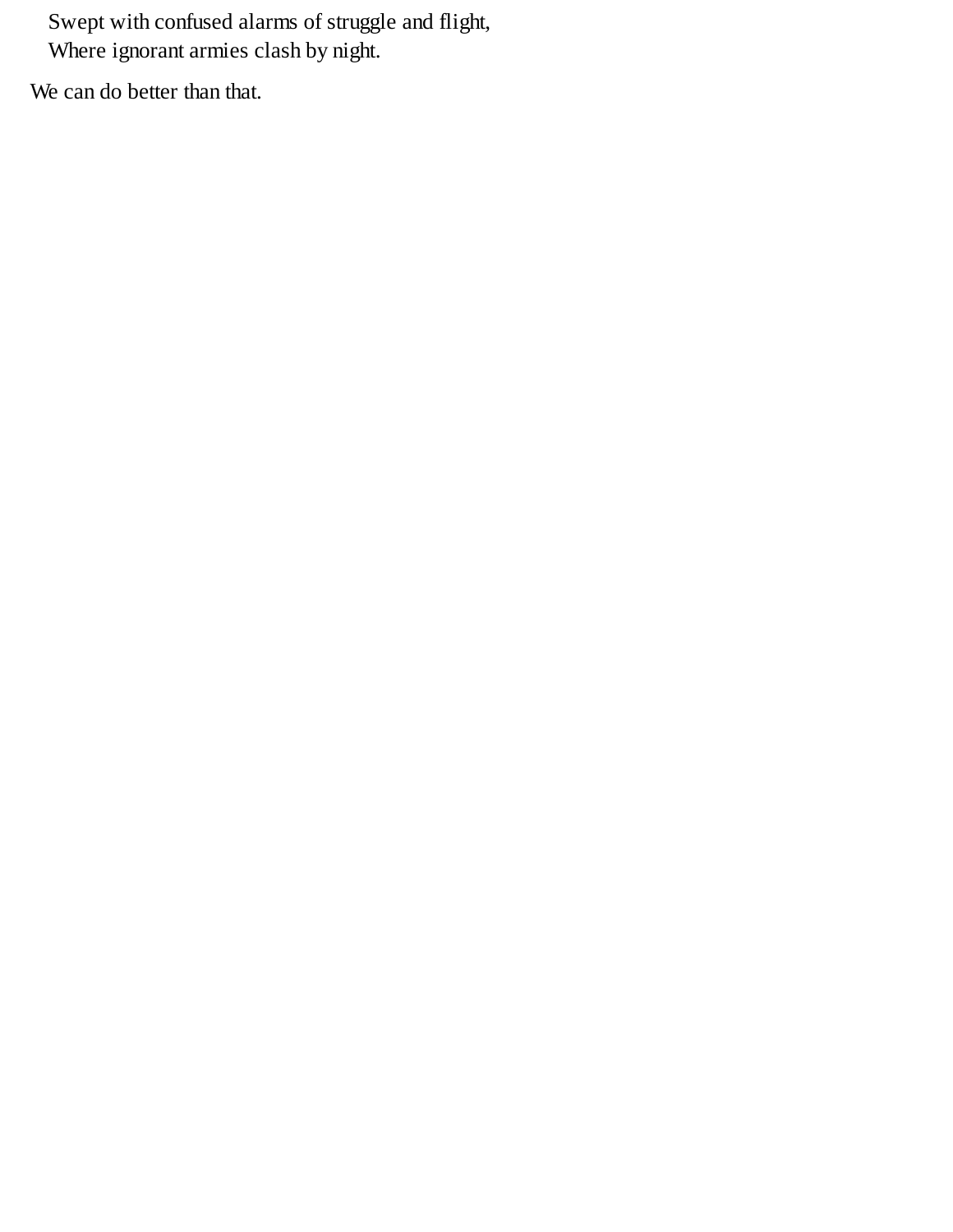Swept with confused alarms of struggle and flight,  
Where ignorant armies clash by night.

We can do better than that.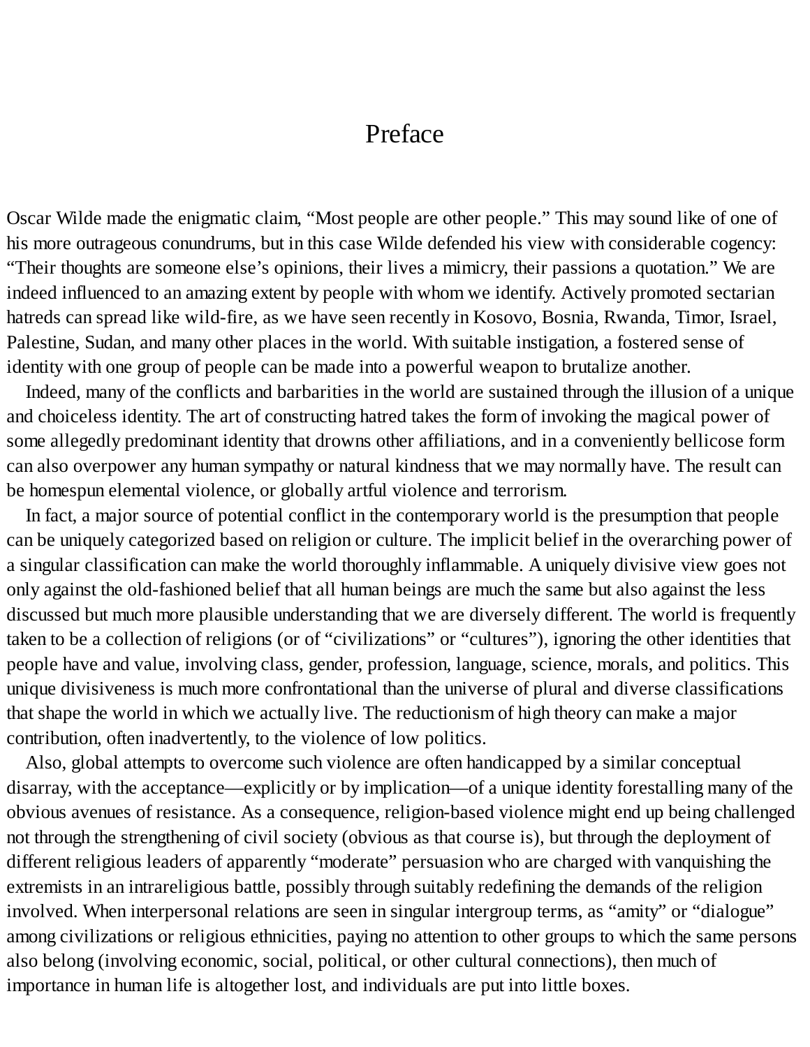# Preface

Oscar Wilde made the enigmatic claim, "Most people are other people." This may sound like of one of his more outrageous conundrums, but in this case Wilde defended his view with considerable cogency: "Their thoughts are someone else's opinions, their lives a mimicry, their passions a quotation." We are indeed influenced to an amazing extent by people with whom we identify. Actively promoted sectarian hatreds can spread like wild-fire, as we have seen recently in Kosovo, Bosnia, Rwanda, Timor, Israel, Palestine, Sudan, and many other places in the world. With suitable instigation, a fostered sense of identity with one group of people can be made into a powerful weapon to brutalize another.

Indeed, many of the conflicts and barbarities in the world are sustained through the illusion of a unique and choiceless identity. The art of constructing hatred takes the form of invoking the magical power of some allegedly predominant identity that drowns other affiliations, and in a conveniently bellicose form can also overpower any human sympathy or natural kindness that we may normally have. The result can be homespun elemental violence, or globally artful violence and terrorism.

In fact, a major source of potential conflict in the contemporary world is the presumption that people can be uniquely categorized based on religion or culture. The implicit belief in the overarching power of a singular classification can make the world thoroughly inflammable. A uniquely divisive view goes not only against the old-fashioned belief that all human beings are much the same but also against the less discussed but much more plausible understanding that we are diversely different. The world is frequently taken to be a collection of religions (or of "civilizations" or "cultures"), ignoring the other identities that people have and value, involving class, gender, profession, language, science, morals, and politics. This unique divisiveness is much more confrontational than the universe of plural and diverse classifications that shape the world in which we actually live. The reductionism of high theory can make a major contribution, often inadvertently, to the violence of low politics.

Also, global attempts to overcome such violence are often handicapped by a similar conceptual disarray, with the acceptance—explicitly or by implication—of a unique identity forestalling many of the obvious avenues of resistance. As a consequence, religion-based violence might end up being challenged not through the strengthening of civil society (obvious as that course is), but through the deployment of different religious leaders of apparently "moderate" persuasion who are charged with vanquishing the extremists in an intrareligious battle, possibly through suitably redefining the demands of the religion involved. When interpersonal relations are seen in singular intergroup terms, as "amity" or "dialogue" among civilizations or religious ethnicities, paying no attention to other groups to which the same persons also belong (involving economic, social, political, or other cultural connections), then much of importance in human life is altogether lost, and individuals are put into little boxes.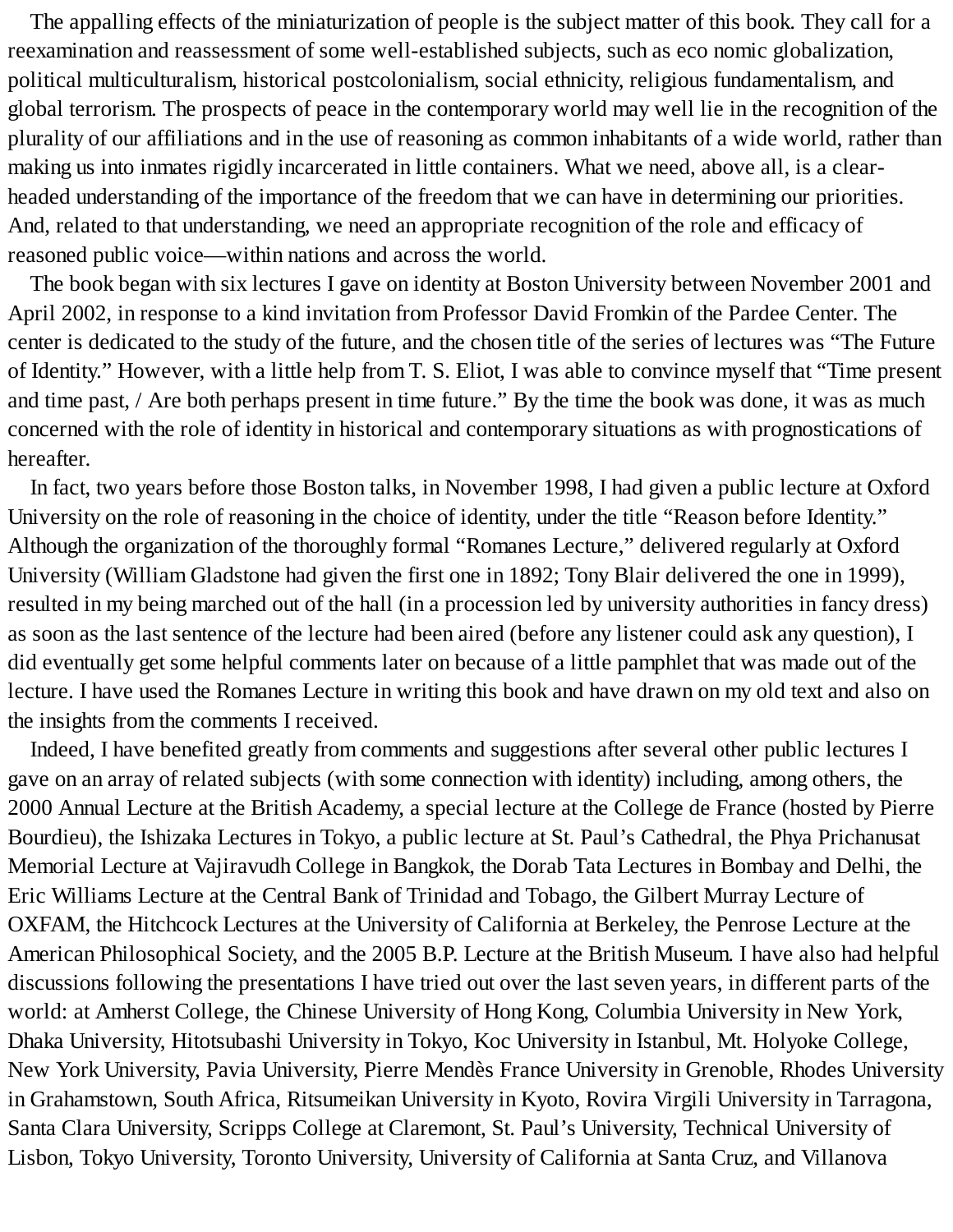The appalling effects of the miniaturization of people is the subject matter of this book. They call for a reexamination and reassessment of some well-established subjects, such as eco nomic globalization, political multiculturalism, historical postcolonialism, social ethnicity, religious fundamentalism, and global terrorism. The prospects of peace in the contemporary world may well lie in the recognition of the plurality of our affiliations and in the use of reasoning as common inhabitants of a wide world, rather than making us into inmates rigidly incarcerated in little containers. What we need, above all, is a clear-headed understanding of the importance of the freedom that we can have in determining our priorities. And, related to that understanding, we need an appropriate recognition of the role and efficacy of reasoned public voice—within nations and across the world.

The book began with six lectures I gave on identity at Boston University between November 2001 and April 2002, in response to a kind invitation from Professor David Fromkin of the Pardee Center. The center is dedicated to the study of the future, and the chosen title of the series of lectures was "The Future of Identity." However, with a little help from T. S. Eliot, I was able to convince myself that "Time present and time past, / Are both perhaps present in time future." By the time the book was done, it was as much concerned with the role of identity in historical and contemporary situations as with prognostications of hereafter.

In fact, two years before those Boston talks, in November 1998, I had given a public lecture at Oxford University on the role of reasoning in the choice of identity, under the title "Reason before Identity." Although the organization of the thoroughly formal "Romanes Lecture," delivered regularly at Oxford University (William Gladstone had given the first one in 1892; Tony Blair delivered the one in 1999), resulted in my being marched out of the hall (in a procession led by university authorities in fancy dress) as soon as the last sentence of the lecture had been aired (before any listener could ask any question), I did eventually get some helpful comments later on because of a little pamphlet that was made out of the lecture. I have used the Romanes Lecture in writing this book and have drawn on my old text and also on the insights from the comments I received.

Indeed, I have benefited greatly from comments and suggestions after several other public lectures I gave on an array of related subjects (with some connection with identity) including, among others, the 2000 Annual Lecture at the British Academy, a special lecture at the College de France (hosted by Pierre Bourdieu), the Ishizaka Lectures in Tokyo, a public lecture at St. Paul's Cathedral, the Phya Prichanusat Memorial Lecture at Vajiravudh College in Bangkok, the Dorab Tata Lectures in Bombay and Delhi, the Eric Williams Lecture at the Central Bank of Trinidad and Tobago, the Gilbert Murray Lecture of OXFAM, the Hitchcock Lectures at the University of California at Berkeley, the Penrose Lecture at the American Philosophical Society, and the 2005 B.P. Lecture at the British Museum. I have also had helpful discussions following the presentations I have tried out over the last seven years, in different parts of the world: at Amherst College, the Chinese University of Hong Kong, Columbia University in New York, Dhaka University, Hitotsubashi University in Tokyo, Koc University in Istanbul, Mt. Holyoke College, New York University, Pavia University, Pierre Mendès France University in Grenoble, Rhodes University in Grahamstown, South Africa, Ritsumeikan University in Kyoto, Rovira Virgili University in Tarragona, Santa Clara University, Scripps College at Claremont, St. Paul's University, Technical University of Lisbon, Tokyo University, Toronto University, University of California at Santa Cruz, and Villanova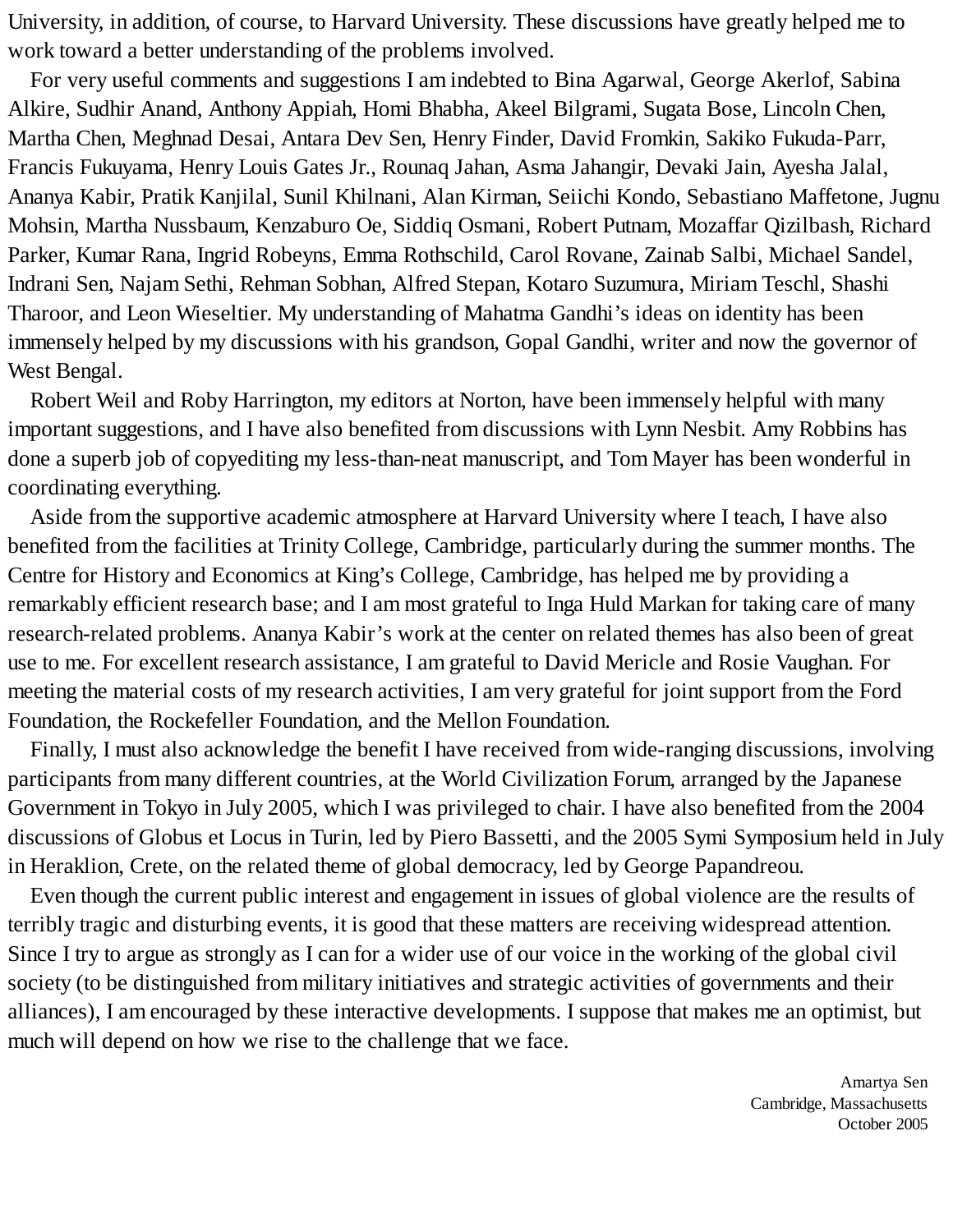University, in addition, of course, to Harvard University. These discussions have greatly helped me to work toward a better understanding of the problems involved.

For very useful comments and suggestions I am indebted to Bina Agarwal, George Akerlof, Sabina Alkire, Sudhir Anand, Anthony Appiah, Homi Bhabha, Akeel Bilgrami, Sugata Bose, Lincoln Chen, Martha Chen, Meghnad Desai, Antara Dev Sen, Henry Finder, David Fromkin, Sakiko Fukuda-Parr, Francis Fukuyama, Henry Louis Gates Jr., Rounaq Jahan, Asma Jahangir, Devaki Jain, Ayesha Jalal, Ananya Kabir, Pratik Kanjilal, Sunil Khilnani, Alan Kirman, Seiichi Kondo, Sebastiano Maffetone, Jugnu Mohsin, Martha Nussbaum, Kenzaburo Oe, Siddiq Osmani, Robert Putnam, Mozaffar Qizilbash, Richard Parker, Kumar Rana, Ingrid Robeyns, Emma Rothschild, Carol Rovane, Zainab Salbi, Michael Sandel, Indrani Sen, Najam Sethi, Rehman Sobhan, Alfred Stepan, Kotaro Suzumura, Miriam Teschl, Shashi Tharoor, and Leon Wieseltier. My understanding of Mahatma Gandhi's ideas on identity has been immensely helped by my discussions with his grandson, Gopal Gandhi, writer and now the governor of West Bengal.

Robert Weil and Roby Harrington, my editors at Norton, have been immensely helpful with many important suggestions, and I have also benefited from discussions with Lynn Nesbit. Amy Robbins has done a superb job of copyediting my less-than-neat manuscript, and Tom Mayer has been wonderful in coordinating everything.

Aside from the supportive academic atmosphere at Harvard University where I teach, I have also benefited from the facilities at Trinity College, Cambridge, particularly during the summer months. The Centre for History and Economics at King's College, Cambridge, has helped me by providing a remarkably efficient research base; and I am most grateful to Inga Huld Markan for taking care of many research-related problems. Ananya Kabir's work at the center on related themes has also been of great use to me. For excellent research assistance, I am grateful to David Mericle and Rosie Vaughan. For meeting the material costs of my research activities, I am very grateful for joint support from the Ford Foundation, the Rockefeller Foundation, and the Mellon Foundation.

Finally, I must also acknowledge the benefit I have received from wide-ranging discussions, involving participants from many different countries, at the World Civilization Forum, arranged by the Japanese Government in Tokyo in July 2005, which I was privileged to chair. I have also benefited from the 2004 discussions of Globus et Locus in Turin, led by Piero Bassetti, and the 2005 Symi Symposium held in July in Heraklion, Crete, on the related theme of global democracy, led by George Papandreou.

Even though the current public interest and engagement in issues of global violence are the results of terribly tragic and disturbing events, it is good that these matters are receiving widespread attention. Since I try to argue as strongly as I can for a wider use of our voice in the working of the global civil society (to be distinguished from military initiatives and strategic activities of governments and their alliances), I am encouraged by these interactive developments. I suppose that makes me an optimist, but much will depend on how we rise to the challenge that we face.

Amartya Sen
Cambridge, Massachusetts
October 2005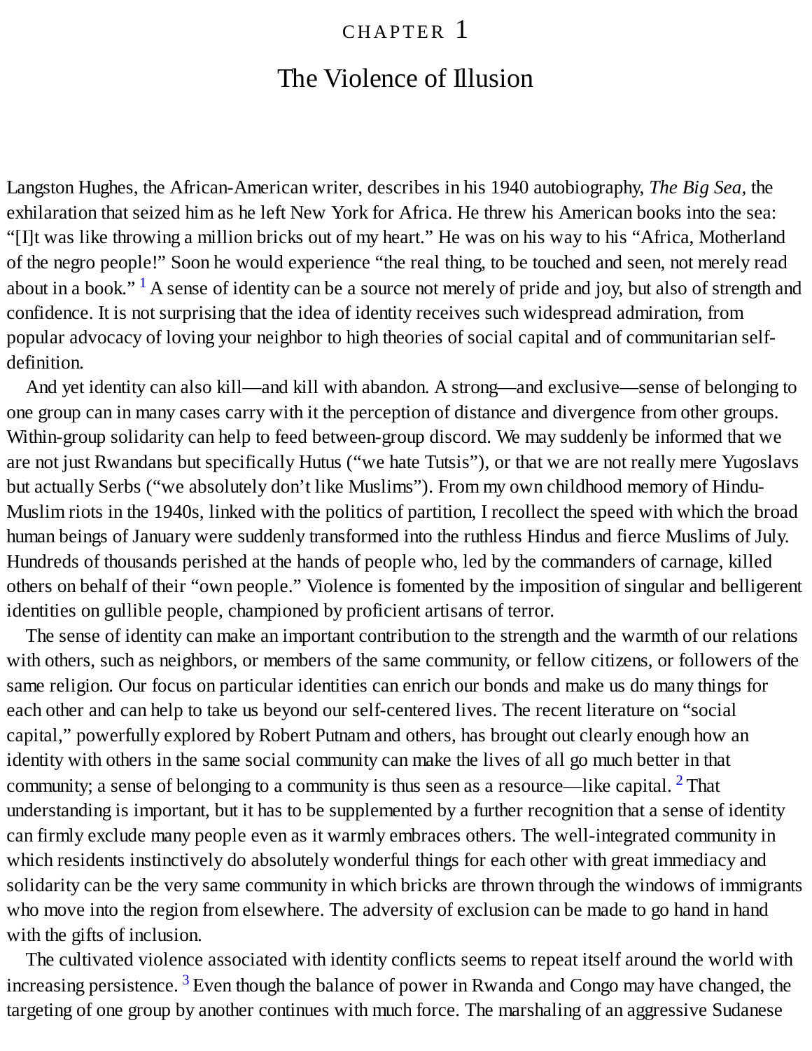# CHAPTER 1

## The Violence of Illusion

Langston Hughes, the African-American writer, describes in his 1940 autobiography, *The Big Sea*, the exhilaration that seized him as he left New York for Africa. He threw his American books into the sea: "[I]t was like throwing a million bricks out of my heart." He was on his way to his "Africa, Motherland of the negro people!" Soon he would experience "the real thing, to be touched and seen, not merely read about in a book." [1] A sense of identity can be a source not merely of pride and joy, but also of strength and confidence. It is not surprising that the idea of identity receives such widespread admiration, from popular advocacy of loving your neighbor to high theories of social capital and of communitarian self-definition.

And yet identity can also kill—and kill with abandon. A strong—and exclusive—sense of belonging to one group can in many cases carry with it the perception of distance and divergence from other groups. Within-group solidarity can help to feed between-group discord. We may suddenly be informed that we are not just Rwandans but specifically Hutus ("we hate Tutsis"), or that we are not really mere Yugoslavs but actually Serbs ("we absolutely don't like Muslims"). From my own childhood memory of Hindu-Muslim riots in the 1940s, linked with the politics of partition, I recollect the speed with which the broad human beings of January were suddenly transformed into the ruthless Hindus and fierce Muslims of July. Hundreds of thousands perished at the hands of people who, led by the commanders of carnage, killed others on behalf of their "own people." Violence is fomented by the imposition of singular and belligerent identities on gullible people, championed by proficient artisans of terror.

The sense of identity can make an important contribution to the strength and the warmth of our relations with others, such as neighbors, or members of the same community, or fellow citizens, or followers of the same religion. Our focus on particular identities can enrich our bonds and make us do many things for each other and can help to take us beyond our self-centered lives. The recent literature on "social capital," powerfully explored by Robert Putnam and others, has brought out clearly enough how an identity with others in the same social community can make the lives of all go much better in that community; a sense of belonging to a community is thus seen as a resource—like capital. [2] That understanding is important, but it has to be supplemented by a further recognition that a sense of identity can firmly exclude many people even as it warmly embraces others. The well-integrated community in which residents instinctively do absolutely wonderful things for each other with great immediacy and solidarity can be the very same community in which bricks are thrown through the windows of immigrants who move into the region from elsewhere. The adversity of exclusion can be made to go hand in hand with the gifts of inclusion.

The cultivated violence associated with identity conflicts seems to repeat itself around the world with increasing persistence. [3] Even though the balance of power in Rwanda and Congo may have changed, the targeting of one group by another continues with much force. The marshaling of an aggressive Sudanese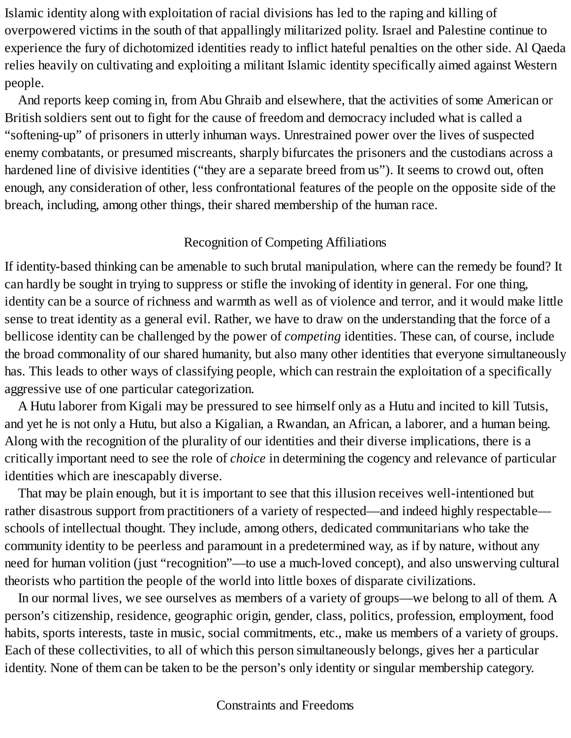Islamic identity along with exploitation of racial divisions has led to the raping and killing of overpowered victims in the south of that appallingly militarized polity. Israel and Palestine continue to experience the fury of dichotomized identities ready to inflict hateful penalties on the other side. Al Qaeda relies heavily on cultivating and exploiting a militant Islamic identity specifically aimed against Western people.

And reports keep coming in, from Abu Ghraib and elsewhere, that the activities of some American or British soldiers sent out to fight for the cause of freedom and democracy included what is called a "softening-up" of prisoners in utterly inhuman ways. Unrestrained power over the lives of suspected enemy combatants, or presumed miscreants, sharply bifurcates the prisoners and the custodians across a hardened line of divisive identities ("they are a separate breed from us"). It seems to crowd out, often enough, any consideration of other, less confrontational features of the people on the opposite side of the breach, including, among other things, their shared membership of the human race.

## Recognition of Competing Affiliations

If identity-based thinking can be amenable to such brutal manipulation, where can the remedy be found? It can hardly be sought in trying to suppress or stifle the invoking of identity in general. For one thing, identity can be a source of richness and warmth as well as of violence and terror, and it would make little sense to treat identity as a general evil. Rather, we have to draw on the understanding that the force of a bellicose identity can be challenged by the power of *competing* identities. These can, of course, include the broad commonality of our shared humanity, but also many other identities that everyone simultaneously has. This leads to other ways of classifying people, which can restrain the exploitation of a specifically aggressive use of one particular categorization.

A Hutu laborer from Kigali may be pressured to see himself only as a Hutu and incited to kill Tutsis, and yet he is not only a Hutu, but also a Kigalian, a Rwandan, an African, a laborer, and a human being. Along with the recognition of the plurality of our identities and their diverse implications, there is a critically important need to see the role of *choice* in determining the cogency and relevance of particular identities which are inescapably diverse.

That may be plain enough, but it is important to see that this illusion receives well-intentioned but rather disastrous support from practitioners of a variety of respected—and indeed highly respectable—schools of intellectual thought. They include, among others, dedicated communitarians who take the community identity to be peerless and paramount in a predetermined way, as if by nature, without any need for human volition (just "recognition"—to use a much-loved concept), and also unswerving cultural theorists who partition the people of the world into little boxes of disparate civilizations.

In our normal lives, we see ourselves as members of a variety of groups—we belong to all of them. A person's citizenship, residence, geographic origin, gender, class, politics, profession, employment, food habits, sports interests, taste in music, social commitments, etc., make us members of a variety of groups. Each of these collectivities, to all of which this person simultaneously belongs, gives her a particular identity. None of them can be taken to be the person's only identity or singular membership category.

## Constraints and Freedoms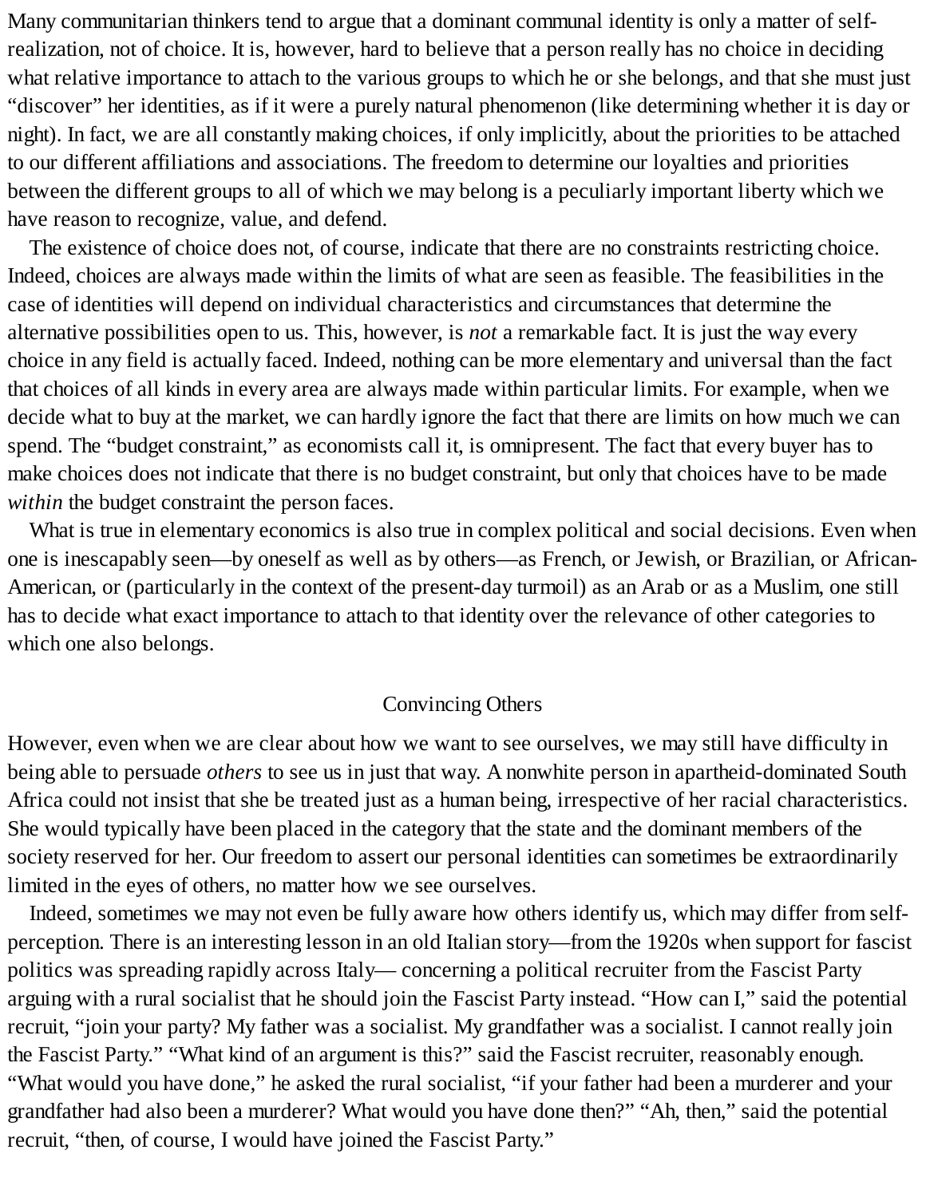Many communitarian thinkers tend to argue that a dominant communal identity is only a matter of self-realization, not of choice. It is, however, hard to believe that a person really has no choice in deciding what relative importance to attach to the various groups to which he or she belongs, and that she must just "discover" her identities, as if it were a purely natural phenomenon (like determining whether it is day or night). In fact, we are all constantly making choices, if only implicitly, about the priorities to be attached to our different affiliations and associations. The freedom to determine our loyalties and priorities between the different groups to all of which we may belong is a peculiarly important liberty which we have reason to recognize, value, and defend.

The existence of choice does not, of course, indicate that there are no constraints restricting choice. Indeed, choices are always made within the limits of what are seen as feasible. The feasibilities in the case of identities will depend on individual characteristics and circumstances that determine the alternative possibilities open to us. This, however, is *not* a remarkable fact. It is just the way every choice in any field is actually faced. Indeed, nothing can be more elementary and universal than the fact that choices of all kinds in every area are always made within particular limits. For example, when we decide what to buy at the market, we can hardly ignore the fact that there are limits on how much we can spend. The "budget constraint," as economists call it, is omnipresent. The fact that every buyer has to make choices does not indicate that there is no budget constraint, but only that choices have to be made *within* the budget constraint the person faces.

What is true in elementary economics is also true in complex political and social decisions. Even when one is inescapably seen—by oneself as well as by others—as French, or Jewish, or Brazilian, or African-American, or (particularly in the context of the present-day turmoil) as an Arab or as a Muslim, one still has to decide what exact importance to attach to that identity over the relevance of other categories to which one also belongs.

## Convincing Others

However, even when we are clear about how we want to see ourselves, we may still have difficulty in being able to persuade *others* to see us in just that way. A nonwhite person in apartheid-dominated South Africa could not insist that she be treated just as a human being, irrespective of her racial characteristics. She would typically have been placed in the category that the state and the dominant members of the society reserved for her. Our freedom to assert our personal identities can sometimes be extraordinarily limited in the eyes of others, no matter how we see ourselves.

Indeed, sometimes we may not even be fully aware how others identify us, which may differ from self-perception. There is an interesting lesson in an old Italian story—from the 1920s when support for fascist politics was spreading rapidly across Italy— concerning a political recruiter from the Fascist Party arguing with a rural socialist that he should join the Fascist Party instead. "How can I," said the potential recruit, "join your party? My father was a socialist. My grandfather was a socialist. I cannot really join the Fascist Party." "What kind of an argument is this?" said the Fascist recruiter, reasonably enough. "What would you have done," he asked the rural socialist, "if your father had been a murderer and your grandfather had also been a murderer? What would you have done then?" "Ah, then," said the potential recruit, "then, of course, I would have joined the Fascist Party."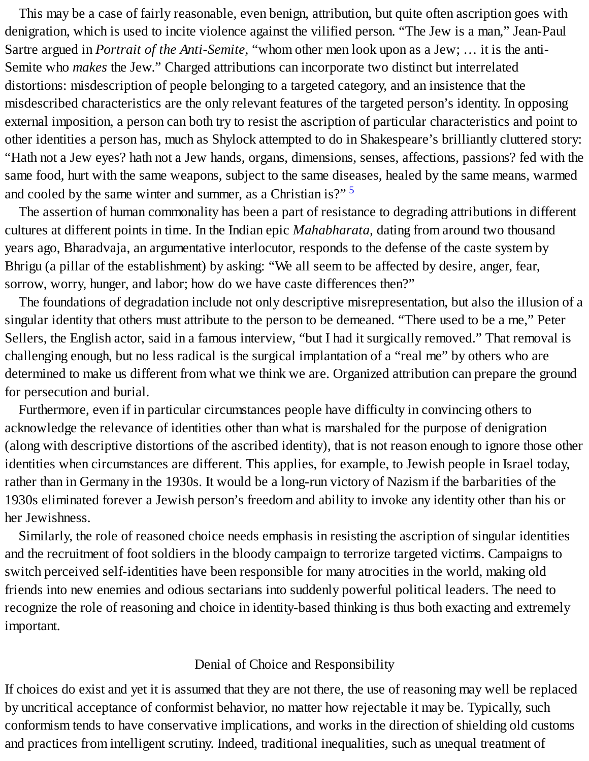This may be a case of fairly reasonable, even benign, attribution, but quite often ascription goes with denigration, which is used to incite violence against the vilified person. “The Jew is a man,” Jean-Paul Sartre argued in *Portrait of the Anti-Semite,* “whom other men look upon as a Jew; … it is the anti-Semite who *makes* the Jew.” Charged attributions can incorporate two distinct but interrelated distortions: misdescription of people belonging to a targeted category, and an insistence that the misdescribed characteristics are the only relevant features of the targeted person’s identity. In opposing external imposition, a person can both try to resist the ascription of particular characteristics and point to other identities a person has, much as Shylock attempted to do in Shakespeare’s brilliantly cluttered story: “Hath not a Jew eyes? hath not a Jew hands, organs, dimensions, senses, affections, passions? fed with the same food, hurt with the same weapons, subject to the same diseases, healed by the same means, warmed and cooled by the same winter and summer, as a Christian is?” [5]

The assertion of human commonality has been a part of resistance to degrading attributions in different cultures at different points in time. In the Indian epic *Mahabharata,* dating from around two thousand years ago, Bharadvaja, an argumentative interlocutor, responds to the defense of the caste system by Bhrigu (a pillar of the establishment) by asking: “We all seem to be affected by desire, anger, fear, sorrow, worry, hunger, and labor; how do we have caste differences then?”

The foundations of degradation include not only descriptive misrepresentation, but also the illusion of a singular identity that others must attribute to the person to be demeaned. “There used to be a me,” Peter Sellers, the English actor, said in a famous interview, “but I had it surgically removed.” That removal is challenging enough, but no less radical is the surgical implantation of a “real me” by others who are determined to make us different from what we think we are. Organized attribution can prepare the ground for persecution and burial.

Furthermore, even if in particular circumstances people have difficulty in convincing others to acknowledge the relevance of identities other than what is marshaled for the purpose of denigration (along with descriptive distortions of the ascribed identity), that is not reason enough to ignore those other identities when circumstances are different. This applies, for example, to Jewish people in Israel today, rather than in Germany in the 1930s. It would be a long-run victory of Nazism if the barbarities of the 1930s eliminated forever a Jewish person’s freedom and ability to invoke any identity other than his or her Jewishness.

Similarly, the role of reasoned choice needs emphasis in resisting the ascription of singular identities and the recruitment of foot soldiers in the bloody campaign to terrorize targeted victims. Campaigns to switch perceived self-identities have been responsible for many atrocities in the world, making old friends into new enemies and odious sectarians into suddenly powerful political leaders. The need to recognize the role of reasoning and choice in identity-based thinking is thus both exacting and extremely important.

## Denial of Choice and Responsibility

If choices do exist and yet it is assumed that they are not there, the use of reasoning may well be replaced by uncritical acceptance of conformist behavior, no matter how rejectable it may be. Typically, such conformism tends to have conservative implications, and works in the direction of shielding old customs and practices from intelligent scrutiny. Indeed, traditional inequalities, such as unequal treatment of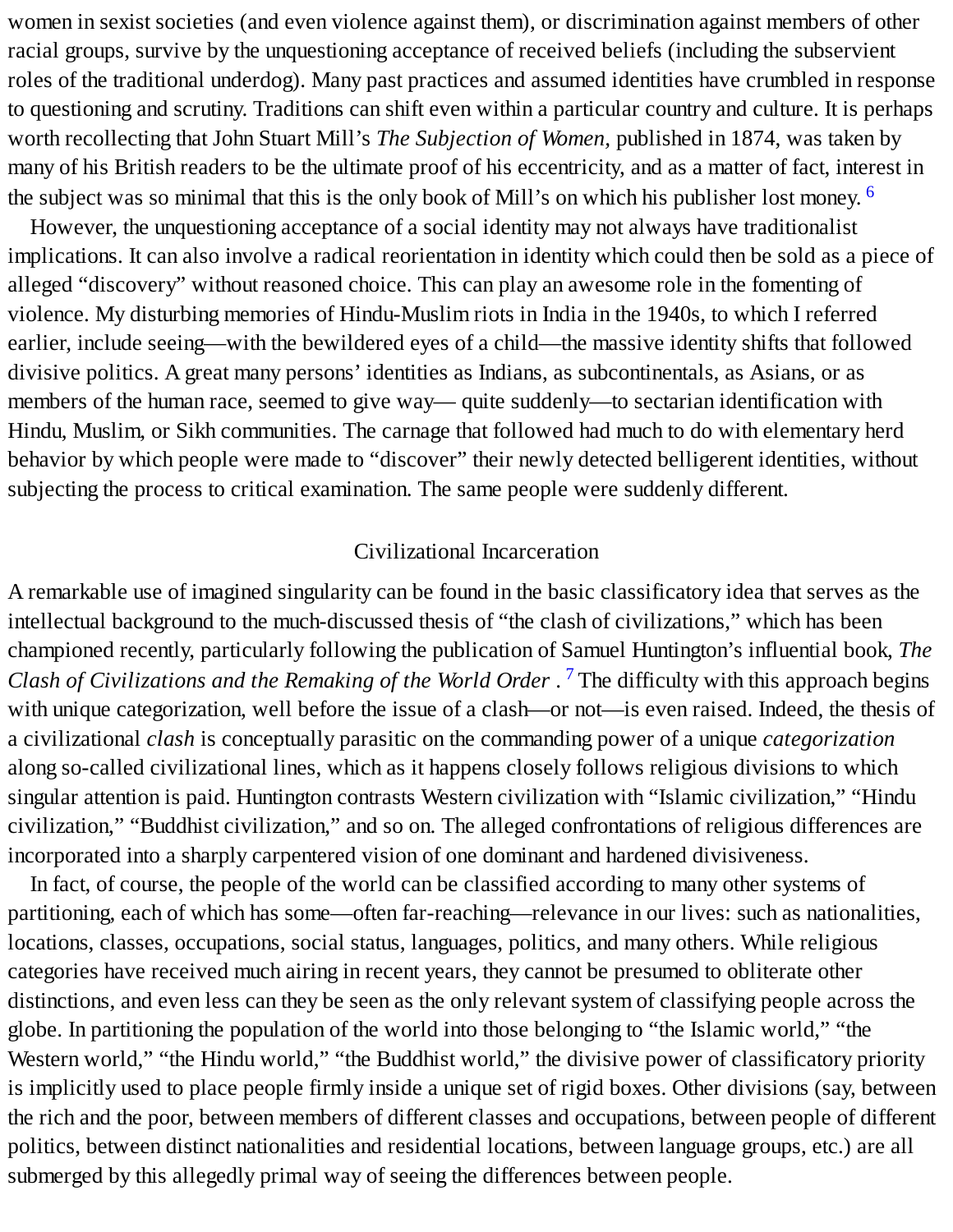women in sexist societies (and even violence against them), or discrimination against members of other racial groups, survive by the unquestioning acceptance of received beliefs (including the subservient roles of the traditional underdog). Many past practices and assumed identities have crumbled in response to questioning and scrutiny. Traditions can shift even within a particular country and culture. It is perhaps worth recollecting that John Stuart Mill's *The Subjection of Women,* published in 1874, was taken by many of his British readers to be the ultimate proof of his eccentricity, and as a matter of fact, interest in the subject was so minimal that this is the only book of Mill's on which his publisher lost money. [6]

However, the unquestioning acceptance of a social identity may not always have traditionalist implications. It can also involve a radical reorientation in identity which could then be sold as a piece of alleged "discovery" without reasoned choice. This can play an awesome role in the fomenting of violence. My disturbing memories of Hindu-Muslim riots in India in the 1940s, to which I referred earlier, include seeing—with the bewildered eyes of a child—the massive identity shifts that followed divisive politics. A great many persons' identities as Indians, as subcontinentals, as Asians, or as members of the human race, seemed to give way— quite suddenly—to sectarian identification with Hindu, Muslim, or Sikh communities. The carnage that followed had much to do with elementary herd behavior by which people were made to "discover" their newly detected belligerent identities, without subjecting the process to critical examination. The same people were suddenly different.

## Civilizational Incarceration

A remarkable use of imagined singularity can be found in the basic classificatory idea that serves as the intellectual background to the much-discussed thesis of "the clash of civilizations," which has been championed recently, particularly following the publication of Samuel Huntington's influential book, *The Clash of Civilizations and the Remaking of the World Order* . [7] The difficulty with this approach begins with unique categorization, well before the issue of a clash—or not—is even raised. Indeed, the thesis of a civilizational *clash* is conceptually parasitic on the commanding power of a unique *categorization* along so-called civilizational lines, which as it happens closely follows religious divisions to which singular attention is paid. Huntington contrasts Western civilization with "Islamic civilization," "Hindu civilization," "Buddhist civilization," and so on. The alleged confrontations of religious differences are incorporated into a sharply carpentered vision of one dominant and hardened divisiveness.

In fact, of course, the people of the world can be classified according to many other systems of partitioning, each of which has some—often far-reaching—relevance in our lives: such as nationalities, locations, classes, occupations, social status, languages, politics, and many others. While religious categories have received much airing in recent years, they cannot be presumed to obliterate other distinctions, and even less can they be seen as the only relevant system of classifying people across the globe. In partitioning the population of the world into those belonging to "the Islamic world," "the Western world," "the Hindu world," "the Buddhist world," the divisive power of classificatory priority is implicitly used to place people firmly inside a unique set of rigid boxes. Other divisions (say, between the rich and the poor, between members of different classes and occupations, between people of different politics, between distinct nationalities and residential locations, between language groups, etc.) are all submerged by this allegedly primal way of seeing the differences between people.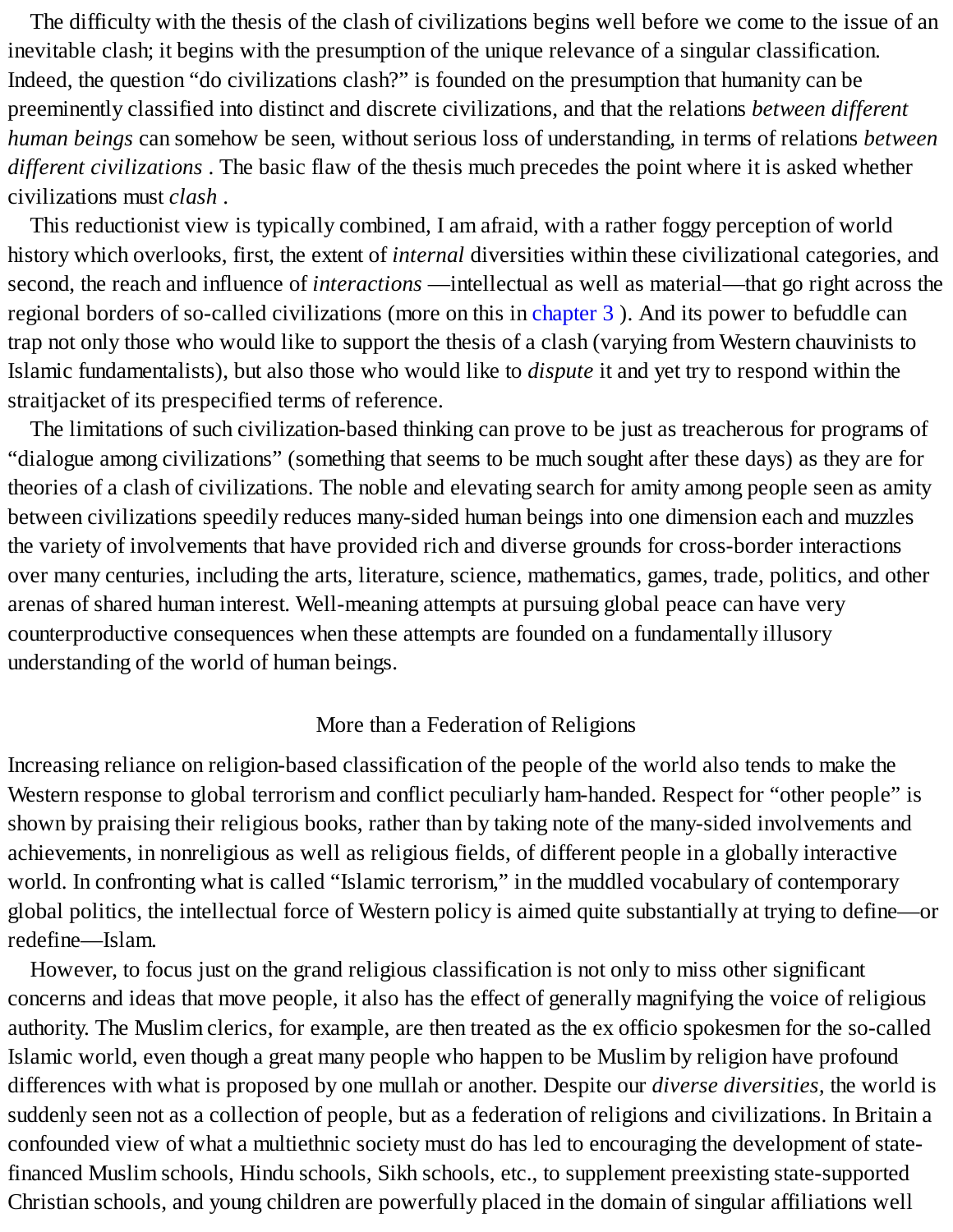The difficulty with the thesis of the clash of civilizations begins well before we come to the issue of an inevitable clash; it begins with the presumption of the unique relevance of a singular classification. Indeed, the question "do civilizations clash?" is founded on the presumption that humanity can be preeminently classified into distinct and discrete civilizations, and that the relations *between different human beings* can somehow be seen, without serious loss of understanding, in terms of relations *between different civilizations* . The basic flaw of the thesis much precedes the point where it is asked whether civilizations must *clash* .

This reductionist view is typically combined, I am afraid, with a rather foggy perception of world history which overlooks, first, the extent of *internal* diversities within these civilizational categories, and second, the reach and influence of *interactions* —intellectual as well as material—that go right across the regional borders of so-called civilizations (more on this in chapter 3 ). And its power to befuddle can trap not only those who would like to support the thesis of a clash (varying from Western chauvinists to Islamic fundamentalists), but also those who would like to *dispute* it and yet try to respond within the straitjacket of its prespecified terms of reference.

The limitations of such civilization-based thinking can prove to be just as treacherous for programs of "dialogue among civilizations" (something that seems to be much sought after these days) as they are for theories of a clash of civilizations. The noble and elevating search for amity among people seen as amity between civilizations speedily reduces many-sided human beings into one dimension each and muzzles the variety of involvements that have provided rich and diverse grounds for cross-border interactions over many centuries, including the arts, literature, science, mathematics, games, trade, politics, and other arenas of shared human interest. Well-meaning attempts at pursuing global peace can have very counterproductive consequences when these attempts are founded on a fundamentally illusory understanding of the world of human beings.

## More than a Federation of Religions

Increasing reliance on religion-based classification of the people of the world also tends to make the Western response to global terrorism and conflict peculiarly ham-handed. Respect for "other people" is shown by praising their religious books, rather than by taking note of the many-sided involvements and achievements, in nonreligious as well as religious fields, of different people in a globally interactive world. In confronting what is called "Islamic terrorism," in the muddled vocabulary of contemporary global politics, the intellectual force of Western policy is aimed quite substantially at trying to define—or redefine—Islam.

However, to focus just on the grand religious classification is not only to miss other significant concerns and ideas that move people, it also has the effect of generally magnifying the voice of religious authority. The Muslim clerics, for example, are then treated as the ex officio spokesmen for the so-called Islamic world, even though a great many people who happen to be Muslim by religion have profound differences with what is proposed by one mullah or another. Despite our *diverse diversities,* the world is suddenly seen not as a collection of people, but as a federation of religions and civilizations. In Britain a confounded view of what a multiethnic society must do has led to encouraging the development of state-financed Muslim schools, Hindu schools, Sikh schools, etc., to supplement preexisting state-supported Christian schools, and young children are powerfully placed in the domain of singular affiliations well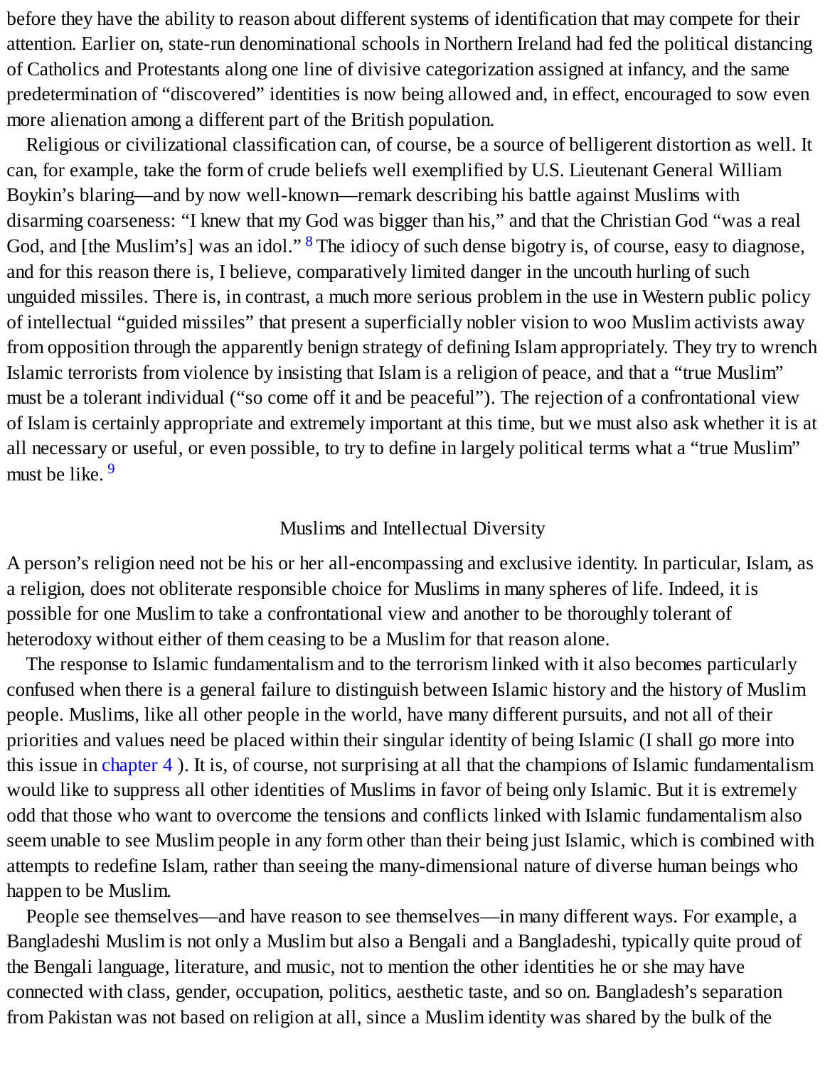before they have the ability to reason about different systems of identification that may compete for their attention. Earlier on, state-run denominational schools in Northern Ireland had fed the political distancing of Catholics and Protestants along one line of divisive categorization assigned at infancy, and the same predetermination of "discovered" identities is now being allowed and, in effect, encouraged to sow even more alienation among a different part of the British population.

Religious or civilizational classification can, of course, be a source of belligerent distortion as well. It can, for example, take the form of crude beliefs well exemplified by U.S. Lieutenant General William Boykin's blaring—and by now well-known—remark describing his battle against Muslims with disarming coarseness: "I knew that my God was bigger than his," and that the Christian God "was a real God, and [the Muslim's] was an idol." [8] The idiocy of such dense bigotry is, of course, easy to diagnose, and for this reason there is, I believe, comparatively limited danger in the uncouth hurling of such unguided missiles. There is, in contrast, a much more serious problem in the use in Western public policy of intellectual "guided missiles" that present a superficially nobler vision to woo Muslim activists away from opposition through the apparently benign strategy of defining Islam appropriately. They try to wrench Islamic terrorists from violence by insisting that Islam is a religion of peace, and that a "true Muslim" must be a tolerant individual ("so come off it and be peaceful"). The rejection of a confrontational view of Islam is certainly appropriate and extremely important at this time, but we must also ask whether it is at all necessary or useful, or even possible, to try to define in largely political terms what a "true Muslim" must be like. [9]

## Muslims and Intellectual Diversity

A person's religion need not be his or her all-encompassing and exclusive identity. In particular, Islam, as a religion, does not obliterate responsible choice for Muslims in many spheres of life. Indeed, it is possible for one Muslim to take a confrontational view and another to be thoroughly tolerant of heterodoxy without either of them ceasing to be a Muslim for that reason alone.

The response to Islamic fundamentalism and to the terrorism linked with it also becomes particularly confused when there is a general failure to distinguish between Islamic history and the history of Muslim people. Muslims, like all other people in the world, have many different pursuits, and not all of their priorities and values need be placed within their singular identity of being Islamic (I shall go more into this issue in chapter 4 ). It is, of course, not surprising at all that the champions of Islamic fundamentalism would like to suppress all other identities of Muslims in favor of being only Islamic. But it is extremely odd that those who want to overcome the tensions and conflicts linked with Islamic fundamentalism also seem unable to see Muslim people in any form other than their being just Islamic, which is combined with attempts to redefine Islam, rather than seeing the many-dimensional nature of diverse human beings who happen to be Muslim.

People see themselves—and have reason to see themselves—in many different ways. For example, a Bangladeshi Muslim is not only a Muslim but also a Bengali and a Bangladeshi, typically quite proud of the Bengali language, literature, and music, not to mention the other identities he or she may have connected with class, gender, occupation, politics, aesthetic taste, and so on. Bangladesh's separation from Pakistan was not based on religion at all, since a Muslim identity was shared by the bulk of the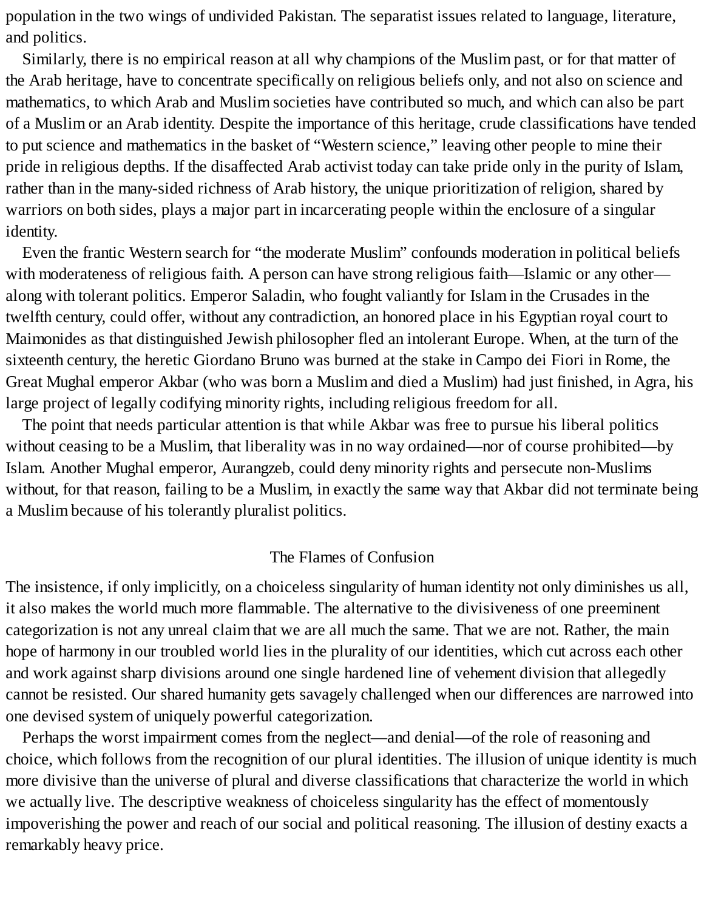population in the two wings of undivided Pakistan. The separatist issues related to language, literature, and politics.

Similarly, there is no empirical reason at all why champions of the Muslim past, or for that matter of the Arab heritage, have to concentrate specifically on religious beliefs only, and not also on science and mathematics, to which Arab and Muslim societies have contributed so much, and which can also be part of a Muslim or an Arab identity. Despite the importance of this heritage, crude classifications have tended to put science and mathematics in the basket of "Western science," leaving other people to mine their pride in religious depths. If the disaffected Arab activist today can take pride only in the purity of Islam, rather than in the many-sided richness of Arab history, the unique prioritization of religion, shared by warriors on both sides, plays a major part in incarcerating people within the enclosure of a singular identity.

Even the frantic Western search for "the moderate Muslim" confounds moderation in political beliefs with moderateness of religious faith. A person can have strong religious faith—Islamic or any other—along with tolerant politics. Emperor Saladin, who fought valiantly for Islam in the Crusades in the twelfth century, could offer, without any contradiction, an honored place in his Egyptian royal court to Maimonides as that distinguished Jewish philosopher fled an intolerant Europe. When, at the turn of the sixteenth century, the heretic Giordano Bruno was burned at the stake in Campo dei Fiori in Rome, the Great Mughal emperor Akbar (who was born a Muslim and died a Muslim) had just finished, in Agra, his large project of legally codifying minority rights, including religious freedom for all.

The point that needs particular attention is that while Akbar was free to pursue his liberal politics without ceasing to be a Muslim, that liberality was in no way ordained—nor of course prohibited—by Islam. Another Mughal emperor, Aurangzeb, could deny minority rights and persecute non-Muslims without, for that reason, failing to be a Muslim, in exactly the same way that Akbar did not terminate being a Muslim because of his tolerantly pluralist politics.

## The Flames of Confusion

The insistence, if only implicitly, on a choiceless singularity of human identity not only diminishes us all, it also makes the world much more flammable. The alternative to the divisiveness of one preeminent categorization is not any unreal claim that we are all much the same. That we are not. Rather, the main hope of harmony in our troubled world lies in the plurality of our identities, which cut across each other and work against sharp divisions around one single hardened line of vehement division that allegedly cannot be resisted. Our shared humanity gets savagely challenged when our differences are narrowed into one devised system of uniquely powerful categorization.

Perhaps the worst impairment comes from the neglect—and denial—of the role of reasoning and choice, which follows from the recognition of our plural identities. The illusion of unique identity is much more divisive than the universe of plural and diverse classifications that characterize the world in which we actually live. The descriptive weakness of choiceless singularity has the effect of momentously impoverishing the power and reach of our social and political reasoning. The illusion of destiny exacts a remarkably heavy price.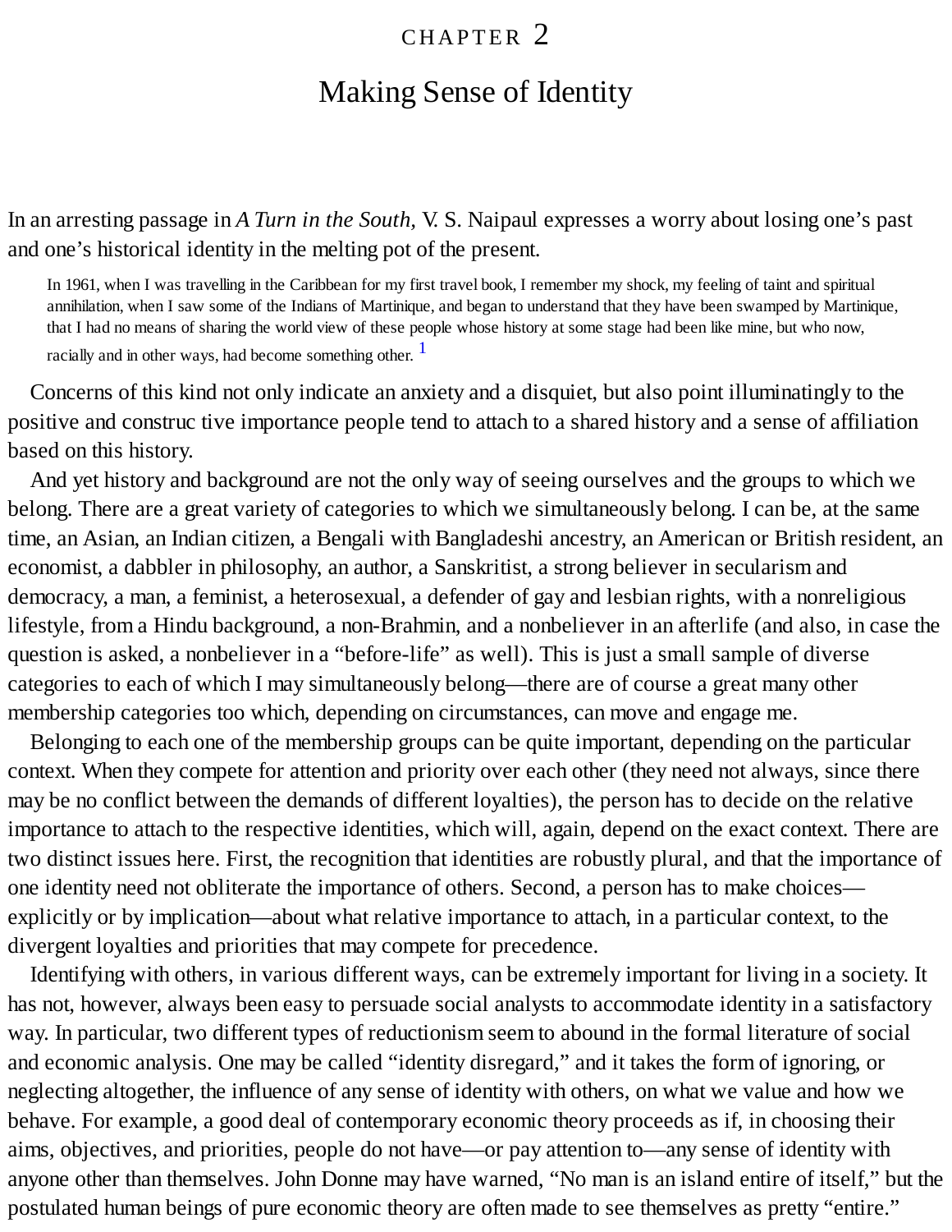# CHAPTER 2

## Making Sense of Identity

In an arresting passage in *A Turn in the South,* V. S. Naipaul expresses a worry about losing one's past and one's historical identity in the melting pot of the present.

> In 1961, when I was travelling in the Caribbean for my first travel book, I remember my shock, my feeling of taint and spiritual annihilation, when I saw some of the Indians of Martinique, and began to understand that they have been swamped by Martinique, that I had no means of sharing the world view of these people whose history at some stage had been like mine, but who now, racially and in other ways, had become something other. [1]

Concerns of this kind not only indicate an anxiety and a disquiet, but also point illuminatingly to the positive and construc tive importance people tend to attach to a shared history and a sense of affiliation based on this history.

And yet history and background are not the only way of seeing ourselves and the groups to which we belong. There are a great variety of categories to which we simultaneously belong. I can be, at the same time, an Asian, an Indian citizen, a Bengali with Bangladeshi ancestry, an American or British resident, an economist, a dabbler in philosophy, an author, a Sanskritist, a strong believer in secularism and democracy, a man, a feminist, a heterosexual, a defender of gay and lesbian rights, with a nonreligious lifestyle, from a Hindu background, a non-Brahmin, and a nonbeliever in an afterlife (and also, in case the question is asked, a nonbeliever in a "before-life" as well). This is just a small sample of diverse categories to each of which I may simultaneously belong—there are of course a great many other membership categories too which, depending on circumstances, can move and engage me.

Belonging to each one of the membership groups can be quite important, depending on the particular context. When they compete for attention and priority over each other (they need not always, since there may be no conflict between the demands of different loyalties), the person has to decide on the relative importance to attach to the respective identities, which will, again, depend on the exact context. There are two distinct issues here. First, the recognition that identities are robustly plural, and that the importance of one identity need not obliterate the importance of others. Second, a person has to make choices—explicitly or by implication—about what relative importance to attach, in a particular context, to the divergent loyalties and priorities that may compete for precedence.

Identifying with others, in various different ways, can be extremely important for living in a society. It has not, however, always been easy to persuade social analysts to accommodate identity in a satisfactory way. In particular, two different types of reductionism seem to abound in the formal literature of social and economic analysis. One may be called "identity disregard," and it takes the form of ignoring, or neglecting altogether, the influence of any sense of identity with others, on what we value and how we behave. For example, a good deal of contemporary economic theory proceeds as if, in choosing their aims, objectives, and priorities, people do not have—or pay attention to—any sense of identity with anyone other than themselves. John Donne may have warned, "No man is an island entire of itself," but the postulated human beings of pure economic theory are often made to see themselves as pretty "entire."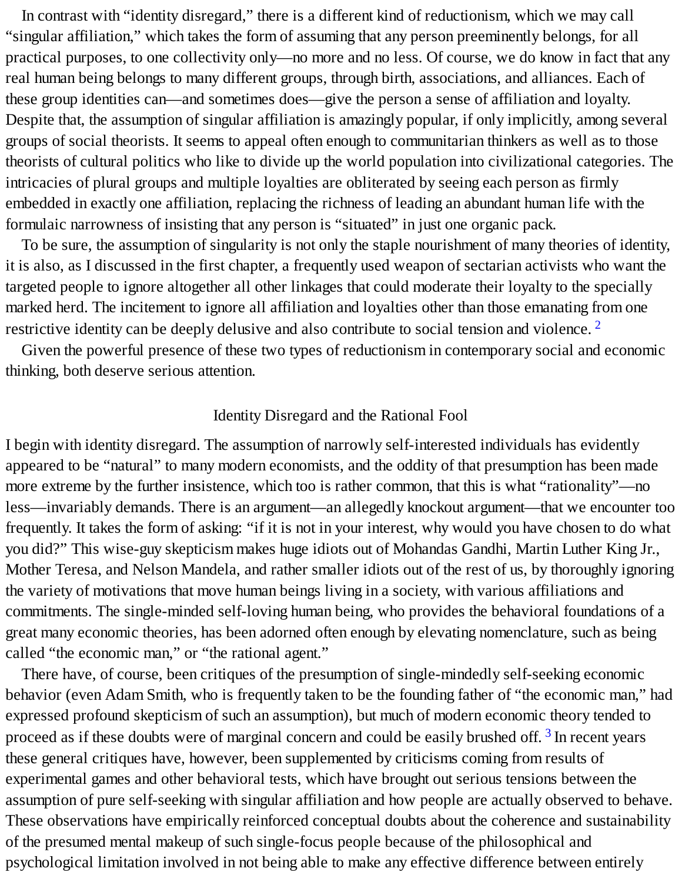In contrast with "identity disregard," there is a different kind of reductionism, which we may call "singular affiliation," which takes the form of assuming that any person preeminently belongs, for all practical purposes, to one collectivity only—no more and no less. Of course, we do know in fact that any real human being belongs to many different groups, through birth, associations, and alliances. Each of these group identities can—and sometimes does—give the person a sense of affiliation and loyalty. Despite that, the assumption of singular affiliation is amazingly popular, if only implicitly, among several groups of social theorists. It seems to appeal often enough to communitarian thinkers as well as to those theorists of cultural politics who like to divide up the world population into civilizational categories. The intricacies of plural groups and multiple loyalties are obliterated by seeing each person as firmly embedded in exactly one affiliation, replacing the richness of leading an abundant human life with the formulaic narrowness of insisting that any person is "situated" in just one organic pack.

To be sure, the assumption of singularity is not only the staple nourishment of many theories of identity, it is also, as I discussed in the first chapter, a frequently used weapon of sectarian activists who want the targeted people to ignore altogether all other linkages that could moderate their loyalty to the specially marked herd. The incitement to ignore all affiliation and loyalties other than those emanating from one restrictive identity can be deeply delusive and also contribute to social tension and violence. [2]

Given the powerful presence of these two types of reductionism in contemporary social and economic thinking, both deserve serious attention.

## Identity Disregard and the Rational Fool

I begin with identity disregard. The assumption of narrowly self-interested individuals has evidently appeared to be "natural" to many modern economists, and the oddity of that presumption has been made more extreme by the further insistence, which too is rather common, that this is what "rationality"—no less—invariably demands. There is an argument—an allegedly knockout argument—that we encounter too frequently. It takes the form of asking: "if it is not in your interest, why would you have chosen to do what you did?" This wise-guy skepticism makes huge idiots out of Mohandas Gandhi, Martin Luther King Jr., Mother Teresa, and Nelson Mandela, and rather smaller idiots out of the rest of us, by thoroughly ignoring the variety of motivations that move human beings living in a society, with various affiliations and commitments. The single-minded self-loving human being, who provides the behavioral foundations of a great many economic theories, has been adorned often enough by elevating nomenclature, such as being called "the economic man," or "the rational agent."

There have, of course, been critiques of the presumption of single-mindedly self-seeking economic behavior (even Adam Smith, who is frequently taken to be the founding father of "the economic man," had expressed profound skepticism of such an assumption), but much of modern economic theory tended to proceed as if these doubts were of marginal concern and could be easily brushed off. [3] In recent years these general critiques have, however, been supplemented by criticisms coming from results of experimental games and other behavioral tests, which have brought out serious tensions between the assumption of pure self-seeking with singular affiliation and how people are actually observed to behave. These observations have empirically reinforced conceptual doubts about the coherence and sustainability of the presumed mental makeup of such single-focus people because of the philosophical and psychological limitation involved in not being able to make any effective difference between entirely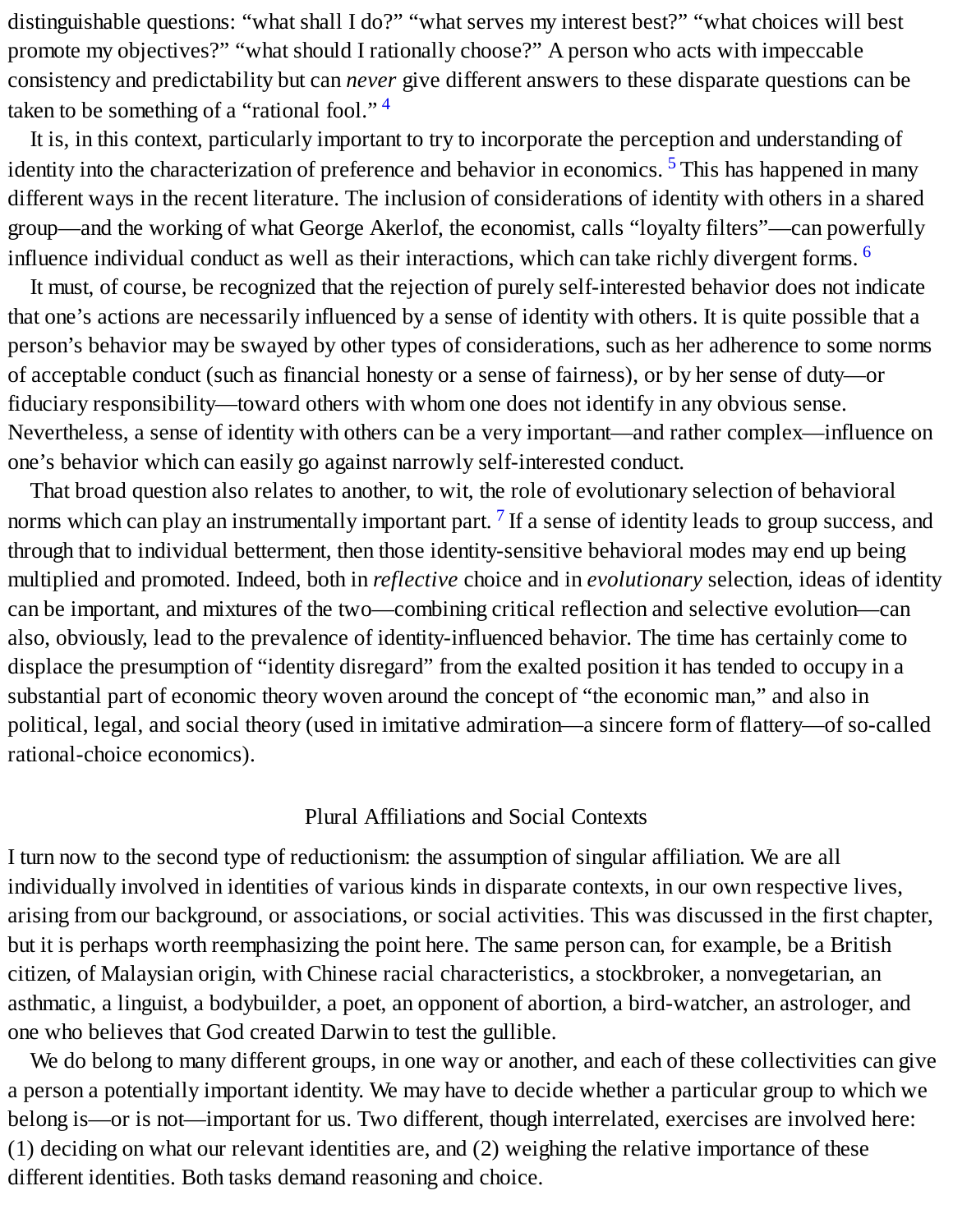distinguishable questions: “what shall I do?” “what serves my interest best?” “what choices will best promote my objectives?” “what should I rationally choose?” A person who acts with impeccable consistency and predictability but can *never* give different answers to these disparate questions can be taken to be something of a “rational fool.” [4]

It is, in this context, particularly important to try to incorporate the perception and understanding of identity into the characterization of preference and behavior in economics. [5] This has happened in many different ways in the recent literature. The inclusion of considerations of identity with others in a shared group—and the working of what George Akerlof, the economist, calls “loyalty filters”—can powerfully influence individual conduct as well as their interactions, which can take richly divergent forms. [6]

It must, of course, be recognized that the rejection of purely self-interested behavior does not indicate that one’s actions are necessarily influenced by a sense of identity with others. It is quite possible that a person’s behavior may be swayed by other types of considerations, such as her adherence to some norms of acceptable conduct (such as financial honesty or a sense of fairness), or by her sense of duty—or fiduciary responsibility—toward others with whom one does not identify in any obvious sense. Nevertheless, a sense of identity with others can be a very important—and rather complex—influence on one’s behavior which can easily go against narrowly self-interested conduct.

That broad question also relates to another, to wit, the role of evolutionary selection of behavioral norms which can play an instrumentally important part. [7] If a sense of identity leads to group success, and through that to individual betterment, then those identity-sensitive behavioral modes may end up being multiplied and promoted. Indeed, both in *reflective* choice and in *evolutionary* selection, ideas of identity can be important, and mixtures of the two—combining critical reflection and selective evolution—can also, obviously, lead to the prevalence of identity-influenced behavior. The time has certainly come to displace the presumption of “identity disregard” from the exalted position it has tended to occupy in a substantial part of economic theory woven around the concept of “the economic man,” and also in political, legal, and social theory (used in imitative admiration—a sincere form of flattery—of so-called rational-choice economics).

## Plural Affiliations and Social Contexts

I turn now to the second type of reductionism: the assumption of singular affiliation. We are all individually involved in identities of various kinds in disparate contexts, in our own respective lives, arising from our background, or associations, or social activities. This was discussed in the first chapter, but it is perhaps worth reemphasizing the point here. The same person can, for example, be a British citizen, of Malaysian origin, with Chinese racial characteristics, a stockbroker, a nonvegetarian, an asthmatic, a linguist, a bodybuilder, a poet, an opponent of abortion, a bird-watcher, an astrologer, and one who believes that God created Darwin to test the gullible.

We do belong to many different groups, in one way or another, and each of these collectivities can give a person a potentially important identity. We may have to decide whether a particular group to which we belong is—or is not—important for us. Two different, though interrelated, exercises are involved here: (1) deciding on what our relevant identities are, and (2) weighing the relative importance of these different identities. Both tasks demand reasoning and choice.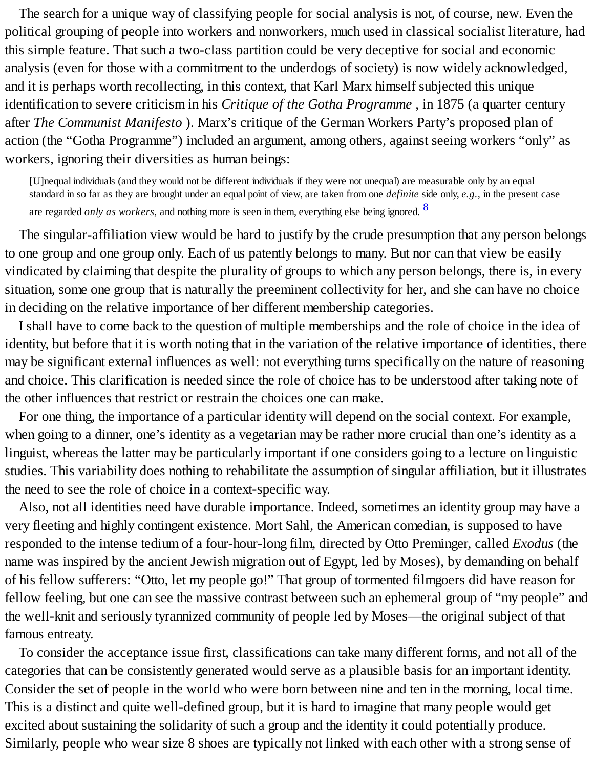The search for a unique way of classifying people for social analysis is not, of course, new. Even the political grouping of people into workers and nonworkers, much used in classical socialist literature, had this simple feature. That such a two-class partition could be very deceptive for social and economic analysis (even for those with a commitment to the underdogs of society) is now widely acknowledged, and it is perhaps worth recollecting, in this context, that Karl Marx himself subjected this unique identification to severe criticism in his *Critique of the Gotha Programme* , in 1875 (a quarter century after *The Communist Manifesto* ). Marx's critique of the German Workers Party's proposed plan of action (the "Gotha Programme") included an argument, among others, against seeing workers "only" as workers, ignoring their diversities as human beings:

> [U]nequal individuals (and they would not be different individuals if they were not unequal) are measurable only by an equal standard in so far as they are brought under an equal point of view, are taken from one *definite* side only, *e.g.,* in the present case are regarded *only as workers,* and nothing more is seen in them, everything else being ignored. [8]

The singular-affiliation view would be hard to justify by the crude presumption that any person belongs to one group and one group only. Each of us patently belongs to many. But nor can that view be easily vindicated by claiming that despite the plurality of groups to which any person belongs, there is, in every situation, some one group that is naturally the preeminent collectivity for her, and she can have no choice in deciding on the relative importance of her different membership categories.

I shall have to come back to the question of multiple memberships and the role of choice in the idea of identity, but before that it is worth noting that in the variation of the relative importance of identities, there may be significant external influences as well: not everything turns specifically on the nature of reasoning and choice. This clarification is needed since the role of choice has to be understood after taking note of the other influences that restrict or restrain the choices one can make.

For one thing, the importance of a particular identity will depend on the social context. For example, when going to a dinner, one's identity as a vegetarian may be rather more crucial than one's identity as a linguist, whereas the latter may be particularly important if one considers going to a lecture on linguistic studies. This variability does nothing to rehabilitate the assumption of singular affiliation, but it illustrates the need to see the role of choice in a context-specific way.

Also, not all identities need have durable importance. Indeed, sometimes an identity group may have a very fleeting and highly contingent existence. Mort Sahl, the American comedian, is supposed to have responded to the intense tedium of a four-hour-long film, directed by Otto Preminger, called *Exodus* (the name was inspired by the ancient Jewish migration out of Egypt, led by Moses), by demanding on behalf of his fellow sufferers: "Otto, let my people go!" That group of tormented filmgoers did have reason for fellow feeling, but one can see the massive contrast between such an ephemeral group of "my people" and the well-knit and seriously tyrannized community of people led by Moses—the original subject of that famous entreaty.

To consider the acceptance issue first, classifications can take many different forms, and not all of the categories that can be consistently generated would serve as a plausible basis for an important identity. Consider the set of people in the world who were born between nine and ten in the morning, local time. This is a distinct and quite well-defined group, but it is hard to imagine that many people would get excited about sustaining the solidarity of such a group and the identity it could potentially produce. Similarly, people who wear size 8 shoes are typically not linked with each other with a strong sense of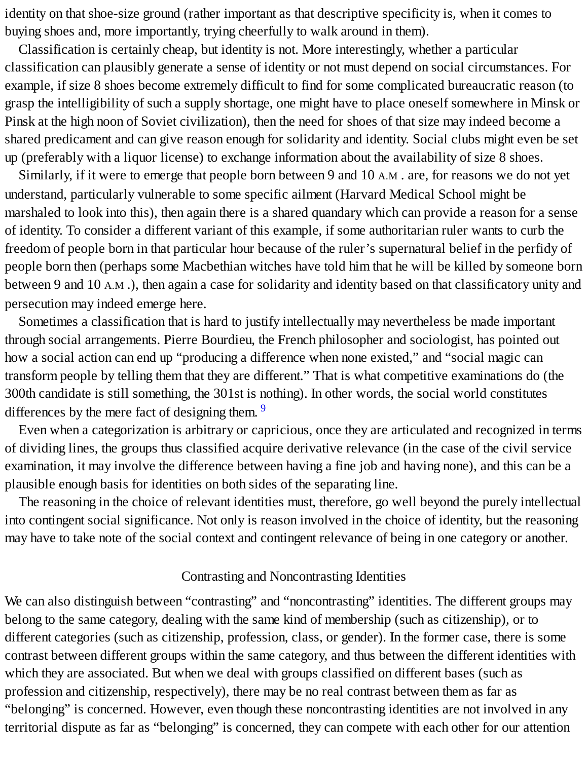identity on that shoe-size ground (rather important as that descriptive specificity is, when it comes to buying shoes and, more importantly, trying cheerfully to walk around in them).

Classification is certainly cheap, but identity is not. More interestingly, whether a particular classification can plausibly generate a sense of identity or not must depend on social circumstances. For example, if size 8 shoes become extremely difficult to find for some complicated bureaucratic reason (to grasp the intelligibility of such a supply shortage, one might have to place oneself somewhere in Minsk or Pinsk at the high noon of Soviet civilization), then the need for shoes of that size may indeed become a shared predicament and can give reason enough for solidarity and identity. Social clubs might even be set up (preferably with a liquor license) to exchange information about the availability of size 8 shoes.

Similarly, if it were to emerge that people born between 9 and 10 A.M . are, for reasons we do not yet understand, particularly vulnerable to some specific ailment (Harvard Medical School might be marshaled to look into this), then again there is a shared quandary which can provide a reason for a sense of identity. To consider a different variant of this example, if some authoritarian ruler wants to curb the freedom of people born in that particular hour because of the ruler's supernatural belief in the perfidy of people born then (perhaps some Macbethian witches have told him that he will be killed by someone born between 9 and 10 A.M .), then again a case for solidarity and identity based on that classificatory unity and persecution may indeed emerge here.

Sometimes a classification that is hard to justify intellectually may nevertheless be made important through social arrangements. Pierre Bourdieu, the French philosopher and sociologist, has pointed out how a social action can end up "producing a difference when none existed," and "social magic can transform people by telling them that they are different." That is what competitive examinations do (the 300th candidate is still something, the 301st is nothing). In other words, the social world constitutes differences by the mere fact of designing them. [9]

Even when a categorization is arbitrary or capricious, once they are articulated and recognized in terms of dividing lines, the groups thus classified acquire derivative relevance (in the case of the civil service examination, it may involve the difference between having a fine job and having none), and this can be a plausible enough basis for identities on both sides of the separating line.

The reasoning in the choice of relevant identities must, therefore, go well beyond the purely intellectual into contingent social significance. Not only is reason involved in the choice of identity, but the reasoning may have to take note of the social context and contingent relevance of being in one category or another.

## Contrasting and Noncontrasting Identities

We can also distinguish between "contrasting" and "noncontrasting" identities. The different groups may belong to the same category, dealing with the same kind of membership (such as citizenship), or to different categories (such as citizenship, profession, class, or gender). In the former case, there is some contrast between different groups within the same category, and thus between the different identities with which they are associated. But when we deal with groups classified on different bases (such as profession and citizenship, respectively), there may be no real contrast between them as far as "belonging" is concerned. However, even though these noncontrasting identities are not involved in any territorial dispute as far as "belonging" is concerned, they can compete with each other for our attention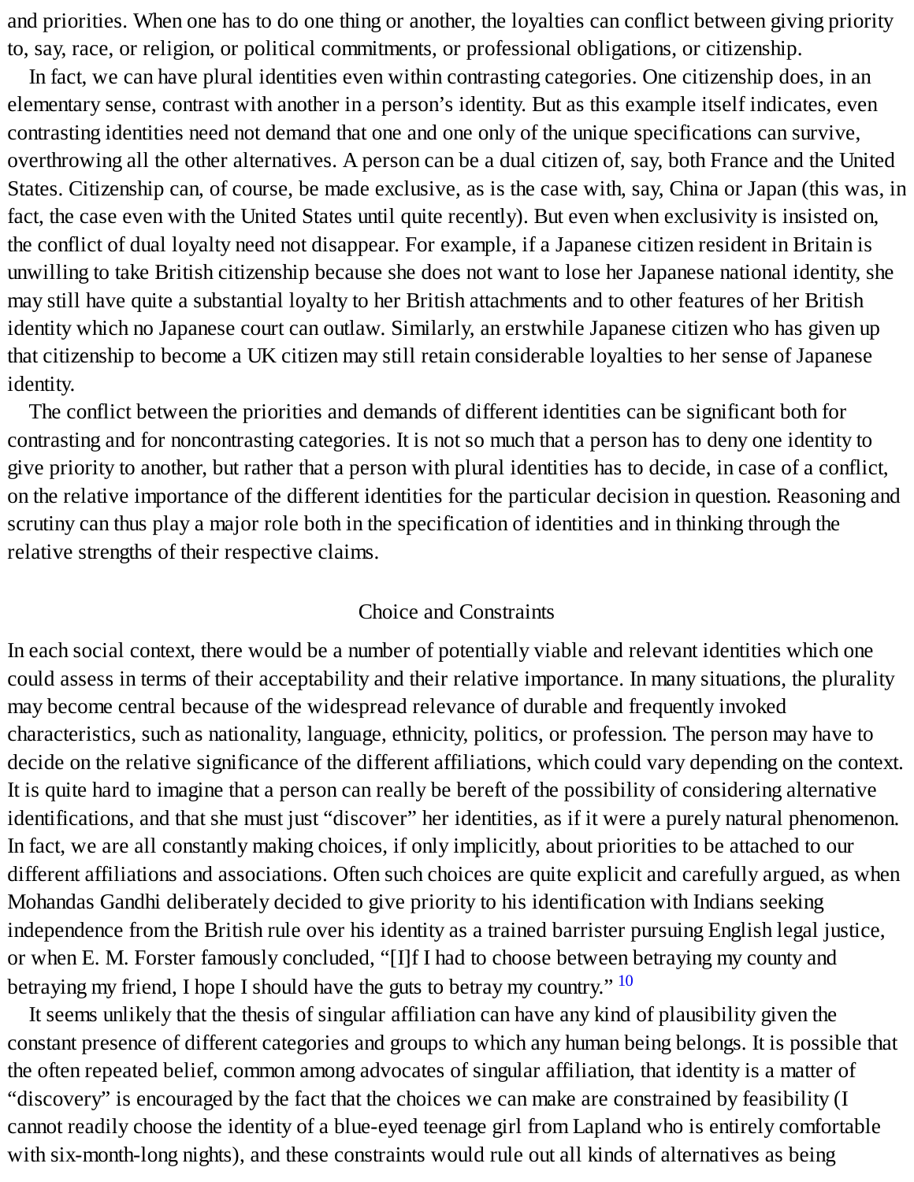and priorities. When one has to do one thing or another, the loyalties can conflict between giving priority to, say, race, or religion, or political commitments, or professional obligations, or citizenship.

In fact, we can have plural identities even within contrasting categories. One citizenship does, in an elementary sense, contrast with another in a person's identity. But as this example itself indicates, even contrasting identities need not demand that one and one only of the unique specifications can survive, overthrowing all the other alternatives. A person can be a dual citizen of, say, both France and the United States. Citizenship can, of course, be made exclusive, as is the case with, say, China or Japan (this was, in fact, the case even with the United States until quite recently). But even when exclusivity is insisted on, the conflict of dual loyalty need not disappear. For example, if a Japanese citizen resident in Britain is unwilling to take British citizenship because she does not want to lose her Japanese national identity, she may still have quite a substantial loyalty to her British attachments and to other features of her British identity which no Japanese court can outlaw. Similarly, an erstwhile Japanese citizen who has given up that citizenship to become a UK citizen may still retain considerable loyalties to her sense of Japanese identity.

The conflict between the priorities and demands of different identities can be significant both for contrasting and for noncontrasting categories. It is not so much that a person has to deny one identity to give priority to another, but rather that a person with plural identities has to decide, in case of a conflict, on the relative importance of the different identities for the particular decision in question. Reasoning and scrutiny can thus play a major role both in the specification of identities and in thinking through the relative strengths of their respective claims.

## Choice and Constraints

In each social context, there would be a number of potentially viable and relevant identities which one could assess in terms of their acceptability and their relative importance. In many situations, the plurality may become central because of the widespread relevance of durable and frequently invoked characteristics, such as nationality, language, ethnicity, politics, or profession. The person may have to decide on the relative significance of the different affiliations, which could vary depending on the context. It is quite hard to imagine that a person can really be bereft of the possibility of considering alternative identifications, and that she must just "discover" her identities, as if it were a purely natural phenomenon. In fact, we are all constantly making choices, if only implicitly, about priorities to be attached to our different affiliations and associations. Often such choices are quite explicit and carefully argued, as when Mohandas Gandhi deliberately decided to give priority to his identification with Indians seeking independence from the British rule over his identity as a trained barrister pursuing English legal justice, or when E. M. Forster famously concluded, "[I]f I had to choose between betraying my county and betraying my friend, I hope I should have the guts to betray my country." [10]

It seems unlikely that the thesis of singular affiliation can have any kind of plausibility given the constant presence of different categories and groups to which any human being belongs. It is possible that the often repeated belief, common among advocates of singular affiliation, that identity is a matter of "discovery" is encouraged by the fact that the choices we can make are constrained by feasibility (I cannot readily choose the identity of a blue-eyed teenage girl from Lapland who is entirely comfortable with six-month-long nights), and these constraints would rule out all kinds of alternatives as being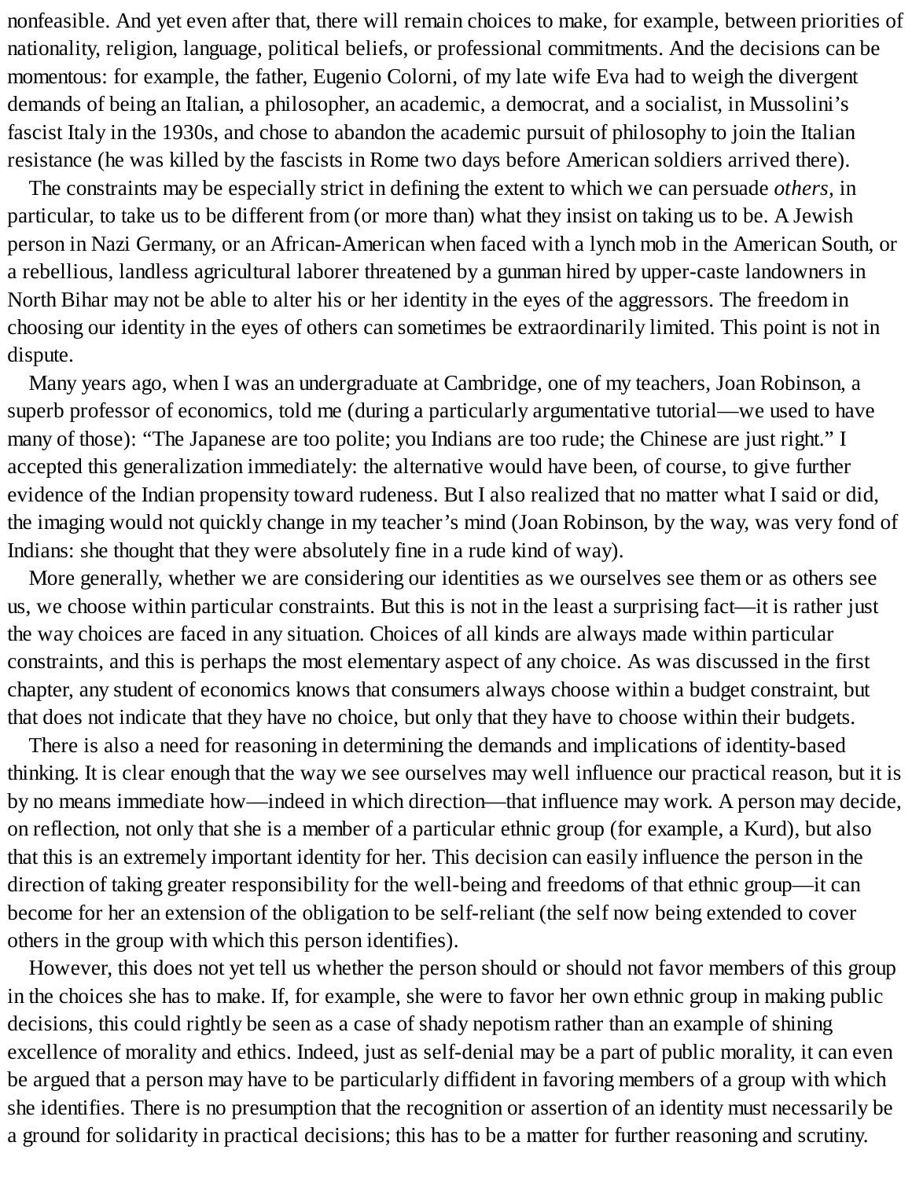nonfeasible. And yet even after that, there will remain choices to make, for example, between priorities of nationality, religion, language, political beliefs, or professional commitments. And the decisions can be momentous: for example, the father, Eugenio Colorni, of my late wife Eva had to weigh the divergent demands of being an Italian, a philosopher, an academic, a democrat, and a socialist, in Mussolini's fascist Italy in the 1930s, and chose to abandon the academic pursuit of philosophy to join the Italian resistance (he was killed by the fascists in Rome two days before American soldiers arrived there).

The constraints may be especially strict in defining the extent to which we can persuade *others*, in particular, to take us to be different from (or more than) what they insist on taking us to be. A Jewish person in Nazi Germany, or an African-American when faced with a lynch mob in the American South, or a rebellious, landless agricultural laborer threatened by a gunman hired by upper-caste landowners in North Bihar may not be able to alter his or her identity in the eyes of the aggressors. The freedom in choosing our identity in the eyes of others can sometimes be extraordinarily limited. This point is not in dispute.

Many years ago, when I was an undergraduate at Cambridge, one of my teachers, Joan Robinson, a superb professor of economics, told me (during a particularly argumentative tutorial—we used to have many of those): "The Japanese are too polite; you Indians are too rude; the Chinese are just right." I accepted this generalization immediately: the alternative would have been, of course, to give further evidence of the Indian propensity toward rudeness. But I also realized that no matter what I said or did, the imaging would not quickly change in my teacher's mind (Joan Robinson, by the way, was very fond of Indians: she thought that they were absolutely fine in a rude kind of way).

More generally, whether we are considering our identities as we ourselves see them or as others see us, we choose within particular constraints. But this is not in the least a surprising fact—it is rather just the way choices are faced in any situation. Choices of all kinds are always made within particular constraints, and this is perhaps the most elementary aspect of any choice. As was discussed in the first chapter, any student of economics knows that consumers always choose within a budget constraint, but that does not indicate that they have no choice, but only that they have to choose within their budgets.

There is also a need for reasoning in determining the demands and implications of identity-based thinking. It is clear enough that the way we see ourselves may well influence our practical reason, but it is by no means immediate how—indeed in which direction—that influence may work. A person may decide, on reflection, not only that she is a member of a particular ethnic group (for example, a Kurd), but also that this is an extremely important identity for her. This decision can easily influence the person in the direction of taking greater responsibility for the well-being and freedoms of that ethnic group—it can become for her an extension of the obligation to be self-reliant (the self now being extended to cover others in the group with which this person identifies).

However, this does not yet tell us whether the person should or should not favor members of this group in the choices she has to make. If, for example, she were to favor her own ethnic group in making public decisions, this could rightly be seen as a case of shady nepotism rather than an example of shining excellence of morality and ethics. Indeed, just as self-denial may be a part of public morality, it can even be argued that a person may have to be particularly diffident in favoring members of a group with which she identifies. There is no presumption that the recognition or assertion of an identity must necessarily be a ground for solidarity in practical decisions; this has to be a matter for further reasoning and scrutiny.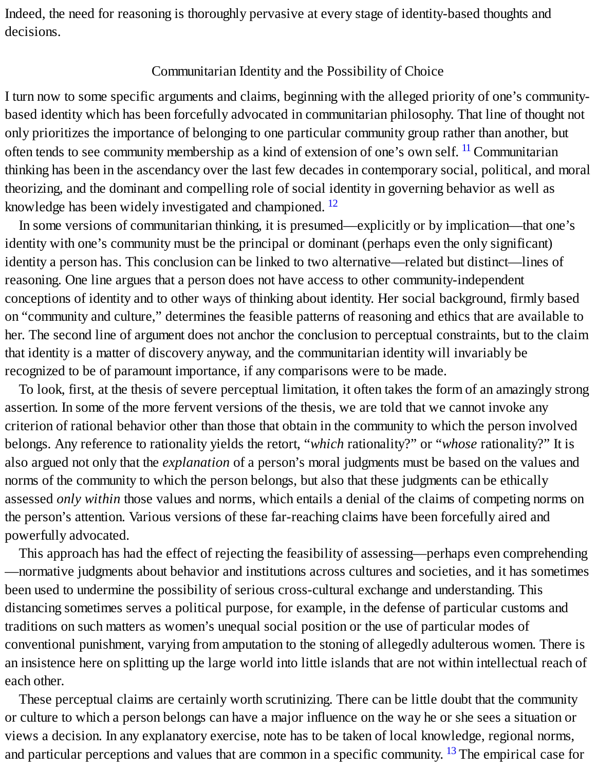Indeed, the need for reasoning is thoroughly pervasive at every stage of identity-based thoughts and decisions.

## Communitarian Identity and the Possibility of Choice

I turn now to some specific arguments and claims, beginning with the alleged priority of one's community-based identity which has been forcefully advocated in communitarian philosophy. That line of thought not only prioritizes the importance of belonging to one particular community group rather than another, but often tends to see community membership as a kind of extension of one's own self. [11] Communitarian thinking has been in the ascendancy over the last few decades in contemporary social, political, and moral theorizing, and the dominant and compelling role of social identity in governing behavior as well as knowledge has been widely investigated and championed. [12]

In some versions of communitarian thinking, it is presumed—explicitly or by implication—that one's identity with one's community must be the principal or dominant (perhaps even the only significant) identity a person has. This conclusion can be linked to two alternative—related but distinct—lines of reasoning. One line argues that a person does not have access to other community-independent conceptions of identity and to other ways of thinking about identity. Her social background, firmly based on "community and culture," determines the feasible patterns of reasoning and ethics that are available to her. The second line of argument does not anchor the conclusion to perceptual constraints, but to the claim that identity is a matter of discovery anyway, and the communitarian identity will invariably be recognized to be of paramount importance, if any comparisons were to be made.

To look, first, at the thesis of severe perceptual limitation, it often takes the form of an amazingly strong assertion. In some of the more fervent versions of the thesis, we are told that we cannot invoke any criterion of rational behavior other than those that obtain in the community to which the person involved belongs. Any reference to rationality yields the retort, "*which* rationality?" or "*whose* rationality?" It is also argued not only that the *explanation* of a person's moral judgments must be based on the values and norms of the community to which the person belongs, but also that these judgments can be ethically assessed *only within* those values and norms, which entails a denial of the claims of competing norms on the person's attention. Various versions of these far-reaching claims have been forcefully aired and powerfully advocated.

This approach has had the effect of rejecting the feasibility of assessing—perhaps even comprehending—normative judgments about behavior and institutions across cultures and societies, and it has sometimes been used to undermine the possibility of serious cross-cultural exchange and understanding. This distancing sometimes serves a political purpose, for example, in the defense of particular customs and traditions on such matters as women's unequal social position or the use of particular modes of conventional punishment, varying from amputation to the stoning of allegedly adulterous women. There is an insistence here on splitting up the large world into little islands that are not within intellectual reach of each other.

These perceptual claims are certainly worth scrutinizing. There can be little doubt that the community or culture to which a person belongs can have a major influence on the way he or she sees a situation or views a decision. In any explanatory exercise, note has to be taken of local knowledge, regional norms, and particular perceptions and values that are common in a specific community. [13] The empirical case for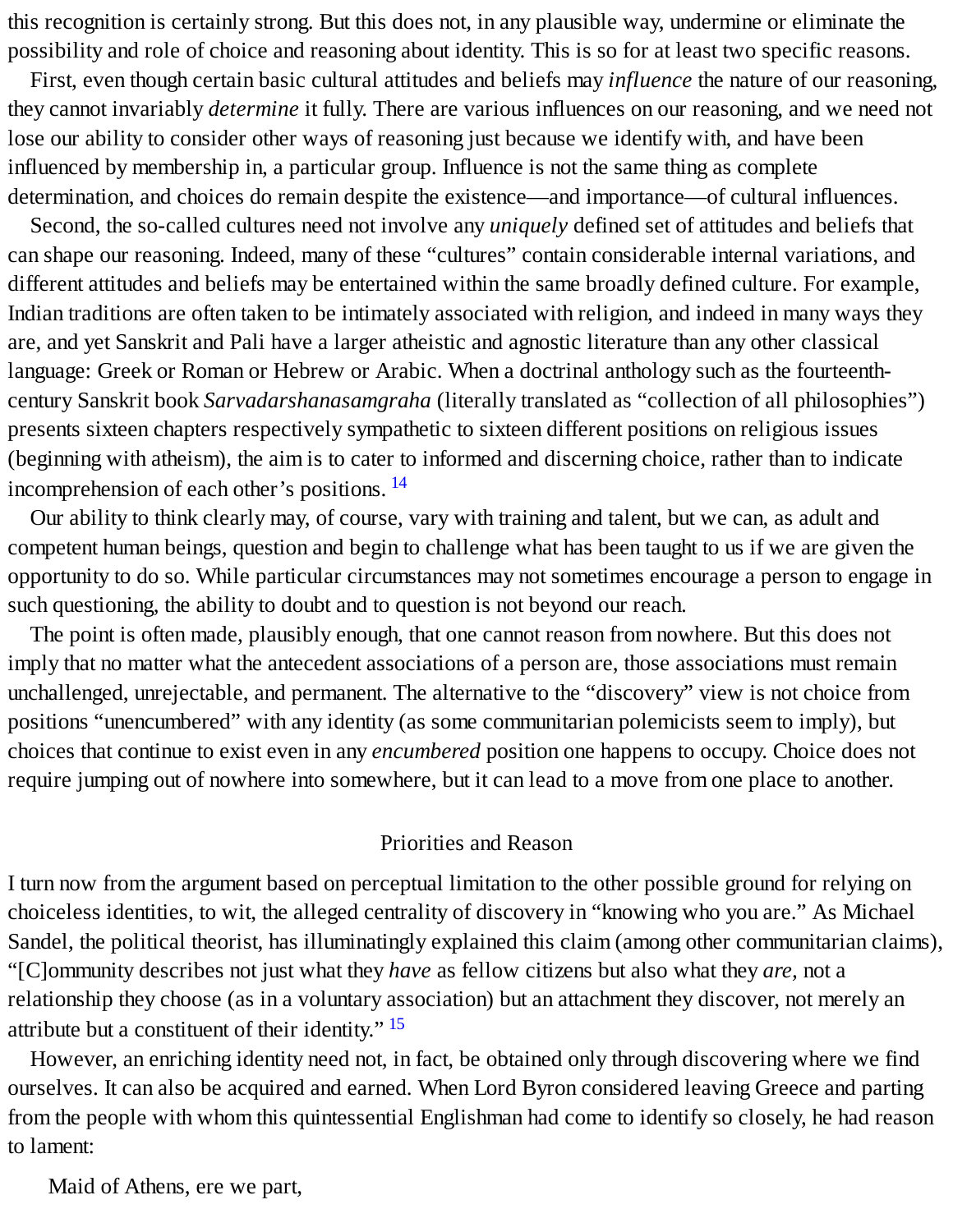this recognition is certainly strong. But this does not, in any plausible way, undermine or eliminate the possibility and role of choice and reasoning about identity. This is so for at least two specific reasons.

First, even though certain basic cultural attitudes and beliefs may *influence* the nature of our reasoning, they cannot invariably *determine* it fully. There are various influences on our reasoning, and we need not lose our ability to consider other ways of reasoning just because we identify with, and have been influenced by membership in, a particular group. Influence is not the same thing as complete determination, and choices do remain despite the existence—and importance—of cultural influences.

Second, the so-called cultures need not involve any *uniquely* defined set of attitudes and beliefs that can shape our reasoning. Indeed, many of these "cultures" contain considerable internal variations, and different attitudes and beliefs may be entertained within the same broadly defined culture. For example, Indian traditions are often taken to be intimately associated with religion, and indeed in many ways they are, and yet Sanskrit and Pali have a larger atheistic and agnostic literature than any other classical language: Greek or Roman or Hebrew or Arabic. When a doctrinal anthology such as the fourteenth-century Sanskrit book *Sarvadarshanasamgraha* (literally translated as "collection of all philosophies") presents sixteen chapters respectively sympathetic to sixteen different positions on religious issues (beginning with atheism), the aim is to cater to informed and discerning choice, rather than to indicate incomprehension of each other's positions. [14]

Our ability to think clearly may, of course, vary with training and talent, but we can, as adult and competent human beings, question and begin to challenge what has been taught to us if we are given the opportunity to do so. While particular circumstances may not sometimes encourage a person to engage in such questioning, the ability to doubt and to question is not beyond our reach.

The point is often made, plausibly enough, that one cannot reason from nowhere. But this does not imply that no matter what the antecedent associations of a person are, those associations must remain unchallenged, unrejectable, and permanent. The alternative to the "discovery" view is not choice from positions "unencumbered" with any identity (as some communitarian polemicists seem to imply), but choices that continue to exist even in any *encumbered* position one happens to occupy. Choice does not require jumping out of nowhere into somewhere, but it can lead to a move from one place to another.

## Priorities and Reason

I turn now from the argument based on perceptual limitation to the other possible ground for relying on choiceless identities, to wit, the alleged centrality of discovery in "knowing who you are." As Michael Sandel, the political theorist, has illuminatingly explained this claim (among other communitarian claims), "[C]ommunity describes not just what they *have* as fellow citizens but also what they *are*, not a relationship they choose (as in a voluntary association) but an attachment they discover, not merely an attribute but a constituent of their identity." [15]

However, an enriching identity need not, in fact, be obtained only through discovering where we find ourselves. It can also be acquired and earned. When Lord Byron considered leaving Greece and parting from the people with whom this quintessential Englishman had come to identify so closely, he had reason to lament:

> Maid of Athens, ere we part,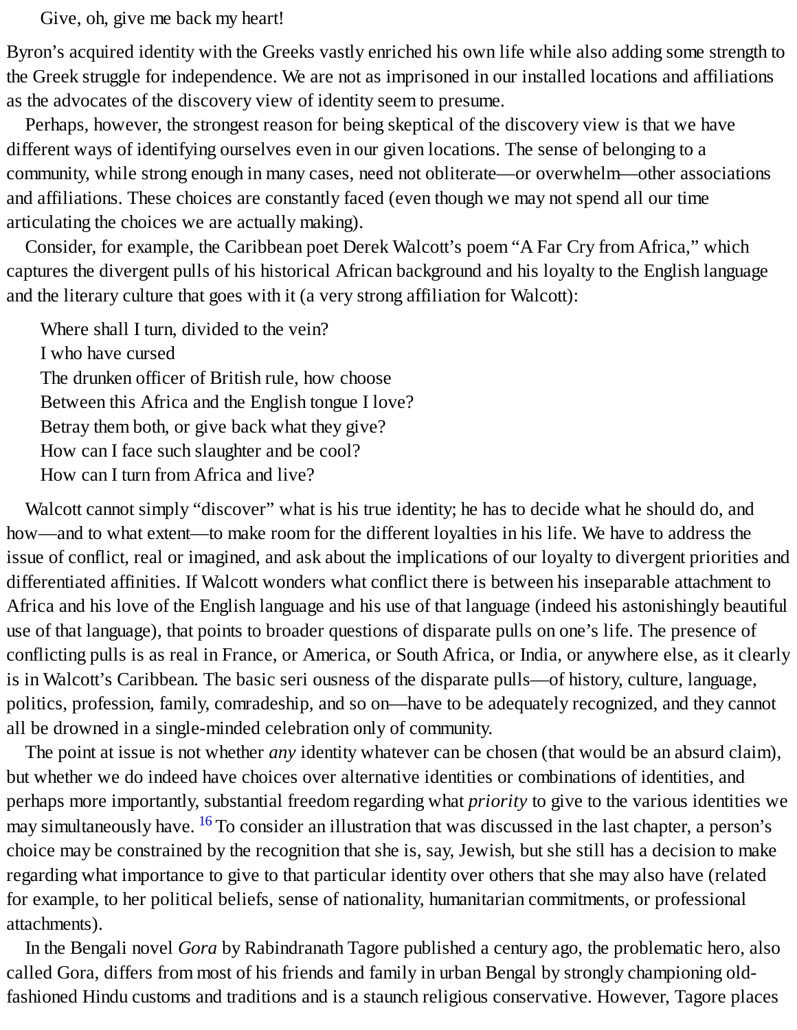Give, oh, give me back my heart!

Byron's acquired identity with the Greeks vastly enriched his own life while also adding some strength to the Greek struggle for independence. We are not as imprisoned in our installed locations and affiliations as the advocates of the discovery view of identity seem to presume.

Perhaps, however, the strongest reason for being skeptical of the discovery view is that we have different ways of identifying ourselves even in our given locations. The sense of belonging to a community, while strong enough in many cases, need not obliterate—or overwhelm—other associations and affiliations. These choices are constantly faced (even though we may not spend all our time articulating the choices we are actually making).

Consider, for example, the Caribbean poet Derek Walcott's poem "A Far Cry from Africa," which captures the divergent pulls of his historical African background and his loyalty to the English language and the literary culture that goes with it (a very strong affiliation for Walcott):

> Where shall I turn, divided to the vein?
> I who have cursed
> The drunken officer of British rule, how choose
> Between this Africa and the English tongue I love?
> Betray them both, or give back what they give?
> How can I face such slaughter and be cool?
> How can I turn from Africa and live?

Walcott cannot simply "discover" what is his true identity; he has to decide what he should do, and how—and to what extent—to make room for the different loyalties in his life. We have to address the issue of conflict, real or imagined, and ask about the implications of our loyalty to divergent priorities and differentiated affinities. If Walcott wonders what conflict there is between his inseparable attachment to Africa and his love of the English language and his use of that language (indeed his astonishingly beautiful use of that language), that points to broader questions of disparate pulls on one's life. The presence of conflicting pulls is as real in France, or America, or South Africa, or India, or anywhere else, as it clearly is in Walcott's Caribbean. The basic seri ousness of the disparate pulls—of history, culture, language, politics, profession, family, comradeship, and so on—have to be adequately recognized, and they cannot all be drowned in a single-minded celebration only of community.

The point at issue is not whether *any* identity whatever can be chosen (that would be an absurd claim), but whether we do indeed have choices over alternative identities or combinations of identities, and perhaps more importantly, substantial freedom regarding what *priority* to give to the various identities we may simultaneously have. [16] To consider an illustration that was discussed in the last chapter, a person's choice may be constrained by the recognition that she is, say, Jewish, but she still has a decision to make regarding what importance to give to that particular identity over others that she may also have (related for example, to her political beliefs, sense of nationality, humanitarian commitments, or professional attachments).

In the Bengali novel *Gora* by Rabindranath Tagore published a century ago, the problematic hero, also called Gora, differs from most of his friends and family in urban Bengal by strongly championing old-fashioned Hindu customs and traditions and is a staunch religious conservative. However, Tagore places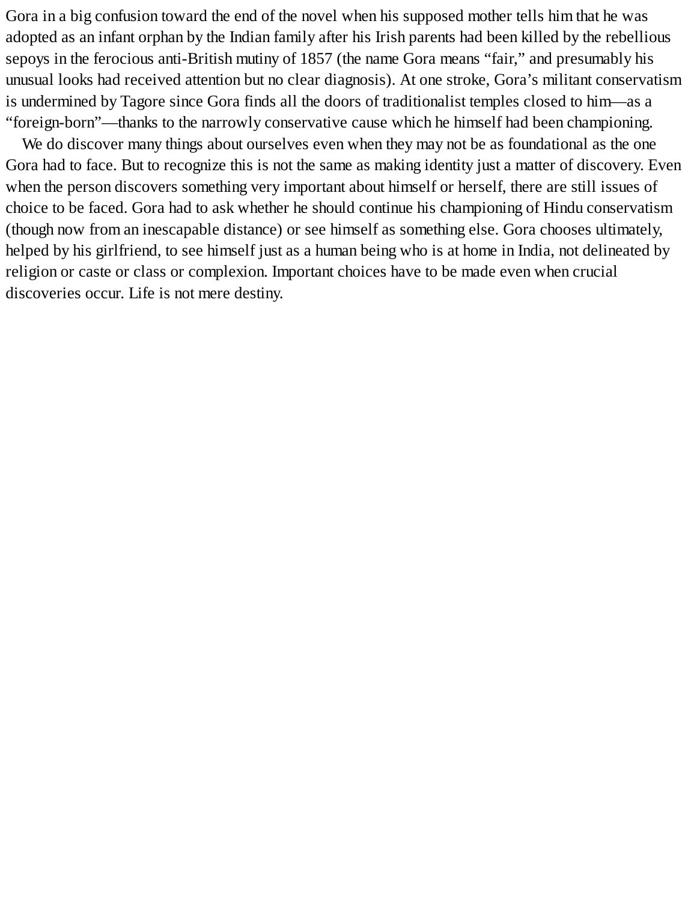Gora in a big confusion toward the end of the novel when his supposed mother tells him that he was adopted as an infant orphan by the Indian family after his Irish parents had been killed by the rebellious sepoys in the ferocious anti-British mutiny of 1857 (the name Gora means "fair," and presumably his unusual looks had received attention but no clear diagnosis). At one stroke, Gora's militant conservatism is undermined by Tagore since Gora finds all the doors of traditionalist temples closed to him—as a "foreign-born"—thanks to the narrowly conservative cause which he himself had been championing.

We do discover many things about ourselves even when they may not be as foundational as the one Gora had to face. But to recognize this is not the same as making identity just a matter of discovery. Even when the person discovers something very important about himself or herself, there are still issues of choice to be faced. Gora had to ask whether he should continue his championing of Hindu conservatism (though now from an inescapable distance) or see himself as something else. Gora chooses ultimately, helped by his girlfriend, to see himself just as a human being who is at home in India, not delineated by religion or caste or class or complexion. Important choices have to be made even when crucial discoveries occur. Life is not mere destiny.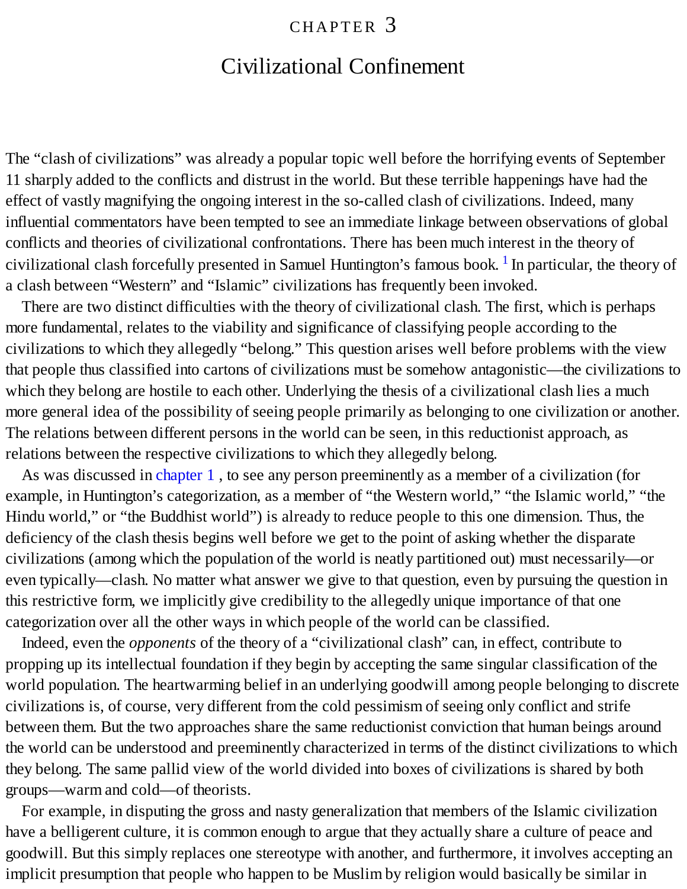# CHAPTER 3

## Civilizational Confinement

The “clash of civilizations” was already a popular topic well before the horrifying events of September 11 sharply added to the conflicts and distrust in the world. But these terrible happenings have had the effect of vastly magnifying the ongoing interest in the so-called clash of civilizations. Indeed, many influential commentators have been tempted to see an immediate linkage between observations of global conflicts and theories of civilizational confrontations. There has been much interest in the theory of civilizational clash forcefully presented in Samuel Huntington’s famous book. [1] In particular, the theory of a clash between “Western” and “Islamic” civilizations has frequently been invoked.

There are two distinct difficulties with the theory of civilizational clash. The first, which is perhaps more fundamental, relates to the viability and significance of classifying people according to the civilizations to which they allegedly “belong.” This question arises well before problems with the view that people thus classified into cartons of civilizations must be somehow antagonistic—the civilizations to which they belong are hostile to each other. Underlying the thesis of a civilizational clash lies a much more general idea of the possibility of seeing people primarily as belonging to one civilization or another. The relations between different persons in the world can be seen, in this reductionist approach, as relations between the respective civilizations to which they allegedly belong.

As was discussed in chapter 1 , to see any person preeminently as a member of a civilization (for example, in Huntington’s categorization, as a member of “the Western world,” “the Islamic world,” “the Hindu world,” or “the Buddhist world”) is already to reduce people to this one dimension. Thus, the deficiency of the clash thesis begins well before we get to the point of asking whether the disparate civilizations (among which the population of the world is neatly partitioned out) must necessarily—or even typically—clash. No matter what answer we give to that question, even by pursuing the question in this restrictive form, we implicitly give credibility to the allegedly unique importance of that one categorization over all the other ways in which people of the world can be classified.

Indeed, even the *opponents* of the theory of a “civilizational clash” can, in effect, contribute to propping up its intellectual foundation if they begin by accepting the same singular classification of the world population. The heartwarming belief in an underlying goodwill among people belonging to discrete civilizations is, of course, very different from the cold pessimism of seeing only conflict and strife between them. But the two approaches share the same reductionist conviction that human beings around the world can be understood and preeminently characterized in terms of the distinct civilizations to which they belong. The same pallid view of the world divided into boxes of civilizations is shared by both groups—warm and cold—of theorists.

For example, in disputing the gross and nasty generalization that members of the Islamic civilization have a belligerent culture, it is common enough to argue that they actually share a culture of peace and goodwill. But this simply replaces one stereotype with another, and furthermore, it involves accepting an implicit presumption that people who happen to be Muslim by religion would basically be similar in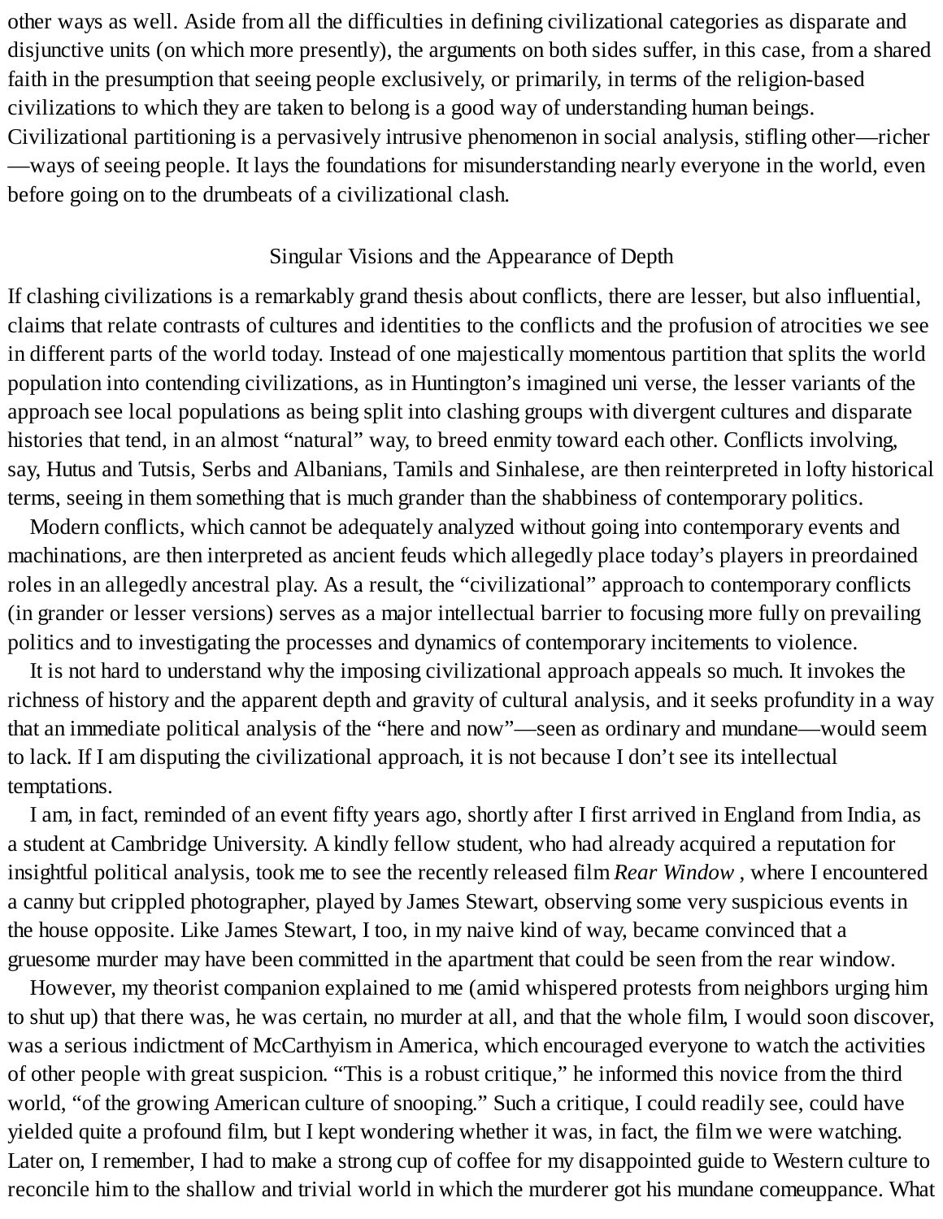other ways as well. Aside from all the difficulties in defining civilizational categories as disparate and disjunctive units (on which more presently), the arguments on both sides suffer, in this case, from a shared faith in the presumption that seeing people exclusively, or primarily, in terms of the religion-based civilizations to which they are taken to belong is a good way of understanding human beings. Civilizational partitioning is a pervasively intrusive phenomenon in social analysis, stifling other—richer—ways of seeing people. It lays the foundations for misunderstanding nearly everyone in the world, even before going on to the drumbeats of a civilizational clash.

## Singular Visions and the Appearance of Depth

If clashing civilizations is a remarkably grand thesis about conflicts, there are lesser, but also influential, claims that relate contrasts of cultures and identities to the conflicts and the profusion of atrocities we see in different parts of the world today. Instead of one majestically momentous partition that splits the world population into contending civilizations, as in Huntington's imagined uni verse, the lesser variants of the approach see local populations as being split into clashing groups with divergent cultures and disparate histories that tend, in an almost "natural" way, to breed enmity toward each other. Conflicts involving, say, Hutus and Tutsis, Serbs and Albanians, Tamils and Sinhalese, are then reinterpreted in lofty historical terms, seeing in them something that is much grander than the shabbiness of contemporary politics.

Modern conflicts, which cannot be adequately analyzed without going into contemporary events and machinations, are then interpreted as ancient feuds which allegedly place today's players in preordained roles in an allegedly ancestral play. As a result, the "civilizational" approach to contemporary conflicts (in grander or lesser versions) serves as a major intellectual barrier to focusing more fully on prevailing politics and to investigating the processes and dynamics of contemporary incitements to violence.

It is not hard to understand why the imposing civilizational approach appeals so much. It invokes the richness of history and the apparent depth and gravity of cultural analysis, and it seeks profundity in a way that an immediate political analysis of the "here and now"—seen as ordinary and mundane—would seem to lack. If I am disputing the civilizational approach, it is not because I don't see its intellectual temptations.

I am, in fact, reminded of an event fifty years ago, shortly after I first arrived in England from India, as a student at Cambridge University. A kindly fellow student, who had already acquired a reputation for insightful political analysis, took me to see the recently released film *Rear Window* , where I encountered a canny but crippled photographer, played by James Stewart, observing some very suspicious events in the house opposite. Like James Stewart, I too, in my naive kind of way, became convinced that a gruesome murder may have been committed in the apartment that could be seen from the rear window.

However, my theorist companion explained to me (amid whispered protests from neighbors urging him to shut up) that there was, he was certain, no murder at all, and that the whole film, I would soon discover, was a serious indictment of McCarthyism in America, which encouraged everyone to watch the activities of other people with great suspicion. "This is a robust critique," he informed this novice from the third world, "of the growing American culture of snooping." Such a critique, I could readily see, could have yielded quite a profound film, but I kept wondering whether it was, in fact, the film we were watching. Later on, I remember, I had to make a strong cup of coffee for my disappointed guide to Western culture to reconcile him to the shallow and trivial world in which the murderer got his mundane comeuppance. What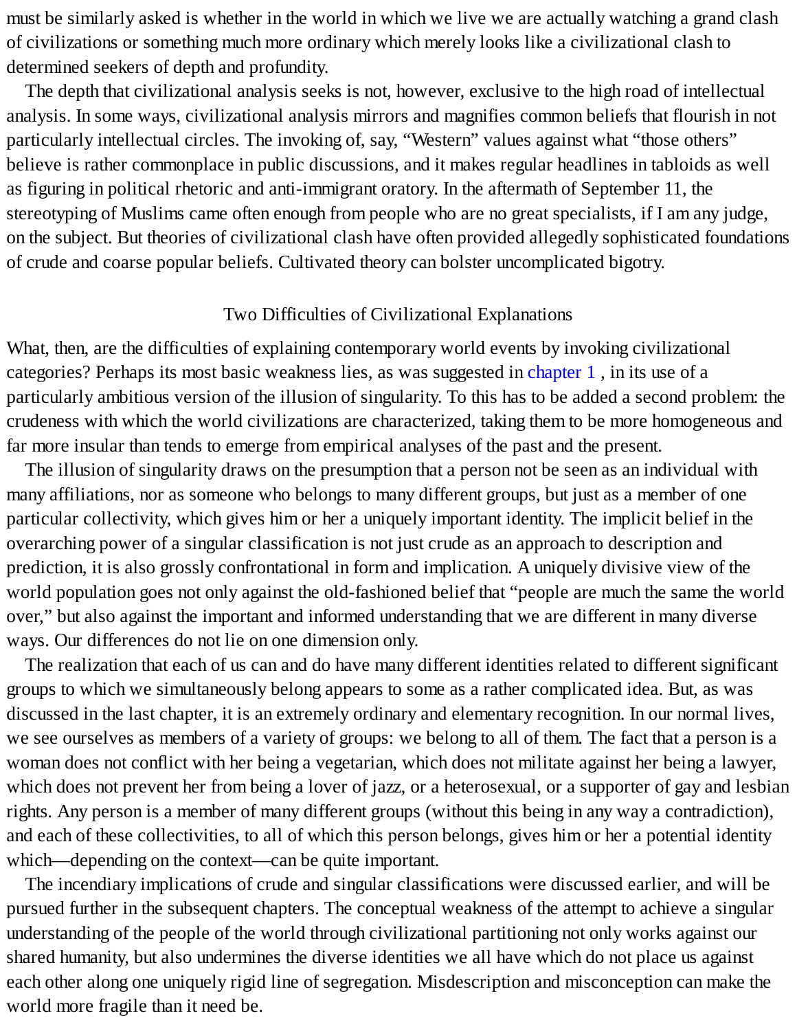must be similarly asked is whether in the world in which we live we are actually watching a grand clash of civilizations or something much more ordinary which merely looks like a civilizational clash to determined seekers of depth and profundity.

The depth that civilizational analysis seeks is not, however, exclusive to the high road of intellectual analysis. In some ways, civilizational analysis mirrors and magnifies common beliefs that flourish in not particularly intellectual circles. The invoking of, say, "Western" values against what "those others" believe is rather commonplace in public discussions, and it makes regular headlines in tabloids as well as figuring in political rhetoric and anti-immigrant oratory. In the aftermath of September 11, the stereotyping of Muslims came often enough from people who are no great specialists, if I am any judge, on the subject. But theories of civilizational clash have often provided allegedly sophisticated foundations of crude and coarse popular beliefs. Cultivated theory can bolster uncomplicated bigotry.

## Two Difficulties of Civilizational Explanations

What, then, are the difficulties of explaining contemporary world events by invoking civilizational categories? Perhaps its most basic weakness lies, as was suggested in chapter 1 , in its use of a particularly ambitious version of the illusion of singularity. To this has to be added a second problem: the crudeness with which the world civilizations are characterized, taking them to be more homogeneous and far more insular than tends to emerge from empirical analyses of the past and the present.

The illusion of singularity draws on the presumption that a person not be seen as an individual with many affiliations, nor as someone who belongs to many different groups, but just as a member of one particular collectivity, which gives him or her a uniquely important identity. The implicit belief in the overarching power of a singular classification is not just crude as an approach to description and prediction, it is also grossly confrontational in form and implication. A uniquely divisive view of the world population goes not only against the old-fashioned belief that "people are much the same the world over," but also against the important and informed understanding that we are different in many diverse ways. Our differences do not lie on one dimension only.

The realization that each of us can and do have many different identities related to different significant groups to which we simultaneously belong appears to some as a rather complicated idea. But, as was discussed in the last chapter, it is an extremely ordinary and elementary recognition. In our normal lives, we see ourselves as members of a variety of groups: we belong to all of them. The fact that a person is a woman does not conflict with her being a vegetarian, which does not militate against her being a lawyer, which does not prevent her from being a lover of jazz, or a heterosexual, or a supporter of gay and lesbian rights. Any person is a member of many different groups (without this being in any way a contradiction), and each of these collectivities, to all of which this person belongs, gives him or her a potential identity which—depending on the context—can be quite important.

The incendiary implications of crude and singular classifications were discussed earlier, and will be pursued further in the subsequent chapters. The conceptual weakness of the attempt to achieve a singular understanding of the people of the world through civilizational partitioning not only works against our shared humanity, but also undermines the diverse identities we all have which do not place us against each other along one uniquely rigid line of segregation. Misdescription and misconception can make the world more fragile than it need be.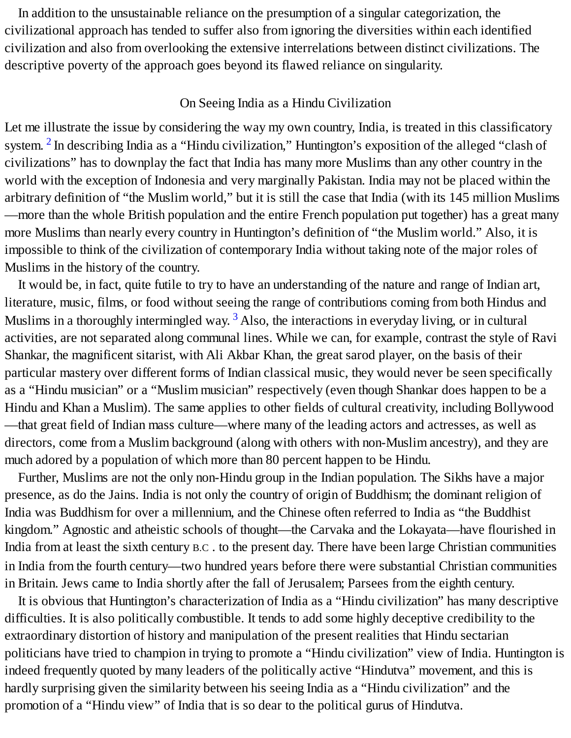In addition to the unsustainable reliance on the presumption of a singular categorization, the civilizational approach has tended to suffer also from ignoring the diversities within each identified civilization and also from overlooking the extensive interrelations between distinct civilizations. The descriptive poverty of the approach goes beyond its flawed reliance on singularity.

## On Seeing India as a Hindu Civilization

Let me illustrate the issue by considering the way my own country, India, is treated in this classificatory system.[2] In describing India as a "Hindu civilization," Huntington's exposition of the alleged "clash of civilizations" has to downplay the fact that India has many more Muslims than any other country in the world with the exception of Indonesia and very marginally Pakistan. India may not be placed within the arbitrary definition of "the Muslim world," but it is still the case that India (with its 145 million Muslims—more than the whole British population and the entire French population put together) has a great many more Muslims than nearly every country in Huntington's definition of "the Muslim world." Also, it is impossible to think of the civilization of contemporary India without taking note of the major roles of Muslims in the history of the country.

It would be, in fact, quite futile to try to have an understanding of the nature and range of Indian art, literature, music, films, or food without seeing the range of contributions coming from both Hindus and Muslims in a thoroughly intermingled way.[3] Also, the interactions in everyday living, or in cultural activities, are not separated along communal lines. While we can, for example, contrast the style of Ravi Shankar, the magnificent sitarist, with Ali Akbar Khan, the great sarod player, on the basis of their particular mastery over different forms of Indian classical music, they would never be seen specifically as a "Hindu musician" or a "Muslim musician" respectively (even though Shankar does happen to be a Hindu and Khan a Muslim). The same applies to other fields of cultural creativity, including Bollywood—that great field of Indian mass culture—where many of the leading actors and actresses, as well as directors, come from a Muslim background (along with others with non-Muslim ancestry), and they are much adored by a population of which more than 80 percent happen to be Hindu.

Further, Muslims are not the only non-Hindu group in the Indian population. The Sikhs have a major presence, as do the Jains. India is not only the country of origin of Buddhism; the dominant religion of India was Buddhism for over a millennium, and the Chinese often referred to India as "the Buddhist kingdom." Agnostic and atheistic schools of thought—the Carvaka and the Lokayata—have flourished in India from at least the sixth century B.C. to the present day. There have been large Christian communities in India from the fourth century—two hundred years before there were substantial Christian communities in Britain. Jews came to India shortly after the fall of Jerusalem; Parsees from the eighth century.

It is obvious that Huntington's characterization of India as a "Hindu civilization" has many descriptive difficulties. It is also politically combustible. It tends to add some highly deceptive credibility to the extraordinary distortion of history and manipulation of the present realities that Hindu sectarian politicians have tried to champion in trying to promote a "Hindu civilization" view of India. Huntington is indeed frequently quoted by many leaders of the politically active "Hindutva" movement, and this is hardly surprising given the similarity between his seeing India as a "Hindu civilization" and the promotion of a "Hindu view" of India that is so dear to the political gurus of Hindutva.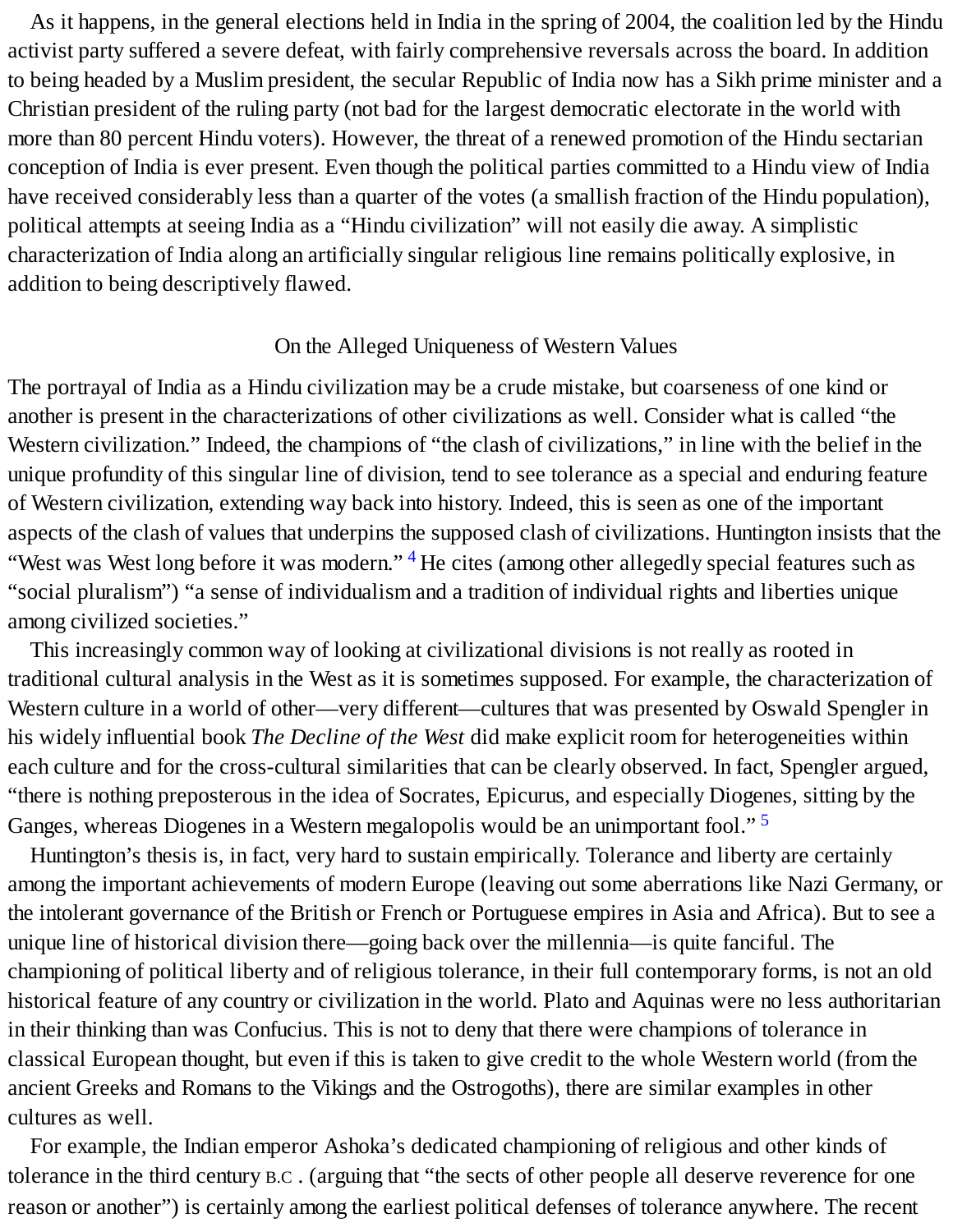As it happens, in the general elections held in India in the spring of 2004, the coalition led by the Hindu activist party suffered a severe defeat, with fairly comprehensive reversals across the board. In addition to being headed by a Muslim president, the secular Republic of India now has a Sikh prime minister and a Christian president of the ruling party (not bad for the largest democratic electorate in the world with more than 80 percent Hindu voters). However, the threat of a renewed promotion of the Hindu sectarian conception of India is ever present. Even though the political parties committed to a Hindu view of India have received considerably less than a quarter of the votes (a smallish fraction of the Hindu population), political attempts at seeing India as a "Hindu civilization" will not easily die away. A simplistic characterization of India along an artificially singular religious line remains politically explosive, in addition to being descriptively flawed.

## On the Alleged Uniqueness of Western Values

The portrayal of India as a Hindu civilization may be a crude mistake, but coarseness of one kind or another is present in the characterizations of other civilizations as well. Consider what is called "the Western civilization." Indeed, the champions of "the clash of civilizations," in line with the belief in the unique profundity of this singular line of division, tend to see tolerance as a special and enduring feature of Western civilization, extending way back into history. Indeed, this is seen as one of the important aspects of the clash of values that underpins the supposed clash of civilizations. Huntington insists that the "West was West long before it was modern."[4] He cites (among other allegedly special features such as "social pluralism") "a sense of individualism and a tradition of individual rights and liberties unique among civilized societies."

This increasingly common way of looking at civilizational divisions is not really as rooted in traditional cultural analysis in the West as it is sometimes supposed. For example, the characterization of Western culture in a world of other—very different—cultures that was presented by Oswald Spengler in his widely influential book *The Decline of the West* did make explicit room for heterogeneities within each culture and for the cross-cultural similarities that can be clearly observed. In fact, Spengler argued, "there is nothing preposterous in the idea of Socrates, Epicurus, and especially Diogenes, sitting by the Ganges, whereas Diogenes in a Western megalopolis would be an unimportant fool."[5]

Huntington's thesis is, in fact, very hard to sustain empirically. Tolerance and liberty are certainly among the important achievements of modern Europe (leaving out some aberrations like Nazi Germany, or the intolerant governance of the British or French or Portuguese empires in Asia and Africa). But to see a unique line of historical division there—going back over the millennia—is quite fanciful. The championing of political liberty and of religious tolerance, in their full contemporary forms, is not an old historical feature of any country or civilization in the world. Plato and Aquinas were no less authoritarian in their thinking than was Confucius. This is not to deny that there were champions of tolerance in classical European thought, but even if this is taken to give credit to the whole Western world (from the ancient Greeks and Romans to the Vikings and the Ostrogoths), there are similar examples in other cultures as well.

For example, the Indian emperor Ashoka's dedicated championing of religious and other kinds of tolerance in the third century B.C. (arguing that "the sects of other people all deserve reverence for one reason or another") is certainly among the earliest political defenses of tolerance anywhere. The recent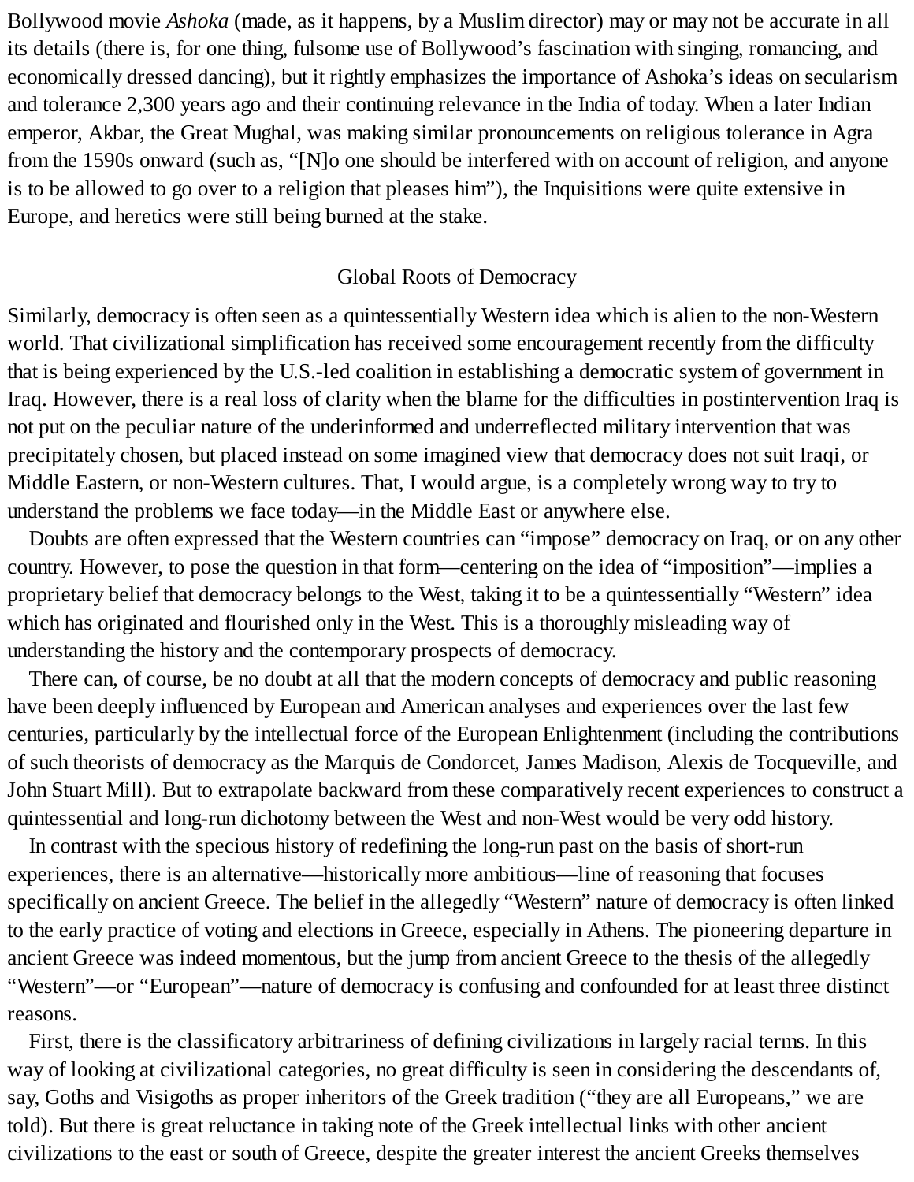Bollywood movie *Ashoka* (made, as it happens, by a Muslim director) may or may not be accurate in all its details (there is, for one thing, fulsome use of Bollywood's fascination with singing, romancing, and economically dressed dancing), but it rightly emphasizes the importance of Ashoka's ideas on secularism and tolerance 2,300 years ago and their continuing relevance in the India of today. When a later Indian emperor, Akbar, the Great Mughal, was making similar pronouncements on religious tolerance in Agra from the 1590s onward (such as, "[N]o one should be interfered with on account of religion, and anyone is to be allowed to go over to a religion that pleases him"), the Inquisitions were quite extensive in Europe, and heretics were still being burned at the stake.

## Global Roots of Democracy

Similarly, democracy is often seen as a quintessentially Western idea which is alien to the non-Western world. That civilizational simplification has received some encouragement recently from the difficulty that is being experienced by the U.S.-led coalition in establishing a democratic system of government in Iraq. However, there is a real loss of clarity when the blame for the difficulties in postintervention Iraq is not put on the peculiar nature of the underinformed and underreflected military intervention that was precipitately chosen, but placed instead on some imagined view that democracy does not suit Iraqi, or Middle Eastern, or non-Western cultures. That, I would argue, is a completely wrong way to try to understand the problems we face today—in the Middle East or anywhere else.

Doubts are often expressed that the Western countries can "impose" democracy on Iraq, or on any other country. However, to pose the question in that form—centering on the idea of "imposition"—implies a proprietary belief that democracy belongs to the West, taking it to be a quintessentially "Western" idea which has originated and flourished only in the West. This is a thoroughly misleading way of understanding the history and the contemporary prospects of democracy.

There can, of course, be no doubt at all that the modern concepts of democracy and public reasoning have been deeply influenced by European and American analyses and experiences over the last few centuries, particularly by the intellectual force of the European Enlightenment (including the contributions of such theorists of democracy as the Marquis de Condorcet, James Madison, Alexis de Tocqueville, and John Stuart Mill). But to extrapolate backward from these comparatively recent experiences to construct a quintessential and long-run dichotomy between the West and non-West would be very odd history.

In contrast with the specious history of redefining the long-run past on the basis of short-run experiences, there is an alternative—historically more ambitious—line of reasoning that focuses specifically on ancient Greece. The belief in the allegedly "Western" nature of democracy is often linked to the early practice of voting and elections in Greece, especially in Athens. The pioneering departure in ancient Greece was indeed momentous, but the jump from ancient Greece to the thesis of the allegedly "Western"—or "European"—nature of democracy is confusing and confounded for at least three distinct reasons.

First, there is the classificatory arbitrariness of defining civilizations in largely racial terms. In this way of looking at civilizational categories, no great difficulty is seen in considering the descendants of, say, Goths and Visigoths as proper inheritors of the Greek tradition ("they are all Europeans," we are told). But there is great reluctance in taking note of the Greek intellectual links with other ancient civilizations to the east or south of Greece, despite the greater interest the ancient Greeks themselves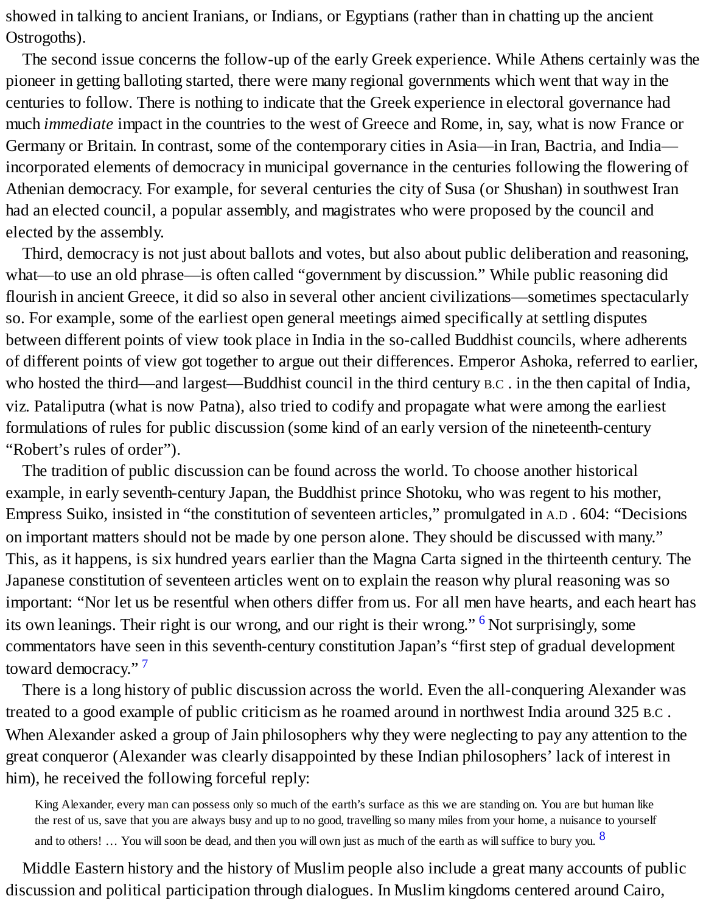showed in talking to ancient Iranians, or Indians, or Egyptians (rather than in chatting up the ancient Ostrogoths).

The second issue concerns the follow-up of the early Greek experience. While Athens certainly was the pioneer in getting balloting started, there were many regional governments which went that way in the centuries to follow. There is nothing to indicate that the Greek experience in electoral governance had much *immediate* impact in the countries to the west of Greece and Rome, in, say, what is now France or Germany or Britain. In contrast, some of the contemporary cities in Asia—in Iran, Bactria, and India—incorporated elements of democracy in municipal governance in the centuries following the flowering of Athenian democracy. For example, for several centuries the city of Susa (or Shushan) in southwest Iran had an elected council, a popular assembly, and magistrates who were proposed by the council and elected by the assembly.

Third, democracy is not just about ballots and votes, but also about public deliberation and reasoning, what—to use an old phrase—is often called "government by discussion." While public reasoning did flourish in ancient Greece, it did so also in several other ancient civilizations—sometimes spectacularly so. For example, some of the earliest open general meetings aimed specifically at settling disputes between different points of view took place in India in the so-called Buddhist councils, where adherents of different points of view got together to argue out their differences. Emperor Ashoka, referred to earlier, who hosted the third—and largest—Buddhist council in the third century B.C. in the then capital of India, viz. Pataliputra (what is now Patna), also tried to codify and propagate what were among the earliest formulations of rules for public discussion (some kind of an early version of the nineteenth-century "Robert's rules of order").

The tradition of public discussion can be found across the world. To choose another historical example, in early seventh-century Japan, the Buddhist prince Shotoku, who was regent to his mother, Empress Suiko, insisted in "the constitution of seventeen articles," promulgated in A.D. 604: "Decisions on important matters should not be made by one person alone. They should be discussed with many." This, as it happens, is six hundred years earlier than the Magna Carta signed in the thirteenth century. The Japanese constitution of seventeen articles went on to explain the reason why plural reasoning was so important: "Nor let us be resentful when others differ from us. For all men have hearts, and each heart has its own leanings. Their right is our wrong, and our right is their wrong." [6] Not surprisingly, some commentators have seen in this seventh-century constitution Japan's "first step of gradual development toward democracy." [7]

There is a long history of public discussion across the world. Even the all-conquering Alexander was treated to a good example of public criticism as he roamed around in northwest India around 325 B.C. When Alexander asked a group of Jain philosophers why they were neglecting to pay any attention to the great conqueror (Alexander was clearly disappointed by these Indian philosophers' lack of interest in him), he received the following forceful reply:

> King Alexander, every man can possess only so much of the earth's surface as this we are standing on. You are but human like the rest of us, save that you are always busy and up to no good, travelling so many miles from your home, a nuisance to yourself and to others! … You will soon be dead, and then you will own just as much of the earth as will suffice to bury you. [8]

Middle Eastern history and the history of Muslim people also include a great many accounts of public discussion and political participation through dialogues. In Muslim kingdoms centered around Cairo,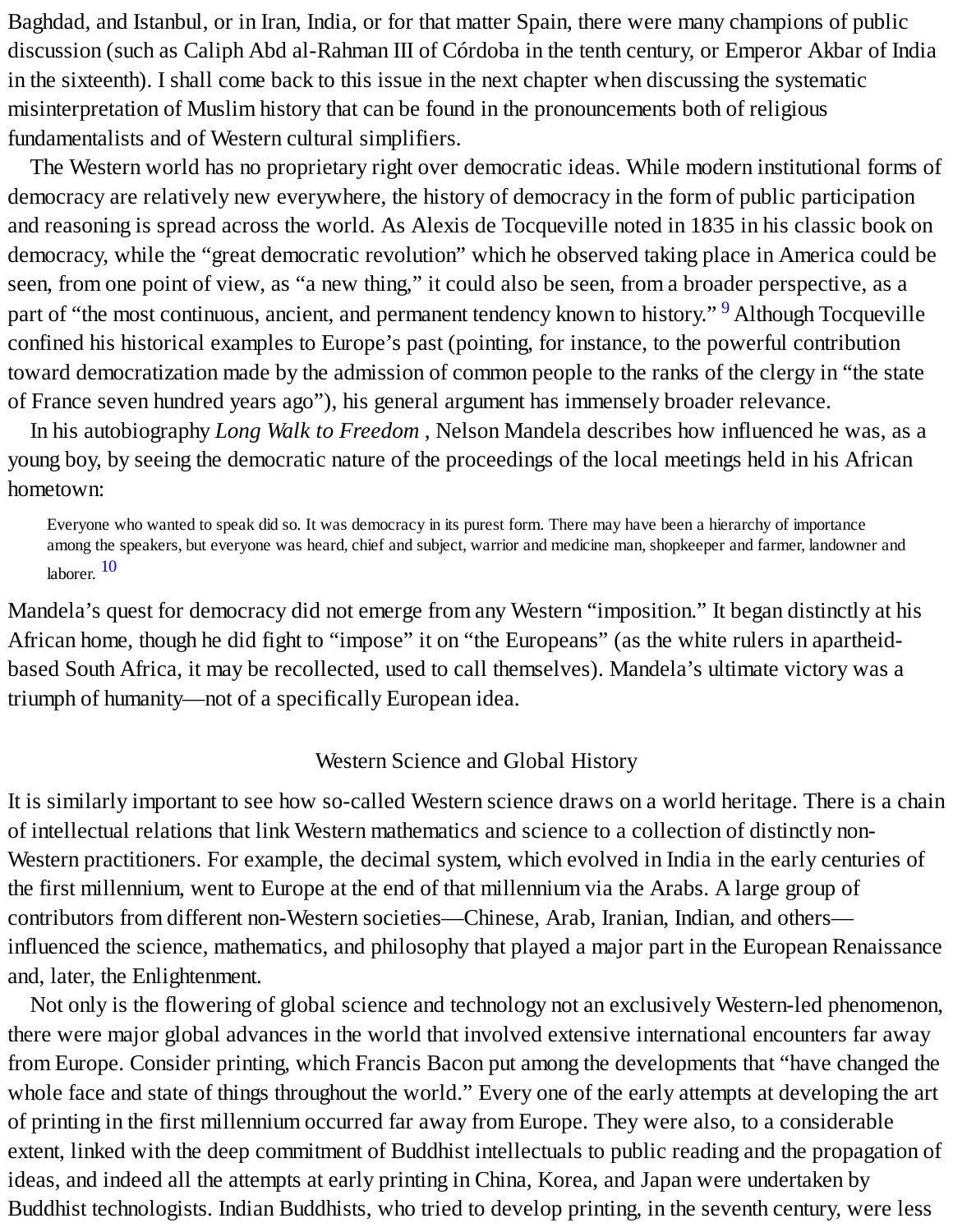Baghdad, and Istanbul, or in Iran, India, or for that matter Spain, there were many champions of public discussion (such as Caliph Abd al-Rahman III of Córdoba in the tenth century, or Emperor Akbar of India in the sixteenth). I shall come back to this issue in the next chapter when discussing the systematic misinterpretation of Muslim history that can be found in the pronouncements both of religious fundamentalists and of Western cultural simplifiers.

The Western world has no proprietary right over democratic ideas. While modern institutional forms of democracy are relatively new everywhere, the history of democracy in the form of public participation and reasoning is spread across the world. As Alexis de Tocqueville noted in 1835 in his classic book on democracy, while the "great democratic revolution" which he observed taking place in America could be seen, from one point of view, as "a new thing," it could also be seen, from a broader perspective, as a part of "the most continuous, ancient, and permanent tendency known to history." [9] Although Tocqueville confined his historical examples to Europe's past (pointing, for instance, to the powerful contribution toward democratization made by the admission of common people to the ranks of the clergy in "the state of France seven hundred years ago"), his general argument has immensely broader relevance.

In his autobiography *Long Walk to Freedom* , Nelson Mandela describes how influenced he was, as a young boy, by seeing the democratic nature of the proceedings of the local meetings held in his African hometown:

> Everyone who wanted to speak did so. It was democracy in its purest form. There may have been a hierarchy of importance among the speakers, but everyone was heard, chief and subject, warrior and medicine man, shopkeeper and farmer, landowner and laborer. [10]

Mandela's quest for democracy did not emerge from any Western "imposition." It began distinctly at his African home, though he did fight to "impose" it on "the Europeans" (as the white rulers in apartheid-based South Africa, it may be recollected, used to call themselves). Mandela's ultimate victory was a triumph of humanity—not of a specifically European idea.

## Western Science and Global History

It is similarly important to see how so-called Western science draws on a world heritage. There is a chain of intellectual relations that link Western mathematics and science to a collection of distinctly non-Western practitioners. For example, the decimal system, which evolved in India in the early centuries of the first millennium, went to Europe at the end of that millennium via the Arabs. A large group of contributors from different non-Western societies—Chinese, Arab, Iranian, Indian, and others—influenced the science, mathematics, and philosophy that played a major part in the European Renaissance and, later, the Enlightenment.

Not only is the flowering of global science and technology not an exclusively Western-led phenomenon, there were major global advances in the world that involved extensive international encounters far away from Europe. Consider printing, which Francis Bacon put among the developments that "have changed the whole face and state of things throughout the world." Every one of the early attempts at developing the art of printing in the first millennium occurred far away from Europe. They were also, to a considerable extent, linked with the deep commitment of Buddhist intellectuals to public reading and the propagation of ideas, and indeed all the attempts at early printing in China, Korea, and Japan were undertaken by Buddhist technologists. Indian Buddhists, who tried to develop printing, in the seventh century, were less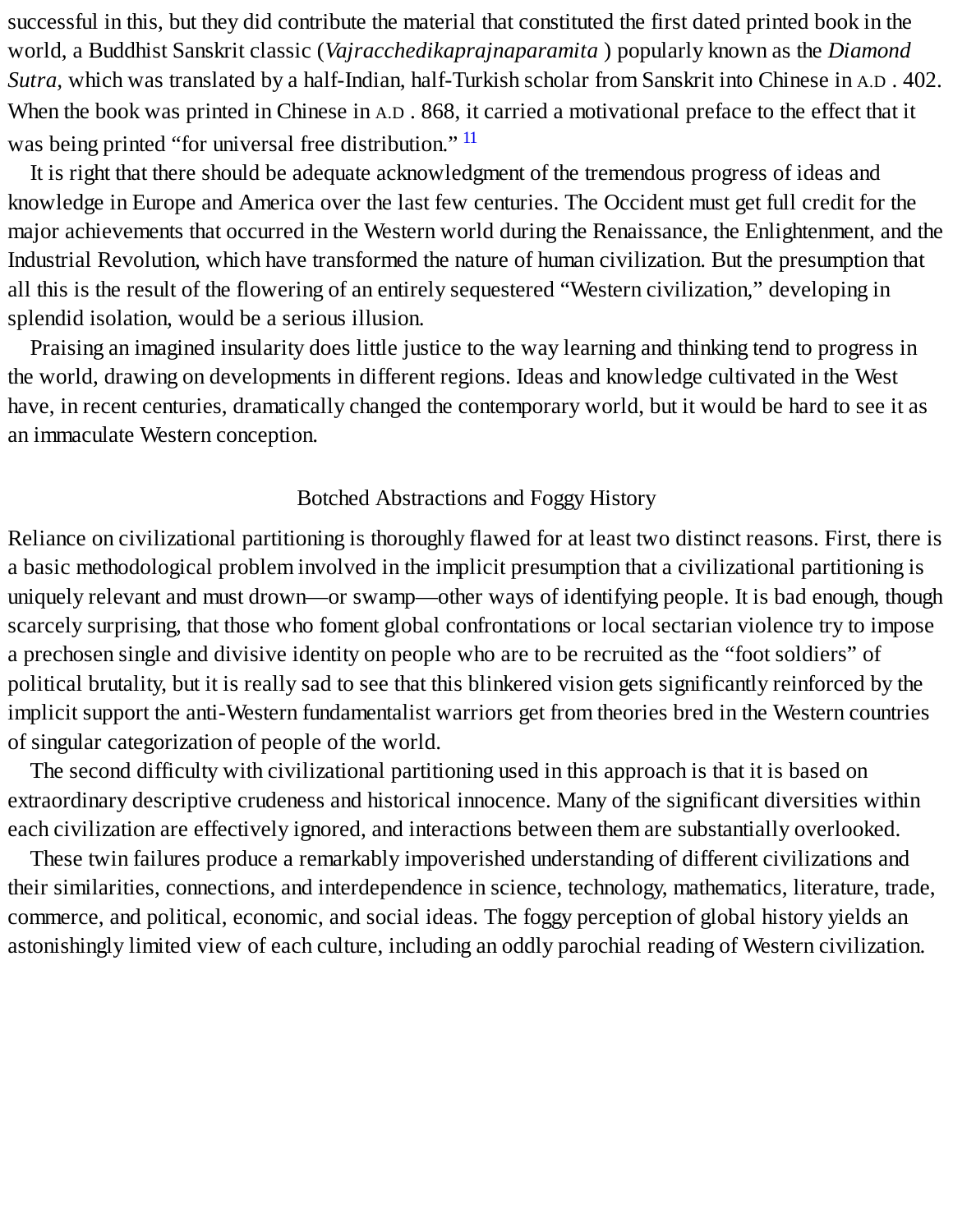successful in this, but they did contribute the material that constituted the first dated printed book in the world, a Buddhist Sanskrit classic (*Vajracchedikaprajnaparamita* ) popularly known as the *Diamond Sutra,* which was translated by a half-Indian, half-Turkish scholar from Sanskrit into Chinese in A.D . 402. When the book was printed in Chinese in A.D . 868, it carried a motivational preface to the effect that it was being printed "for universal free distribution." [11]

It is right that there should be adequate acknowledgment of the tremendous progress of ideas and knowledge in Europe and America over the last few centuries. The Occident must get full credit for the major achievements that occurred in the Western world during the Renaissance, the Enlightenment, and the Industrial Revolution, which have transformed the nature of human civilization. But the presumption that all this is the result of the flowering of an entirely sequestered "Western civilization," developing in splendid isolation, would be a serious illusion.

Praising an imagined insularity does little justice to the way learning and thinking tend to progress in the world, drawing on developments in different regions. Ideas and knowledge cultivated in the West have, in recent centuries, dramatically changed the contemporary world, but it would be hard to see it as an immaculate Western conception.

## Botched Abstractions and Foggy History

Reliance on civilizational partitioning is thoroughly flawed for at least two distinct reasons. First, there is a basic methodological problem involved in the implicit presumption that a civilizational partitioning is uniquely relevant and must drown—or swamp—other ways of identifying people. It is bad enough, though scarcely surprising, that those who foment global confrontations or local sectarian violence try to impose a prechosen single and divisive identity on people who are to be recruited as the "foot soldiers" of political brutality, but it is really sad to see that this blinkered vision gets significantly reinforced by the implicit support the anti-Western fundamentalist warriors get from theories bred in the Western countries of singular categorization of people of the world.

The second difficulty with civilizational partitioning used in this approach is that it is based on extraordinary descriptive crudeness and historical innocence. Many of the significant diversities within each civilization are effectively ignored, and interactions between them are substantially overlooked.

These twin failures produce a remarkably impoverished understanding of different civilizations and their similarities, connections, and interdependence in science, technology, mathematics, literature, trade, commerce, and political, economic, and social ideas. The foggy perception of global history yields an astonishingly limited view of each culture, including an oddly parochial reading of Western civilization.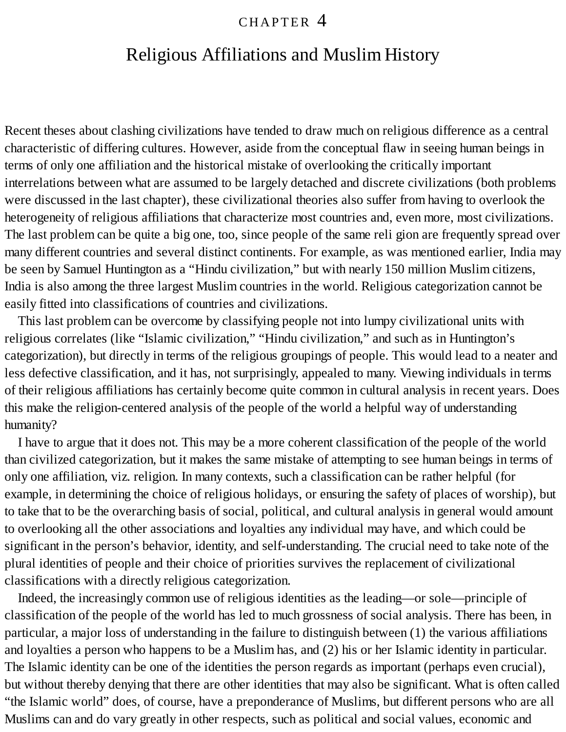# CHAPTER 4

## Religious Affiliations and Muslim History

Recent theses about clashing civilizations have tended to draw much on religious difference as a central characteristic of differing cultures. However, aside from the conceptual flaw in seeing human beings in terms of only one affiliation and the historical mistake of overlooking the critically important interrelations between what are assumed to be largely detached and discrete civilizations (both problems were discussed in the last chapter), these civilizational theories also suffer from having to overlook the heterogeneity of religious affiliations that characterize most countries and, even more, most civilizations. The last problem can be quite a big one, too, since people of the same reli gion are frequently spread over many different countries and several distinct continents. For example, as was mentioned earlier, India may be seen by Samuel Huntington as a "Hindu civilization," but with nearly 150 million Muslim citizens, India is also among the three largest Muslim countries in the world. Religious categorization cannot be easily fitted into classifications of countries and civilizations.

This last problem can be overcome by classifying people not into lumpy civilizational units with religious correlates (like "Islamic civilization," "Hindu civilization," and such as in Huntington's categorization), but directly in terms of the religious groupings of people. This would lead to a neater and less defective classification, and it has, not surprisingly, appealed to many. Viewing individuals in terms of their religious affiliations has certainly become quite common in cultural analysis in recent years. Does this make the religion-centered analysis of the people of the world a helpful way of understanding humanity?

I have to argue that it does not. This may be a more coherent classification of the people of the world than civilized categorization, but it makes the same mistake of attempting to see human beings in terms of only one affiliation, viz. religion. In many contexts, such a classification can be rather helpful (for example, in determining the choice of religious holidays, or ensuring the safety of places of worship), but to take that to be the overarching basis of social, political, and cultural analysis in general would amount to overlooking all the other associations and loyalties any individual may have, and which could be significant in the person's behavior, identity, and self-understanding. The crucial need to take note of the plural identities of people and their choice of priorities survives the replacement of civilizational classifications with a directly religious categorization.

Indeed, the increasingly common use of religious identities as the leading—or sole—principle of classification of the people of the world has led to much grossness of social analysis. There has been, in particular, a major loss of understanding in the failure to distinguish between (1) the various affiliations and loyalties a person who happens to be a Muslim has, and (2) his or her Islamic identity in particular. The Islamic identity can be one of the identities the person regards as important (perhaps even crucial), but without thereby denying that there are other identities that may also be significant. What is often called "the Islamic world" does, of course, have a preponderance of Muslims, but different persons who are all Muslims can and do vary greatly in other respects, such as political and social values, economic and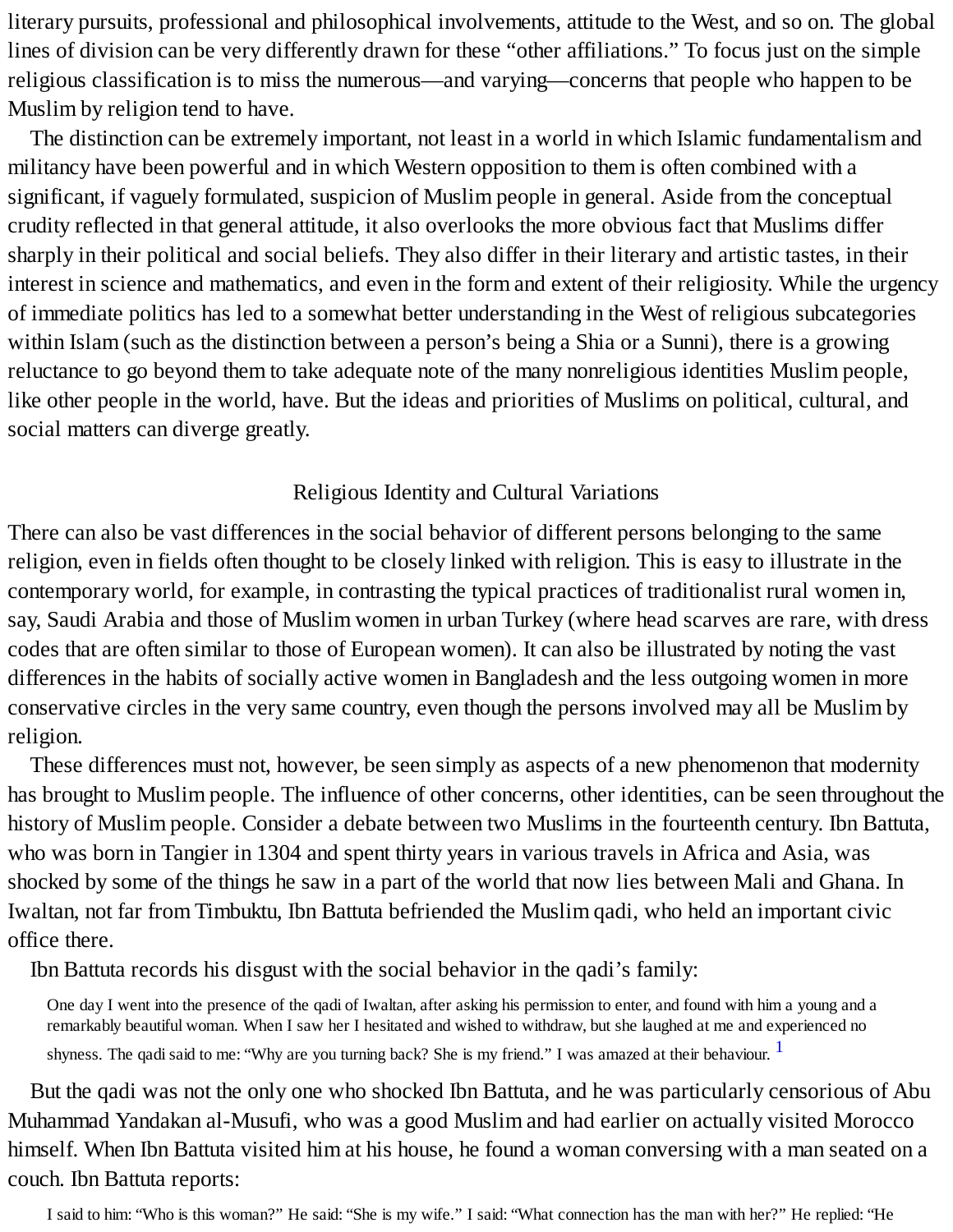literary pursuits, professional and philosophical involvements, attitude to the West, and so on. The global lines of division can be very differently drawn for these "other affiliations." To focus just on the simple religious classification is to miss the numerous—and varying—concerns that people who happen to be Muslim by religion tend to have.

The distinction can be extremely important, not least in a world in which Islamic fundamentalism and militancy have been powerful and in which Western opposition to them is often combined with a significant, if vaguely formulated, suspicion of Muslim people in general. Aside from the conceptual crudity reflected in that general attitude, it also overlooks the more obvious fact that Muslims differ sharply in their political and social beliefs. They also differ in their literary and artistic tastes, in their interest in science and mathematics, and even in the form and extent of their religiosity. While the urgency of immediate politics has led to a somewhat better understanding in the West of religious subcategories within Islam (such as the distinction between a person's being a Shia or a Sunni), there is a growing reluctance to go beyond them to take adequate note of the many nonreligious identities Muslim people, like other people in the world, have. But the ideas and priorities of Muslims on political, cultural, and social matters can diverge greatly.

## Religious Identity and Cultural Variations

There can also be vast differences in the social behavior of different persons belonging to the same religion, even in fields often thought to be closely linked with religion. This is easy to illustrate in the contemporary world, for example, in contrasting the typical practices of traditionalist rural women in, say, Saudi Arabia and those of Muslim women in urban Turkey (where head scarves are rare, with dress codes that are often similar to those of European women). It can also be illustrated by noting the vast differences in the habits of socially active women in Bangladesh and the less outgoing women in more conservative circles in the very same country, even though the persons involved may all be Muslim by religion.

These differences must not, however, be seen simply as aspects of a new phenomenon that modernity has brought to Muslim people. The influence of other concerns, other identities, can be seen throughout the history of Muslim people. Consider a debate between two Muslims in the fourteenth century. Ibn Battuta, who was born in Tangier in 1304 and spent thirty years in various travels in Africa and Asia, was shocked by some of the things he saw in a part of the world that now lies between Mali and Ghana. In Iwaltan, not far from Timbuktu, Ibn Battuta befriended the Muslim qadi, who held an important civic office there.

Ibn Battuta records his disgust with the social behavior in the qadi's family:

> One day I went into the presence of the qadi of Iwaltan, after asking his permission to enter, and found with him a young and a remarkably beautiful woman. When I saw her I hesitated and wished to withdraw, but she laughed at me and experienced no shyness. The qadi said to me: "Why are you turning back? She is my friend." I was amazed at their behaviour. [1]

But the qadi was not the only one who shocked Ibn Battuta, and he was particularly censorious of Abu Muhammad Yandakan al-Musufi, who was a good Muslim and had earlier on actually visited Morocco himself. When Ibn Battuta visited him at his house, he found a woman conversing with a man seated on a couch. Ibn Battuta reports:

> I said to him: "Who is this woman?" He said: "She is my wife." I said: "What connection has the man with her?" He replied: "He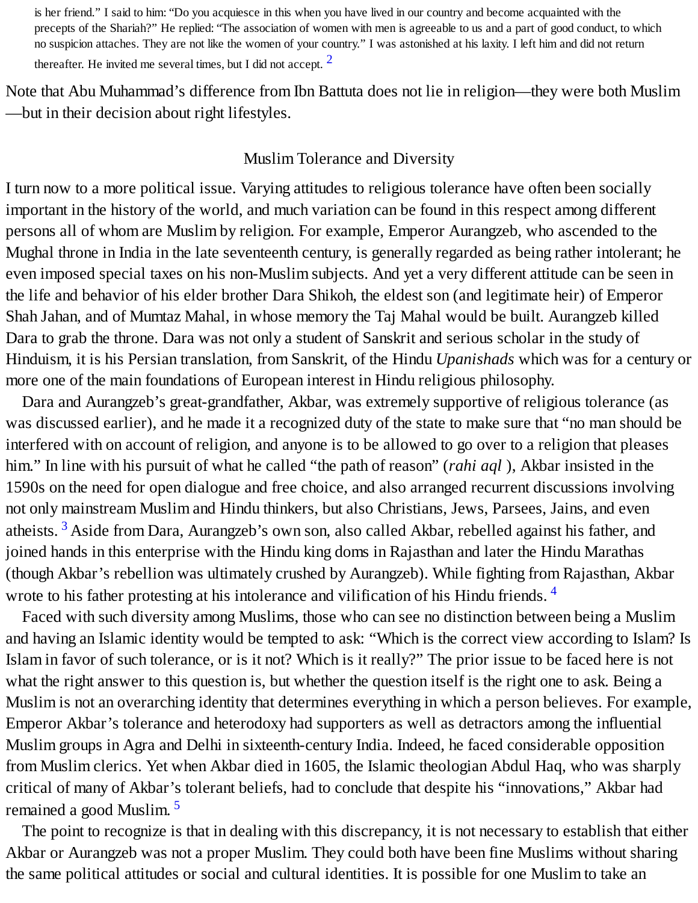is her friend." I said to him: "Do you acquiesce in this when you have lived in our country and become acquainted with the precepts of the Shariah?" He replied: "The association of women with men is agreeable to us and a part of good conduct, to which no suspicion attaches. They are not like the women of your country." I was astonished at his laxity. I left him and did not return thereafter. He invited me several times, but I did not accept. [2]

Note that Abu Muhammad's difference from Ibn Battuta does not lie in religion—they were both Muslim—but in their decision about right lifestyles.

## Muslim Tolerance and Diversity

I turn now to a more political issue. Varying attitudes to religious tolerance have often been socially important in the history of the world, and much variation can be found in this respect among different persons all of whom are Muslim by religion. For example, Emperor Aurangzeb, who ascended to the Mughal throne in India in the late seventeenth century, is generally regarded as being rather intolerant; he even imposed special taxes on his non-Muslim subjects. And yet a very different attitude can be seen in the life and behavior of his elder brother Dara Shikoh, the eldest son (and legitimate heir) of Emperor Shah Jahan, and of Mumtaz Mahal, in whose memory the Taj Mahal would be built. Aurangzeb killed Dara to grab the throne. Dara was not only a student of Sanskrit and serious scholar in the study of Hinduism, it is his Persian translation, from Sanskrit, of the Hindu *Upanishads* which was for a century or more one of the main foundations of European interest in Hindu religious philosophy.

Dara and Aurangzeb's great-grandfather, Akbar, was extremely supportive of religious tolerance (as was discussed earlier), and he made it a recognized duty of the state to make sure that "no man should be interfered with on account of religion, and anyone is to be allowed to go over to a religion that pleases him." In line with his pursuit of what he called "the path of reason" (*rahi aql* ), Akbar insisted in the 1590s on the need for open dialogue and free choice, and also arranged recurrent discussions involving not only mainstream Muslim and Hindu thinkers, but also Christians, Jews, Parsees, Jains, and even atheists. [3] Aside from Dara, Aurangzeb's own son, also called Akbar, rebelled against his father, and joined hands in this enterprise with the Hindu king doms in Rajasthan and later the Hindu Marathas (though Akbar's rebellion was ultimately crushed by Aurangzeb). While fighting from Rajasthan, Akbar wrote to his father protesting at his intolerance and vilification of his Hindu friends. [4]

Faced with such diversity among Muslims, those who can see no distinction between being a Muslim and having an Islamic identity would be tempted to ask: "Which is the correct view according to Islam? Is Islam in favor of such tolerance, or is it not? Which is it really?" The prior issue to be faced here is not what the right answer to this question is, but whether the question itself is the right one to ask. Being a Muslim is not an overarching identity that determines everything in which a person believes. For example, Emperor Akbar's tolerance and heterodoxy had supporters as well as detractors among the influential Muslim groups in Agra and Delhi in sixteenth-century India. Indeed, he faced considerable opposition from Muslim clerics. Yet when Akbar died in 1605, the Islamic theologian Abdul Haq, who was sharply critical of many of Akbar's tolerant beliefs, had to conclude that despite his "innovations," Akbar had remained a good Muslim. [5]

The point to recognize is that in dealing with this discrepancy, it is not necessary to establish that either Akbar or Aurangzeb was not a proper Muslim. They could both have been fine Muslims without sharing the same political attitudes or social and cultural identities. It is possible for one Muslim to take an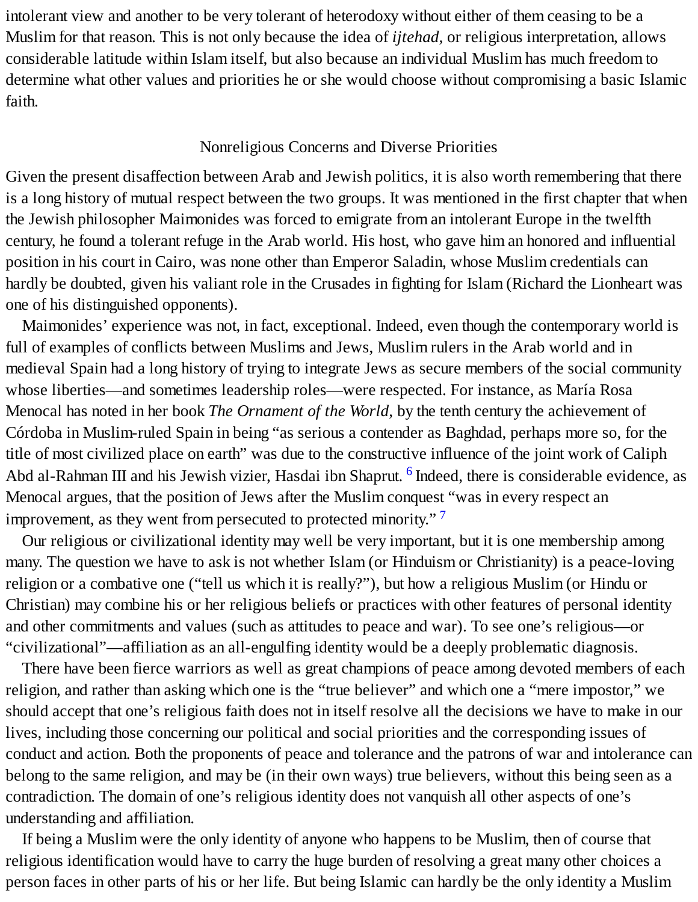intolerant view and another to be very tolerant of heterodoxy without either of them ceasing to be a Muslim for that reason. This is not only because the idea of *ijtehad*, or religious interpretation, allows considerable latitude within Islam itself, but also because an individual Muslim has much freedom to determine what other values and priorities he or she would choose without compromising a basic Islamic faith.

## Nonreligious Concerns and Diverse Priorities

Given the present disaffection between Arab and Jewish politics, it is also worth remembering that there is a long history of mutual respect between the two groups. It was mentioned in the first chapter that when the Jewish philosopher Maimonides was forced to emigrate from an intolerant Europe in the twelfth century, he found a tolerant refuge in the Arab world. His host, who gave him an honored and influential position in his court in Cairo, was none other than Emperor Saladin, whose Muslim credentials can hardly be doubted, given his valiant role in the Crusades in fighting for Islam (Richard the Lionheart was one of his distinguished opponents).

Maimonides' experience was not, in fact, exceptional. Indeed, even though the contemporary world is full of examples of conflicts between Muslims and Jews, Muslim rulers in the Arab world and in medieval Spain had a long history of trying to integrate Jews as secure members of the social community whose liberties—and sometimes leadership roles—were respected. For instance, as María Rosa Menocal has noted in her book *The Ornament of the World*, by the tenth century the achievement of Córdoba in Muslim-ruled Spain in being "as serious a contender as Baghdad, perhaps more so, for the title of most civilized place on earth" was due to the constructive influence of the joint work of Caliph Abd al-Rahman III and his Jewish vizier, Hasdai ibn Shaprut. [6] Indeed, there is considerable evidence, as Menocal argues, that the position of Jews after the Muslim conquest "was in every respect an improvement, as they went from persecuted to protected minority." [7]

Our religious or civilizational identity may well be very important, but it is one membership among many. The question we have to ask is not whether Islam (or Hinduism or Christianity) is a peace-loving religion or a combative one ("tell us which it is really?"), but how a religious Muslim (or Hindu or Christian) may combine his or her religious beliefs or practices with other features of personal identity and other commitments and values (such as attitudes to peace and war). To see one's religious—or "civilizational"—affiliation as an all-engulfing identity would be a deeply problematic diagnosis.

There have been fierce warriors as well as great champions of peace among devoted members of each religion, and rather than asking which one is the "true believer" and which one a "mere impostor," we should accept that one's religious faith does not in itself resolve all the decisions we have to make in our lives, including those concerning our political and social priorities and the corresponding issues of conduct and action. Both the proponents of peace and tolerance and the patrons of war and intolerance can belong to the same religion, and may be (in their own ways) true believers, without this being seen as a contradiction. The domain of one's religious identity does not vanquish all other aspects of one's understanding and affiliation.

If being a Muslim were the only identity of anyone who happens to be Muslim, then of course that religious identification would have to carry the huge burden of resolving a great many other choices a person faces in other parts of his or her life. But being Islamic can hardly be the only identity a Muslim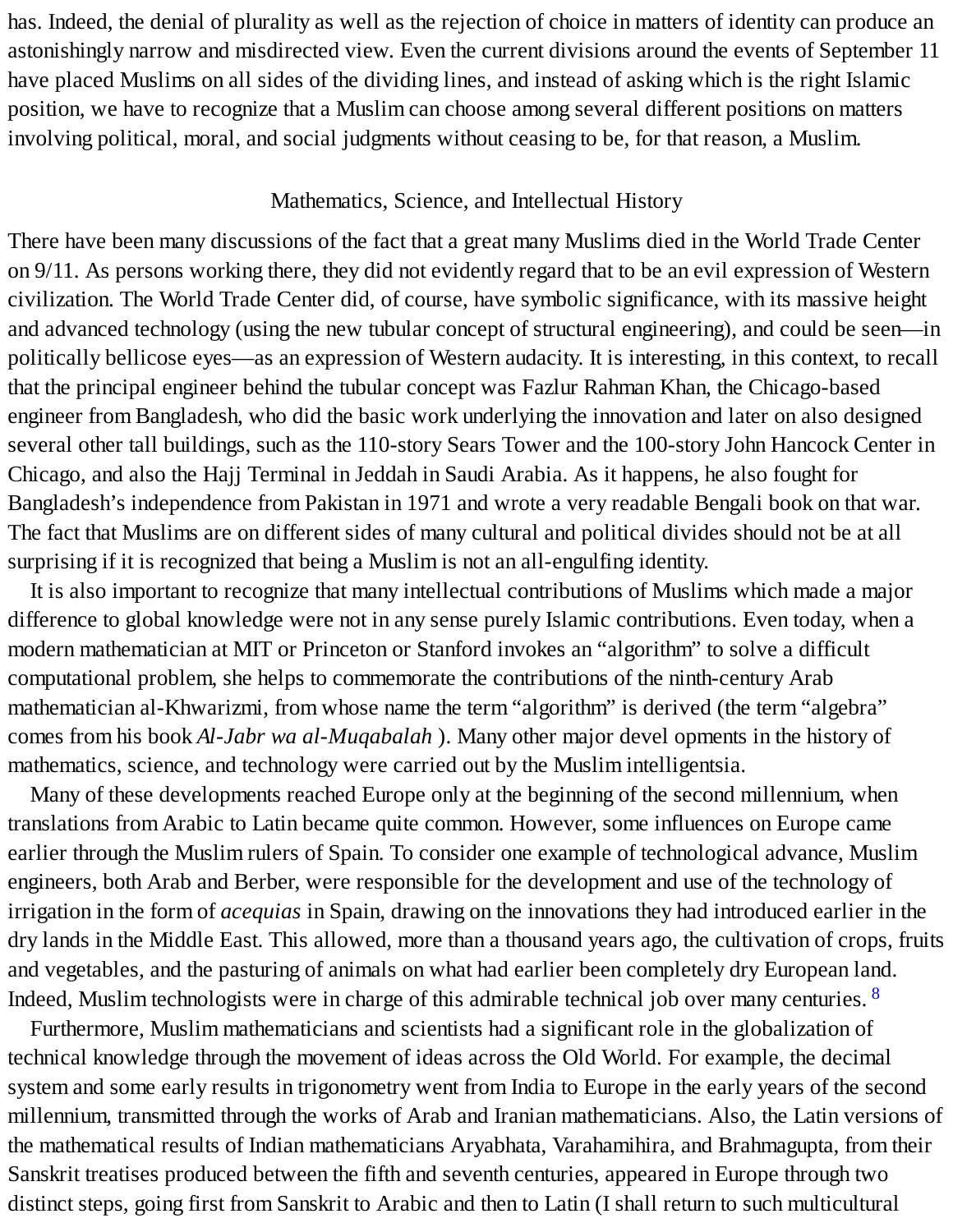has. Indeed, the denial of plurality as well as the rejection of choice in matters of identity can produce an astonishingly narrow and misdirected view. Even the current divisions around the events of September 11 have placed Muslims on all sides of the dividing lines, and instead of asking which is the right Islamic position, we have to recognize that a Muslim can choose among several different positions on matters involving political, moral, and social judgments without ceasing to be, for that reason, a Muslim.

## Mathematics, Science, and Intellectual History

There have been many discussions of the fact that a great many Muslims died in the World Trade Center on 9/11. As persons working there, they did not evidently regard that to be an evil expression of Western civilization. The World Trade Center did, of course, have symbolic significance, with its massive height and advanced technology (using the new tubular concept of structural engineering), and could be seen—in politically bellicose eyes—as an expression of Western audacity. It is interesting, in this context, to recall that the principal engineer behind the tubular concept was Fazlur Rahman Khan, the Chicago-based engineer from Bangladesh, who did the basic work underlying the innovation and later on also designed several other tall buildings, such as the 110-story Sears Tower and the 100-story John Hancock Center in Chicago, and also the Hajj Terminal in Jeddah in Saudi Arabia. As it happens, he also fought for Bangladesh's independence from Pakistan in 1971 and wrote a very readable Bengali book on that war. The fact that Muslims are on different sides of many cultural and political divides should not be at all surprising if it is recognized that being a Muslim is not an all-engulfing identity.

It is also important to recognize that many intellectual contributions of Muslims which made a major difference to global knowledge were not in any sense purely Islamic contributions. Even today, when a modern mathematician at MIT or Princeton or Stanford invokes an "algorithm" to solve a difficult computational problem, she helps to commemorate the contributions of the ninth-century Arab mathematician al-Khwarizmi, from whose name the term "algorithm" is derived (the term "algebra" comes from his book *Al-Jabr wa al-Muqabalah* ). Many other major devel opments in the history of mathematics, science, and technology were carried out by the Muslim intelligentsia.

Many of these developments reached Europe only at the beginning of the second millennium, when translations from Arabic to Latin became quite common. However, some influences on Europe came earlier through the Muslim rulers of Spain. To consider one example of technological advance, Muslim engineers, both Arab and Berber, were responsible for the development and use of the technology of irrigation in the form of *acequias* in Spain, drawing on the innovations they had introduced earlier in the dry lands in the Middle East. This allowed, more than a thousand years ago, the cultivation of crops, fruits and vegetables, and the pasturing of animals on what had earlier been completely dry European land. Indeed, Muslim technologists were in charge of this admirable technical job over many centuries. [8]

Furthermore, Muslim mathematicians and scientists had a significant role in the globalization of technical knowledge through the movement of ideas across the Old World. For example, the decimal system and some early results in trigonometry went from India to Europe in the early years of the second millennium, transmitted through the works of Arab and Iranian mathematicians. Also, the Latin versions of the mathematical results of Indian mathematicians Aryabhata, Varahamihira, and Brahmagupta, from their Sanskrit treatises produced between the fifth and seventh centuries, appeared in Europe through two distinct steps, going first from Sanskrit to Arabic and then to Latin (I shall return to such multicultural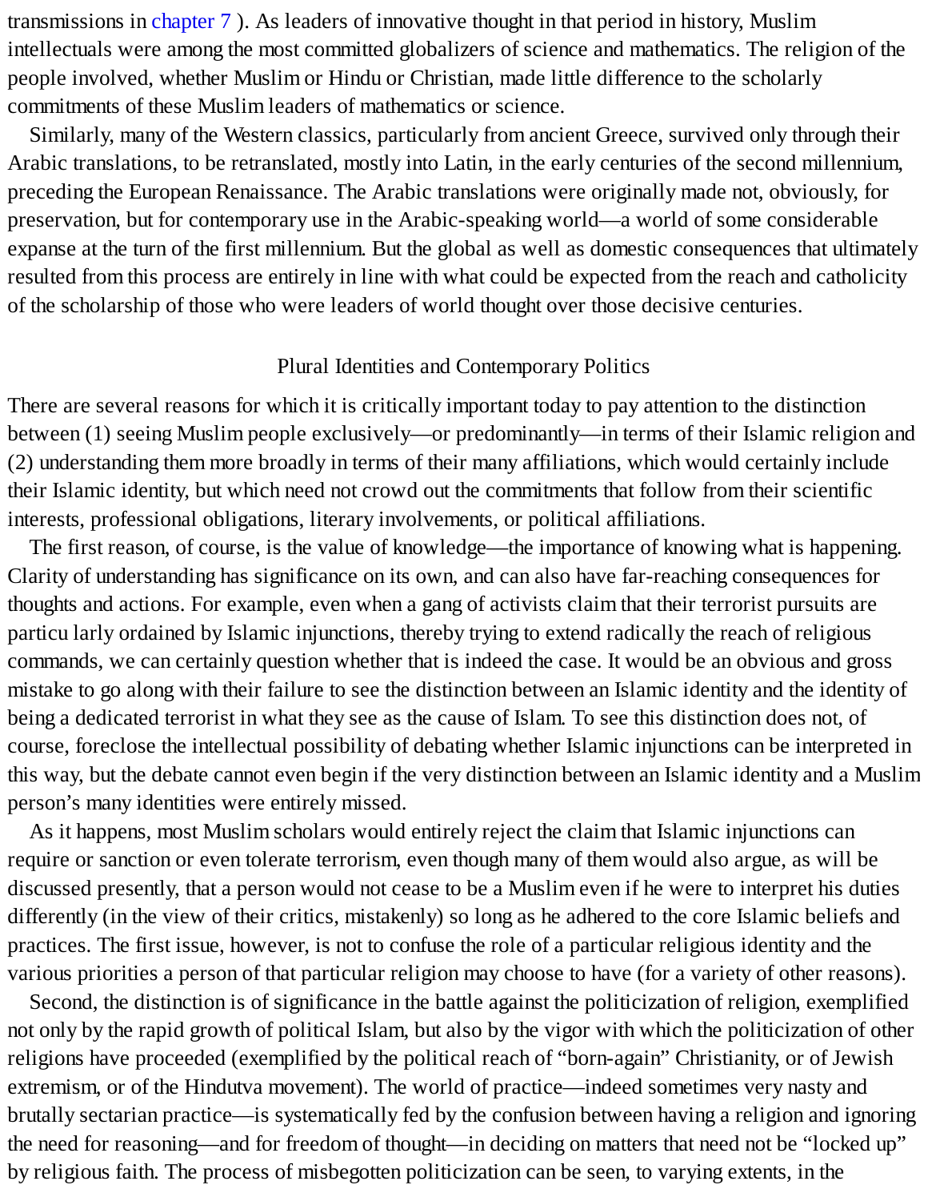transmissions in chapter 7 ). As leaders of innovative thought in that period in history, Muslim intellectuals were among the most committed globalizers of science and mathematics. The religion of the people involved, whether Muslim or Hindu or Christian, made little difference to the scholarly commitments of these Muslim leaders of mathematics or science.

Similarly, many of the Western classics, particularly from ancient Greece, survived only through their Arabic translations, to be retranslated, mostly into Latin, in the early centuries of the second millennium, preceding the European Renaissance. The Arabic translations were originally made not, obviously, for preservation, but for contemporary use in the Arabic-speaking world—a world of some considerable expanse at the turn of the first millennium. But the global as well as domestic consequences that ultimately resulted from this process are entirely in line with what could be expected from the reach and catholicity of the scholarship of those who were leaders of world thought over those decisive centuries.

## Plural Identities and Contemporary Politics

There are several reasons for which it is critically important today to pay attention to the distinction between (1) seeing Muslim people exclusively—or predominantly—in terms of their Islamic religion and (2) understanding them more broadly in terms of their many affiliations, which would certainly include their Islamic identity, but which need not crowd out the commitments that follow from their scientific interests, professional obligations, literary involvements, or political affiliations.

The first reason, of course, is the value of knowledge—the importance of knowing what is happening. Clarity of understanding has significance on its own, and can also have far-reaching consequences for thoughts and actions. For example, even when a gang of activists claim that their terrorist pursuits are particu larly ordained by Islamic injunctions, thereby trying to extend radically the reach of religious commands, we can certainly question whether that is indeed the case. It would be an obvious and gross mistake to go along with their failure to see the distinction between an Islamic identity and the identity of being a dedicated terrorist in what they see as the cause of Islam. To see this distinction does not, of course, foreclose the intellectual possibility of debating whether Islamic injunctions can be interpreted in this way, but the debate cannot even begin if the very distinction between an Islamic identity and a Muslim person's many identities were entirely missed.

As it happens, most Muslim scholars would entirely reject the claim that Islamic injunctions can require or sanction or even tolerate terrorism, even though many of them would also argue, as will be discussed presently, that a person would not cease to be a Muslim even if he were to interpret his duties differently (in the view of their critics, mistakenly) so long as he adhered to the core Islamic beliefs and practices. The first issue, however, is not to confuse the role of a particular religious identity and the various priorities a person of that particular religion may choose to have (for a variety of other reasons).

Second, the distinction is of significance in the battle against the politicization of religion, exemplified not only by the rapid growth of political Islam, but also by the vigor with which the politicization of other religions have proceeded (exemplified by the political reach of "born-again" Christianity, or of Jewish extremism, or of the Hindutva movement). The world of practice—indeed sometimes very nasty and brutally sectarian practice—is systematically fed by the confusion between having a religion and ignoring the need for reasoning—and for freedom of thought—in deciding on matters that need not be "locked up" by religious faith. The process of misbegotten politicization can be seen, to varying extents, in the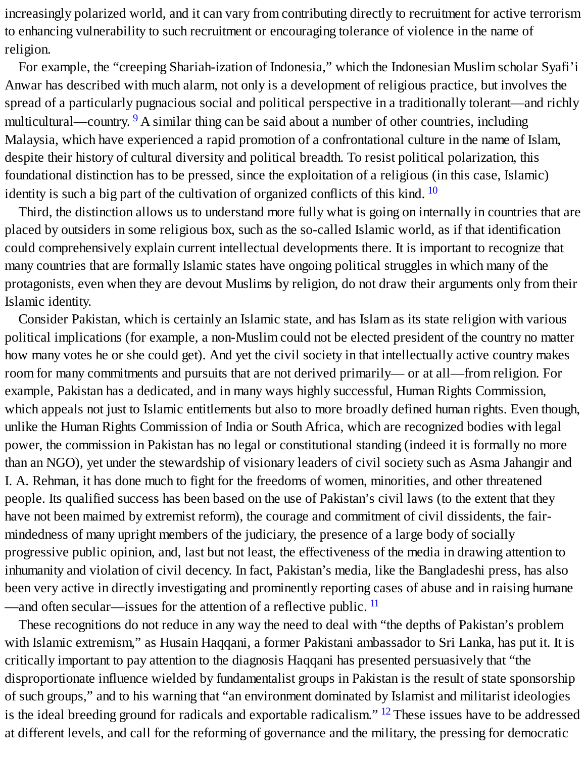increasingly polarized world, and it can vary from contributing directly to recruitment for active terrorism to enhancing vulnerability to such recruitment or encouraging tolerance of violence in the name of religion.

For example, the "creeping Shariah-ization of Indonesia," which the Indonesian Muslim scholar Syafi'i Anwar has described with much alarm, not only is a development of religious practice, but involves the spread of a particularly pugnacious social and political perspective in a traditionally tolerant—and richly multicultural—country. [9] A similar thing can be said about a number of other countries, including Malaysia, which have experienced a rapid promotion of a confrontational culture in the name of Islam, despite their history of cultural diversity and political breadth. To resist political polarization, this foundational distinction has to be pressed, since the exploitation of a religious (in this case, Islamic) identity is such a big part of the cultivation of organized conflicts of this kind. [10]

Third, the distinction allows us to understand more fully what is going on internally in countries that are placed by outsiders in some religious box, such as the so-called Islamic world, as if that identification could comprehensively explain current intellectual developments there. It is important to recognize that many countries that are formally Islamic states have ongoing political struggles in which many of the protagonists, even when they are devout Muslims by religion, do not draw their arguments only from their Islamic identity.

Consider Pakistan, which is certainly an Islamic state, and has Islam as its state religion with various political implications (for example, a non-Muslim could not be elected president of the country no matter how many votes he or she could get). And yet the civil society in that intellectually active country makes room for many commitments and pursuits that are not derived primarily— or at all—from religion. For example, Pakistan has a dedicated, and in many ways highly successful, Human Rights Commission, which appeals not just to Islamic entitlements but also to more broadly defined human rights. Even though, unlike the Human Rights Commission of India or South Africa, which are recognized bodies with legal power, the commission in Pakistan has no legal or constitutional standing (indeed it is formally no more than an NGO), yet under the stewardship of visionary leaders of civil society such as Asma Jahangir and I. A. Rehman, it has done much to fight for the freedoms of women, minorities, and other threatened people. Its qualified success has been based on the use of Pakistan's civil laws (to the extent that they have not been maimed by extremist reform), the courage and commitment of civil dissidents, the fair-mindedness of many upright members of the judiciary, the presence of a large body of socially progressive public opinion, and, last but not least, the effectiveness of the media in drawing attention to inhumanity and violation of civil decency. In fact, Pakistan's media, like the Bangladeshi press, has also been very active in directly investigating and prominently reporting cases of abuse and in raising humane —and often secular—issues for the attention of a reflective public. [11]

These recognitions do not reduce in any way the need to deal with "the depths of Pakistan's problem with Islamic extremism," as Husain Haqqani, a former Pakistani ambassador to Sri Lanka, has put it. It is critically important to pay attention to the diagnosis Haqqani has presented persuasively that "the disproportionate influence wielded by fundamentalist groups in Pakistan is the result of state sponsorship of such groups," and to his warning that "an environment dominated by Islamist and militarist ideologies is the ideal breeding ground for radicals and exportable radicalism." [12] These issues have to be addressed at different levels, and call for the reforming of governance and the military, the pressing for democratic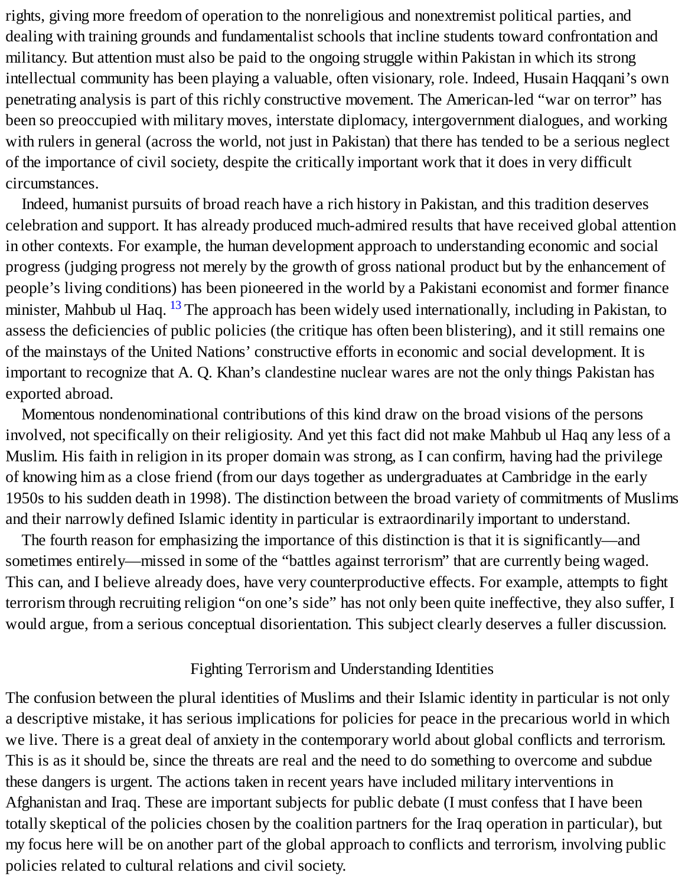rights, giving more freedom of operation to the nonreligious and nonextremist political parties, and dealing with training grounds and fundamentalist schools that incline students toward confrontation and militancy. But attention must also be paid to the ongoing struggle within Pakistan in which its strong intellectual community has been playing a valuable, often visionary, role. Indeed, Husain Haqqani's own penetrating analysis is part of this richly constructive movement. The American-led "war on terror" has been so preoccupied with military moves, interstate diplomacy, intergovernment dialogues, and working with rulers in general (across the world, not just in Pakistan) that there has tended to be a serious neglect of the importance of civil society, despite the critically important work that it does in very difficult circumstances.

Indeed, humanist pursuits of broad reach have a rich history in Pakistan, and this tradition deserves celebration and support. It has already produced much-admired results that have received global attention in other contexts. For example, the human development approach to understanding economic and social progress (judging progress not merely by the growth of gross national product but by the enhancement of people's living conditions) has been pioneered in the world by a Pakistani economist and former finance minister, Mahbub ul Haq. [13] The approach has been widely used internationally, including in Pakistan, to assess the deficiencies of public policies (the critique has often been blistering), and it still remains one of the mainstays of the United Nations' constructive efforts in economic and social development. It is important to recognize that A. Q. Khan's clandestine nuclear wares are not the only things Pakistan has exported abroad.

Momentous nondenominational contributions of this kind draw on the broad visions of the persons involved, not specifically on their religiosity. And yet this fact did not make Mahbub ul Haq any less of a Muslim. His faith in religion in its proper domain was strong, as I can confirm, having had the privilege of knowing him as a close friend (from our days together as undergraduates at Cambridge in the early 1950s to his sudden death in 1998). The distinction between the broad variety of commitments of Muslims and their narrowly defined Islamic identity in particular is extraordinarily important to understand.

The fourth reason for emphasizing the importance of this distinction is that it is significantly—and sometimes entirely—missed in some of the "battles against terrorism" that are currently being waged. This can, and I believe already does, have very counterproductive effects. For example, attempts to fight terrorism through recruiting religion "on one's side" has not only been quite ineffective, they also suffer, I would argue, from a serious conceptual disorientation. This subject clearly deserves a fuller discussion.

## Fighting Terrorism and Understanding Identities

The confusion between the plural identities of Muslims and their Islamic identity in particular is not only a descriptive mistake, it has serious implications for policies for peace in the precarious world in which we live. There is a great deal of anxiety in the contemporary world about global conflicts and terrorism. This is as it should be, since the threats are real and the need to do something to overcome and subdue these dangers is urgent. The actions taken in recent years have included military interventions in Afghanistan and Iraq. These are important subjects for public debate (I must confess that I have been totally skeptical of the policies chosen by the coalition partners for the Iraq operation in particular), but my focus here will be on another part of the global approach to conflicts and terrorism, involving public policies related to cultural relations and civil society.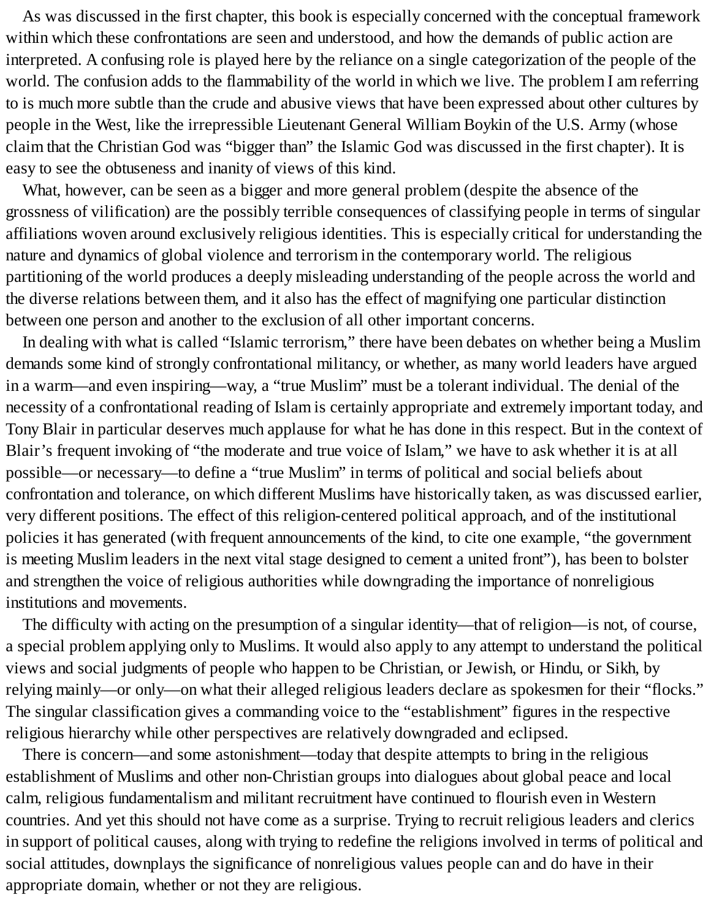As was discussed in the first chapter, this book is especially concerned with the conceptual framework within which these confrontations are seen and understood, and how the demands of public action are interpreted. A confusing role is played here by the reliance on a single categorization of the people of the world. The confusion adds to the flammability of the world in which we live. The problem I am referring to is much more subtle than the crude and abusive views that have been expressed about other cultures by people in the West, like the irrepressible Lieutenant General William Boykin of the U.S. Army (whose claim that the Christian God was "bigger than" the Islamic God was discussed in the first chapter). It is easy to see the obtuseness and inanity of views of this kind.

What, however, can be seen as a bigger and more general problem (despite the absence of the grossness of vilification) are the possibly terrible consequences of classifying people in terms of singular affiliations woven around exclusively religious identities. This is especially critical for understanding the nature and dynamics of global violence and terrorism in the contemporary world. The religious partitioning of the world produces a deeply misleading understanding of the people across the world and the diverse relations between them, and it also has the effect of magnifying one particular distinction between one person and another to the exclusion of all other important concerns.

In dealing with what is called "Islamic terrorism," there have been debates on whether being a Muslim demands some kind of strongly confrontational militancy, or whether, as many world leaders have argued in a warm—and even inspiring—way, a "true Muslim" must be a tolerant individual. The denial of the necessity of a confrontational reading of Islam is certainly appropriate and extremely important today, and Tony Blair in particular deserves much applause for what he has done in this respect. But in the context of Blair's frequent invoking of "the moderate and true voice of Islam," we have to ask whether it is at all possible—or necessary—to define a "true Muslim" in terms of political and social beliefs about confrontation and tolerance, on which different Muslims have historically taken, as was discussed earlier, very different positions. The effect of this religion-centered political approach, and of the institutional policies it has generated (with frequent announcements of the kind, to cite one example, "the government is meeting Muslim leaders in the next vital stage designed to cement a united front"), has been to bolster and strengthen the voice of religious authorities while downgrading the importance of nonreligious institutions and movements.

The difficulty with acting on the presumption of a singular identity—that of religion—is not, of course, a special problem applying only to Muslims. It would also apply to any attempt to understand the political views and social judgments of people who happen to be Christian, or Jewish, or Hindu, or Sikh, by relying mainly—or only—on what their alleged religious leaders declare as spokesmen for their "flocks." The singular classification gives a commanding voice to the "establishment" figures in the respective religious hierarchy while other perspectives are relatively downgraded and eclipsed.

There is concern—and some astonishment—today that despite attempts to bring in the religious establishment of Muslims and other non-Christian groups into dialogues about global peace and local calm, religious fundamentalism and militant recruitment have continued to flourish even in Western countries. And yet this should not have come as a surprise. Trying to recruit religious leaders and clerics in support of political causes, along with trying to redefine the religions involved in terms of political and social attitudes, downplays the significance of nonreligious values people can and do have in their appropriate domain, whether or not they are religious.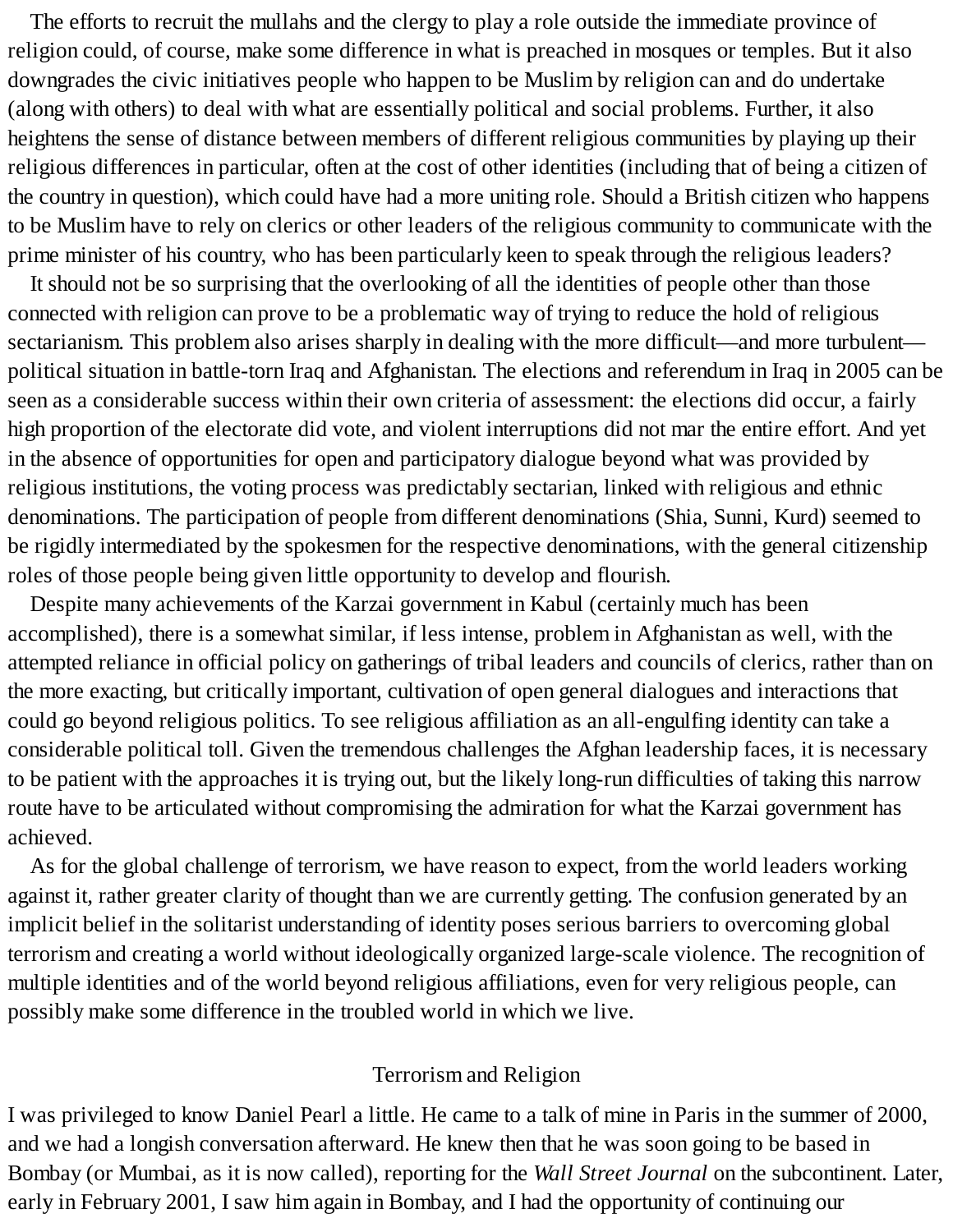The efforts to recruit the mullahs and the clergy to play a role outside the immediate province of religion could, of course, make some difference in what is preached in mosques or temples. But it also downgrades the civic initiatives people who happen to be Muslim by religion can and do undertake (along with others) to deal with what are essentially political and social problems. Further, it also heightens the sense of distance between members of different religious communities by playing up their religious differences in particular, often at the cost of other identities (including that of being a citizen of the country in question), which could have had a more uniting role. Should a British citizen who happens to be Muslim have to rely on clerics or other leaders of the religious community to communicate with the prime minister of his country, who has been particularly keen to speak through the religious leaders?

It should not be so surprising that the overlooking of all the identities of people other than those connected with religion can prove to be a problematic way of trying to reduce the hold of religious sectarianism. This problem also arises sharply in dealing with the more difficult—and more turbulent—political situation in battle-torn Iraq and Afghanistan. The elections and referendum in Iraq in 2005 can be seen as a considerable success within their own criteria of assessment: the elections did occur, a fairly high proportion of the electorate did vote, and violent interruptions did not mar the entire effort. And yet in the absence of opportunities for open and participatory dialogue beyond what was provided by religious institutions, the voting process was predictably sectarian, linked with religious and ethnic denominations. The participation of people from different denominations (Shia, Sunni, Kurd) seemed to be rigidly intermediated by the spokesmen for the respective denominations, with the general citizenship roles of those people being given little opportunity to develop and flourish.

Despite many achievements of the Karzai government in Kabul (certainly much has been accomplished), there is a somewhat similar, if less intense, problem in Afghanistan as well, with the attempted reliance in official policy on gatherings of tribal leaders and councils of clerics, rather than on the more exacting, but critically important, cultivation of open general dialogues and interactions that could go beyond religious politics. To see religious affiliation as an all-engulfing identity can take a considerable political toll. Given the tremendous challenges the Afghan leadership faces, it is necessary to be patient with the approaches it is trying out, but the likely long-run difficulties of taking this narrow route have to be articulated without compromising the admiration for what the Karzai government has achieved.

As for the global challenge of terrorism, we have reason to expect, from the world leaders working against it, rather greater clarity of thought than we are currently getting. The confusion generated by an implicit belief in the solitarist understanding of identity poses serious barriers to overcoming global terrorism and creating a world without ideologically organized large-scale violence. The recognition of multiple identities and of the world beyond religious affiliations, even for very religious people, can possibly make some difference in the troubled world in which we live.

## Terrorism and Religion

I was privileged to know Daniel Pearl a little. He came to a talk of mine in Paris in the summer of 2000, and we had a longish conversation afterward. He knew then that he was soon going to be based in Bombay (or Mumbai, as it is now called), reporting for the *Wall Street Journal* on the subcontinent. Later, early in February 2001, I saw him again in Bombay, and I had the opportunity of continuing our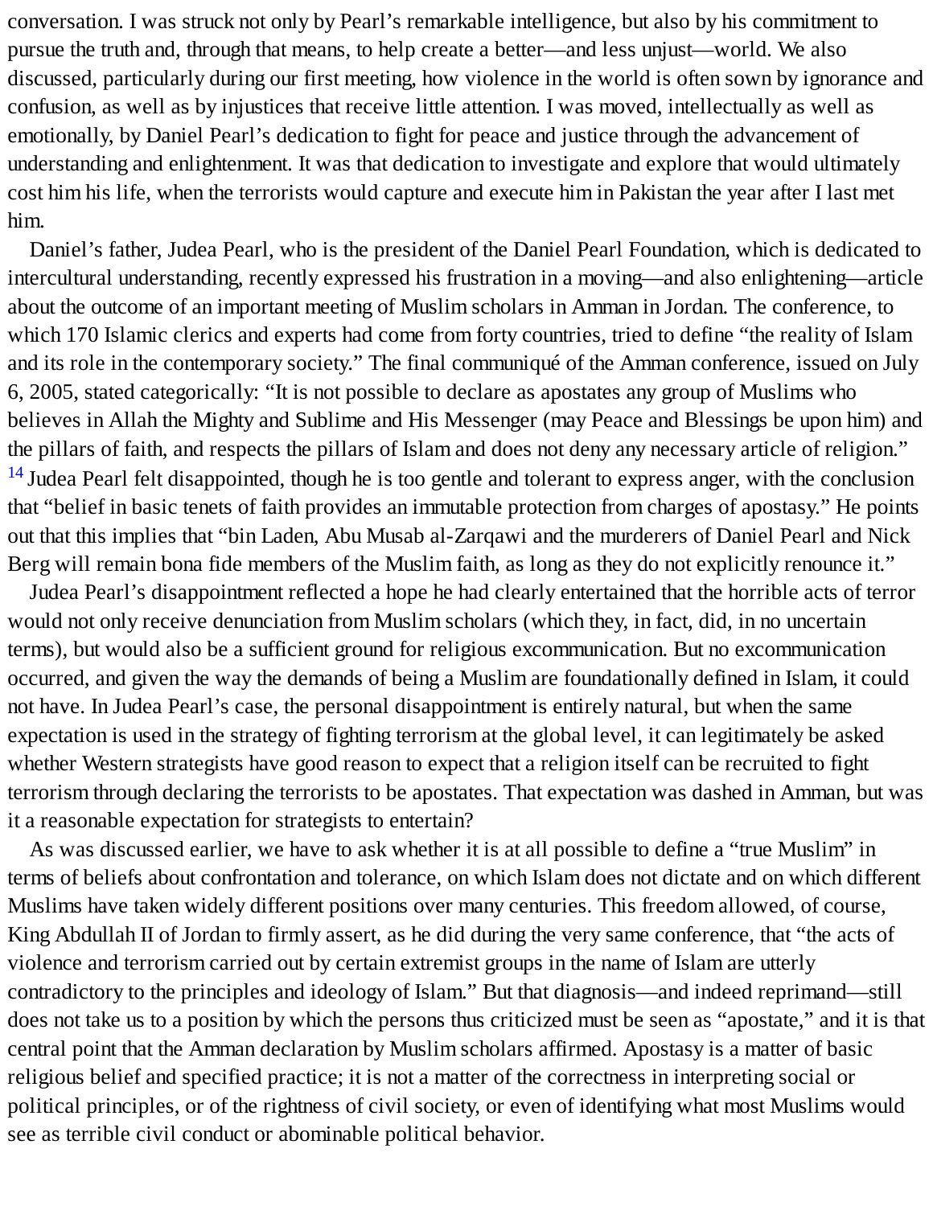conversation. I was struck not only by Pearl's remarkable intelligence, but also by his commitment to pursue the truth and, through that means, to help create a better—and less unjust—world. We also discussed, particularly during our first meeting, how violence in the world is often sown by ignorance and confusion, as well as by injustices that receive little attention. I was moved, intellectually as well as emotionally, by Daniel Pearl's dedication to fight for peace and justice through the advancement of understanding and enlightenment. It was that dedication to investigate and explore that would ultimately cost him his life, when the terrorists would capture and execute him in Pakistan the year after I last met him.

Daniel's father, Judea Pearl, who is the president of the Daniel Pearl Foundation, which is dedicated to intercultural understanding, recently expressed his frustration in a moving—and also enlightening—article about the outcome of an important meeting of Muslim scholars in Amman in Jordan. The conference, to which 170 Islamic clerics and experts had come from forty countries, tried to define "the reality of Islam and its role in the contemporary society." The final communiqué of the Amman conference, issued on July 6, 2005, stated categorically: "It is not possible to declare as apostates any group of Muslims who believes in Allah the Mighty and Sublime and His Messenger (may Peace and Blessings be upon him) and the pillars of faith, and respects the pillars of Islam and does not deny any necessary article of religion."[14] Judea Pearl felt disappointed, though he is too gentle and tolerant to express anger, with the conclusion that "belief in basic tenets of faith provides an immutable protection from charges of apostasy." He points out that this implies that "bin Laden, Abu Musab al-Zarqawi and the murderers of Daniel Pearl and Nick Berg will remain bona fide members of the Muslim faith, as long as they do not explicitly renounce it."

Judea Pearl's disappointment reflected a hope he had clearly entertained that the horrible acts of terror would not only receive denunciation from Muslim scholars (which they, in fact, did, in no uncertain terms), but would also be a sufficient ground for religious excommunication. But no excommunication occurred, and given the way the demands of being a Muslim are foundationally defined in Islam, it could not have. In Judea Pearl's case, the personal disappointment is entirely natural, but when the same expectation is used in the strategy of fighting terrorism at the global level, it can legitimately be asked whether Western strategists have good reason to expect that a religion itself can be recruited to fight terrorism through declaring the terrorists to be apostates. That expectation was dashed in Amman, but was it a reasonable expectation for strategists to entertain?

As was discussed earlier, we have to ask whether it is at all possible to define a "true Muslim" in terms of beliefs about confrontation and tolerance, on which Islam does not dictate and on which different Muslims have taken widely different positions over many centuries. This freedom allowed, of course, King Abdullah II of Jordan to firmly assert, as he did during the very same conference, that "the acts of violence and terrorism carried out by certain extremist groups in the name of Islam are utterly contradictory to the principles and ideology of Islam." But that diagnosis—and indeed reprimand—still does not take us to a position by which the persons thus criticized must be seen as "apostate," and it is that central point that the Amman declaration by Muslim scholars affirmed. Apostasy is a matter of basic religious belief and specified practice; it is not a matter of the correctness in interpreting social or political principles, or of the rightness of civil society, or even of identifying what most Muslims would see as terrible civil conduct or abominable political behavior.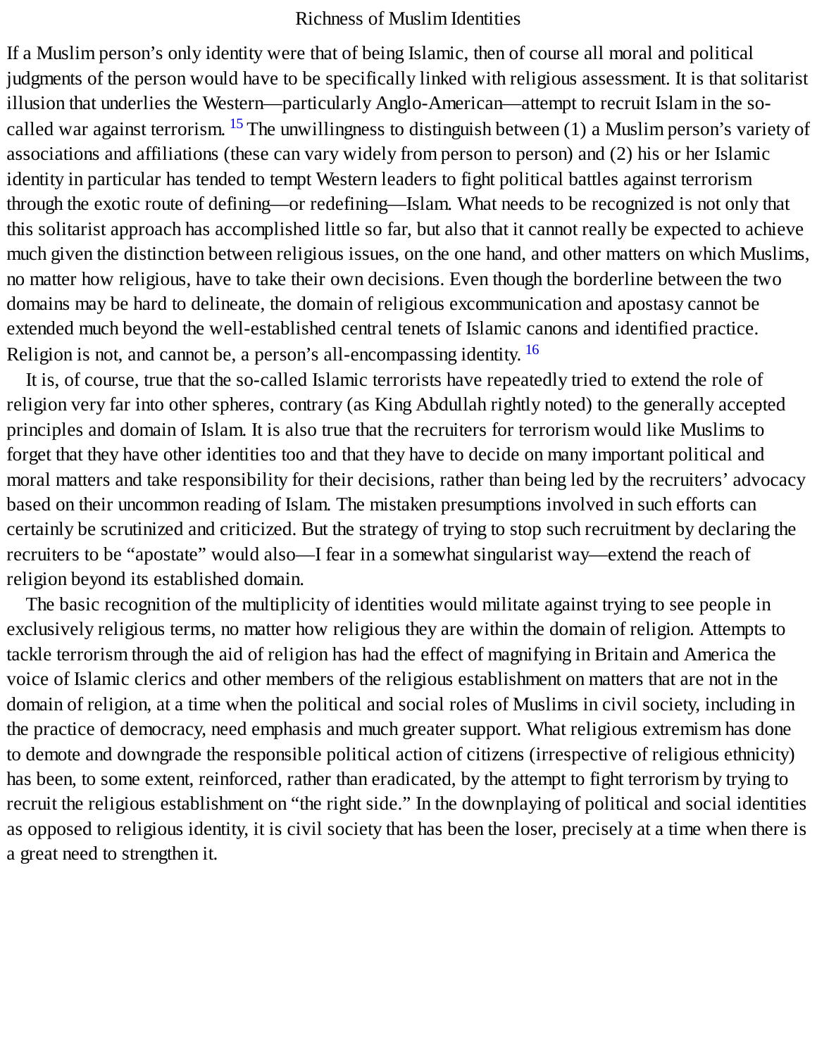If a Muslim person's only identity were that of being Islamic, then of course all moral and political judgments of the person would have to be specifically linked with religious assessment. It is that solitarist illusion that underlies the Western—particularly Anglo-American—attempt to recruit Islam in the so-called war against terrorism. [15] The unwillingness to distinguish between (1) a Muslim person's variety of associations and affiliations (these can vary widely from person to person) and (2) his or her Islamic identity in particular has tended to tempt Western leaders to fight political battles against terrorism through the exotic route of defining—or redefining—Islam. What needs to be recognized is not only that this solitarist approach has accomplished little so far, but also that it cannot really be expected to achieve much given the distinction between religious issues, on the one hand, and other matters on which Muslims, no matter how religious, have to take their own decisions. Even though the borderline between the two domains may be hard to delineate, the domain of religious excommunication and apostasy cannot be extended much beyond the well-established central tenets of Islamic canons and identified practice. Religion is not, and cannot be, a person's all-encompassing identity. [16]

It is, of course, true that the so-called Islamic terrorists have repeatedly tried to extend the role of religion very far into other spheres, contrary (as King Abdullah rightly noted) to the generally accepted principles and domain of Islam. It is also true that the recruiters for terrorism would like Muslims to forget that they have other identities too and that they have to decide on many important political and moral matters and take responsibility for their decisions, rather than being led by the recruiters' advocacy based on their uncommon reading of Islam. The mistaken presumptions involved in such efforts can certainly be scrutinized and criticized. But the strategy of trying to stop such recruitment by declaring the recruiters to be "apostate" would also—I fear in a somewhat singularist way—extend the reach of religion beyond its established domain.

The basic recognition of the multiplicity of identities would militate against trying to see people in exclusively religious terms, no matter how religious they are within the domain of religion. Attempts to tackle terrorism through the aid of religion has had the effect of magnifying in Britain and America the voice of Islamic clerics and other members of the religious establishment on matters that are not in the domain of religion, at a time when the political and social roles of Muslims in civil society, including in the practice of democracy, need emphasis and much greater support. What religious extremism has done to demote and downgrade the responsible political action of citizens (irrespective of religious ethnicity) has been, to some extent, reinforced, rather than eradicated, by the attempt to fight terrorism by trying to recruit the religious establishment on "the right side." In the downplaying of political and social identities as opposed to religious identity, it is civil society that has been the loser, precisely at a time when there is a great need to strengthen it.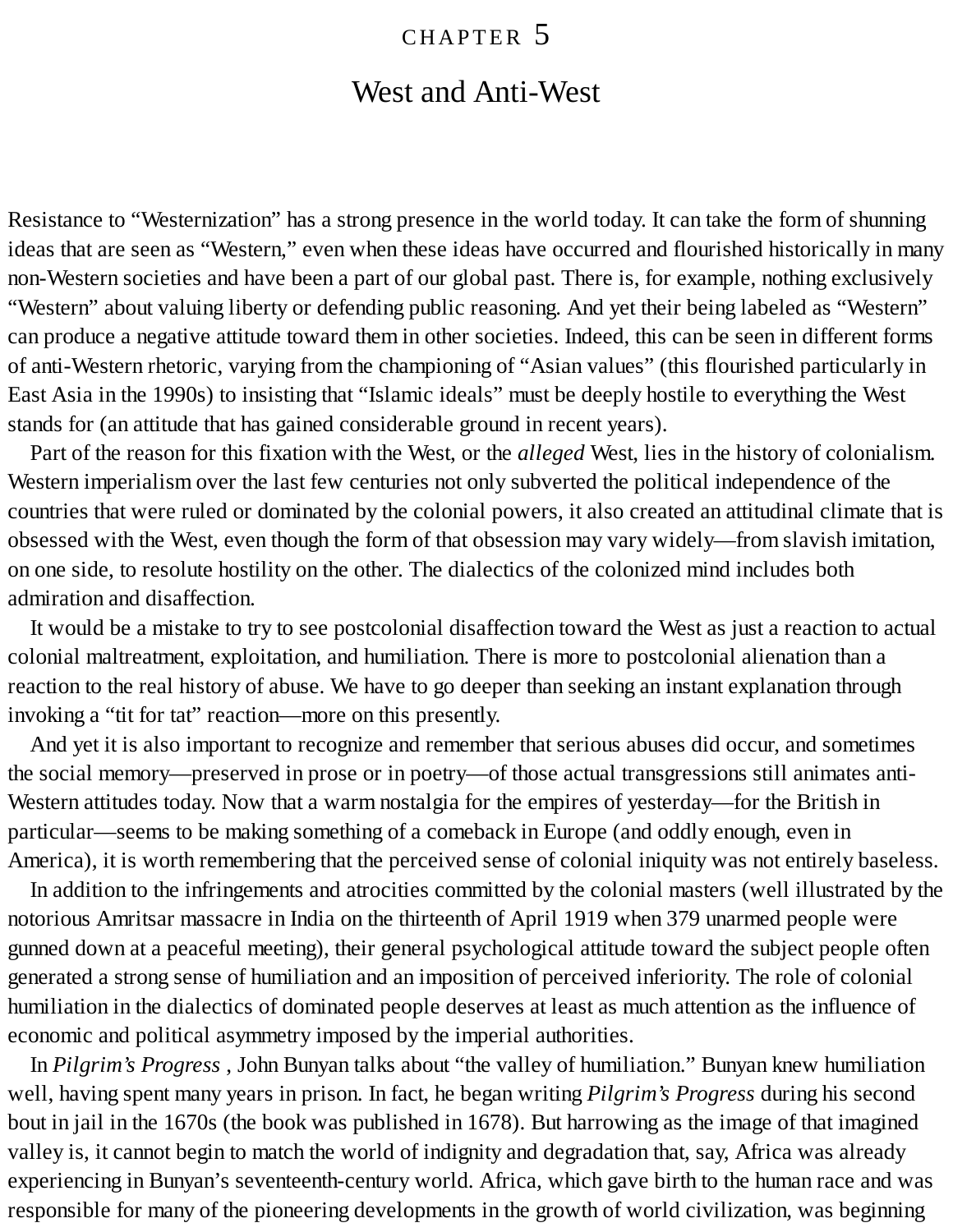# CHAPTER 5

## West and Anti-West

Resistance to "Westernization" has a strong presence in the world today. It can take the form of shunning ideas that are seen as "Western," even when these ideas have occurred and flourished historically in many non-Western societies and have been a part of our global past. There is, for example, nothing exclusively "Western" about valuing liberty or defending public reasoning. And yet their being labeled as "Western" can produce a negative attitude toward them in other societies. Indeed, this can be seen in different forms of anti-Western rhetoric, varying from the championing of "Asian values" (this flourished particularly in East Asia in the 1990s) to insisting that "Islamic ideals" must be deeply hostile to everything the West stands for (an attitude that has gained considerable ground in recent years).

Part of the reason for this fixation with the West, or the *alleged* West, lies in the history of colonialism. Western imperialism over the last few centuries not only subverted the political independence of the countries that were ruled or dominated by the colonial powers, it also created an attitudinal climate that is obsessed with the West, even though the form of that obsession may vary widely—from slavish imitation, on one side, to resolute hostility on the other. The dialectics of the colonized mind includes both admiration and disaffection.

It would be a mistake to try to see postcolonial disaffection toward the West as just a reaction to actual colonial maltreatment, exploitation, and humiliation. There is more to postcolonial alienation than a reaction to the real history of abuse. We have to go deeper than seeking an instant explanation through invoking a "tit for tat" reaction—more on this presently.

And yet it is also important to recognize and remember that serious abuses did occur, and sometimes the social memory—preserved in prose or in poetry—of those actual transgressions still animates anti-Western attitudes today. Now that a warm nostalgia for the empires of yesterday—for the British in particular—seems to be making something of a comeback in Europe (and oddly enough, even in America), it is worth remembering that the perceived sense of colonial iniquity was not entirely baseless.

In addition to the infringements and atrocities committed by the colonial masters (well illustrated by the notorious Amritsar massacre in India on the thirteenth of April 1919 when 379 unarmed people were gunned down at a peaceful meeting), their general psychological attitude toward the subject people often generated a strong sense of humiliation and an imposition of perceived inferiority. The role of colonial humiliation in the dialectics of dominated people deserves at least as much attention as the influence of economic and political asymmetry imposed by the imperial authorities.

In *Pilgrim's Progress* , John Bunyan talks about "the valley of humiliation." Bunyan knew humiliation well, having spent many years in prison. In fact, he began writing *Pilgrim's Progress* during his second bout in jail in the 1670s (the book was published in 1678). But harrowing as the image of that imagined valley is, it cannot begin to match the world of indignity and degradation that, say, Africa was already experiencing in Bunyan's seventeenth-century world. Africa, which gave birth to the human race and was responsible for many of the pioneering developments in the growth of world civilization, was beginning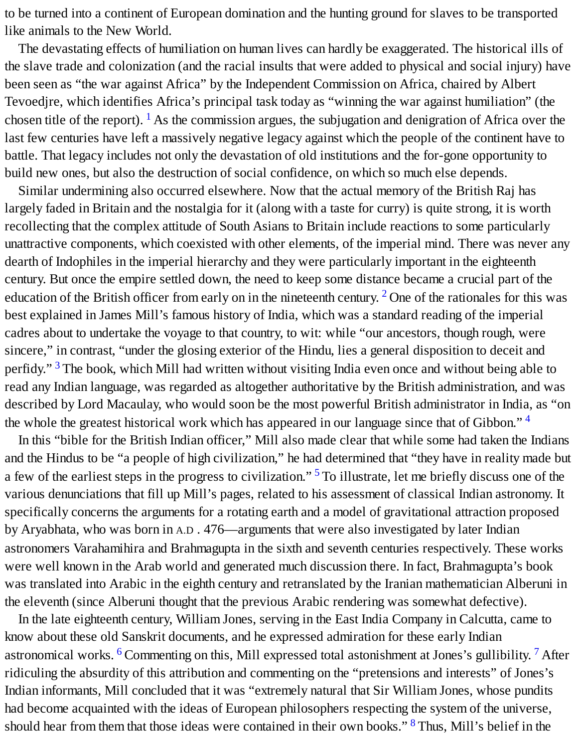to be turned into a continent of European domination and the hunting ground for slaves to be transported like animals to the New World.

The devastating effects of humiliation on human lives can hardly be exaggerated. The historical ills of the slave trade and colonization (and the racial insults that were added to physical and social injury) have been seen as "the war against Africa" by the Independent Commission on Africa, chaired by Albert Tevoedjre, which identifies Africa's principal task today as "winning the war against humiliation" (the chosen title of the report). [1] As the commission argues, the subjugation and denigration of Africa over the last few centuries have left a massively negative legacy against which the people of the continent have to battle. That legacy includes not only the devastation of old institutions and the for-gone opportunity to build new ones, but also the destruction of social confidence, on which so much else depends.

Similar undermining also occurred elsewhere. Now that the actual memory of the British Raj has largely faded in Britain and the nostalgia for it (along with a taste for curry) is quite strong, it is worth recollecting that the complex attitude of South Asians to Britain include reactions to some particularly unattractive components, which coexisted with other elements, of the imperial mind. There was never any dearth of Indophiles in the imperial hierarchy and they were particularly important in the eighteenth century. But once the empire settled down, the need to keep some distance became a crucial part of the education of the British officer from early on in the nineteenth century. [2] One of the rationales for this was best explained in James Mill's famous history of India, which was a standard reading of the imperial cadres about to undertake the voyage to that country, to wit: while "our ancestors, though rough, were sincere," in contrast, "under the glosing exterior of the Hindu, lies a general disposition to deceit and perfidy." [3] The book, which Mill had written without visiting India even once and without being able to read any Indian language, was regarded as altogether authoritative by the British administration, and was described by Lord Macaulay, who would soon be the most powerful British administrator in India, as "on the whole the greatest historical work which has appeared in our language since that of Gibbon." [4]

In this "bible for the British Indian officer," Mill also made clear that while some had taken the Indians and the Hindus to be "a people of high civilization," he had determined that "they have in reality made but a few of the earliest steps in the progress to civilization." [5] To illustrate, let me briefly discuss one of the various denunciations that fill up Mill's pages, related to his assessment of classical Indian astronomy. It specifically concerns the arguments for a rotating earth and a model of gravitational attraction proposed by Aryabhata, who was born in A.D . 476—arguments that were also investigated by later Indian astronomers Varahamihira and Brahmagupta in the sixth and seventh centuries respectively. These works were well known in the Arab world and generated much discussion there. In fact, Brahmagupta's book was translated into Arabic in the eighth century and retranslated by the Iranian mathematician Alberuni in the eleventh (since Alberuni thought that the previous Arabic rendering was somewhat defective).

In the late eighteenth century, William Jones, serving in the East India Company in Calcutta, came to know about these old Sanskrit documents, and he expressed admiration for these early Indian astronomical works. [6] Commenting on this, Mill expressed total astonishment at Jones's gullibility. [7] After ridiculing the absurdity of this attribution and commenting on the "pretensions and interests" of Jones's Indian informants, Mill concluded that it was "extremely natural that Sir William Jones, whose pundits had become acquainted with the ideas of European philosophers respecting the system of the universe, should hear from them that those ideas were contained in their own books." [8] Thus, Mill's belief in the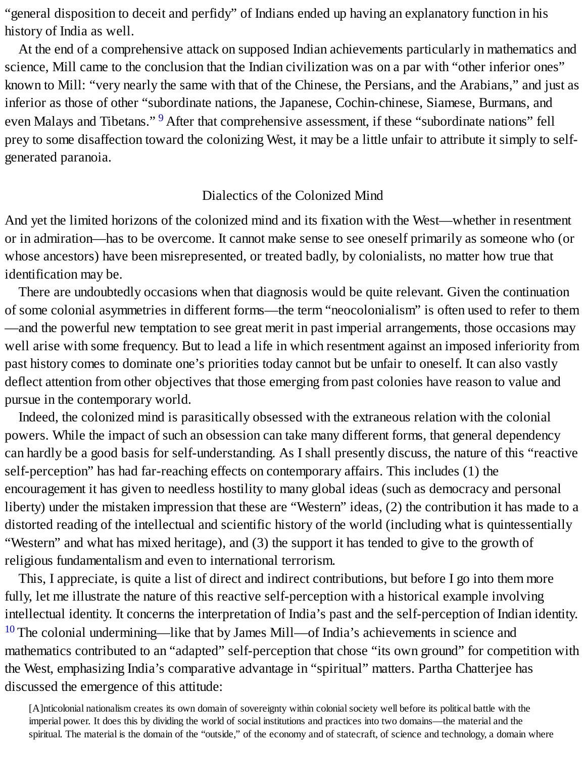“general disposition to deceit and perfidy” of Indians ended up having an explanatory function in his history of India as well.

At the end of a comprehensive attack on supposed Indian achievements particularly in mathematics and science, Mill came to the conclusion that the Indian civilization was on a par with “other inferior ones” known to Mill: “very nearly the same with that of the Chinese, the Persians, and the Arabians,” and just as inferior as those of other “subordinate nations, the Japanese, Cochin-chinese, Siamese, Burmans, and even Malays and Tibetans.”[9] After that comprehensive assessment, if these “subordinate nations” fell prey to some disaffection toward the colonizing West, it may be a little unfair to attribute it simply to self-generated paranoia.

## Dialectics of the Colonized Mind

And yet the limited horizons of the colonized mind and its fixation with the West—whether in resentment or in admiration—has to be overcome. It cannot make sense to see oneself primarily as someone who (or whose ancestors) have been misrepresented, or treated badly, by colonialists, no matter how true that identification may be.

There are undoubtedly occasions when that diagnosis would be quite relevant. Given the continuation of some colonial asymmetries in different forms—the term “neocolonialism” is often used to refer to them—and the powerful new temptation to see great merit in past imperial arrangements, those occasions may well arise with some frequency. But to lead a life in which resentment against an imposed inferiority from past history comes to dominate one’s priorities today cannot but be unfair to oneself. It can also vastly deflect attention from other objectives that those emerging from past colonies have reason to value and pursue in the contemporary world.

Indeed, the colonized mind is parasitically obsessed with the extraneous relation with the colonial powers. While the impact of such an obsession can take many different forms, that general dependency can hardly be a good basis for self-understanding. As I shall presently discuss, the nature of this “reactive self-perception” has had far-reaching effects on contemporary affairs. This includes (1) the encouragement it has given to needless hostility to many global ideas (such as democracy and personal liberty) under the mistaken impression that these are “Western” ideas, (2) the contribution it has made to a distorted reading of the intellectual and scientific history of the world (including what is quintessentially “Western” and what has mixed heritage), and (3) the support it has tended to give to the growth of religious fundamentalism and even to international terrorism.

This, I appreciate, is quite a list of direct and indirect contributions, but before I go into them more fully, let me illustrate the nature of this reactive self-perception with a historical example involving intellectual identity. It concerns the interpretation of India’s past and the self-perception of Indian identity.[10] The colonial undermining—like that by James Mill—of India’s achievements in science and mathematics contributed to an “adapted” self-perception that chose “its own ground” for competition with the West, emphasizing India’s comparative advantage in “spiritual” matters. Partha Chatterjee has discussed the emergence of this attitude:

> [A]nticolonial nationalism creates its own domain of sovereignty within colonial society well before its political battle with the imperial power. It does this by dividing the world of social institutions and practices into two domains—the material and the spiritual. The material is the domain of the “outside,” of the economy and of statecraft, of science and technology, a domain where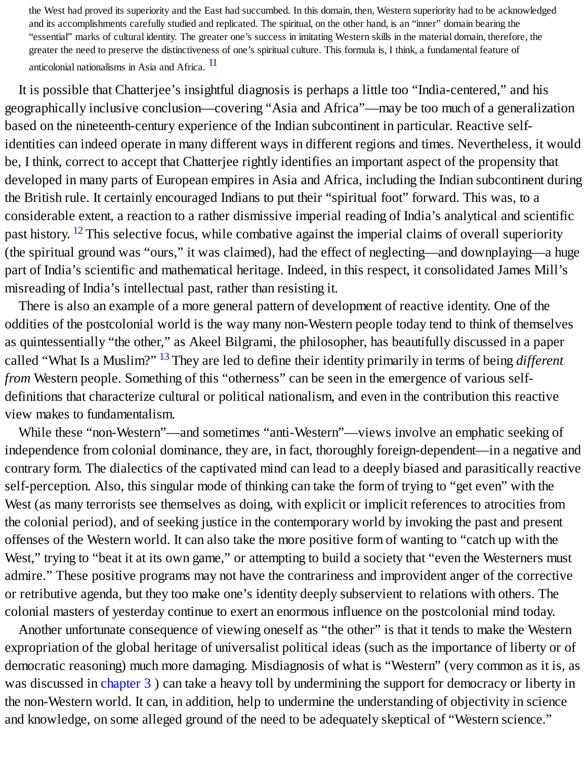> the West had proved its superiority and the East had succumbed. In this domain, then, Western superiority had to be acknowledged and its accomplishments carefully studied and replicated. The spiritual, on the other hand, is an "inner" domain bearing the "essential" marks of cultural identity. The greater one's success in imitating Western skills in the material domain, therefore, the greater the need to preserve the distinctiveness of one's spiritual culture. This formula is, I think, a fundamental feature of anticolonial nationalisms in Asia and Africa. [11]

It is possible that Chatterjee's insightful diagnosis is perhaps a little too "India-centered," and his geographically inclusive conclusion—covering "Asia and Africa"—may be too much of a generalization based on the nineteenth-century experience of the Indian subcontinent in particular. Reactive self-identities can indeed operate in many different ways in different regions and times. Nevertheless, it would be, I think, correct to accept that Chatterjee rightly identifies an important aspect of the propensity that developed in many parts of European empires in Asia and Africa, including the Indian subcontinent during the British rule. It certainly encouraged Indians to put their "spiritual foot" forward. This was, to a considerable extent, a reaction to a rather dismissive imperial reading of India's analytical and scientific past history. [12] This selective focus, while combative against the imperial claims of overall superiority (the spiritual ground was "ours," it was claimed), had the effect of neglecting—and downplaying—a huge part of India's scientific and mathematical heritage. Indeed, in this respect, it consolidated James Mill's misreading of India's intellectual past, rather than resisting it.

There is also an example of a more general pattern of development of reactive identity. One of the oddities of the postcolonial world is the way many non-Western people today tend to think of themselves as quintessentially "the other," as Akeel Bilgrami, the philosopher, has beautifully discussed in a paper called "What Is a Muslim?" [13] They are led to define their identity primarily in terms of being *different from* Western people. Something of this "otherness" can be seen in the emergence of various self-definitions that characterize cultural or political nationalism, and even in the contribution this reactive view makes to fundamentalism.

While these "non-Western"—and sometimes "anti-Western"—views involve an emphatic seeking of independence from colonial dominance, they are, in fact, thoroughly foreign-dependent—in a negative and contrary form. The dialectics of the captivated mind can lead to a deeply biased and parasitically reactive self-perception. Also, this singular mode of thinking can take the form of trying to "get even" with the West (as many terrorists see themselves as doing, with explicit or implicit references to atrocities from the colonial period), and of seeking justice in the contemporary world by invoking the past and present offenses of the Western world. It can also take the more positive form of wanting to "catch up with the West," trying to "beat it at its own game," or attempting to build a society that "even the Westerners must admire." These positive programs may not have the contrariness and improvident anger of the corrective or retributive agenda, but they too make one's identity deeply subservient to relations with others. The colonial masters of yesterday continue to exert an enormous influence on the postcolonial mind today.

Another unfortunate consequence of viewing oneself as "the other" is that it tends to make the Western expropriation of the global heritage of universalist political ideas (such as the importance of liberty or of democratic reasoning) much more damaging. Misdiagnosis of what is "Western" (very common as it is, as was discussed in chapter 3 ) can take a heavy toll by undermining the support for democracy or liberty in the non-Western world. It can, in addition, help to undermine the understanding of objectivity in science and knowledge, on some alleged ground of the need to be adequately skeptical of "Western science."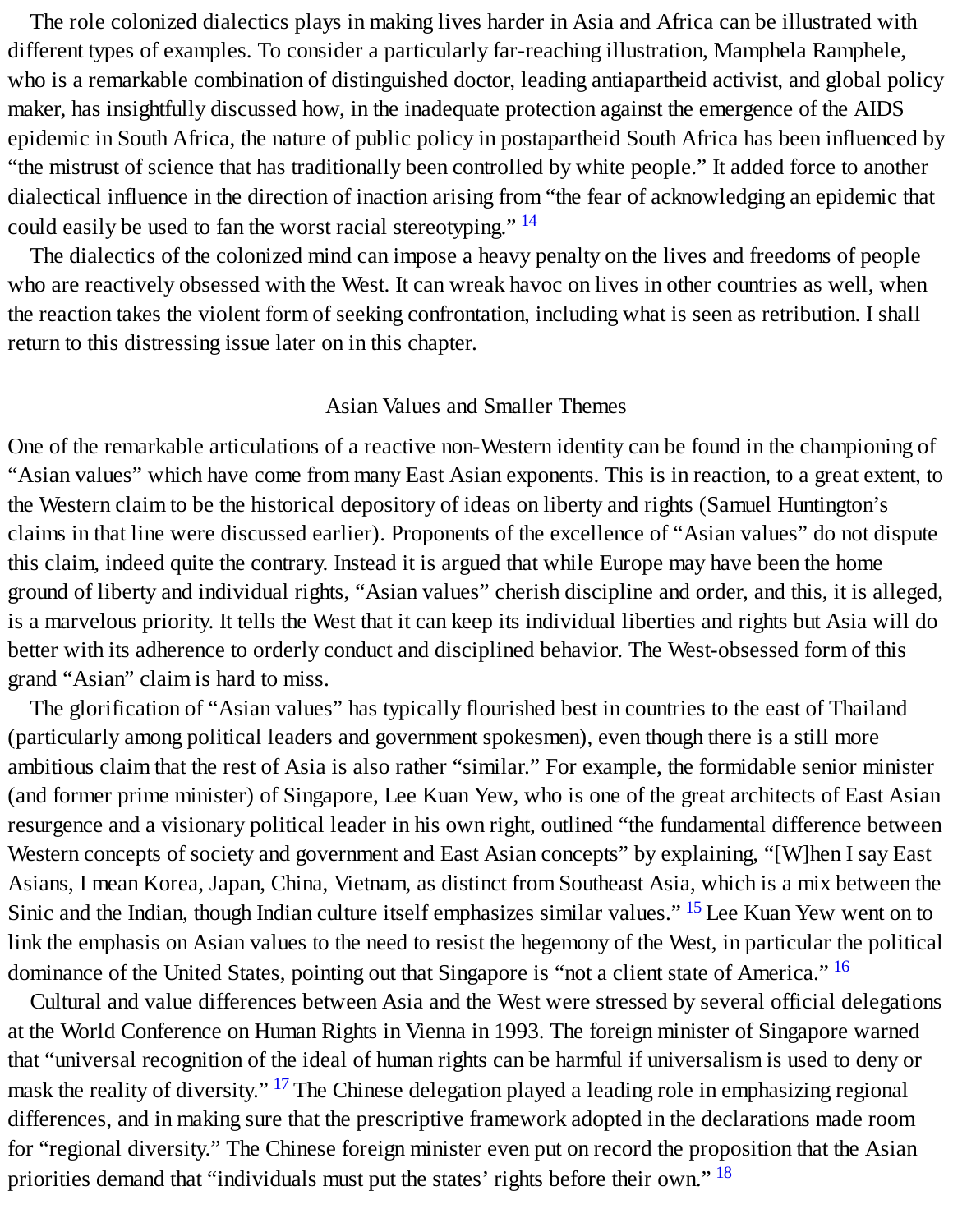The role colonized dialectics plays in making lives harder in Asia and Africa can be illustrated with different types of examples. To consider a particularly far-reaching illustration, Mamphela Ramphele, who is a remarkable combination of distinguished doctor, leading antiapartheid activist, and global policy maker, has insightfully discussed how, in the inadequate protection against the emergence of the AIDS epidemic in South Africa, the nature of public policy in postapartheid South Africa has been influenced by "the mistrust of science that has traditionally been controlled by white people." It added force to another dialectical influence in the direction of inaction arising from "the fear of acknowledging an epidemic that could easily be used to fan the worst racial stereotyping." [14]

The dialectics of the colonized mind can impose a heavy penalty on the lives and freedoms of people who are reactively obsessed with the West. It can wreak havoc on lives in other countries as well, when the reaction takes the violent form of seeking confrontation, including what is seen as retribution. I shall return to this distressing issue later on in this chapter.

## Asian Values and Smaller Themes

One of the remarkable articulations of a reactive non-Western identity can be found in the championing of "Asian values" which have come from many East Asian exponents. This is in reaction, to a great extent, to the Western claim to be the historical depository of ideas on liberty and rights (Samuel Huntington's claims in that line were discussed earlier). Proponents of the excellence of "Asian values" do not dispute this claim, indeed quite the contrary. Instead it is argued that while Europe may have been the home ground of liberty and individual rights, "Asian values" cherish discipline and order, and this, it is alleged, is a marvelous priority. It tells the West that it can keep its individual liberties and rights but Asia will do better with its adherence to orderly conduct and disciplined behavior. The West-obsessed form of this grand "Asian" claim is hard to miss.

The glorification of "Asian values" has typically flourished best in countries to the east of Thailand (particularly among political leaders and government spokesmen), even though there is a still more ambitious claim that the rest of Asia is also rather "similar." For example, the formidable senior minister (and former prime minister) of Singapore, Lee Kuan Yew, who is one of the great architects of East Asian resurgence and a visionary political leader in his own right, outlined "the fundamental difference between Western concepts of society and government and East Asian concepts" by explaining, "[W]hen I say East Asians, I mean Korea, Japan, China, Vietnam, as distinct from Southeast Asia, which is a mix between the Sinic and the Indian, though Indian culture itself emphasizes similar values." [15] Lee Kuan Yew went on to link the emphasis on Asian values to the need to resist the hegemony of the West, in particular the political dominance of the United States, pointing out that Singapore is "not a client state of America." [16]

Cultural and value differences between Asia and the West were stressed by several official delegations at the World Conference on Human Rights in Vienna in 1993. The foreign minister of Singapore warned that "universal recognition of the ideal of human rights can be harmful if universalism is used to deny or mask the reality of diversity." [17] The Chinese delegation played a leading role in emphasizing regional differences, and in making sure that the prescriptive framework adopted in the declarations made room for "regional diversity." The Chinese foreign minister even put on record the proposition that the Asian priorities demand that "individuals must put the states' rights before their own." [18]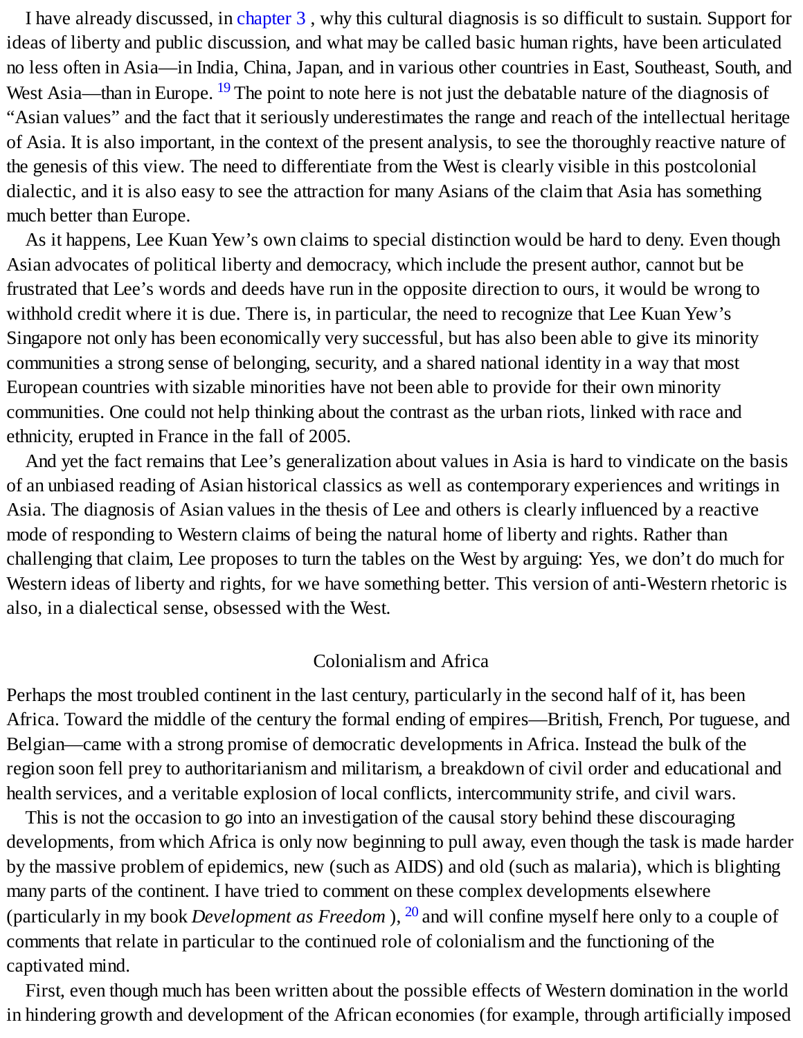I have already discussed, in chapter 3 , why this cultural diagnosis is so difficult to sustain. Support for ideas of liberty and public discussion, and what may be called basic human rights, have been articulated no less often in Asia—in India, China, Japan, and in various other countries in East, Southeast, South, and West Asia—than in Europe. [19] The point to note here is not just the debatable nature of the diagnosis of "Asian values" and the fact that it seriously underestimates the range and reach of the intellectual heritage of Asia. It is also important, in the context of the present analysis, to see the thoroughly reactive nature of the genesis of this view. The need to differentiate from the West is clearly visible in this postcolonial dialectic, and it is also easy to see the attraction for many Asians of the claim that Asia has something much better than Europe.

As it happens, Lee Kuan Yew's own claims to special distinction would be hard to deny. Even though Asian advocates of political liberty and democracy, which include the present author, cannot but be frustrated that Lee's words and deeds have run in the opposite direction to ours, it would be wrong to withhold credit where it is due. There is, in particular, the need to recognize that Lee Kuan Yew's Singapore not only has been economically very successful, but has also been able to give its minority communities a strong sense of belonging, security, and a shared national identity in a way that most European countries with sizable minorities have not been able to provide for their own minority communities. One could not help thinking about the contrast as the urban riots, linked with race and ethnicity, erupted in France in the fall of 2005.

And yet the fact remains that Lee's generalization about values in Asia is hard to vindicate on the basis of an unbiased reading of Asian historical classics as well as contemporary experiences and writings in Asia. The diagnosis of Asian values in the thesis of Lee and others is clearly influenced by a reactive mode of responding to Western claims of being the natural home of liberty and rights. Rather than challenging that claim, Lee proposes to turn the tables on the West by arguing: Yes, we don't do much for Western ideas of liberty and rights, for we have something better. This version of anti-Western rhetoric is also, in a dialectical sense, obsessed with the West.

## Colonialism and Africa

Perhaps the most troubled continent in the last century, particularly in the second half of it, has been Africa. Toward the middle of the century the formal ending of empires—British, French, Portuguese, and Belgian—came with a strong promise of democratic developments in Africa. Instead the bulk of the region soon fell prey to authoritarianism and militarism, a breakdown of civil order and educational and health services, and a veritable explosion of local conflicts, intercommunity strife, and civil wars.

This is not the occasion to go into an investigation of the causal story behind these discouraging developments, from which Africa is only now beginning to pull away, even though the task is made harder by the massive problem of epidemics, new (such as AIDS) and old (such as malaria), which is blighting many parts of the continent. I have tried to comment on these complex developments elsewhere (particularly in my book *Development as Freedom* ), [20] and will confine myself here only to a couple of comments that relate in particular to the continued role of colonialism and the functioning of the captivated mind.

First, even though much has been written about the possible effects of Western domination in the world in hindering growth and development of the African economies (for example, through artificially imposed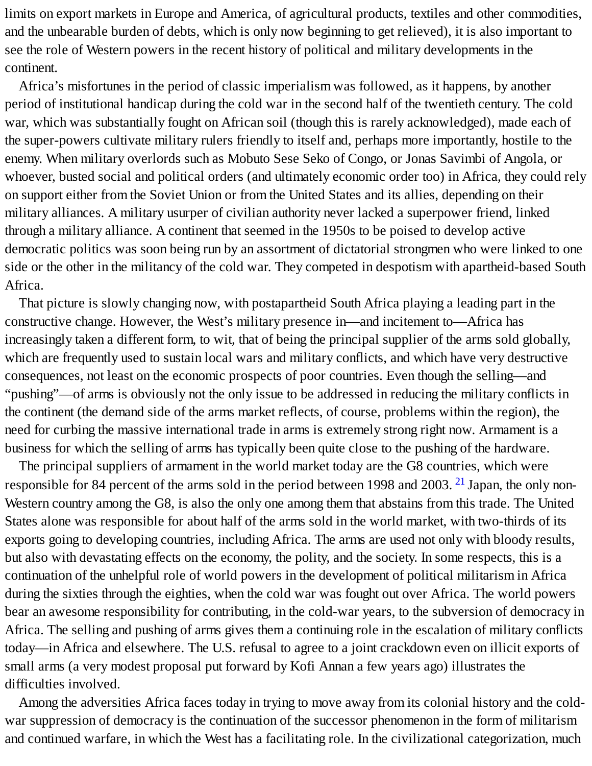limits on export markets in Europe and America, of agricultural products, textiles and other commodities, and the unbearable burden of debts, which is only now beginning to get relieved), it is also important to see the role of Western powers in the recent history of political and military developments in the continent.

Africa's misfortunes in the period of classic imperialism was followed, as it happens, by another period of institutional handicap during the cold war in the second half of the twentieth century. The cold war, which was substantially fought on African soil (though this is rarely acknowledged), made each of the super-powers cultivate military rulers friendly to itself and, perhaps more importantly, hostile to the enemy. When military overlords such as Mobuto Sese Seko of Congo, or Jonas Savimbi of Angola, or whoever, busted social and political orders (and ultimately economic order too) in Africa, they could rely on support either from the Soviet Union or from the United States and its allies, depending on their military alliances. A military usurper of civilian authority never lacked a superpower friend, linked through a military alliance. A continent that seemed in the 1950s to be poised to develop active democratic politics was soon being run by an assortment of dictatorial strongmen who were linked to one side or the other in the militancy of the cold war. They competed in despotism with apartheid-based South Africa.

That picture is slowly changing now, with postapartheid South Africa playing a leading part in the constructive change. However, the West's military presence in—and incitement to—Africa has increasingly taken a different form, to wit, that of being the principal supplier of the arms sold globally, which are frequently used to sustain local wars and military conflicts, and which have very destructive consequences, not least on the economic prospects of poor countries. Even though the selling—and "pushing"—of arms is obviously not the only issue to be addressed in reducing the military conflicts in the continent (the demand side of the arms market reflects, of course, problems within the region), the need for curbing the massive international trade in arms is extremely strong right now. Armament is a business for which the selling of arms has typically been quite close to the pushing of the hardware.

The principal suppliers of armament in the world market today are the G8 countries, which were responsible for 84 percent of the arms sold in the period between 1998 and 2003. [21] Japan, the only non-Western country among the G8, is also the only one among them that abstains from this trade. The United States alone was responsible for about half of the arms sold in the world market, with two-thirds of its exports going to developing countries, including Africa. The arms are used not only with bloody results, but also with devastating effects on the economy, the polity, and the society. In some respects, this is a continuation of the unhelpful role of world powers in the development of political militarism in Africa during the sixties through the eighties, when the cold war was fought out over Africa. The world powers bear an awesome responsibility for contributing, in the cold-war years, to the subversion of democracy in Africa. The selling and pushing of arms gives them a continuing role in the escalation of military conflicts today—in Africa and elsewhere. The U.S. refusal to agree to a joint crackdown even on illicit exports of small arms (a very modest proposal put forward by Kofi Annan a few years ago) illustrates the difficulties involved.

Among the adversities Africa faces today in trying to move away from its colonial history and the cold-war suppression of democracy is the continuation of the successor phenomenon in the form of militarism and continued warfare, in which the West has a facilitating role. In the civilizational categorization, much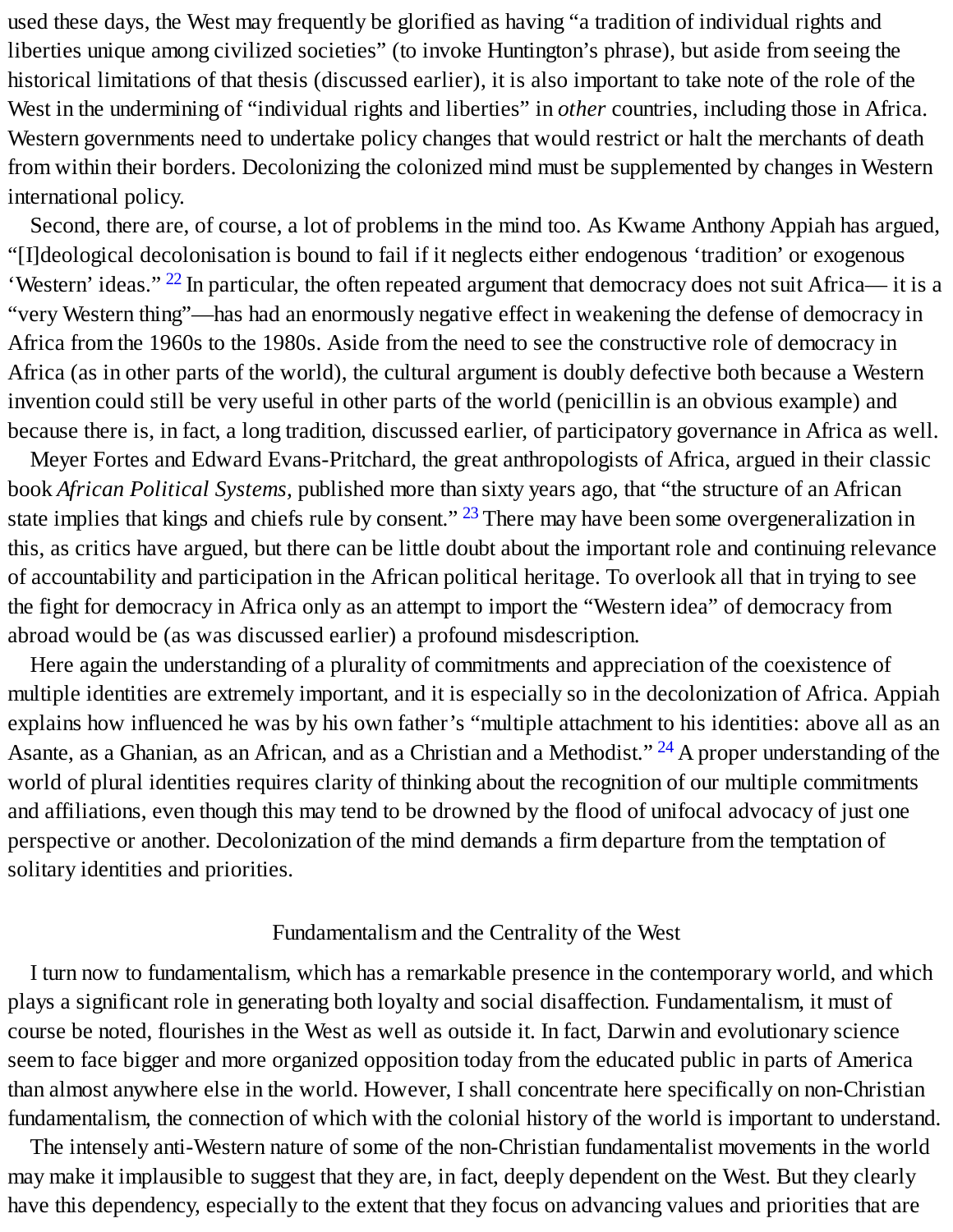used these days, the West may frequently be glorified as having “a tradition of individual rights and liberties unique among civilized societies” (to invoke Huntington’s phrase), but aside from seeing the historical limitations of that thesis (discussed earlier), it is also important to take note of the role of the West in the undermining of “individual rights and liberties” in *other* countries, including those in Africa. Western governments need to undertake policy changes that would restrict or halt the merchants of death from within their borders. Decolonizing the colonized mind must be supplemented by changes in Western international policy.

Second, there are, of course, a lot of problems in the mind too. As Kwame Anthony Appiah has argued, “[I]deological decolonisation is bound to fail if it neglects either endogenous ‘tradition’ or exogenous ‘Western’ ideas.” [22] In particular, the often repeated argument that democracy does not suit Africa— it is a “very Western thing”—has had an enormously negative effect in weakening the defense of democracy in Africa from the 1960s to the 1980s. Aside from the need to see the constructive role of democracy in Africa (as in other parts of the world), the cultural argument is doubly defective both because a Western invention could still be very useful in other parts of the world (penicillin is an obvious example) and because there is, in fact, a long tradition, discussed earlier, of participatory governance in Africa as well.

Meyer Fortes and Edward Evans-Pritchard, the great anthropologists of Africa, argued in their classic book *African Political Systems*, published more than sixty years ago, that “the structure of an African state implies that kings and chiefs rule by consent.” [23] There may have been some overgeneralization in this, as critics have argued, but there can be little doubt about the important role and continuing relevance of accountability and participation in the African political heritage. To overlook all that in trying to see the fight for democracy in Africa only as an attempt to import the “Western idea” of democracy from abroad would be (as was discussed earlier) a profound misdescription.

Here again the understanding of a plurality of commitments and appreciation of the coexistence of multiple identities are extremely important, and it is especially so in the decolonization of Africa. Appiah explains how influenced he was by his own father’s “multiple attachment to his identities: above all as an Asante, as a Ghanian, as an African, and as a Christian and a Methodist.” [24] A proper understanding of the world of plural identities requires clarity of thinking about the recognition of our multiple commitments and affiliations, even though this may tend to be drowned by the flood of unifocal advocacy of just one perspective or another. Decolonization of the mind demands a firm departure from the temptation of solitary identities and priorities.

## Fundamentalism and the Centrality of the West

I turn now to fundamentalism, which has a remarkable presence in the contemporary world, and which plays a significant role in generating both loyalty and social disaffection. Fundamentalism, it must of course be noted, flourishes in the West as well as outside it. In fact, Darwin and evolutionary science seem to face bigger and more organized opposition today from the educated public in parts of America than almost anywhere else in the world. However, I shall concentrate here specifically on non-Christian fundamentalism, the connection of which with the colonial history of the world is important to understand.

The intensely anti-Western nature of some of the non-Christian fundamentalist movements in the world may make it implausible to suggest that they are, in fact, deeply dependent on the West. But they clearly have this dependency, especially to the extent that they focus on advancing values and priorities that are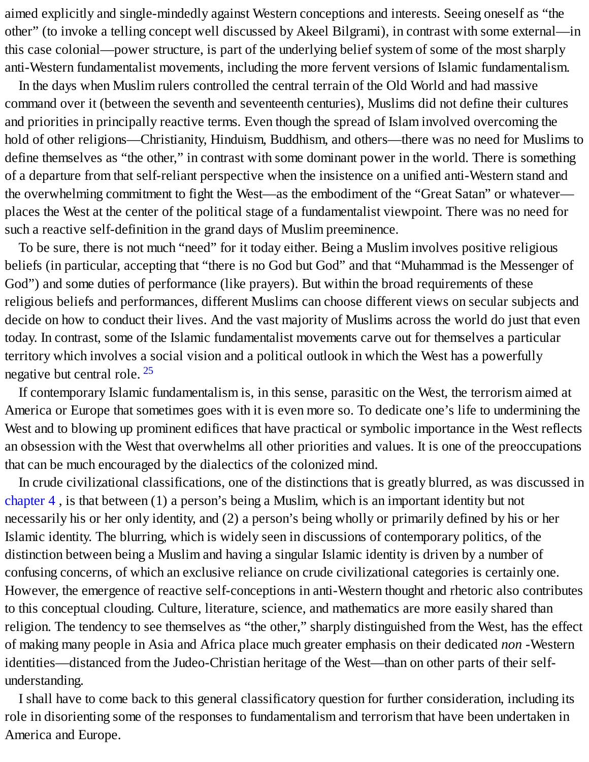aimed explicitly and single-mindedly against Western conceptions and interests. Seeing oneself as “the other” (to invoke a telling concept well discussed by Akeel Bilgrami), in contrast with some external—in this case colonial—power structure, is part of the underlying belief system of some of the most sharply anti-Western fundamentalist movements, including the more fervent versions of Islamic fundamentalism.

In the days when Muslim rulers controlled the central terrain of the Old World and had massive command over it (between the seventh and seventeenth centuries), Muslims did not define their cultures and priorities in principally reactive terms. Even though the spread of Islam involved overcoming the hold of other religions—Christianity, Hinduism, Buddhism, and others—there was no need for Muslims to define themselves as “the other,” in contrast with some dominant power in the world. There is something of a departure from that self-reliant perspective when the insistence on a unified anti-Western stand and the overwhelming commitment to fight the West—as the embodiment of the “Great Satan” or whatever—places the West at the center of the political stage of a fundamentalist viewpoint. There was no need for such a reactive self-definition in the grand days of Muslim preeminence.

To be sure, there is not much “need” for it today either. Being a Muslim involves positive religious beliefs (in particular, accepting that “there is no God but God” and that “Muhammad is the Messenger of God”) and some duties of performance (like prayers). But within the broad requirements of these religious beliefs and performances, different Muslims can choose different views on secular subjects and decide on how to conduct their lives. And the vast majority of Muslims across the world do just that even today. In contrast, some of the Islamic fundamentalist movements carve out for themselves a particular territory which involves a social vision and a political outlook in which the West has a powerfully negative but central role. [25]

If contemporary Islamic fundamentalism is, in this sense, parasitic on the West, the terrorism aimed at America or Europe that sometimes goes with it is even more so. To dedicate one’s life to undermining the West and to blowing up prominent edifices that have practical or symbolic importance in the West reflects an obsession with the West that overwhelms all other priorities and values. It is one of the preoccupations that can be much encouraged by the dialectics of the colonized mind.

In crude civilizational classifications, one of the distinctions that is greatly blurred, as was discussed in chapter 4 , is that between (1) a person’s being a Muslim, which is an important identity but not necessarily his or her only identity, and (2) a person’s being wholly or primarily defined by his or her Islamic identity. The blurring, which is widely seen in discussions of contemporary politics, of the distinction between being a Muslim and having a singular Islamic identity is driven by a number of confusing concerns, of which an exclusive reliance on crude civilizational categories is certainly one. However, the emergence of reactive self-conceptions in anti-Western thought and rhetoric also contributes to this conceptual clouding. Culture, literature, science, and mathematics are more easily shared than religion. The tendency to see themselves as “the other,” sharply distinguished from the West, has the effect of making many people in Asia and Africa place much greater emphasis on their dedicated *non* -Western identities—distanced from the Judeo-Christian heritage of the West—than on other parts of their self-understanding.

I shall have to come back to this general classificatory question for further consideration, including its role in disorienting some of the responses to fundamentalism and terrorism that have been undertaken in America and Europe.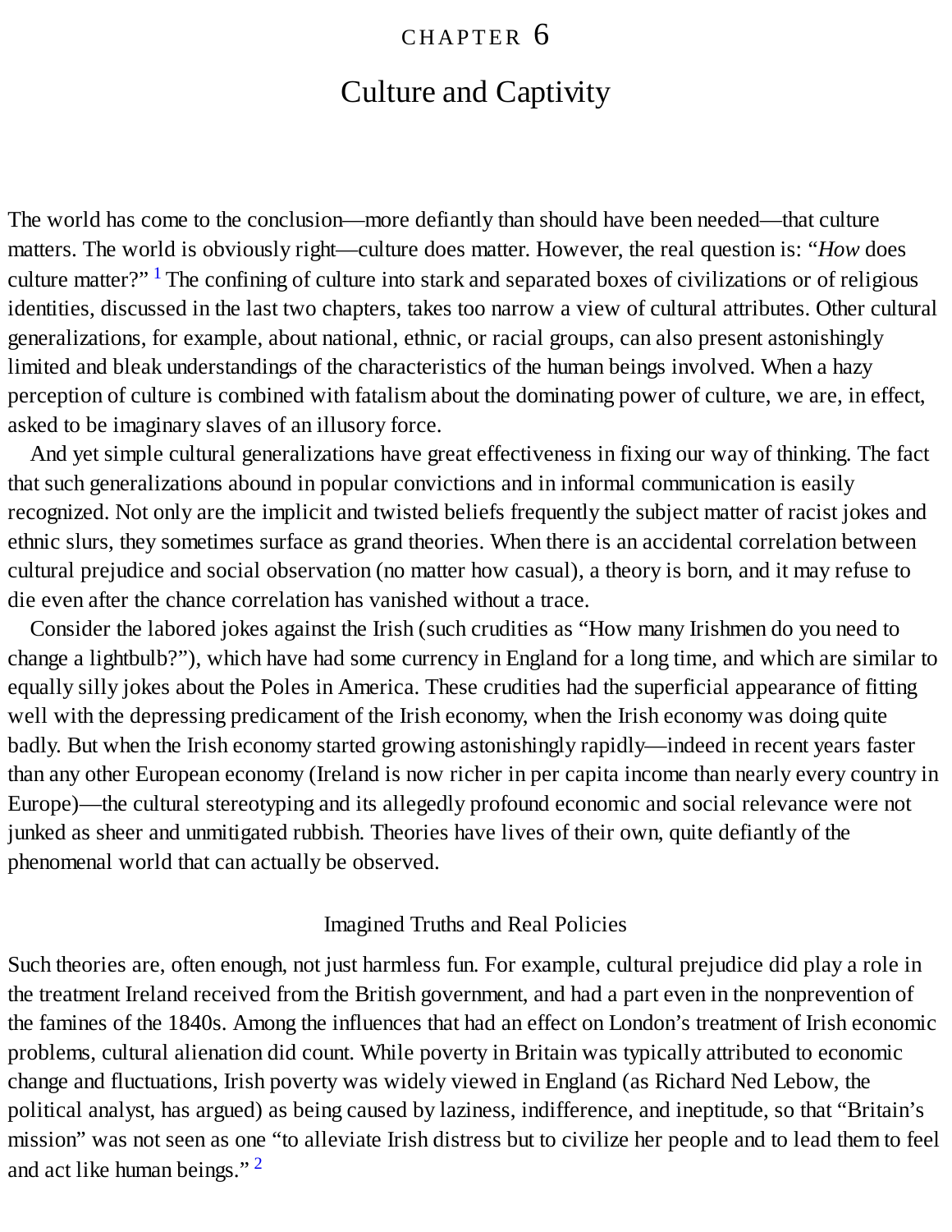# CHAPTER 6

## Culture and Captivity

The world has come to the conclusion—more defiantly than should have been needed—that culture matters. The world is obviously right—culture does matter. However, the real question is: "*How* does culture matter?" [1] The confining of culture into stark and separated boxes of civilizations or of religious identities, discussed in the last two chapters, takes too narrow a view of cultural attributes. Other cultural generalizations, for example, about national, ethnic, or racial groups, can also present astonishingly limited and bleak understandings of the characteristics of the human beings involved. When a hazy perception of culture is combined with fatalism about the dominating power of culture, we are, in effect, asked to be imaginary slaves of an illusory force.

And yet simple cultural generalizations have great effectiveness in fixing our way of thinking. The fact that such generalizations abound in popular convictions and in informal communication is easily recognized. Not only are the implicit and twisted beliefs frequently the subject matter of racist jokes and ethnic slurs, they sometimes surface as grand theories. When there is an accidental correlation between cultural prejudice and social observation (no matter how casual), a theory is born, and it may refuse to die even after the chance correlation has vanished without a trace.

Consider the labored jokes against the Irish (such crudities as "How many Irishmen do you need to change a lightbulb?"), which have had some currency in England for a long time, and which are similar to equally silly jokes about the Poles in America. These crudities had the superficial appearance of fitting well with the depressing predicament of the Irish economy, when the Irish economy was doing quite badly. But when the Irish economy started growing astonishingly rapidly—indeed in recent years faster than any other European economy (Ireland is now richer in per capita income than nearly every country in Europe)—the cultural stereotyping and its allegedly profound economic and social relevance were not junked as sheer and unmitigated rubbish. Theories have lives of their own, quite defiantly of the phenomenal world that can actually be observed.

### Imagined Truths and Real Policies

Such theories are, often enough, not just harmless fun. For example, cultural prejudice did play a role in the treatment Ireland received from the British government, and had a part even in the nonprevention of the famines of the 1840s. Among the influences that had an effect on London's treatment of Irish economic problems, cultural alienation did count. While poverty in Britain was typically attributed to economic change and fluctuations, Irish poverty was widely viewed in England (as Richard Ned Lebow, the political analyst, has argued) as being caused by laziness, indifference, and ineptitude, so that "Britain's mission" was not seen as one "to alleviate Irish distress but to civilize her people and to lead them to feel and act like human beings." [2]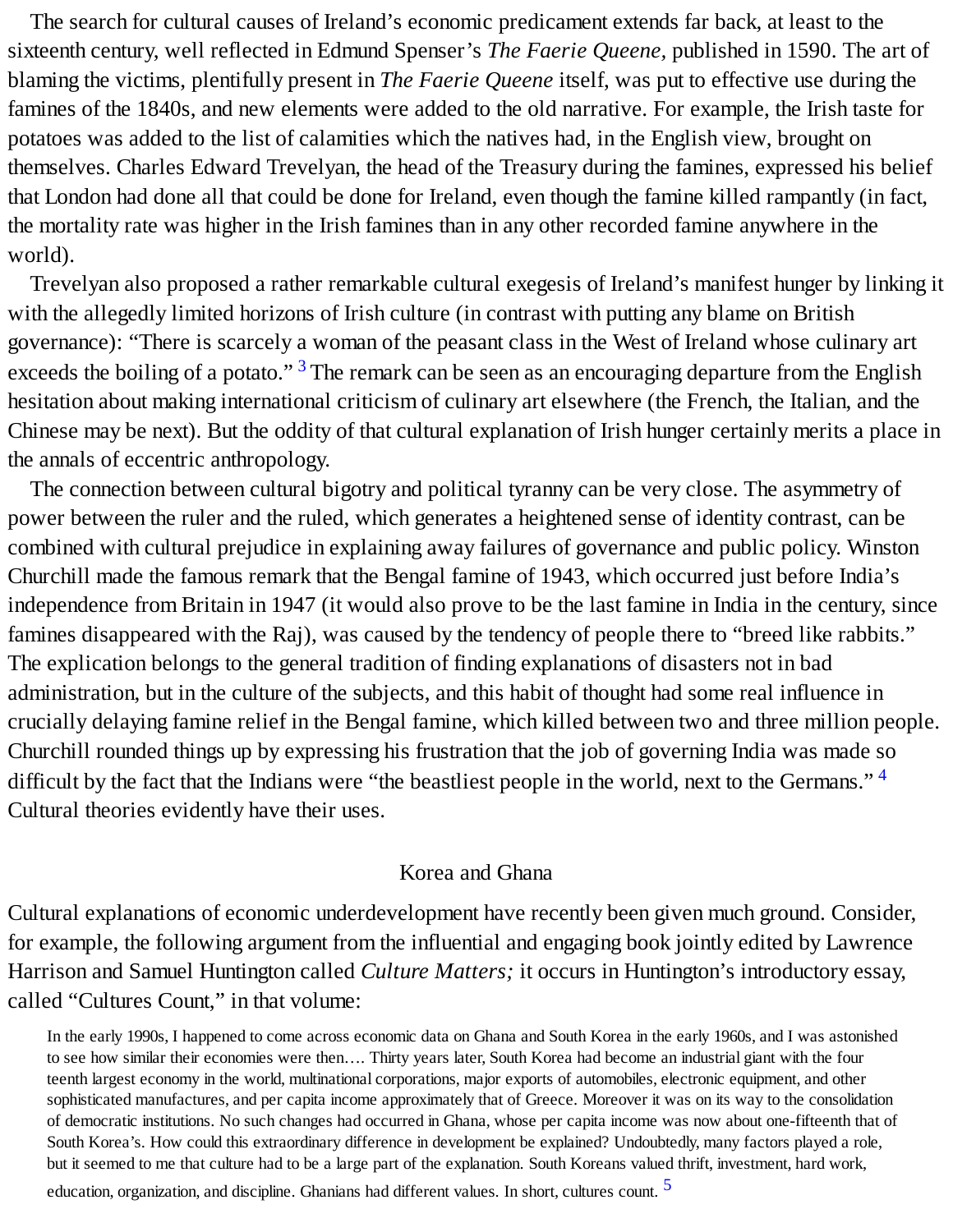The search for cultural causes of Ireland's economic predicament extends far back, at least to the sixteenth century, well reflected in Edmund Spenser's *The Faerie Queene*, published in 1590. The art of blaming the victims, plentifully present in *The Faerie Queene* itself, was put to effective use during the famines of the 1840s, and new elements were added to the old narrative. For example, the Irish taste for potatoes was added to the list of calamities which the natives had, in the English view, brought on themselves. Charles Edward Trevelyan, the head of the Treasury during the famines, expressed his belief that London had done all that could be done for Ireland, even though the famine killed rampantly (in fact, the mortality rate was higher in the Irish famines than in any other recorded famine anywhere in the world).

Trevelyan also proposed a rather remarkable cultural exegesis of Ireland's manifest hunger by linking it with the allegedly limited horizons of Irish culture (in contrast with putting any blame on British governance): "There is scarcely a woman of the peasant class in the West of Ireland whose culinary art exceeds the boiling of a potato." [3] The remark can be seen as an encouraging departure from the English hesitation about making international criticism of culinary art elsewhere (the French, the Italian, and the Chinese may be next). But the oddity of that cultural explanation of Irish hunger certainly merits a place in the annals of eccentric anthropology.

The connection between cultural bigotry and political tyranny can be very close. The asymmetry of power between the ruler and the ruled, which generates a heightened sense of identity contrast, can be combined with cultural prejudice in explaining away failures of governance and public policy. Winston Churchill made the famous remark that the Bengal famine of 1943, which occurred just before India's independence from Britain in 1947 (it would also prove to be the last famine in India in the century, since famines disappeared with the Raj), was caused by the tendency of people there to "breed like rabbits." The explication belongs to the general tradition of finding explanations of disasters not in bad administration, but in the culture of the subjects, and this habit of thought had some real influence in crucially delaying famine relief in the Bengal famine, which killed between two and three million people. Churchill rounded things up by expressing his frustration that the job of governing India was made so difficult by the fact that the Indians were "the beastliest people in the world, next to the Germans." [4] Cultural theories evidently have their uses.

## Korea and Ghana

Cultural explanations of economic underdevelopment have recently been given much ground. Consider, for example, the following argument from the influential and engaging book jointly edited by Lawrence Harrison and Samuel Huntington called *Culture Matters;* it occurs in Huntington's introductory essay, called "Cultures Count," in that volume:

> In the early 1990s, I happened to come across economic data on Ghana and South Korea in the early 1960s, and I was astonished to see how similar their economies were then…. Thirty years later, South Korea had become an industrial giant with the fourteenth largest economy in the world, multinational corporations, major exports of automobiles, electronic equipment, and other sophisticated manufactures, and per capita income approximately that of Greece. Moreover it was on its way to the consolidation of democratic institutions. No such changes had occurred in Ghana, whose per capita income was now about one-fifteenth that of South Korea's. How could this extraordinary difference in development be explained? Undoubtedly, many factors played a role, but it seemed to me that culture had to be a large part of the explanation. South Koreans valued thrift, investment, hard work, education, organization, and discipline. Ghanians had different values. In short, cultures count. [5]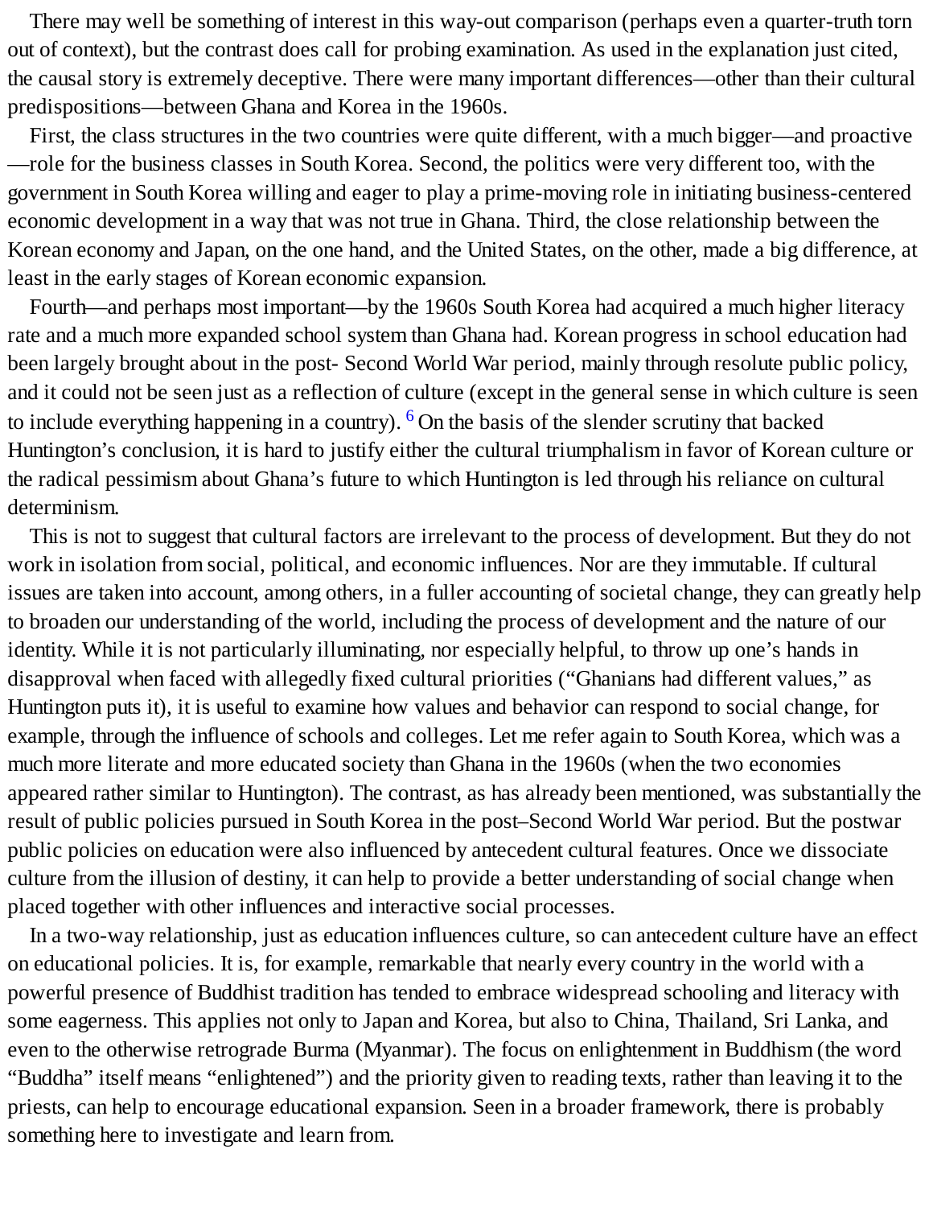There may well be something of interest in this way-out comparison (perhaps even a quarter-truth torn out of context), but the contrast does call for probing examination. As used in the explanation just cited, the causal story is extremely deceptive. There were many important differences—other than their cultural predispositions—between Ghana and Korea in the 1960s.

First, the class structures in the two countries were quite different, with a much bigger—and proactive—role for the business classes in South Korea. Second, the politics were very different too, with the government in South Korea willing and eager to play a prime-moving role in initiating business-centered economic development in a way that was not true in Ghana. Third, the close relationship between the Korean economy and Japan, on the one hand, and the United States, on the other, made a big difference, at least in the early stages of Korean economic expansion.

Fourth—and perhaps most important—by the 1960s South Korea had acquired a much higher literacy rate and a much more expanded school system than Ghana had. Korean progress in school education had been largely brought about in the post- Second World War period, mainly through resolute public policy, and it could not be seen just as a reflection of culture (except in the general sense in which culture is seen to include everything happening in a country).[6] On the basis of the slender scrutiny that backed Huntington's conclusion, it is hard to justify either the cultural triumphalism in favor of Korean culture or the radical pessimism about Ghana's future to which Huntington is led through his reliance on cultural determinism.

This is not to suggest that cultural factors are irrelevant to the process of development. But they do not work in isolation from social, political, and economic influences. Nor are they immutable. If cultural issues are taken into account, among others, in a fuller accounting of societal change, they can greatly help to broaden our understanding of the world, including the process of development and the nature of our identity. While it is not particularly illuminating, nor especially helpful, to throw up one's hands in disapproval when faced with allegedly fixed cultural priorities ("Ghanians had different values," as Huntington puts it), it is useful to examine how values and behavior can respond to social change, for example, through the influence of schools and colleges. Let me refer again to South Korea, which was a much more literate and more educated society than Ghana in the 1960s (when the two economies appeared rather similar to Huntington). The contrast, as has already been mentioned, was substantially the result of public policies pursued in South Korea in the post–Second World War period. But the postwar public policies on education were also influenced by antecedent cultural features. Once we dissociate culture from the illusion of destiny, it can help to provide a better understanding of social change when placed together with other influences and interactive social processes.

In a two-way relationship, just as education influences culture, so can antecedent culture have an effect on educational policies. It is, for example, remarkable that nearly every country in the world with a powerful presence of Buddhist tradition has tended to embrace widespread schooling and literacy with some eagerness. This applies not only to Japan and Korea, but also to China, Thailand, Sri Lanka, and even to the otherwise retrograde Burma (Myanmar). The focus on enlightenment in Buddhism (the word "Buddha" itself means "enlightened") and the priority given to reading texts, rather than leaving it to the priests, can help to encourage educational expansion. Seen in a broader framework, there is probably something here to investigate and learn from.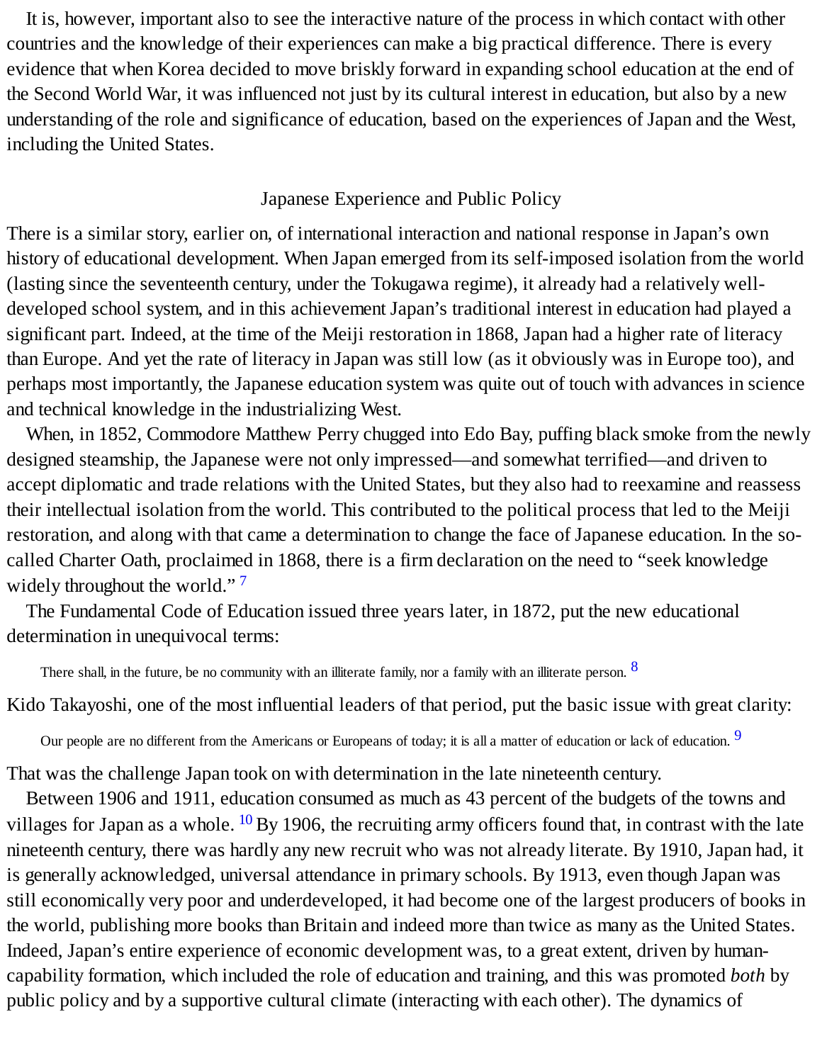It is, however, important also to see the interactive nature of the process in which contact with other countries and the knowledge of their experiences can make a big practical difference. There is every evidence that when Korea decided to move briskly forward in expanding school education at the end of the Second World War, it was influenced not just by its cultural interest in education, but also by a new understanding of the role and significance of education, based on the experiences of Japan and the West, including the United States.

## Japanese Experience and Public Policy

There is a similar story, earlier on, of international interaction and national response in Japan's own history of educational development. When Japan emerged from its self-imposed isolation from the world (lasting since the seventeenth century, under the Tokugawa regime), it already had a relatively well-developed school system, and in this achievement Japan's traditional interest in education had played a significant part. Indeed, at the time of the Meiji restoration in 1868, Japan had a higher rate of literacy than Europe. And yet the rate of literacy in Japan was still low (as it obviously was in Europe too), and perhaps most importantly, the Japanese education system was quite out of touch with advances in science and technical knowledge in the industrializing West.

When, in 1852, Commodore Matthew Perry chugged into Edo Bay, puffing black smoke from the newly designed steamship, the Japanese were not only impressed—and somewhat terrified—and driven to accept diplomatic and trade relations with the United States, but they also had to reexamine and reassess their intellectual isolation from the world. This contributed to the political process that led to the Meiji restoration, and along with that came a determination to change the face of Japanese education. In the so-called Charter Oath, proclaimed in 1868, there is a firm declaration on the need to "seek knowledge widely throughout the world." [7]

The Fundamental Code of Education issued three years later, in 1872, put the new educational determination in unequivocal terms:

> There shall, in the future, be no community with an illiterate family, nor a family with an illiterate person. [8]

Kido Takayoshi, one of the most influential leaders of that period, put the basic issue with great clarity:

> Our people are no different from the Americans or Europeans of today; it is all a matter of education or lack of education. [9]

That was the challenge Japan took on with determination in the late nineteenth century.

Between 1906 and 1911, education consumed as much as 43 percent of the budgets of the towns and villages for Japan as a whole. [10] By 1906, the recruiting army officers found that, in contrast with the late nineteenth century, there was hardly any new recruit who was not already literate. By 1910, Japan had, it is generally acknowledged, universal attendance in primary schools. By 1913, even though Japan was still economically very poor and underdeveloped, it had become one of the largest producers of books in the world, publishing more books than Britain and indeed more than twice as many as the United States. Indeed, Japan's entire experience of economic development was, to a great extent, driven by human-capability formation, which included the role of education and training, and this was promoted *both* by public policy and by a supportive cultural climate (interacting with each other). The dynamics of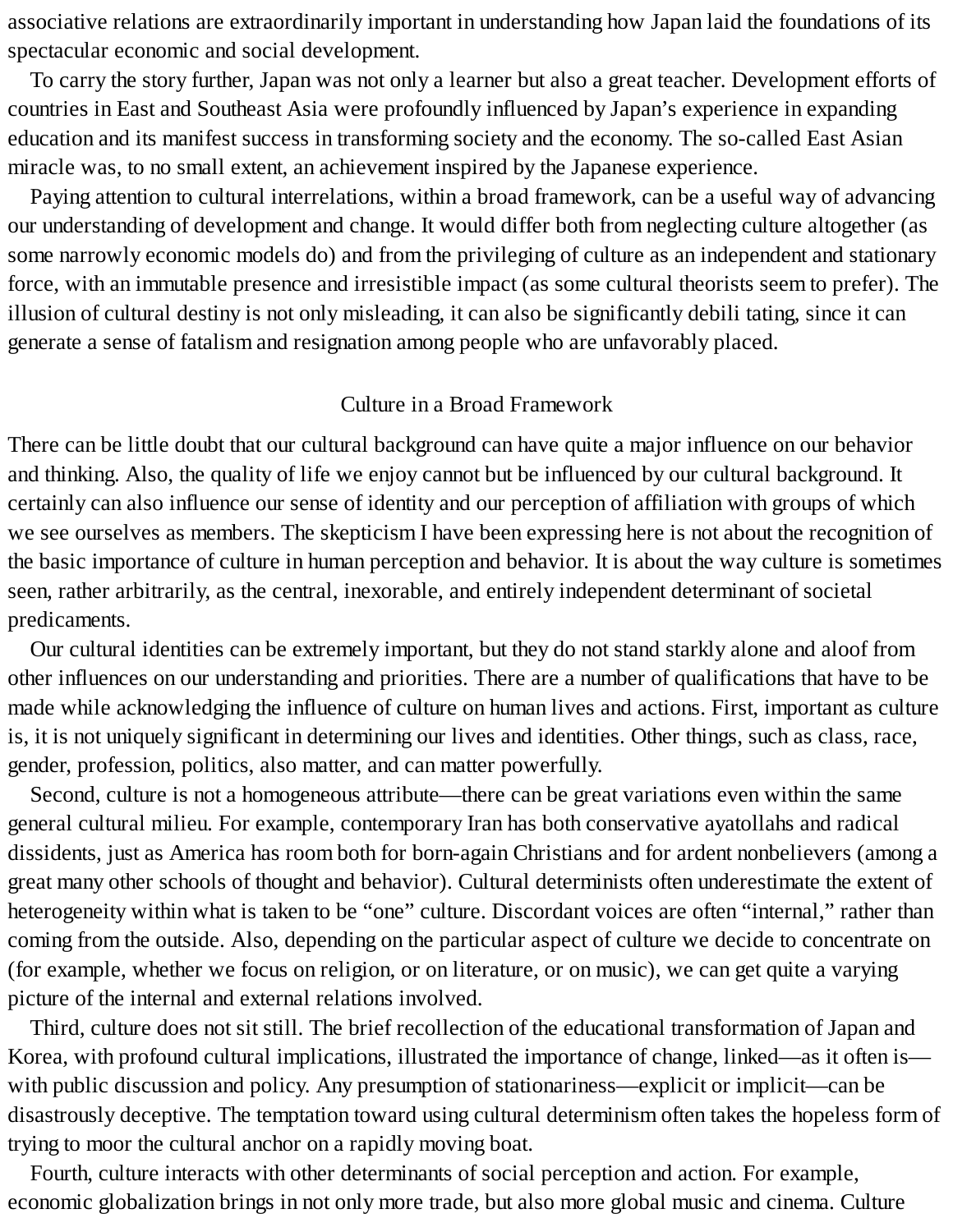associative relations are extraordinarily important in understanding how Japan laid the foundations of its spectacular economic and social development.

To carry the story further, Japan was not only a learner but also a great teacher. Development efforts of countries in East and Southeast Asia were profoundly influenced by Japan's experience in expanding education and its manifest success in transforming society and the economy. The so-called East Asian miracle was, to no small extent, an achievement inspired by the Japanese experience.

Paying attention to cultural interrelations, within a broad framework, can be a useful way of advancing our understanding of development and change. It would differ both from neglecting culture altogether (as some narrowly economic models do) and from the privileging of culture as an independent and stationary force, with an immutable presence and irresistible impact (as some cultural theorists seem to prefer). The illusion of cultural destiny is not only misleading, it can also be significantly debili tating, since it can generate a sense of fatalism and resignation among people who are unfavorably placed.

## Culture in a Broad Framework

There can be little doubt that our cultural background can have quite a major influence on our behavior and thinking. Also, the quality of life we enjoy cannot but be influenced by our cultural background. It certainly can also influence our sense of identity and our perception of affiliation with groups of which we see ourselves as members. The skepticism I have been expressing here is not about the recognition of the basic importance of culture in human perception and behavior. It is about the way culture is sometimes seen, rather arbitrarily, as the central, inexorable, and entirely independent determinant of societal predicaments.

Our cultural identities can be extremely important, but they do not stand starkly alone and aloof from other influences on our understanding and priorities. There are a number of qualifications that have to be made while acknowledging the influence of culture on human lives and actions. First, important as culture is, it is not uniquely significant in determining our lives and identities. Other things, such as class, race, gender, profession, politics, also matter, and can matter powerfully.

Second, culture is not a homogeneous attribute—there can be great variations even within the same general cultural milieu. For example, contemporary Iran has both conservative ayatollahs and radical dissidents, just as America has room both for born-again Christians and for ardent nonbelievers (among a great many other schools of thought and behavior). Cultural determinists often underestimate the extent of heterogeneity within what is taken to be "one" culture. Discordant voices are often "internal," rather than coming from the outside. Also, depending on the particular aspect of culture we decide to concentrate on (for example, whether we focus on religion, or on literature, or on music), we can get quite a varying picture of the internal and external relations involved.

Third, culture does not sit still. The brief recollection of the educational transformation of Japan and Korea, with profound cultural implications, illustrated the importance of change, linked—as it often is—with public discussion and policy. Any presumption of stationariness—explicit or implicit—can be disastrously deceptive. The temptation toward using cultural determinism often takes the hopeless form of trying to moor the cultural anchor on a rapidly moving boat.

Fourth, culture interacts with other determinants of social perception and action. For example, economic globalization brings in not only more trade, but also more global music and cinema. Culture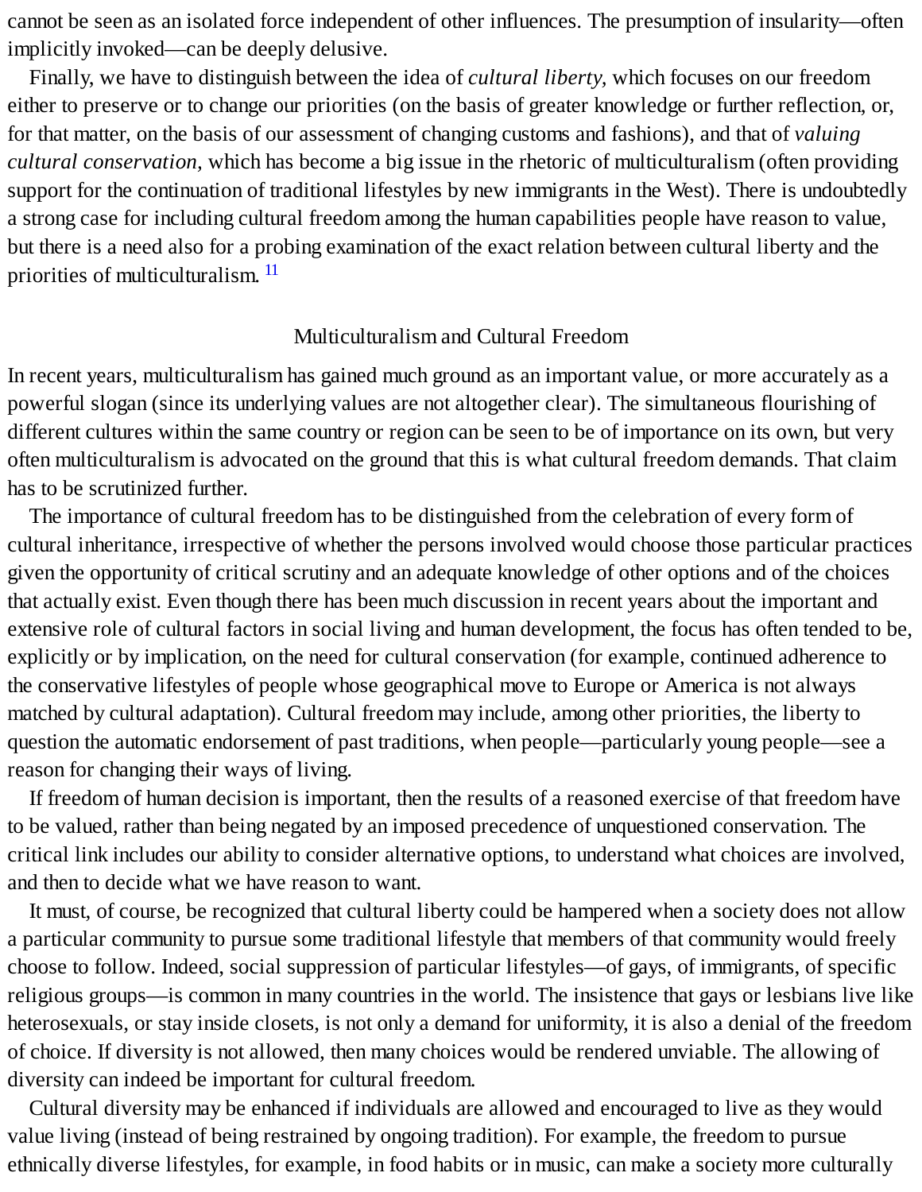cannot be seen as an isolated force independent of other influences. The presumption of insularity—often implicitly invoked—can be deeply delusive.

Finally, we have to distinguish between the idea of *cultural liberty,* which focuses on our freedom either to preserve or to change our priorities (on the basis of greater knowledge or further reflection, or, for that matter, on the basis of our assessment of changing customs and fashions), and that of *valuing cultural conservation,* which has become a big issue in the rhetoric of multiculturalism (often providing support for the continuation of traditional lifestyles by new immigrants in the West). There is undoubtedly a strong case for including cultural freedom among the human capabilities people have reason to value, but there is a need also for a probing examination of the exact relation between cultural liberty and the priorities of multiculturalism. [11]

## Multiculturalism and Cultural Freedom

In recent years, multiculturalism has gained much ground as an important value, or more accurately as a powerful slogan (since its underlying values are not altogether clear). The simultaneous flourishing of different cultures within the same country or region can be seen to be of importance on its own, but very often multiculturalism is advocated on the ground that this is what cultural freedom demands. That claim has to be scrutinized further.

The importance of cultural freedom has to be distinguished from the celebration of every form of cultural inheritance, irrespective of whether the persons involved would choose those particular practices given the opportunity of critical scrutiny and an adequate knowledge of other options and of the choices that actually exist. Even though there has been much discussion in recent years about the important and extensive role of cultural factors in social living and human development, the focus has often tended to be, explicitly or by implication, on the need for cultural conservation (for example, continued adherence to the conservative lifestyles of people whose geographical move to Europe or America is not always matched by cultural adaptation). Cultural freedom may include, among other priorities, the liberty to question the automatic endorsement of past traditions, when people—particularly young people—see a reason for changing their ways of living.

If freedom of human decision is important, then the results of a reasoned exercise of that freedom have to be valued, rather than being negated by an imposed precedence of unquestioned conservation. The critical link includes our ability to consider alternative options, to understand what choices are involved, and then to decide what we have reason to want.

It must, of course, be recognized that cultural liberty could be hampered when a society does not allow a particular community to pursue some traditional lifestyle that members of that community would freely choose to follow. Indeed, social suppression of particular lifestyles—of gays, of immigrants, of specific religious groups—is common in many countries in the world. The insistence that gays or lesbians live like heterosexuals, or stay inside closets, is not only a demand for uniformity, it is also a denial of the freedom of choice. If diversity is not allowed, then many choices would be rendered unviable. The allowing of diversity can indeed be important for cultural freedom.

Cultural diversity may be enhanced if individuals are allowed and encouraged to live as they would value living (instead of being restrained by ongoing tradition). For example, the freedom to pursue ethnically diverse lifestyles, for example, in food habits or in music, can make a society more culturally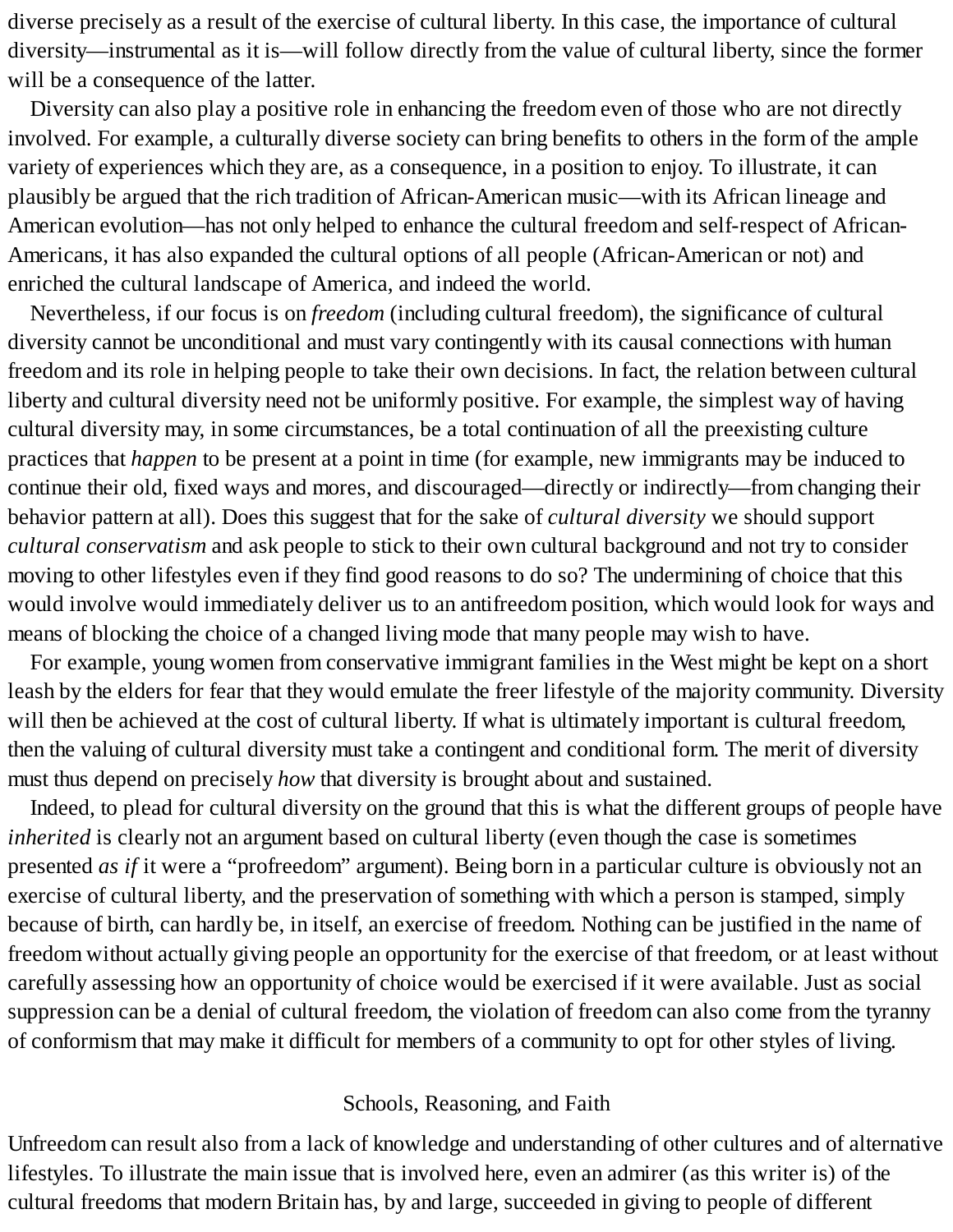diverse precisely as a result of the exercise of cultural liberty. In this case, the importance of cultural diversity—instrumental as it is—will follow directly from the value of cultural liberty, since the former will be a consequence of the latter.

Diversity can also play a positive role in enhancing the freedom even of those who are not directly involved. For example, a culturally diverse society can bring benefits to others in the form of the ample variety of experiences which they are, as a consequence, in a position to enjoy. To illustrate, it can plausibly be argued that the rich tradition of African-American music—with its African lineage and American evolution—has not only helped to enhance the cultural freedom and self-respect of African-Americans, it has also expanded the cultural options of all people (African-American or not) and enriched the cultural landscape of America, and indeed the world.

Nevertheless, if our focus is on *freedom* (including cultural freedom), the significance of cultural diversity cannot be unconditional and must vary contingently with its causal connections with human freedom and its role in helping people to take their own decisions. In fact, the relation between cultural liberty and cultural diversity need not be uniformly positive. For example, the simplest way of having cultural diversity may, in some circumstances, be a total continuation of all the preexisting culture practices that *happen* to be present at a point in time (for example, new immigrants may be induced to continue their old, fixed ways and mores, and discouraged—directly or indirectly—from changing their behavior pattern at all). Does this suggest that for the sake of *cultural diversity* we should support *cultural conservatism* and ask people to stick to their own cultural background and not try to consider moving to other lifestyles even if they find good reasons to do so? The undermining of choice that this would involve would immediately deliver us to an antifreedom position, which would look for ways and means of blocking the choice of a changed living mode that many people may wish to have.

For example, young women from conservative immigrant families in the West might be kept on a short leash by the elders for fear that they would emulate the freer lifestyle of the majority community. Diversity will then be achieved at the cost of cultural liberty. If what is ultimately important is cultural freedom, then the valuing of cultural diversity must take a contingent and conditional form. The merit of diversity must thus depend on precisely *how* that diversity is brought about and sustained.

Indeed, to plead for cultural diversity on the ground that this is what the different groups of people have *inherited* is clearly not an argument based on cultural liberty (even though the case is sometimes presented *as if* it were a "profreedom" argument). Being born in a particular culture is obviously not an exercise of cultural liberty, and the preservation of something with which a person is stamped, simply because of birth, can hardly be, in itself, an exercise of freedom. Nothing can be justified in the name of freedom without actually giving people an opportunity for the exercise of that freedom, or at least without carefully assessing how an opportunity of choice would be exercised if it were available. Just as social suppression can be a denial of cultural freedom, the violation of freedom can also come from the tyranny of conformism that may make it difficult for members of a community to opt for other styles of living.

## Schools, Reasoning, and Faith

Unfreedom can result also from a lack of knowledge and understanding of other cultures and of alternative lifestyles. To illustrate the main issue that is involved here, even an admirer (as this writer is) of the cultural freedoms that modern Britain has, by and large, succeeded in giving to people of different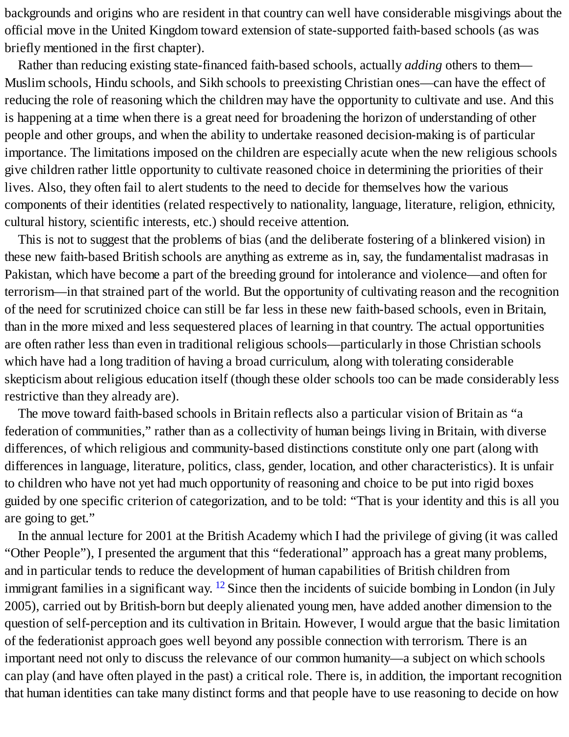backgrounds and origins who are resident in that country can well have considerable misgivings about the official move in the United Kingdom toward extension of state-supported faith-based schools (as was briefly mentioned in the first chapter).

Rather than reducing existing state-financed faith-based schools, actually *adding* others to them—Muslim schools, Hindu schools, and Sikh schools to preexisting Christian ones—can have the effect of reducing the role of reasoning which the children may have the opportunity to cultivate and use. And this is happening at a time when there is a great need for broadening the horizon of understanding of other people and other groups, and when the ability to undertake reasoned decision-making is of particular importance. The limitations imposed on the children are especially acute when the new religious schools give children rather little opportunity to cultivate reasoned choice in determining the priorities of their lives. Also, they often fail to alert students to the need to decide for themselves how the various components of their identities (related respectively to nationality, language, literature, religion, ethnicity, cultural history, scientific interests, etc.) should receive attention.

This is not to suggest that the problems of bias (and the deliberate fostering of a blinkered vision) in these new faith-based British schools are anything as extreme as in, say, the fundamentalist madrasas in Pakistan, which have become a part of the breeding ground for intolerance and violence—and often for terrorism—in that strained part of the world. But the opportunity of cultivating reason and the recognition of the need for scrutinized choice can still be far less in these new faith-based schools, even in Britain, than in the more mixed and less sequestered places of learning in that country. The actual opportunities are often rather less than even in traditional religious schools—particularly in those Christian schools which have had a long tradition of having a broad curriculum, along with tolerating considerable skepticism about religious education itself (though these older schools too can be made considerably less restrictive than they already are).

The move toward faith-based schools in Britain reflects also a particular vision of Britain as "a federation of communities," rather than as a collectivity of human beings living in Britain, with diverse differences, of which religious and community-based distinctions constitute only one part (along with differences in language, literature, politics, class, gender, location, and other characteristics). It is unfair to children who have not yet had much opportunity of reasoning and choice to be put into rigid boxes guided by one specific criterion of categorization, and to be told: "That is your identity and this is all you are going to get."

In the annual lecture for 2001 at the British Academy which I had the privilege of giving (it was called "Other People"), I presented the argument that this "federational" approach has a great many problems, and in particular tends to reduce the development of human capabilities of British children from immigrant families in a significant way. [12] Since then the incidents of suicide bombing in London (in July 2005), carried out by British-born but deeply alienated young men, have added another dimension to the question of self-perception and its cultivation in Britain. However, I would argue that the basic limitation of the federationist approach goes well beyond any possible connection with terrorism. There is an important need not only to discuss the relevance of our common humanity—a subject on which schools can play (and have often played in the past) a critical role. There is, in addition, the important recognition that human identities can take many distinct forms and that people have to use reasoning to decide on how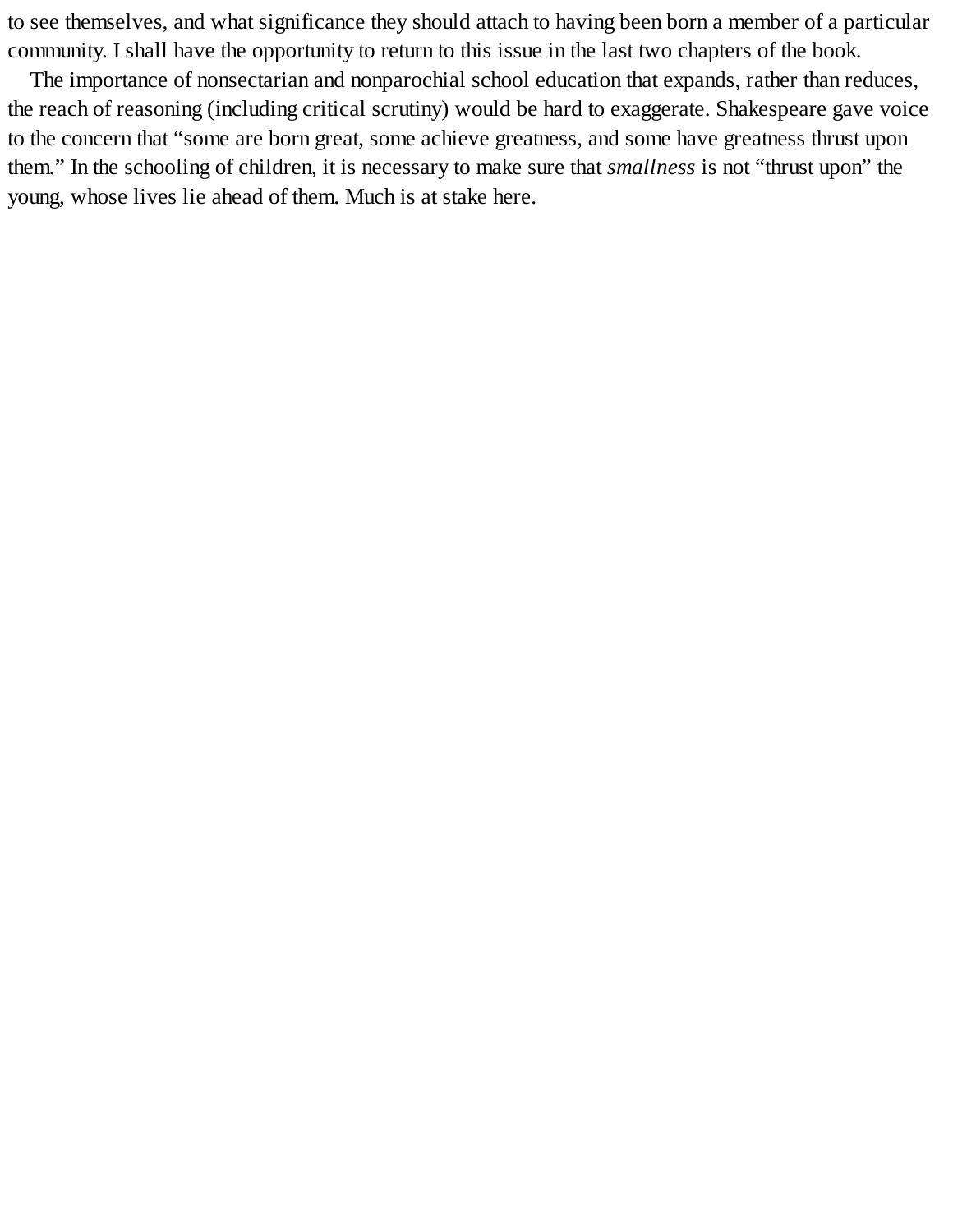to see themselves, and what significance they should attach to having been born a member of a particular community. I shall have the opportunity to return to this issue in the last two chapters of the book.

The importance of nonsectarian and nonparochial school education that expands, rather than reduces, the reach of reasoning (including critical scrutiny) would be hard to exaggerate. Shakespeare gave voice to the concern that "some are born great, some achieve greatness, and some have greatness thrust upon them." In the schooling of children, it is necessary to make sure that *smallness* is not "thrust upon" the young, whose lives lie ahead of them. Much is at stake here.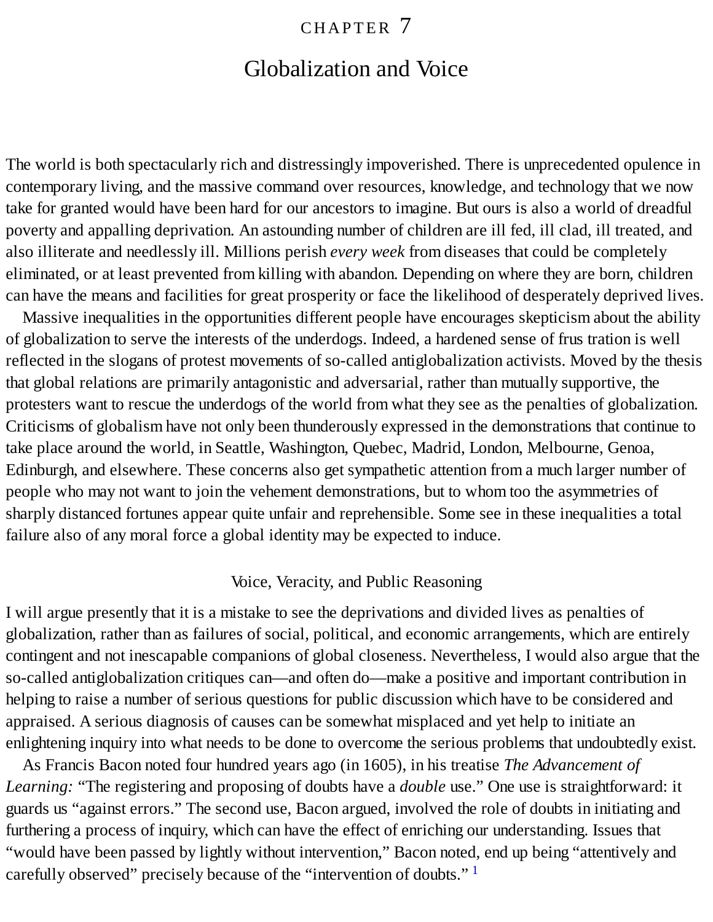# CHAPTER 7

# Globalization and Voice

The world is both spectacularly rich and distressingly impoverished. There is unprecedented opulence in contemporary living, and the massive command over resources, knowledge, and technology that we now take for granted would have been hard for our ancestors to imagine. But ours is also a world of dreadful poverty and appalling deprivation. An astounding number of children are ill fed, ill clad, ill treated, and also illiterate and needlessly ill. Millions perish *every week* from diseases that could be completely eliminated, or at least prevented from killing with abandon. Depending on where they are born, children can have the means and facilities for great prosperity or face the likelihood of desperately deprived lives.

Massive inequalities in the opportunities different people have encourages skepticism about the ability of globalization to serve the interests of the underdogs. Indeed, a hardened sense of frus tration is well reflected in the slogans of protest movements of so-called antiglobalization activists. Moved by the thesis that global relations are primarily antagonistic and adversarial, rather than mutually supportive, the protesters want to rescue the underdogs of the world from what they see as the penalties of globalization. Criticisms of globalism have not only been thunderously expressed in the demonstrations that continue to take place around the world, in Seattle, Washington, Quebec, Madrid, London, Melbourne, Genoa, Edinburgh, and elsewhere. These concerns also get sympathetic attention from a much larger number of people who may not want to join the vehement demonstrations, but to whom too the asymmetries of sharply distanced fortunes appear quite unfair and reprehensible. Some see in these inequalities a total failure also of any moral force a global identity may be expected to induce.

## Voice, Veracity, and Public Reasoning

I will argue presently that it is a mistake to see the deprivations and divided lives as penalties of globalization, rather than as failures of social, political, and economic arrangements, which are entirely contingent and not inescapable companions of global closeness. Nevertheless, I would also argue that the so-called antiglobalization critiques can—and often do—make a positive and important contribution in helping to raise a number of serious questions for public discussion which have to be considered and appraised. A serious diagnosis of causes can be somewhat misplaced and yet help to initiate an enlightening inquiry into what needs to be done to overcome the serious problems that undoubtedly exist.

As Francis Bacon noted four hundred years ago (in 1605), in his treatise *The Advancement of Learning:* "The registering and proposing of doubts have a *double* use." One use is straightforward: it guards us "against errors." The second use, Bacon argued, involved the role of doubts in initiating and furthering a process of inquiry, which can have the effect of enriching our understanding. Issues that "would have been passed by lightly without intervention," Bacon noted, end up being "attentively and carefully observed" precisely because of the "intervention of doubts." [1]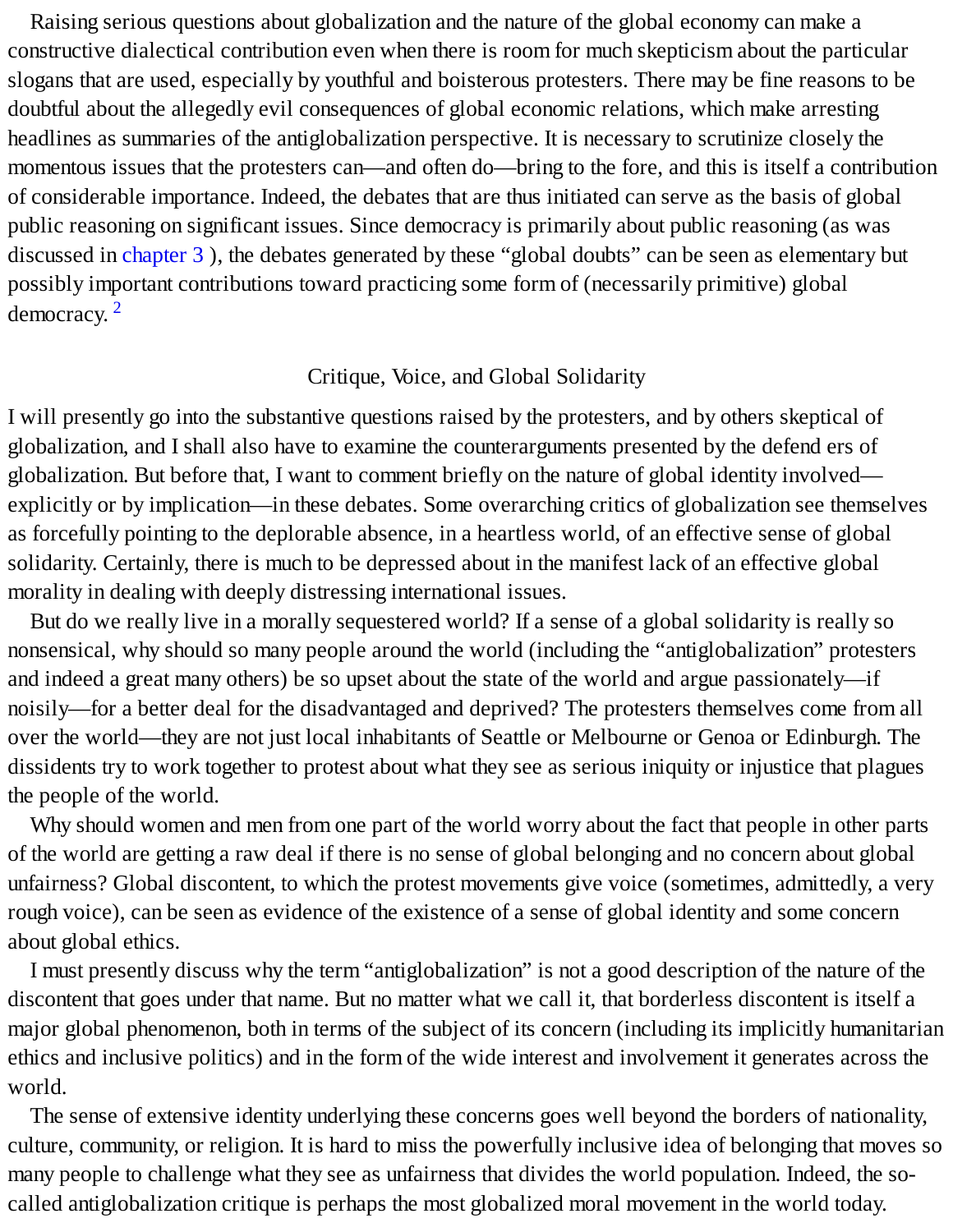Raising serious questions about globalization and the nature of the global economy can make a constructive dialectical contribution even when there is room for much skepticism about the particular slogans that are used, especially by youthful and boisterous protesters. There may be fine reasons to be doubtful about the allegedly evil consequences of global economic relations, which make arresting headlines as summaries of the antiglobalization perspective. It is necessary to scrutinize closely the momentous issues that the protesters can—and often do—bring to the fore, and this is itself a contribution of considerable importance. Indeed, the debates that are thus initiated can serve as the basis of global public reasoning on significant issues. Since democracy is primarily about public reasoning (as was discussed in chapter 3 ), the debates generated by these "global doubts" can be seen as elementary but possibly important contributions toward practicing some form of (necessarily primitive) global democracy. [2]

## Critique, Voice, and Global Solidarity

I will presently go into the substantive questions raised by the protesters, and by others skeptical of globalization, and I shall also have to examine the counterarguments presented by the defend ers of globalization. But before that, I want to comment briefly on the nature of global identity involved—explicitly or by implication—in these debates. Some overarching critics of globalization see themselves as forcefully pointing to the deplorable absence, in a heartless world, of an effective sense of global solidarity. Certainly, there is much to be depressed about in the manifest lack of an effective global morality in dealing with deeply distressing international issues.

But do we really live in a morally sequestered world? If a sense of a global solidarity is really so nonsensical, why should so many people around the world (including the "antiglobalization" protesters and indeed a great many others) be so upset about the state of the world and argue passionately—if noisily—for a better deal for the disadvantaged and deprived? The protesters themselves come from all over the world—they are not just local inhabitants of Seattle or Melbourne or Genoa or Edinburgh. The dissidents try to work together to protest about what they see as serious iniquity or injustice that plagues the people of the world.

Why should women and men from one part of the world worry about the fact that people in other parts of the world are getting a raw deal if there is no sense of global belonging and no concern about global unfairness? Global discontent, to which the protest movements give voice (sometimes, admittedly, a very rough voice), can be seen as evidence of the existence of a sense of global identity and some concern about global ethics.

I must presently discuss why the term "antiglobalization" is not a good description of the nature of the discontent that goes under that name. But no matter what we call it, that borderless discontent is itself a major global phenomenon, both in terms of the subject of its concern (including its implicitly humanitarian ethics and inclusive politics) and in the form of the wide interest and involvement it generates across the world.

The sense of extensive identity underlying these concerns goes well beyond the borders of nationality, culture, community, or religion. It is hard to miss the powerfully inclusive idea of belonging that moves so many people to challenge what they see as unfairness that divides the world population. Indeed, the so-called antiglobalization critique is perhaps the most globalized moral movement in the world today.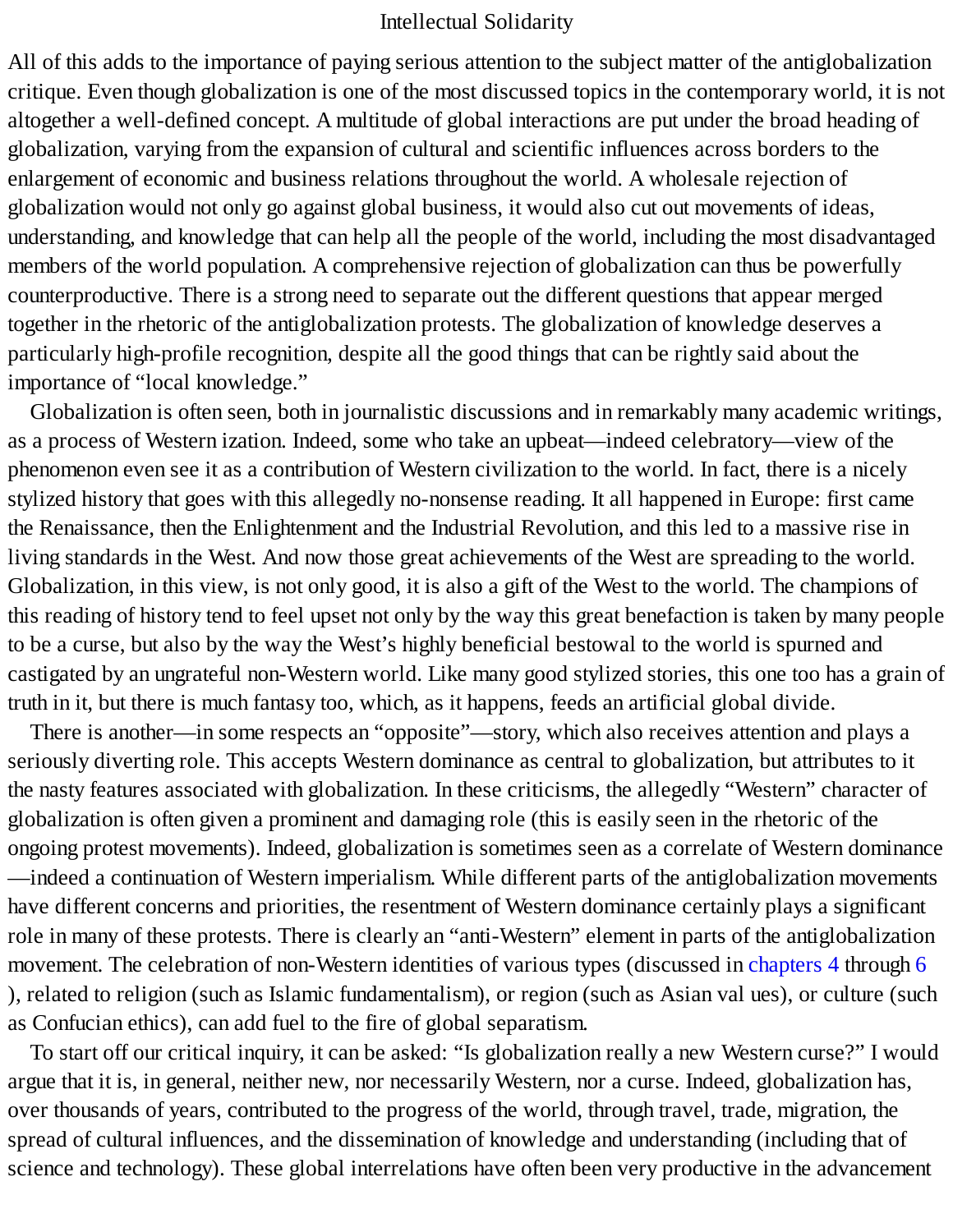All of this adds to the importance of paying serious attention to the subject matter of the antiglobalization critique. Even though globalization is one of the most discussed topics in the contemporary world, it is not altogether a well-defined concept. A multitude of global interactions are put under the broad heading of globalization, varying from the expansion of cultural and scientific influences across borders to the enlargement of economic and business relations throughout the world. A wholesale rejection of globalization would not only go against global business, it would also cut out movements of ideas, understanding, and knowledge that can help all the people of the world, including the most disadvantaged members of the world population. A comprehensive rejection of globalization can thus be powerfully counterproductive. There is a strong need to separate out the different questions that appear merged together in the rhetoric of the antiglobalization protests. The globalization of knowledge deserves a particularly high-profile recognition, despite all the good things that can be rightly said about the importance of "local knowledge."

Globalization is often seen, both in journalistic discussions and in remarkably many academic writings, as a process of Western ization. Indeed, some who take an upbeat—indeed celebratory—view of the phenomenon even see it as a contribution of Western civilization to the world. In fact, there is a nicely stylized history that goes with this allegedly no-nonsense reading. It all happened in Europe: first came the Renaissance, then the Enlightenment and the Industrial Revolution, and this led to a massive rise in living standards in the West. And now those great achievements of the West are spreading to the world. Globalization, in this view, is not only good, it is also a gift of the West to the world. The champions of this reading of history tend to feel upset not only by the way this great benefaction is taken by many people to be a curse, but also by the way the West's highly beneficial bestowal to the world is spurned and castigated by an ungrateful non-Western world. Like many good stylized stories, this one too has a grain of truth in it, but there is much fantasy too, which, as it happens, feeds an artificial global divide.

There is another—in some respects an "opposite"—story, which also receives attention and plays a seriously diverting role. This accepts Western dominance as central to globalization, but attributes to it the nasty features associated with globalization. In these criticisms, the allegedly "Western" character of globalization is often given a prominent and damaging role (this is easily seen in the rhetoric of the ongoing protest movements). Indeed, globalization is sometimes seen as a correlate of Western dominance—indeed a continuation of Western imperialism. While different parts of the antiglobalization movements have different concerns and priorities, the resentment of Western dominance certainly plays a significant role in many of these protests. There is clearly an "anti-Western" element in parts of the antiglobalization movement. The celebration of non-Western identities of various types (discussed in chapters 4 through 6), related to religion (such as Islamic fundamentalism), or region (such as Asian val ues), or culture (such as Confucian ethics), can add fuel to the fire of global separatism.

To start off our critical inquiry, it can be asked: "Is globalization really a new Western curse?" I would argue that it is, in general, neither new, nor necessarily Western, nor a curse. Indeed, globalization has, over thousands of years, contributed to the progress of the world, through travel, trade, migration, the spread of cultural influences, and the dissemination of knowledge and understanding (including that of science and technology). These global interrelations have often been very productive in the advancement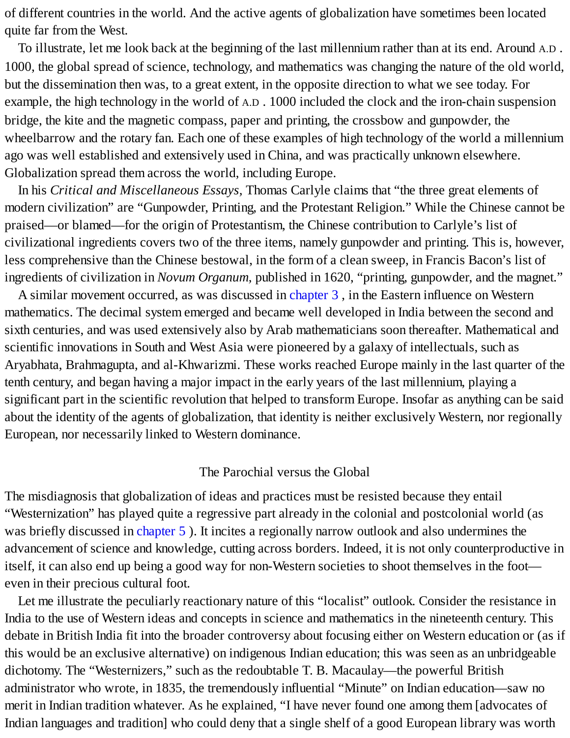of different countries in the world. And the active agents of globalization have sometimes been located quite far from the West.

To illustrate, let me look back at the beginning of the last millennium rather than at its end. Around A.D . 1000, the global spread of science, technology, and mathematics was changing the nature of the old world, but the dissemination then was, to a great extent, in the opposite direction to what we see today. For example, the high technology in the world of A.D . 1000 included the clock and the iron-chain suspension bridge, the kite and the magnetic compass, paper and printing, the crossbow and gunpowder, the wheelbarrow and the rotary fan. Each one of these examples of high technology of the world a millennium ago was well established and extensively used in China, and was practically unknown elsewhere. Globalization spread them across the world, including Europe.

In his *Critical and Miscellaneous Essays*, Thomas Carlyle claims that "the three great elements of modern civilization" are "Gunpowder, Printing, and the Protestant Religion." While the Chinese cannot be praised—or blamed—for the origin of Protestantism, the Chinese contribution to Carlyle's list of civilizational ingredients covers two of the three items, namely gunpowder and printing. This is, however, less comprehensive than the Chinese bestowal, in the form of a clean sweep, in Francis Bacon's list of ingredients of civilization in *Novum Organum*, published in 1620, "printing, gunpowder, and the magnet."

A similar movement occurred, as was discussed in chapter 3 , in the Eastern influence on Western mathematics. The decimal system emerged and became well developed in India between the second and sixth centuries, and was used extensively also by Arab mathematicians soon thereafter. Mathematical and scientific innovations in South and West Asia were pioneered by a galaxy of intellectuals, such as Aryabhata, Brahmagupta, and al-Khwarizmi. These works reached Europe mainly in the last quarter of the tenth century, and began having a major impact in the early years of the last millennium, playing a significant part in the scientific revolution that helped to transform Europe. Insofar as anything can be said about the identity of the agents of globalization, that identity is neither exclusively Western, nor regionally European, nor necessarily linked to Western dominance.

## The Parochial versus the Global

The misdiagnosis that globalization of ideas and practices must be resisted because they entail "Westernization" has played quite a regressive part already in the colonial and postcolonial world (as was briefly discussed in chapter 5 ). It incites a regionally narrow outlook and also undermines the advancement of science and knowledge, cutting across borders. Indeed, it is not only counterproductive in itself, it can also end up being a good way for non-Western societies to shoot themselves in the foot—even in their precious cultural foot.

Let me illustrate the peculiarly reactionary nature of this "localist" outlook. Consider the resistance in India to the use of Western ideas and concepts in science and mathematics in the nineteenth century. This debate in British India fit into the broader controversy about focusing either on Western education or (as if this would be an exclusive alternative) on indigenous Indian education; this was seen as an unbridgeable dichotomy. The "Westernizers," such as the redoubtable T. B. Macaulay—the powerful British administrator who wrote, in 1835, the tremendously influential "Minute" on Indian education—saw no merit in Indian tradition whatever. As he explained, "I have never found one among them [advocates of Indian languages and tradition] who could deny that a single shelf of a good European library was worth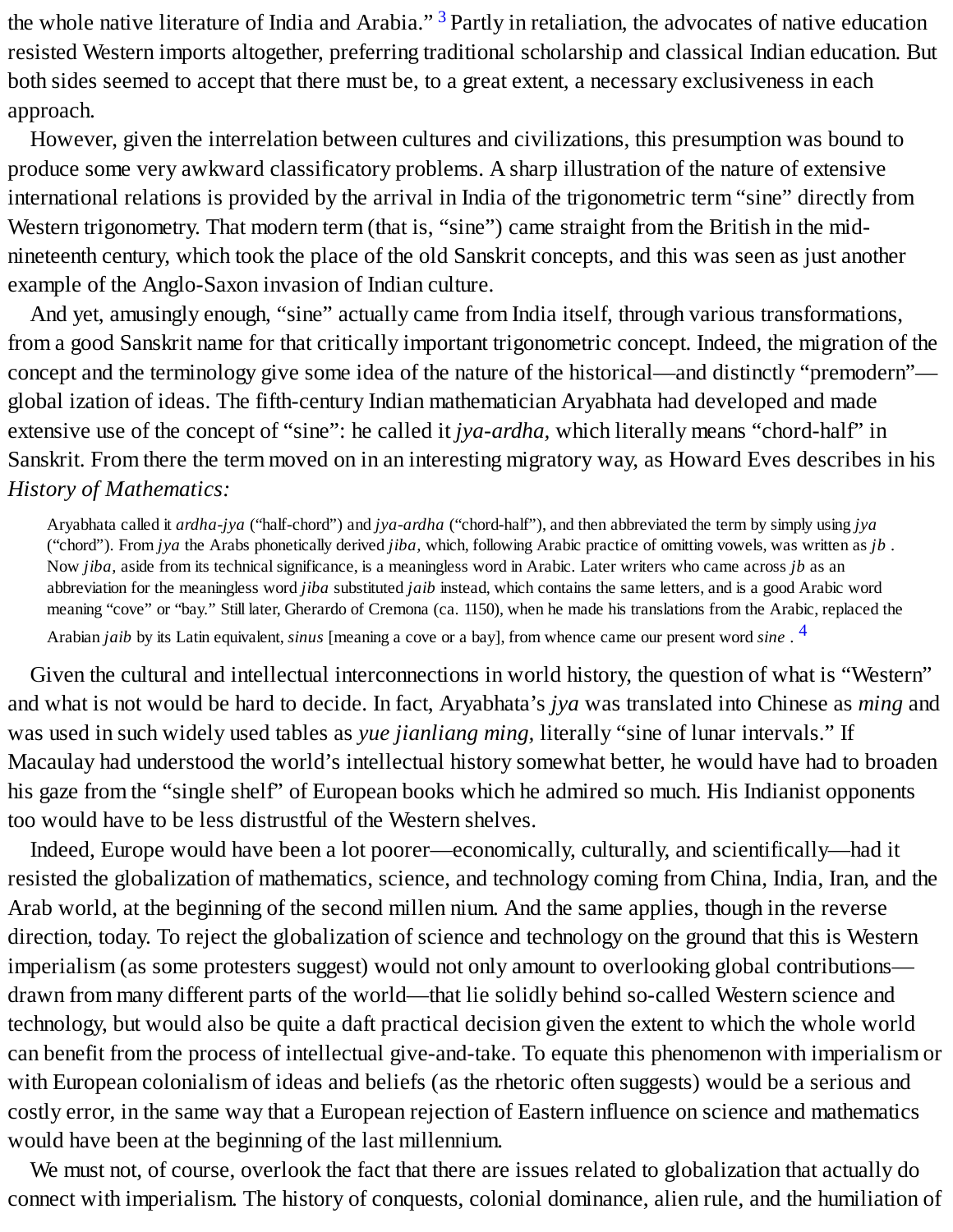the whole native literature of India and Arabia."[3] Partly in retaliation, the advocates of native education resisted Western imports altogether, preferring traditional scholarship and classical Indian education. But both sides seemed to accept that there must be, to a great extent, a necessary exclusiveness in each approach.

However, given the interrelation between cultures and civilizations, this presumption was bound to produce some very awkward classificatory problems. A sharp illustration of the nature of extensive international relations is provided by the arrival in India of the trigonometric term "sine" directly from Western trigonometry. That modern term (that is, "sine") came straight from the British in the mid-nineteenth century, which took the place of the old Sanskrit concepts, and this was seen as just another example of the Anglo-Saxon invasion of Indian culture.

And yet, amusingly enough, "sine" actually came from India itself, through various transformations, from a good Sanskrit name for that critically important trigonometric concept. Indeed, the migration of the concept and the terminology give some idea of the nature of the historical—and distinctly "premodern"—global ization of ideas. The fifth-century Indian mathematician Aryabhata had developed and made extensive use of the concept of "sine": he called it *jya-ardha,* which literally means "chord-half" in Sanskrit. From there the term moved on in an interesting migratory way, as Howard Eves describes in his *History of Mathematics:*

> Aryabhata called it *ardha-jya* ("half-chord") and *jya-ardha* ("chord-half"), and then abbreviated the term by simply using *jya* ("chord"). From *jya* the Arabs phonetically derived *jiba,* which, following Arabic practice of omitting vowels, was written as *jb* . Now *jiba,* aside from its technical significance, is a meaningless word in Arabic. Later writers who came across *jb* as an abbreviation for the meaningless word *jiba* substituted *jaib* instead, which contains the same letters, and is a good Arabic word meaning "cove" or "bay." Still later, Gherardo of Cremona (ca. 1150), when he made his translations from the Arabic, replaced the Arabian *jaib* by its Latin equivalent, *sinus* [meaning a cove or a bay], from whence came our present word *sine* .[4]

Given the cultural and intellectual interconnections in world history, the question of what is "Western" and what is not would be hard to decide. In fact, Aryabhata's *jya* was translated into Chinese as *ming* and was used in such widely used tables as *yue jianliang ming,* literally "sine of lunar intervals." If Macaulay had understood the world's intellectual history somewhat better, he would have had to broaden his gaze from the "single shelf" of European books which he admired so much. His Indianist opponents too would have to be less distrustful of the Western shelves.

Indeed, Europe would have been a lot poorer—economically, culturally, and scientifically—had it resisted the globalization of mathematics, science, and technology coming from China, India, Iran, and the Arab world, at the beginning of the second millen nium. And the same applies, though in the reverse direction, today. To reject the globalization of science and technology on the ground that this is Western imperialism (as some protesters suggest) would not only amount to overlooking global contributions—drawn from many different parts of the world—that lie solidly behind so-called Western science and technology, but would also be quite a daft practical decision given the extent to which the whole world can benefit from the process of intellectual give-and-take. To equate this phenomenon with imperialism or with European colonialism of ideas and beliefs (as the rhetoric often suggests) would be a serious and costly error, in the same way that a European rejection of Eastern influence on science and mathematics would have been at the beginning of the last millennium.

We must not, of course, overlook the fact that there are issues related to globalization that actually do connect with imperialism. The history of conquests, colonial dominance, alien rule, and the humiliation of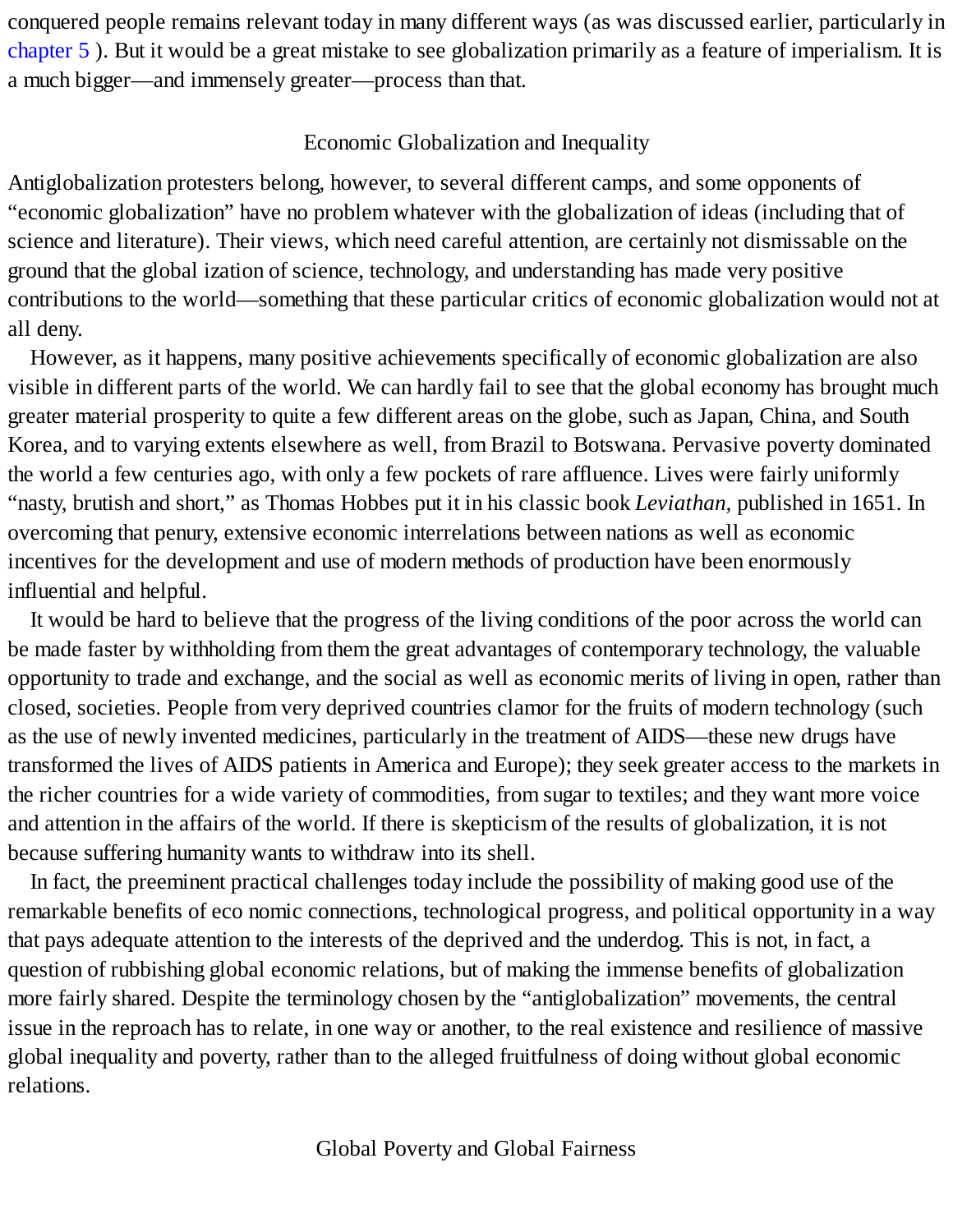conquered people remains relevant today in many different ways (as was discussed earlier, particularly in chapter 5 ). But it would be a great mistake to see globalization primarily as a feature of imperialism. It is a much bigger—and immensely greater—process than that.

## Economic Globalization and Inequality

Antiglobalization protesters belong, however, to several different camps, and some opponents of "economic globalization" have no problem whatever with the globalization of ideas (including that of science and literature). Their views, which need careful attention, are certainly not dismissable on the ground that the global ization of science, technology, and understanding has made very positive contributions to the world—something that these particular critics of economic globalization would not at all deny.

However, as it happens, many positive achievements specifically of economic globalization are also visible in different parts of the world. We can hardly fail to see that the global economy has brought much greater material prosperity to quite a few different areas on the globe, such as Japan, China, and South Korea, and to varying extents elsewhere as well, from Brazil to Botswana. Pervasive poverty dominated the world a few centuries ago, with only a few pockets of rare affluence. Lives were fairly uniformly "nasty, brutish and short," as Thomas Hobbes put it in his classic book *Leviathan*, published in 1651. In overcoming that penury, extensive economic interrelations between nations as well as economic incentives for the development and use of modern methods of production have been enormously influential and helpful.

It would be hard to believe that the progress of the living conditions of the poor across the world can be made faster by withholding from them the great advantages of contemporary technology, the valuable opportunity to trade and exchange, and the social as well as economic merits of living in open, rather than closed, societies. People from very deprived countries clamor for the fruits of modern technology (such as the use of newly invented medicines, particularly in the treatment of AIDS—these new drugs have transformed the lives of AIDS patients in America and Europe); they seek greater access to the markets in the richer countries for a wide variety of commodities, from sugar to textiles; and they want more voice and attention in the affairs of the world. If there is skepticism of the results of globalization, it is not because suffering humanity wants to withdraw into its shell.

In fact, the preeminent practical challenges today include the possibility of making good use of the remarkable benefits of eco nomic connections, technological progress, and political opportunity in a way that pays adequate attention to the interests of the deprived and the underdog. This is not, in fact, a question of rubbishing global economic relations, but of making the immense benefits of globalization more fairly shared. Despite the terminology chosen by the "antiglobalization" movements, the central issue in the reproach has to relate, in one way or another, to the real existence and resilience of massive global inequality and poverty, rather than to the alleged fruitfulness of doing without global economic relations.

## Global Poverty and Global Fairness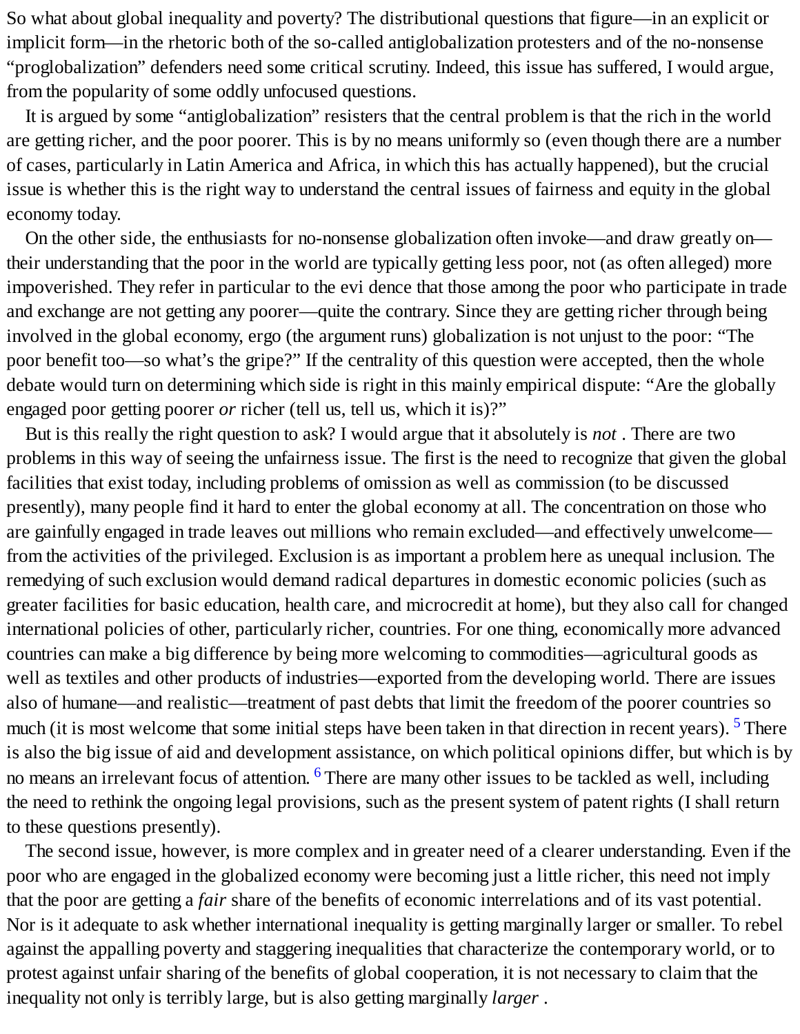So what about global inequality and poverty? The distributional questions that figure—in an explicit or implicit form—in the rhetoric both of the so-called antiglobalization protesters and of the no-nonsense "proglobalization" defenders need some critical scrutiny. Indeed, this issue has suffered, I would argue, from the popularity of some oddly unfocused questions.

It is argued by some "antiglobalization" resisters that the central problem is that the rich in the world are getting richer, and the poor poorer. This is by no means uniformly so (even though there are a number of cases, particularly in Latin America and Africa, in which this has actually happened), but the crucial issue is whether this is the right way to understand the central issues of fairness and equity in the global economy today.

On the other side, the enthusiasts for no-nonsense globalization often invoke—and draw greatly on—their understanding that the poor in the world are typically getting less poor, not (as often alleged) more impoverished. They refer in particular to the evi dence that those among the poor who participate in trade and exchange are not getting any poorer—quite the contrary. Since they are getting richer through being involved in the global economy, ergo (the argument runs) globalization is not unjust to the poor: "The poor benefit too—so what's the gripe?" If the centrality of this question were accepted, then the whole debate would turn on determining which side is right in this mainly empirical dispute: "Are the globally engaged poor getting poorer *or* richer (tell us, tell us, which it is)?"

But is this really the right question to ask? I would argue that it absolutely is *not* . There are two problems in this way of seeing the unfairness issue. The first is the need to recognize that given the global facilities that exist today, including problems of omission as well as commission (to be discussed presently), many people find it hard to enter the global economy at all. The concentration on those who are gainfully engaged in trade leaves out millions who remain excluded—and effectively unwelcome—from the activities of the privileged. Exclusion is as important a problem here as unequal inclusion. The remedying of such exclusion would demand radical departures in domestic economic policies (such as greater facilities for basic education, health care, and microcredit at home), but they also call for changed international policies of other, particularly richer, countries. For one thing, economically more advanced countries can make a big difference by being more welcoming to commodities—agricultural goods as well as textiles and other products of industries—exported from the developing world. There are issues also of humane—and realistic—treatment of past debts that limit the freedom of the poorer countries so much (it is most welcome that some initial steps have been taken in that direction in recent years). [5] There is also the big issue of aid and development assistance, on which political opinions differ, but which is by no means an irrelevant focus of attention. [6] There are many other issues to be tackled as well, including the need to rethink the ongoing legal provisions, such as the present system of patent rights (I shall return to these questions presently).

The second issue, however, is more complex and in greater need of a clearer understanding. Even if the poor who are engaged in the globalized economy were becoming just a little richer, this need not imply that the poor are getting a *fair* share of the benefits of economic interrelations and of its vast potential. Nor is it adequate to ask whether international inequality is getting marginally larger or smaller. To rebel against the appalling poverty and staggering inequalities that characterize the contemporary world, or to protest against unfair sharing of the benefits of global cooperation, it is not necessary to claim that the inequality not only is terribly large, but is also getting marginally *larger* .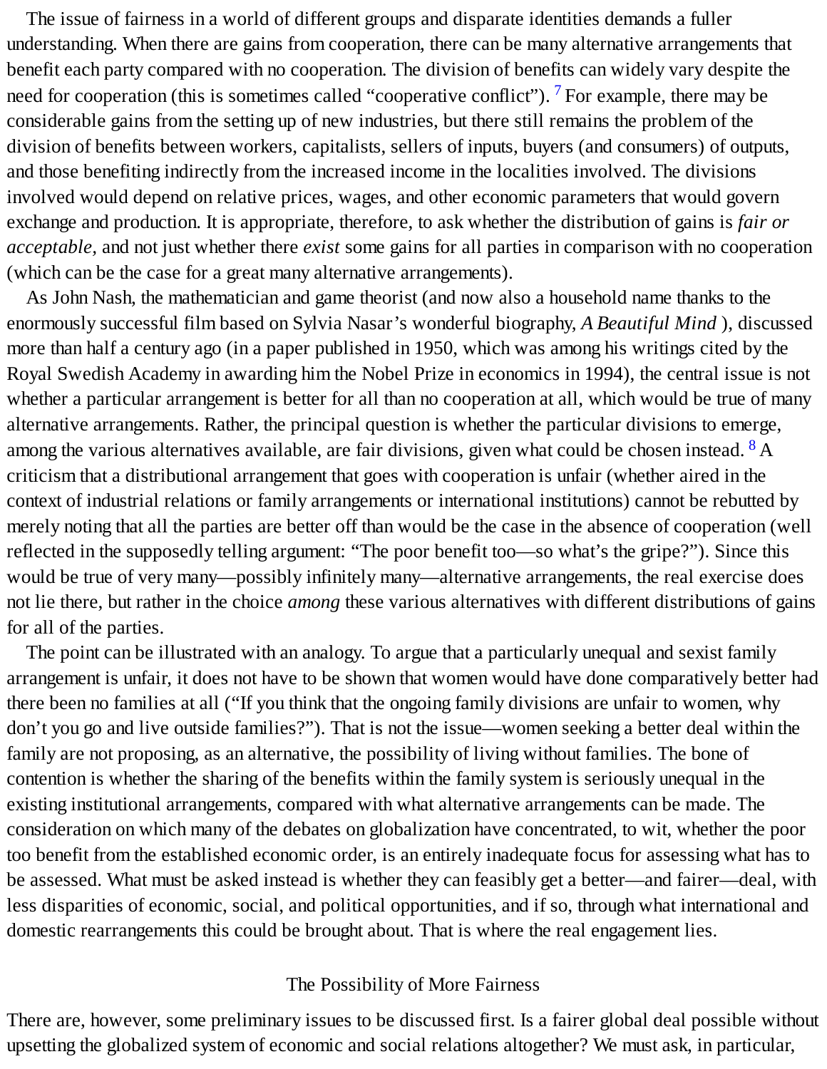The issue of fairness in a world of different groups and disparate identities demands a fuller understanding. When there are gains from cooperation, there can be many alternative arrangements that benefit each party compared with no cooperation. The division of benefits can widely vary despite the need for cooperation (this is sometimes called "cooperative conflict").[7] For example, there may be considerable gains from the setting up of new industries, but there still remains the problem of the division of benefits between workers, capitalists, sellers of inputs, buyers (and consumers) of outputs, and those benefiting indirectly from the increased income in the localities involved. The divisions involved would depend on relative prices, wages, and other economic parameters that would govern exchange and production. It is appropriate, therefore, to ask whether the distribution of gains is *fair or acceptable*, and not just whether there *exist* some gains for all parties in comparison with no cooperation (which can be the case for a great many alternative arrangements).

As John Nash, the mathematician and game theorist (and now also a household name thanks to the enormously successful film based on Sylvia Nasar's wonderful biography, *A Beautiful Mind* ), discussed more than half a century ago (in a paper published in 1950, which was among his writings cited by the Royal Swedish Academy in awarding him the Nobel Prize in economics in 1994), the central issue is not whether a particular arrangement is better for all than no cooperation at all, which would be true of many alternative arrangements. Rather, the principal question is whether the particular divisions to emerge, among the various alternatives available, are fair divisions, given what could be chosen instead.[8] A criticism that a distributional arrangement that goes with cooperation is unfair (whether aired in the context of industrial relations or family arrangements or international institutions) cannot be rebutted by merely noting that all the parties are better off than would be the case in the absence of cooperation (well reflected in the supposedly telling argument: "The poor benefit too—so what's the gripe?"). Since this would be true of very many—possibly infinitely many—alternative arrangements, the real exercise does not lie there, but rather in the choice *among* these various alternatives with different distributions of gains for all of the parties.

The point can be illustrated with an analogy. To argue that a particularly unequal and sexist family arrangement is unfair, it does not have to be shown that women would have done comparatively better had there been no families at all ("If you think that the ongoing family divisions are unfair to women, why don't you go and live outside families?"). That is not the issue—women seeking a better deal within the family are not proposing, as an alternative, the possibility of living without families. The bone of contention is whether the sharing of the benefits within the family system is seriously unequal in the existing institutional arrangements, compared with what alternative arrangements can be made. The consideration on which many of the debates on globalization have concentrated, to wit, whether the poor too benefit from the established economic order, is an entirely inadequate focus for assessing what has to be assessed. What must be asked instead is whether they can feasibly get a better—and fairer—deal, with less disparities of economic, social, and political opportunities, and if so, through what international and domestic rearrangements this could be brought about. That is where the real engagement lies.

## The Possibility of More Fairness

There are, however, some preliminary issues to be discussed first. Is a fairer global deal possible without upsetting the globalized system of economic and social relations altogether? We must ask, in particular,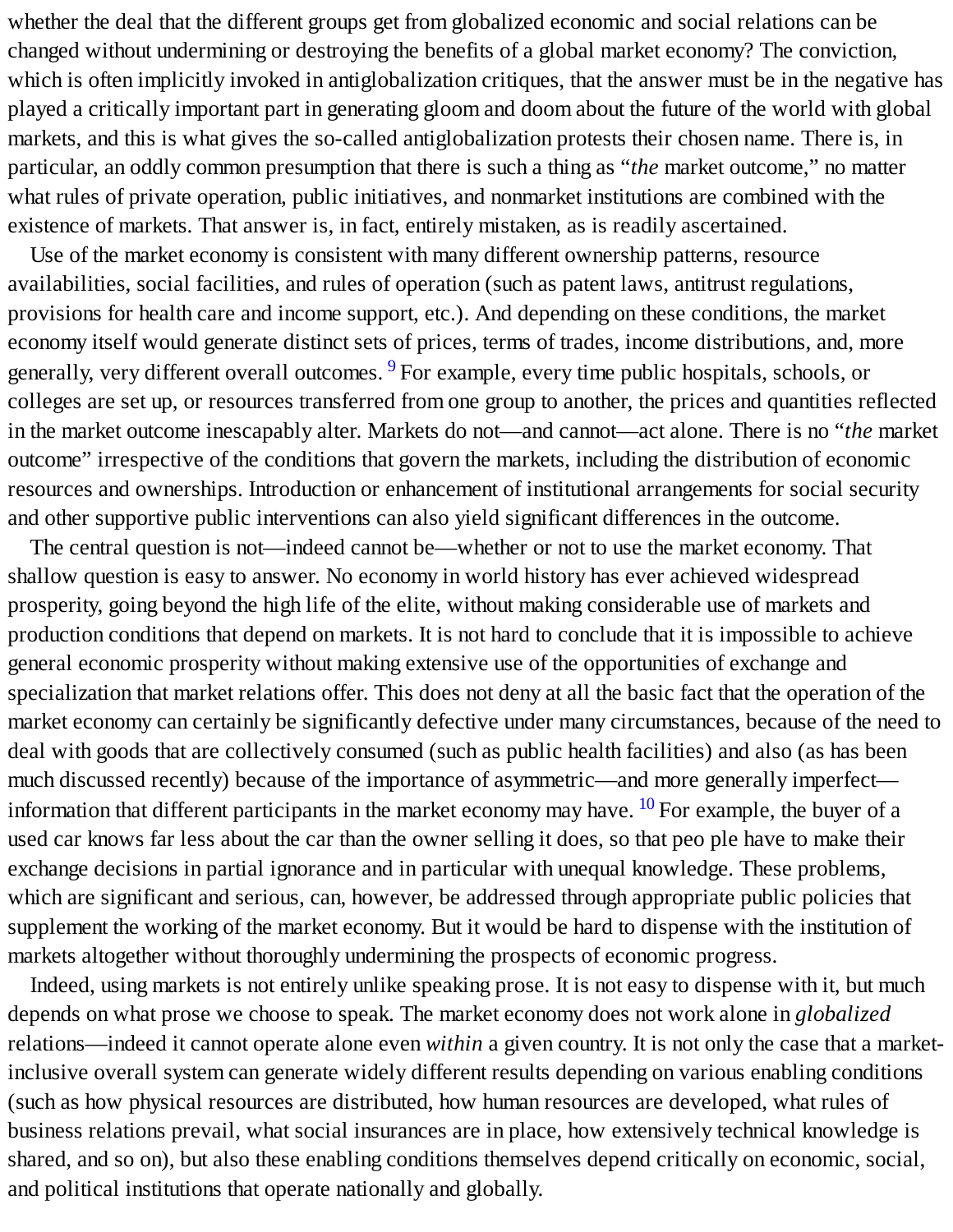whether the deal that the different groups get from globalized economic and social relations can be changed without undermining or destroying the benefits of a global market economy? The conviction, which is often implicitly invoked in antiglobalization critiques, that the answer must be in the negative has played a critically important part in generating gloom and doom about the future of the world with global markets, and this is what gives the so-called antiglobalization protests their chosen name. There is, in particular, an oddly common presumption that there is such a thing as “*the* market outcome,” no matter what rules of private operation, public initiatives, and nonmarket institutions are combined with the existence of markets. That answer is, in fact, entirely mistaken, as is readily ascertained.

Use of the market economy is consistent with many different ownership patterns, resource availabilities, social facilities, and rules of operation (such as patent laws, antitrust regulations, provisions for health care and income support, etc.). And depending on these conditions, the market economy itself would generate distinct sets of prices, terms of trades, income distributions, and, more generally, very different overall outcomes. [9] For example, every time public hospitals, schools, or colleges are set up, or resources transferred from one group to another, the prices and quantities reflected in the market outcome inescapably alter. Markets do not—and cannot—act alone. There is no “*the* market outcome” irrespective of the conditions that govern the markets, including the distribution of economic resources and ownerships. Introduction or enhancement of institutional arrangements for social security and other supportive public interventions can also yield significant differences in the outcome.

The central question is not—indeed cannot be—whether or not to use the market economy. That shallow question is easy to answer. No economy in world history has ever achieved widespread prosperity, going beyond the high life of the elite, without making considerable use of markets and production conditions that depend on markets. It is not hard to conclude that it is impossible to achieve general economic prosperity without making extensive use of the opportunities of exchange and specialization that market relations offer. This does not deny at all the basic fact that the operation of the market economy can certainly be significantly defective under many circumstances, because of the need to deal with goods that are collectively consumed (such as public health facilities) and also (as has been much discussed recently) because of the importance of asymmetric—and more generally imperfect—information that different participants in the market economy may have. [10] For example, the buyer of a used car knows far less about the car than the owner selling it does, so that peo ple have to make their exchange decisions in partial ignorance and in particular with unequal knowledge. These problems, which are significant and serious, can, however, be addressed through appropriate public policies that supplement the working of the market economy. But it would be hard to dispense with the institution of markets altogether without thoroughly undermining the prospects of economic progress.

Indeed, using markets is not entirely unlike speaking prose. It is not easy to dispense with it, but much depends on what prose we choose to speak. The market economy does not work alone in *globalized* relations—indeed it cannot operate alone even *within* a given country. It is not only the case that a market-inclusive overall system can generate widely different results depending on various enabling conditions (such as how physical resources are distributed, how human resources are developed, what rules of business relations prevail, what social insurances are in place, how extensively technical knowledge is shared, and so on), but also these enabling conditions themselves depend critically on economic, social, and political institutions that operate nationally and globally.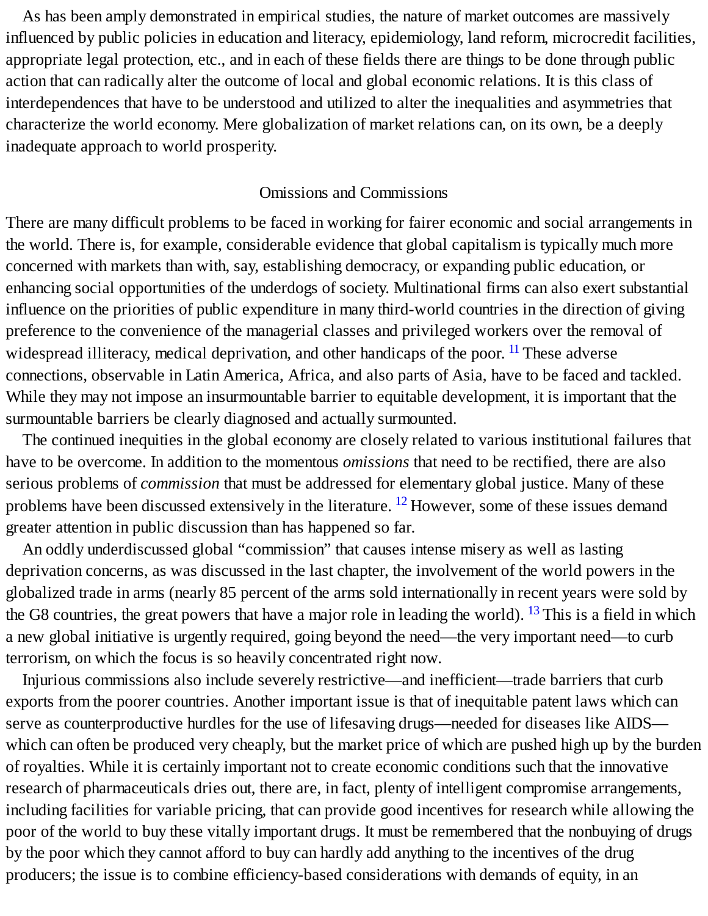As has been amply demonstrated in empirical studies, the nature of market outcomes are massively influenced by public policies in education and literacy, epidemiology, land reform, microcredit facilities, appropriate legal protection, etc., and in each of these fields there are things to be done through public action that can radically alter the outcome of local and global economic relations. It is this class of interdependences that have to be understood and utilized to alter the inequalities and asymmetries that characterize the world economy. Mere globalization of market relations can, on its own, be a deeply inadequate approach to world prosperity.

## Omissions and Commissions

There are many difficult problems to be faced in working for fairer economic and social arrangements in the world. There is, for example, considerable evidence that global capitalism is typically much more concerned with markets than with, say, establishing democracy, or expanding public education, or enhancing social opportunities of the underdogs of society. Multinational firms can also exert substantial influence on the priorities of public expenditure in many third-world countries in the direction of giving preference to the convenience of the managerial classes and privileged workers over the removal of widespread illiteracy, medical deprivation, and other handicaps of the poor. [11] These adverse connections, observable in Latin America, Africa, and also parts of Asia, have to be faced and tackled. While they may not impose an insurmountable barrier to equitable development, it is important that the surmountable barriers be clearly diagnosed and actually surmounted.

The continued inequities in the global economy are closely related to various institutional failures that have to be overcome. In addition to the momentous *omissions* that need to be rectified, there are also serious problems of *commission* that must be addressed for elementary global justice. Many of these problems have been discussed extensively in the literature. [12] However, some of these issues demand greater attention in public discussion than has happened so far.

An oddly underdiscussed global "commission" that causes intense misery as well as lasting deprivation concerns, as was discussed in the last chapter, the involvement of the world powers in the globalized trade in arms (nearly 85 percent of the arms sold internationally in recent years were sold by the G8 countries, the great powers that have a major role in leading the world). [13] This is a field in which a new global initiative is urgently required, going beyond the need—the very important need—to curb terrorism, on which the focus is so heavily concentrated right now.

Injurious commissions also include severely restrictive—and inefficient—trade barriers that curb exports from the poorer countries. Another important issue is that of inequitable patent laws which can serve as counterproductive hurdles for the use of lifesaving drugs—needed for diseases like AIDS—which can often be produced very cheaply, but the market price of which are pushed high up by the burden of royalties. While it is certainly important not to create economic conditions such that the innovative research of pharmaceuticals dries out, there are, in fact, plenty of intelligent compromise arrangements, including facilities for variable pricing, that can provide good incentives for research while allowing the poor of the world to buy these vitally important drugs. It must be remembered that the nonbuying of drugs by the poor which they cannot afford to buy can hardly add anything to the incentives of the drug producers; the issue is to combine efficiency-based considerations with demands of equity, in an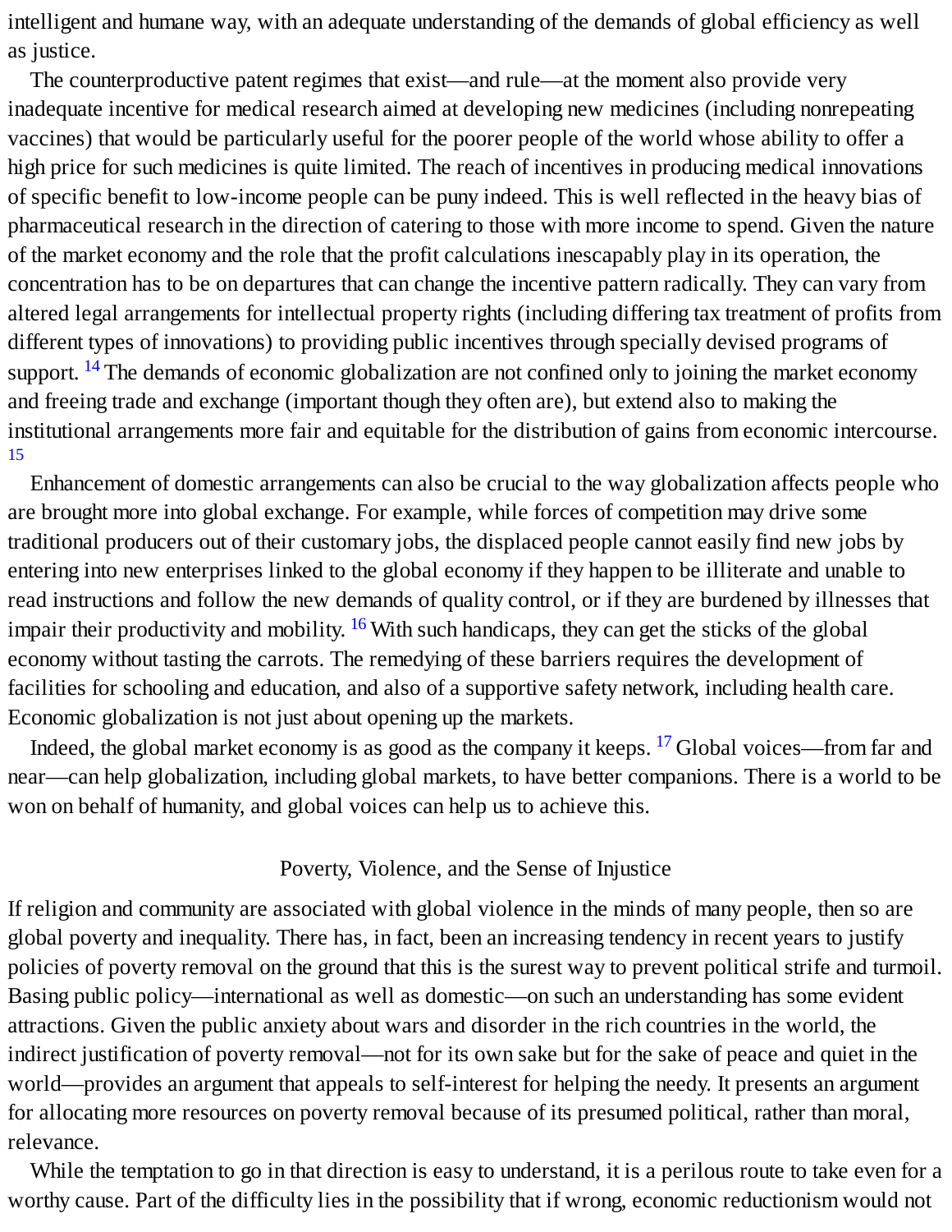intelligent and humane way, with an adequate understanding of the demands of global efficiency as well as justice.

The counterproductive patent regimes that exist—and rule—at the moment also provide very inadequate incentive for medical research aimed at developing new medicines (including nonrepeating vaccines) that would be particularly useful for the poorer people of the world whose ability to offer a high price for such medicines is quite limited. The reach of incentives in producing medical innovations of specific benefit to low-income people can be puny indeed. This is well reflected in the heavy bias of pharmaceutical research in the direction of catering to those with more income to spend. Given the nature of the market economy and the role that the profit calculations inescapably play in its operation, the concentration has to be on departures that can change the incentive pattern radically. They can vary from altered legal arrangements for intellectual property rights (including differing tax treatment of profits from different types of innovations) to providing public incentives through specially devised programs of support. [14] The demands of economic globalization are not confined only to joining the market economy and freeing trade and exchange (important though they often are), but extend also to making the institutional arrangements more fair and equitable for the distribution of gains from economic intercourse. [15]

Enhancement of domestic arrangements can also be crucial to the way globalization affects people who are brought more into global exchange. For example, while forces of competition may drive some traditional producers out of their customary jobs, the displaced people cannot easily find new jobs by entering into new enterprises linked to the global economy if they happen to be illiterate and unable to read instructions and follow the new demands of quality control, or if they are burdened by illnesses that impair their productivity and mobility. [16] With such handicaps, they can get the sticks of the global economy without tasting the carrots. The remedying of these barriers requires the development of facilities for schooling and education, and also of a supportive safety network, including health care. Economic globalization is not just about opening up the markets.

Indeed, the global market economy is as good as the company it keeps. [17] Global voices—from far and near—can help globalization, including global markets, to have better companions. There is a world to be won on behalf of humanity, and global voices can help us to achieve this.

## Poverty, Violence, and the Sense of Injustice

If religion and community are associated with global violence in the minds of many people, then so are global poverty and inequality. There has, in fact, been an increasing tendency in recent years to justify policies of poverty removal on the ground that this is the surest way to prevent political strife and turmoil. Basing public policy—international as well as domestic—on such an understanding has some evident attractions. Given the public anxiety about wars and disorder in the rich countries in the world, the indirect justification of poverty removal—not for its own sake but for the sake of peace and quiet in the world—provides an argument that appeals to self-interest for helping the needy. It presents an argument for allocating more resources on poverty removal because of its presumed political, rather than moral, relevance.

While the temptation to go in that direction is easy to understand, it is a perilous route to take even for a worthy cause. Part of the difficulty lies in the possibility that if wrong, economic reductionism would not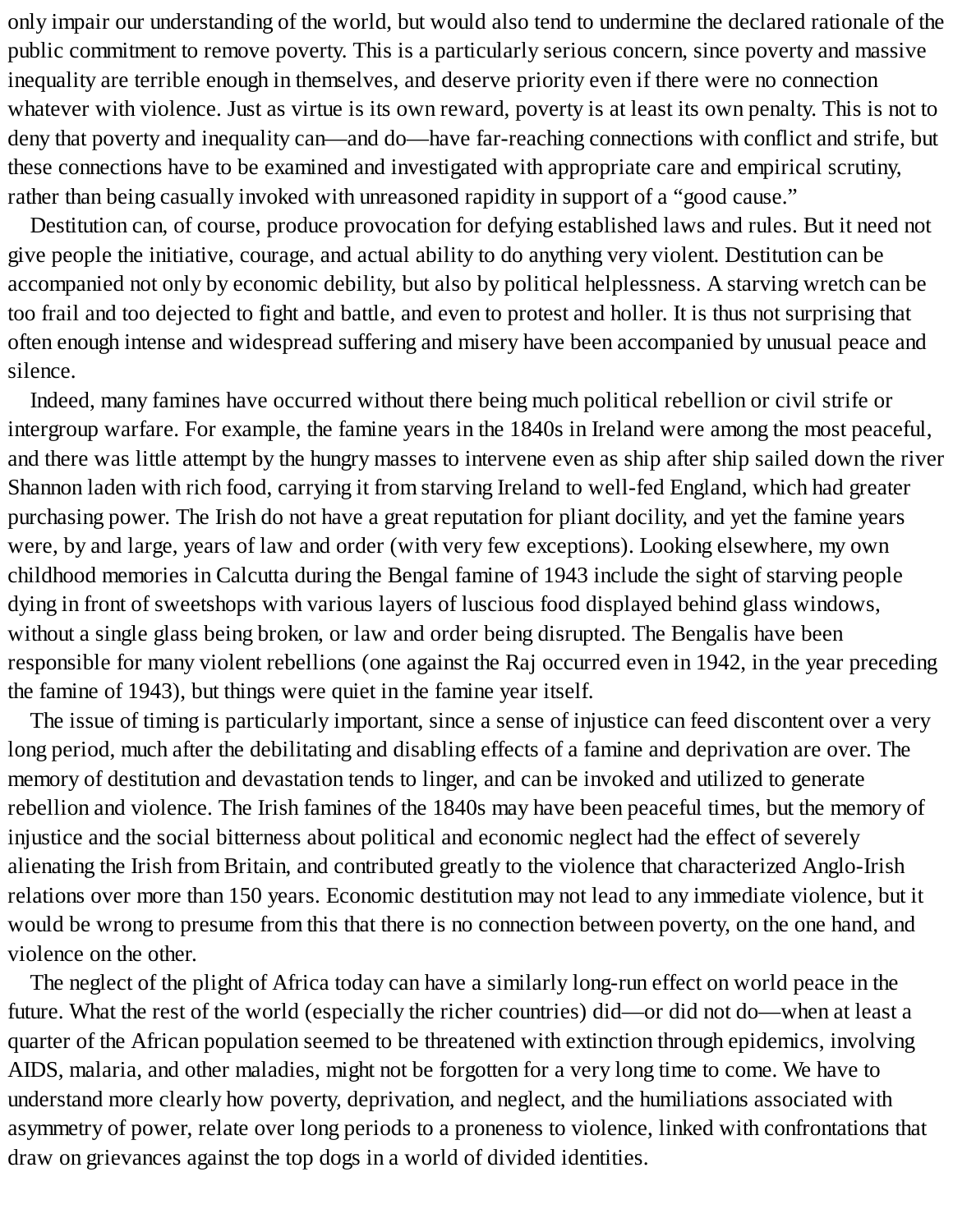only impair our understanding of the world, but would also tend to undermine the declared rationale of the public commitment to remove poverty. This is a particularly serious concern, since poverty and massive inequality are terrible enough in themselves, and deserve priority even if there were no connection whatever with violence. Just as virtue is its own reward, poverty is at least its own penalty. This is not to deny that poverty and inequality can—and do—have far-reaching connections with conflict and strife, but these connections have to be examined and investigated with appropriate care and empirical scrutiny, rather than being casually invoked with unreasoned rapidity in support of a "good cause."

Destitution can, of course, produce provocation for defying established laws and rules. But it need not give people the initiative, courage, and actual ability to do anything very violent. Destitution can be accompanied not only by economic debility, but also by political helplessness. A starving wretch can be too frail and too dejected to fight and battle, and even to protest and holler. It is thus not surprising that often enough intense and widespread suffering and misery have been accompanied by unusual peace and silence.

Indeed, many famines have occurred without there being much political rebellion or civil strife or intergroup warfare. For example, the famine years in the 1840s in Ireland were among the most peaceful, and there was little attempt by the hungry masses to intervene even as ship after ship sailed down the river Shannon laden with rich food, carrying it from starving Ireland to well-fed England, which had greater purchasing power. The Irish do not have a great reputation for pliant docility, and yet the famine years were, by and large, years of law and order (with very few exceptions). Looking elsewhere, my own childhood memories in Calcutta during the Bengal famine of 1943 include the sight of starving people dying in front of sweetshops with various layers of luscious food displayed behind glass windows, without a single glass being broken, or law and order being disrupted. The Bengalis have been responsible for many violent rebellions (one against the Raj occurred even in 1942, in the year preceding the famine of 1943), but things were quiet in the famine year itself.

The issue of timing is particularly important, since a sense of injustice can feed discontent over a very long period, much after the debilitating and disabling effects of a famine and deprivation are over. The memory of destitution and devastation tends to linger, and can be invoked and utilized to generate rebellion and violence. The Irish famines of the 1840s may have been peaceful times, but the memory of injustice and the social bitterness about political and economic neglect had the effect of severely alienating the Irish from Britain, and contributed greatly to the violence that characterized Anglo-Irish relations over more than 150 years. Economic destitution may not lead to any immediate violence, but it would be wrong to presume from this that there is no connection between poverty, on the one hand, and violence on the other.

The neglect of the plight of Africa today can have a similarly long-run effect on world peace in the future. What the rest of the world (especially the richer countries) did—or did not do—when at least a quarter of the African population seemed to be threatened with extinction through epidemics, involving AIDS, malaria, and other maladies, might not be forgotten for a very long time to come. We have to understand more clearly how poverty, deprivation, and neglect, and the humiliations associated with asymmetry of power, relate over long periods to a proneness to violence, linked with confrontations that draw on grievances against the top dogs in a world of divided identities.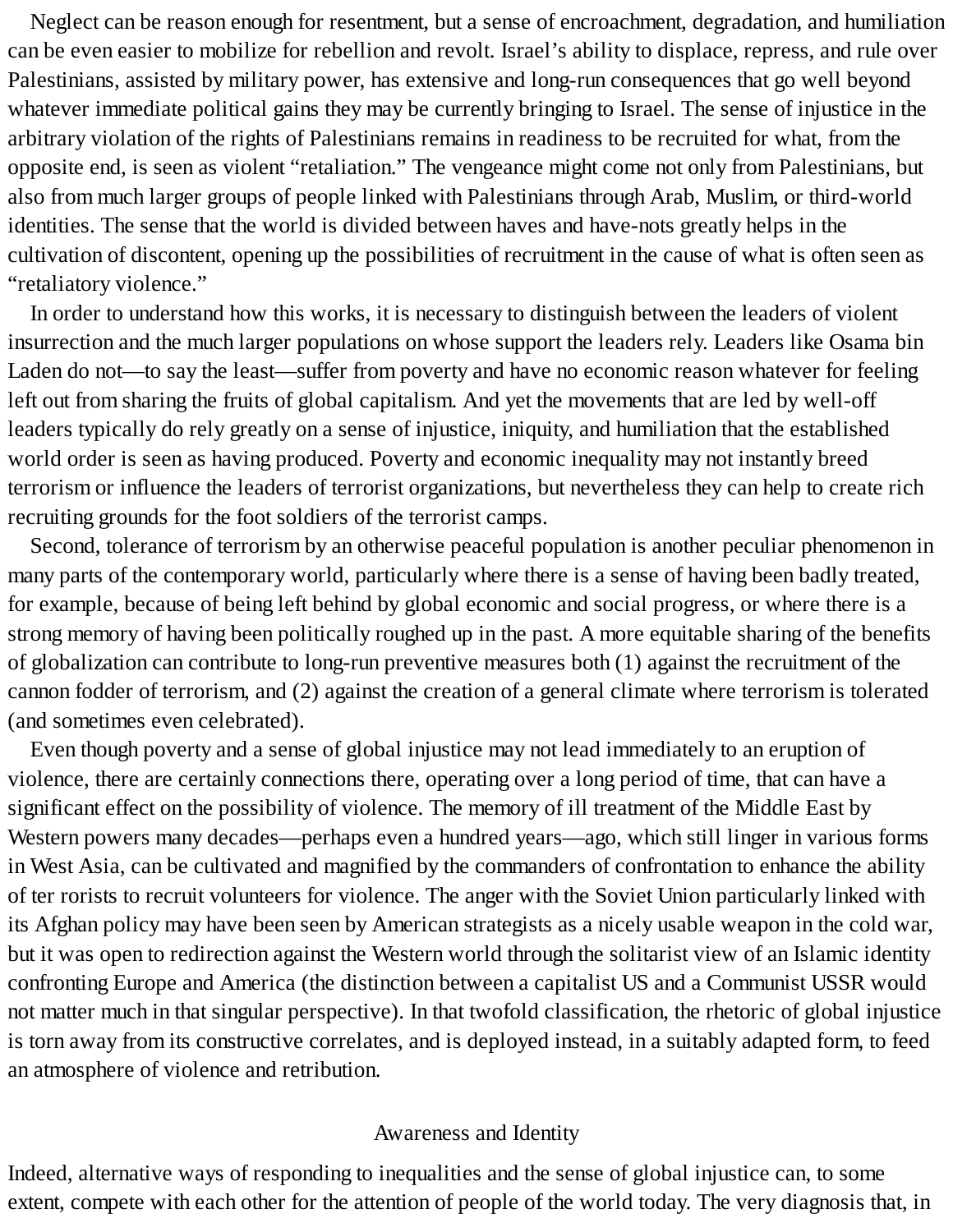Neglect can be reason enough for resentment, but a sense of encroachment, degradation, and humiliation can be even easier to mobilize for rebellion and revolt. Israel's ability to displace, repress, and rule over Palestinians, assisted by military power, has extensive and long-run consequences that go well beyond whatever immediate political gains they may be currently bringing to Israel. The sense of injustice in the arbitrary violation of the rights of Palestinians remains in readiness to be recruited for what, from the opposite end, is seen as violent "retaliation." The vengeance might come not only from Palestinians, but also from much larger groups of people linked with Palestinians through Arab, Muslim, or third-world identities. The sense that the world is divided between haves and have-nots greatly helps in the cultivation of discontent, opening up the possibilities of recruitment in the cause of what is often seen as "retaliatory violence."

In order to understand how this works, it is necessary to distinguish between the leaders of violent insurrection and the much larger populations on whose support the leaders rely. Leaders like Osama bin Laden do not—to say the least—suffer from poverty and have no economic reason whatever for feeling left out from sharing the fruits of global capitalism. And yet the movements that are led by well-off leaders typically do rely greatly on a sense of injustice, iniquity, and humiliation that the established world order is seen as having produced. Poverty and economic inequality may not instantly breed terrorism or influence the leaders of terrorist organizations, but nevertheless they can help to create rich recruiting grounds for the foot soldiers of the terrorist camps.

Second, tolerance of terrorism by an otherwise peaceful population is another peculiar phenomenon in many parts of the contemporary world, particularly where there is a sense of having been badly treated, for example, because of being left behind by global economic and social progress, or where there is a strong memory of having been politically roughed up in the past. A more equitable sharing of the benefits of globalization can contribute to long-run preventive measures both (1) against the recruitment of the cannon fodder of terrorism, and (2) against the creation of a general climate where terrorism is tolerated (and sometimes even celebrated).

Even though poverty and a sense of global injustice may not lead immediately to an eruption of violence, there are certainly connections there, operating over a long period of time, that can have a significant effect on the possibility of violence. The memory of ill treatment of the Middle East by Western powers many decades—perhaps even a hundred years—ago, which still linger in various forms in West Asia, can be cultivated and magnified by the commanders of confrontation to enhance the ability of ter rorists to recruit volunteers for violence. The anger with the Soviet Union particularly linked with its Afghan policy may have been seen by American strategists as a nicely usable weapon in the cold war, but it was open to redirection against the Western world through the solitarist view of an Islamic identity confronting Europe and America (the distinction between a capitalist US and a Communist USSR would not matter much in that singular perspective). In that twofold classification, the rhetoric of global injustice is torn away from its constructive correlates, and is deployed instead, in a suitably adapted form, to feed an atmosphere of violence and retribution.

## Awareness and Identity

Indeed, alternative ways of responding to inequalities and the sense of global injustice can, to some extent, compete with each other for the attention of people of the world today. The very diagnosis that, in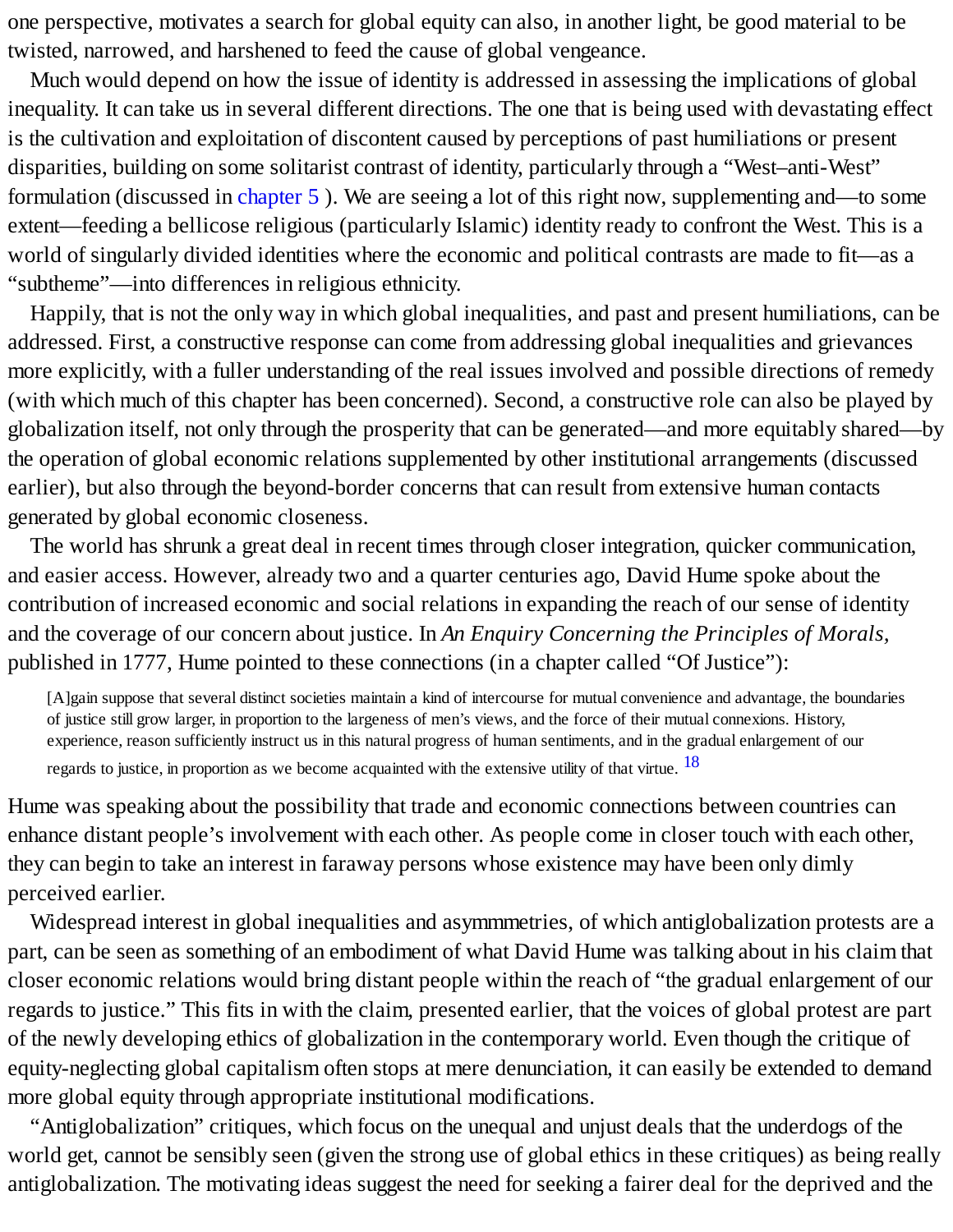one perspective, motivates a search for global equity can also, in another light, be good material to be twisted, narrowed, and harshened to feed the cause of global vengeance.

Much would depend on how the issue of identity is addressed in assessing the implications of global inequality. It can take us in several different directions. The one that is being used with devastating effect is the cultivation and exploitation of discontent caused by perceptions of past humiliations or present disparities, building on some solitarist contrast of identity, particularly through a "West–anti-West" formulation (discussed in chapter 5 ). We are seeing a lot of this right now, supplementing and—to some extent—feeding a bellicose religious (particularly Islamic) identity ready to confront the West. This is a world of singularly divided identities where the economic and political contrasts are made to fit—as a "subtheme"—into differences in religious ethnicity.

Happily, that is not the only way in which global inequalities, and past and present humiliations, can be addressed. First, a constructive response can come from addressing global inequalities and grievances more explicitly, with a fuller understanding of the real issues involved and possible directions of remedy (with which much of this chapter has been concerned). Second, a constructive role can also be played by globalization itself, not only through the prosperity that can be generated—and more equitably shared—by the operation of global economic relations supplemented by other institutional arrangements (discussed earlier), but also through the beyond-border concerns that can result from extensive human contacts generated by global economic closeness.

The world has shrunk a great deal in recent times through closer integration, quicker communication, and easier access. However, already two and a quarter centuries ago, David Hume spoke about the contribution of increased economic and social relations in expanding the reach of our sense of identity and the coverage of our concern about justice. In *An Enquiry Concerning the Principles of Morals*, published in 1777, Hume pointed to these connections (in a chapter called "Of Justice"):

> [A]gain suppose that several distinct societies maintain a kind of intercourse for mutual convenience and advantage, the boundaries of justice still grow larger, in proportion to the largeness of men's views, and the force of their mutual connexions. History, experience, reason sufficiently instruct us in this natural progress of human sentiments, and in the gradual enlargement of our regards to justice, in proportion as we become acquainted with the extensive utility of that virtue. [18]

Hume was speaking about the possibility that trade and economic connections between countries can enhance distant people's involvement with each other. As people come in closer touch with each other, they can begin to take an interest in faraway persons whose existence may have been only dimly perceived earlier.

Widespread interest in global inequalities and asymmmetries, of which antiglobalization protests are a part, can be seen as something of an embodiment of what David Hume was talking about in his claim that closer economic relations would bring distant people within the reach of "the gradual enlargement of our regards to justice." This fits in with the claim, presented earlier, that the voices of global protest are part of the newly developing ethics of globalization in the contemporary world. Even though the critique of equity-neglecting global capitalism often stops at mere denunciation, it can easily be extended to demand more global equity through appropriate institutional modifications.

"Antiglobalization" critiques, which focus on the unequal and unjust deals that the underdogs of the world get, cannot be sensibly seen (given the strong use of global ethics in these critiques) as being really antiglobalization. The motivating ideas suggest the need for seeking a fairer deal for the deprived and the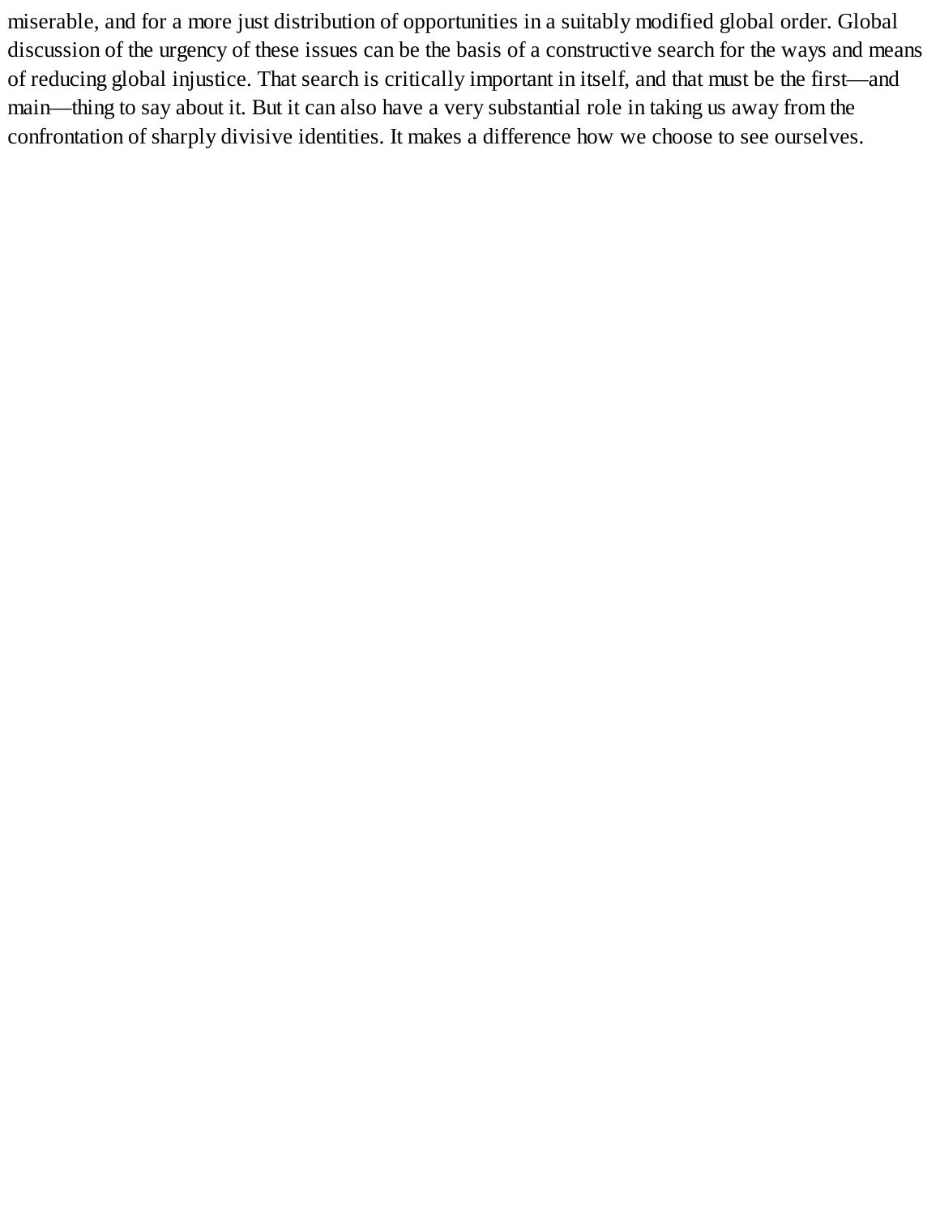miserable, and for a more just distribution of opportunities in a suitably modified global order. Global discussion of the urgency of these issues can be the basis of a constructive search for the ways and means of reducing global injustice. That search is critically important in itself, and that must be the first—and main—thing to say about it. But it can also have a very substantial role in taking us away from the confrontation of sharply divisive identities. It makes a difference how we choose to see ourselves.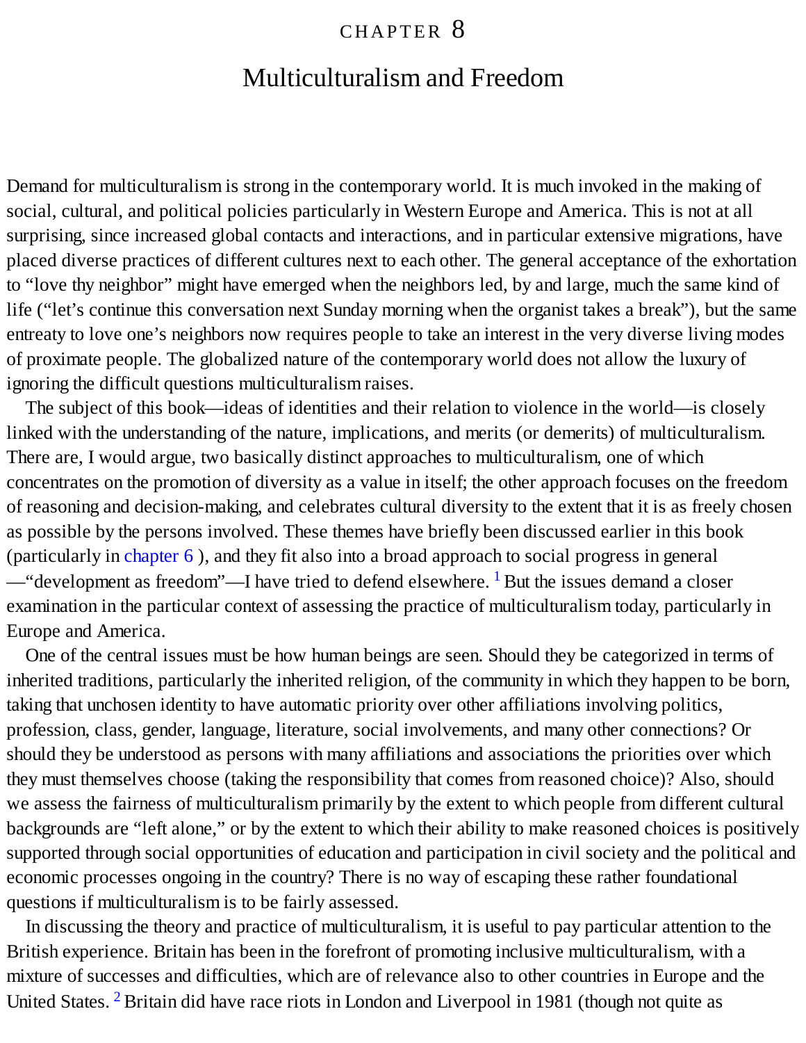# CHAPTER 8

## Multiculturalism and Freedom

Demand for multiculturalism is strong in the contemporary world. It is much invoked in the making of social, cultural, and political policies particularly in Western Europe and America. This is not at all surprising, since increased global contacts and interactions, and in particular extensive migrations, have placed diverse practices of different cultures next to each other. The general acceptance of the exhortation to "love thy neighbor" might have emerged when the neighbors led, by and large, much the same kind of life ("let's continue this conversation next Sunday morning when the organist takes a break"), but the same entreaty to love one's neighbors now requires people to take an interest in the very diverse living modes of proximate people. The globalized nature of the contemporary world does not allow the luxury of ignoring the difficult questions multiculturalism raises.

The subject of this book—ideas of identities and their relation to violence in the world—is closely linked with the understanding of the nature, implications, and merits (or demerits) of multiculturalism. There are, I would argue, two basically distinct approaches to multiculturalism, one of which concentrates on the promotion of diversity as a value in itself; the other approach focuses on the freedom of reasoning and decision-making, and celebrates cultural diversity to the extent that it is as freely chosen as possible by the persons involved. These themes have briefly been discussed earlier in this book (particularly in chapter 6 ), and they fit also into a broad approach to social progress in general —"development as freedom"—I have tried to defend elsewhere. [1] But the issues demand a closer examination in the particular context of assessing the practice of multiculturalism today, particularly in Europe and America.

One of the central issues must be how human beings are seen. Should they be categorized in terms of inherited traditions, particularly the inherited religion, of the community in which they happen to be born, taking that unchosen identity to have automatic priority over other affiliations involving politics, profession, class, gender, language, literature, social involvements, and many other connections? Or should they be understood as persons with many affiliations and associations the priorities over which they must themselves choose (taking the responsibility that comes from reasoned choice)? Also, should we assess the fairness of multiculturalism primarily by the extent to which people from different cultural backgrounds are "left alone," or by the extent to which their ability to make reasoned choices is positively supported through social opportunities of education and participation in civil society and the political and economic processes ongoing in the country? There is no way of escaping these rather foundational questions if multiculturalism is to be fairly assessed.

In discussing the theory and practice of multiculturalism, it is useful to pay particular attention to the British experience. Britain has been in the forefront of promoting inclusive multiculturalism, with a mixture of successes and difficulties, which are of relevance also to other countries in Europe and the United States. [2] Britain did have race riots in London and Liverpool in 1981 (though not quite as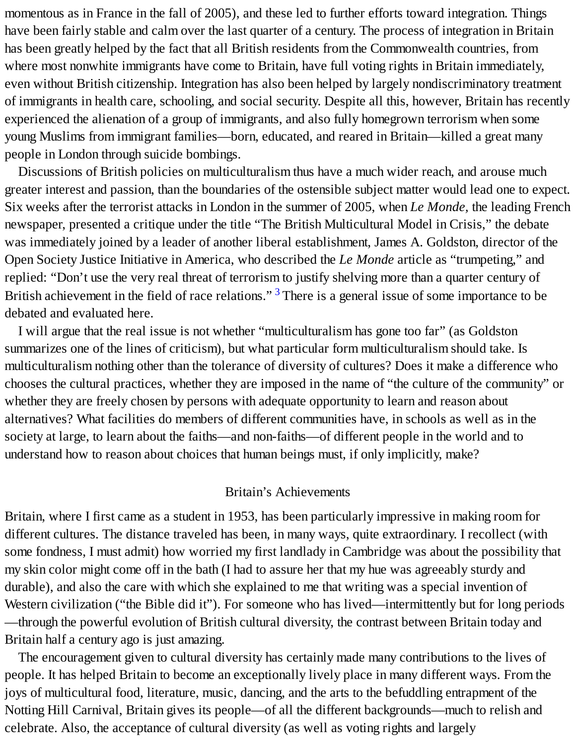momentous as in France in the fall of 2005), and these led to further efforts toward integration. Things have been fairly stable and calm over the last quarter of a century. The process of integration in Britain has been greatly helped by the fact that all British residents from the Commonwealth countries, from where most nonwhite immigrants have come to Britain, have full voting rights in Britain immediately, even without British citizenship. Integration has also been helped by largely nondiscriminatory treatment of immigrants in health care, schooling, and social security. Despite all this, however, Britain has recently experienced the alienation of a group of immigrants, and also fully homegrown terrorism when some young Muslims from immigrant families—born, educated, and reared in Britain—killed a great many people in London through suicide bombings.

Discussions of British policies on multiculturalism thus have a much wider reach, and arouse much greater interest and passion, than the boundaries of the ostensible subject matter would lead one to expect. Six weeks after the terrorist attacks in London in the summer of 2005, when *Le Monde*, the leading French newspaper, presented a critique under the title "The British Multicultural Model in Crisis," the debate was immediately joined by a leader of another liberal establishment, James A. Goldston, director of the Open Society Justice Initiative in America, who described the *Le Monde* article as "trumpeting," and replied: "Don't use the very real threat of terrorism to justify shelving more than a quarter century of British achievement in the field of race relations." [3] There is a general issue of some importance to be debated and evaluated here.

I will argue that the real issue is not whether "multiculturalism has gone too far" (as Goldston summarizes one of the lines of criticism), but what particular form multiculturalism should take. Is multiculturalism nothing other than the tolerance of diversity of cultures? Does it make a difference who chooses the cultural practices, whether they are imposed in the name of "the culture of the community" or whether they are freely chosen by persons with adequate opportunity to learn and reason about alternatives? What facilities do members of different communities have, in schools as well as in the society at large, to learn about the faiths—and non-faiths—of different people in the world and to understand how to reason about choices that human beings must, if only implicitly, make?

## Britain's Achievements

Britain, where I first came as a student in 1953, has been particularly impressive in making room for different cultures. The distance traveled has been, in many ways, quite extraordinary. I recollect (with some fondness, I must admit) how worried my first landlady in Cambridge was about the possibility that my skin color might come off in the bath (I had to assure her that my hue was agreeably sturdy and durable), and also the care with which she explained to me that writing was a special invention of Western civilization ("the Bible did it"). For someone who has lived—intermittently but for long periods—through the powerful evolution of British cultural diversity, the contrast between Britain today and Britain half a century ago is just amazing.

The encouragement given to cultural diversity has certainly made many contributions to the lives of people. It has helped Britain to become an exceptionally lively place in many different ways. From the joys of multicultural food, literature, music, dancing, and the arts to the befuddling entrapment of the Notting Hill Carnival, Britain gives its people—of all the different backgrounds—much to relish and celebrate. Also, the acceptance of cultural diversity (as well as voting rights and largely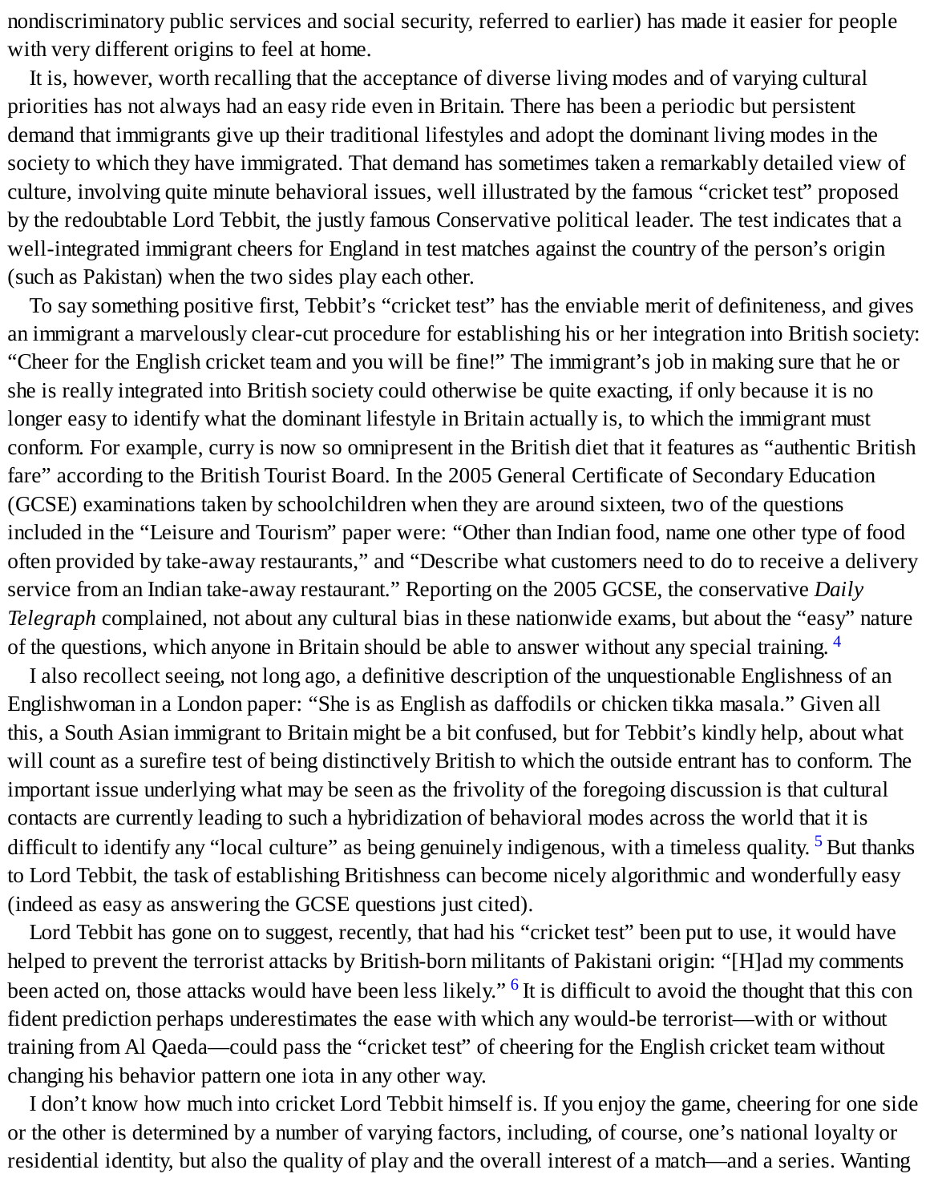nondiscriminatory public services and social security, referred to earlier) has made it easier for people with very different origins to feel at home.

It is, however, worth recalling that the acceptance of diverse living modes and of varying cultural priorities has not always had an easy ride even in Britain. There has been a periodic but persistent demand that immigrants give up their traditional lifestyles and adopt the dominant living modes in the society to which they have immigrated. That demand has sometimes taken a remarkably detailed view of culture, involving quite minute behavioral issues, well illustrated by the famous "cricket test" proposed by the redoubtable Lord Tebbit, the justly famous Conservative political leader. The test indicates that a well-integrated immigrant cheers for England in test matches against the country of the person's origin (such as Pakistan) when the two sides play each other.

To say something positive first, Tebbit's "cricket test" has the enviable merit of definiteness, and gives an immigrant a marvelously clear-cut procedure for establishing his or her integration into British society: "Cheer for the English cricket team and you will be fine!" The immigrant's job in making sure that he or she is really integrated into British society could otherwise be quite exacting, if only because it is no longer easy to identify what the dominant lifestyle in Britain actually is, to which the immigrant must conform. For example, curry is now so omnipresent in the British diet that it features as "authentic British fare" according to the British Tourist Board. In the 2005 General Certificate of Secondary Education (GCSE) examinations taken by schoolchildren when they are around sixteen, two of the questions included in the "Leisure and Tourism" paper were: "Other than Indian food, name one other type of food often provided by take-away restaurants," and "Describe what customers need to do to receive a delivery service from an Indian take-away restaurant." Reporting on the 2005 GCSE, the conservative *Daily Telegraph* complained, not about any cultural bias in these nationwide exams, but about the "easy" nature of the questions, which anyone in Britain should be able to answer without any special training. [4]

I also recollect seeing, not long ago, a definitive description of the unquestionable Englishness of an Englishwoman in a London paper: "She is as English as daffodils or chicken tikka masala." Given all this, a South Asian immigrant to Britain might be a bit confused, but for Tebbit's kindly help, about what will count as a surefire test of being distinctively British to which the outside entrant has to conform. The important issue underlying what may be seen as the frivolity of the foregoing discussion is that cultural contacts are currently leading to such a hybridization of behavioral modes across the world that it is difficult to identify any "local culture" as being genuinely indigenous, with a timeless quality. [5] But thanks to Lord Tebbit, the task of establishing Britishness can become nicely algorithmic and wonderfully easy (indeed as easy as answering the GCSE questions just cited).

Lord Tebbit has gone on to suggest, recently, that had his "cricket test" been put to use, it would have helped to prevent the terrorist attacks by British-born militants of Pakistani origin: "[H]ad my comments been acted on, those attacks would have been less likely." [6] It is difficult to avoid the thought that this con fident prediction perhaps underestimates the ease with which any would-be terrorist—with or without training from Al Qaeda—could pass the "cricket test" of cheering for the English cricket team without changing his behavior pattern one iota in any other way.

I don't know how much into cricket Lord Tebbit himself is. If you enjoy the game, cheering for one side or the other is determined by a number of varying factors, including, of course, one's national loyalty or residential identity, but also the quality of play and the overall interest of a match—and a series. Wanting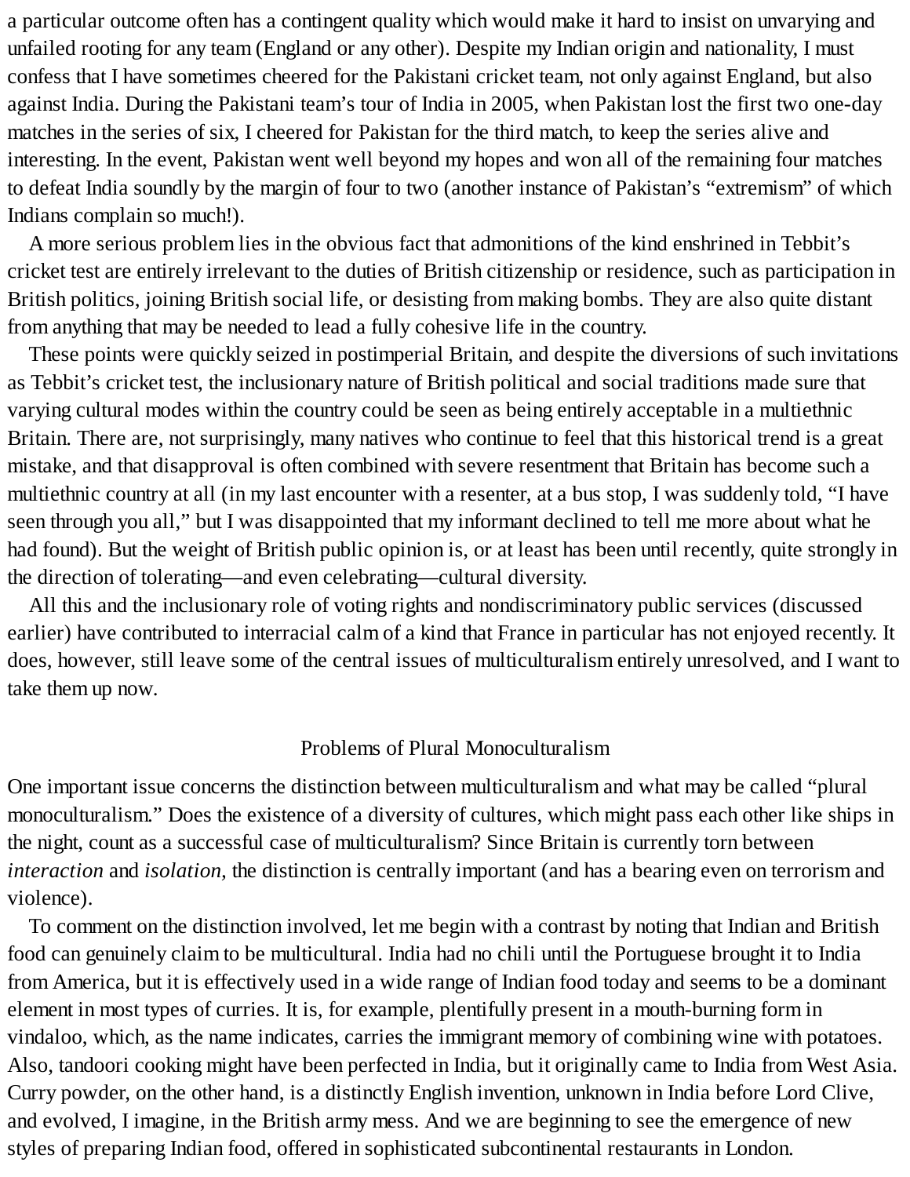a particular outcome often has a contingent quality which would make it hard to insist on unvarying and unfailed rooting for any team (England or any other). Despite my Indian origin and nationality, I must confess that I have sometimes cheered for the Pakistani cricket team, not only against England, but also against India. During the Pakistani team's tour of India in 2005, when Pakistan lost the first two one-day matches in the series of six, I cheered for Pakistan for the third match, to keep the series alive and interesting. In the event, Pakistan went well beyond my hopes and won all of the remaining four matches to defeat India soundly by the margin of four to two (another instance of Pakistan's "extremism" of which Indians complain so much!).

A more serious problem lies in the obvious fact that admonitions of the kind enshrined in Tebbit's cricket test are entirely irrelevant to the duties of British citizenship or residence, such as participation in British politics, joining British social life, or desisting from making bombs. They are also quite distant from anything that may be needed to lead a fully cohesive life in the country.

These points were quickly seized in postimperial Britain, and despite the diversions of such invitations as Tebbit's cricket test, the inclusionary nature of British political and social traditions made sure that varying cultural modes within the country could be seen as being entirely acceptable in a multiethnic Britain. There are, not surprisingly, many natives who continue to feel that this historical trend is a great mistake, and that disapproval is often combined with severe resentment that Britain has become such a multiethnic country at all (in my last encounter with a resenter, at a bus stop, I was suddenly told, "I have seen through you all," but I was disappointed that my informant declined to tell me more about what he had found). But the weight of British public opinion is, or at least has been until recently, quite strongly in the direction of tolerating—and even celebrating—cultural diversity.

All this and the inclusionary role of voting rights and nondiscriminatory public services (discussed earlier) have contributed to interracial calm of a kind that France in particular has not enjoyed recently. It does, however, still leave some of the central issues of multiculturalism entirely unresolved, and I want to take them up now.

## Problems of Plural Monoculturalism

One important issue concerns the distinction between multiculturalism and what may be called "plural monoculturalism." Does the existence of a diversity of cultures, which might pass each other like ships in the night, count as a successful case of multiculturalism? Since Britain is currently torn between *interaction* and *isolation*, the distinction is centrally important (and has a bearing even on terrorism and violence).

To comment on the distinction involved, let me begin with a contrast by noting that Indian and British food can genuinely claim to be multicultural. India had no chili until the Portuguese brought it to India from America, but it is effectively used in a wide range of Indian food today and seems to be a dominant element in most types of curries. It is, for example, plentifully present in a mouth-burning form in vindaloo, which, as the name indicates, carries the immigrant memory of combining wine with potatoes. Also, tandoori cooking might have been perfected in India, but it originally came to India from West Asia. Curry powder, on the other hand, is a distinctly English invention, unknown in India before Lord Clive, and evolved, I imagine, in the British army mess. And we are beginning to see the emergence of new styles of preparing Indian food, offered in sophisticated subcontinental restaurants in London.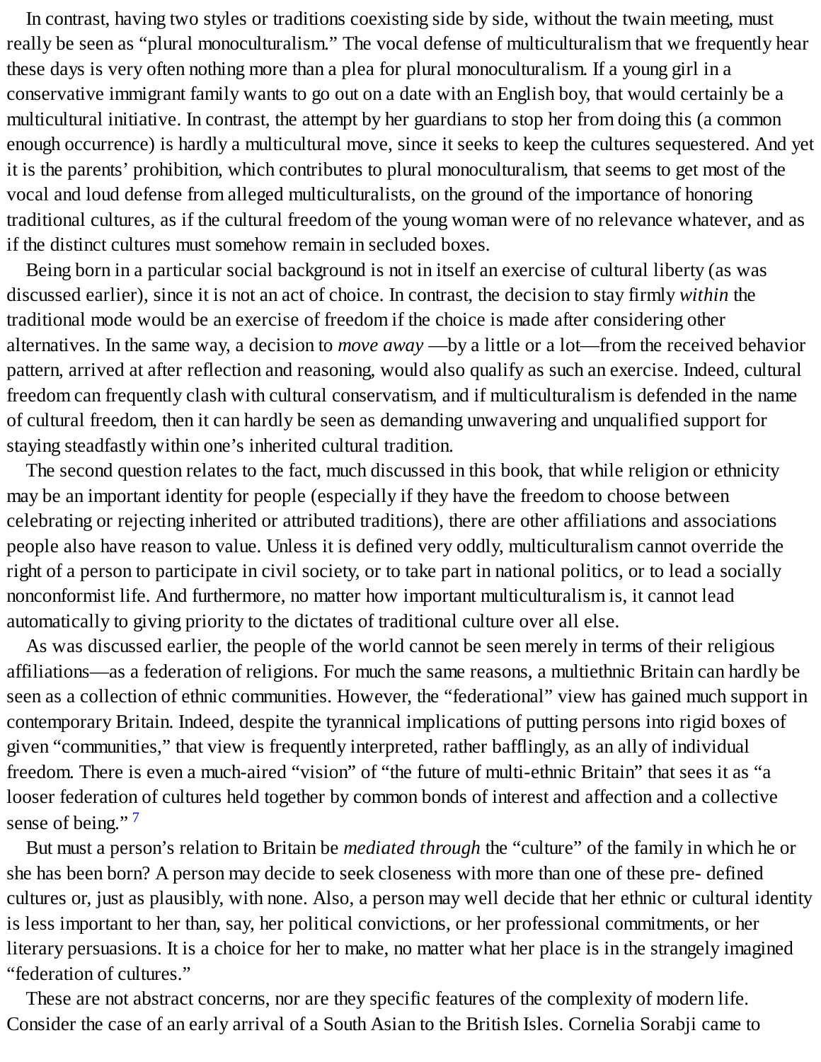In contrast, having two styles or traditions coexisting side by side, without the twain meeting, must really be seen as "plural monoculturalism." The vocal defense of multiculturalism that we frequently hear these days is very often nothing more than a plea for plural monoculturalism. If a young girl in a conservative immigrant family wants to go out on a date with an English boy, that would certainly be a multicultural initiative. In contrast, the attempt by her guardians to stop her from doing this (a common enough occurrence) is hardly a multicultural move, since it seeks to keep the cultures sequestered. And yet it is the parents' prohibition, which contributes to plural monoculturalism, that seems to get most of the vocal and loud defense from alleged multiculturalists, on the ground of the importance of honoring traditional cultures, as if the cultural freedom of the young woman were of no relevance whatever, and as if the distinct cultures must somehow remain in secluded boxes.

Being born in a particular social background is not in itself an exercise of cultural liberty (as was discussed earlier), since it is not an act of choice. In contrast, the decision to stay firmly *within* the traditional mode would be an exercise of freedom if the choice is made after considering other alternatives. In the same way, a decision to *move away* —by a little or a lot—from the received behavior pattern, arrived at after reflection and reasoning, would also qualify as such an exercise. Indeed, cultural freedom can frequently clash with cultural conservatism, and if multiculturalism is defended in the name of cultural freedom, then it can hardly be seen as demanding unwavering and unqualified support for staying steadfastly within one's inherited cultural tradition.

The second question relates to the fact, much discussed in this book, that while religion or ethnicity may be an important identity for people (especially if they have the freedom to choose between celebrating or rejecting inherited or attributed traditions), there are other affiliations and associations people also have reason to value. Unless it is defined very oddly, multiculturalism cannot override the right of a person to participate in civil society, or to take part in national politics, or to lead a socially nonconformist life. And furthermore, no matter how important multiculturalism is, it cannot lead automatically to giving priority to the dictates of traditional culture over all else.

As was discussed earlier, the people of the world cannot be seen merely in terms of their religious affiliations—as a federation of religions. For much the same reasons, a multiethnic Britain can hardly be seen as a collection of ethnic communities. However, the "federational" view has gained much support in contemporary Britain. Indeed, despite the tyrannical implications of putting persons into rigid boxes of given "communities," that view is frequently interpreted, rather bafflingly, as an ally of individual freedom. There is even a much-aired "vision" of "the future of multi-ethnic Britain" that sees it as "a looser federation of cultures held together by common bonds of interest and affection and a collective sense of being." [7]

But must a person's relation to Britain be *mediated through* the "culture" of the family in which he or she has been born? A person may decide to seek closeness with more than one of these pre- defined cultures or, just as plausibly, with none. Also, a person may well decide that her ethnic or cultural identity is less important to her than, say, her political convictions, or her professional commitments, or her literary persuasions. It is a choice for her to make, no matter what her place is in the strangely imagined "federation of cultures."

These are not abstract concerns, nor are they specific features of the complexity of modern life. Consider the case of an early arrival of a South Asian to the British Isles. Cornelia Sorabji came to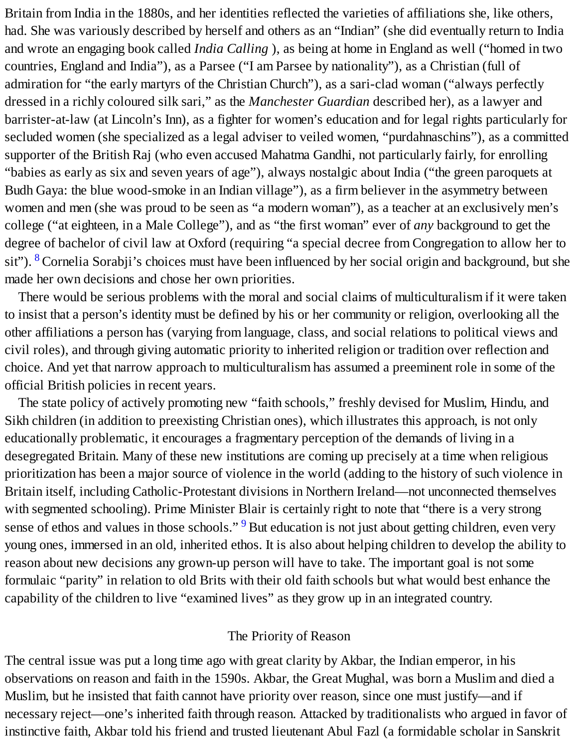Britain from India in the 1880s, and her identities reflected the varieties of affiliations she, like others, had. She was variously described by herself and others as an “Indian” (she did eventually return to India and wrote an engaging book called *India Calling* ), as being at home in England as well (“homed in two countries, England and India”), as a Parsee (“I am Parsee by nationality”), as a Christian (full of admiration for “the early martyrs of the Christian Church”), as a sari-clad woman (“always perfectly dressed in a richly coloured silk sari,” as the *Manchester Guardian* described her), as a lawyer and barrister-at-law (at Lincoln’s Inn), as a fighter for women’s education and for legal rights particularly for secluded women (she specialized as a legal adviser to veiled women, “purdahnaschins”), as a committed supporter of the British Raj (who even accused Mahatma Gandhi, not particularly fairly, for enrolling “babies as early as six and seven years of age”), always nostalgic about India (“the green paroquets at Budh Gaya: the blue wood-smoke in an Indian village”), as a firm believer in the asymmetry between women and men (she was proud to be seen as “a modern woman”), as a teacher at an exclusively men’s college (“at eighteen, in a Male College”), and as “the first woman” ever of *any* background to get the degree of bachelor of civil law at Oxford (requiring “a special decree from Congregation to allow her to sit”). [8] Cornelia Sorabji’s choices must have been influenced by her social origin and background, but she made her own decisions and chose her own priorities.

There would be serious problems with the moral and social claims of multiculturalism if it were taken to insist that a person’s identity must be defined by his or her community or religion, overlooking all the other affiliations a person has (varying from language, class, and social relations to political views and civil roles), and through giving automatic priority to inherited religion or tradition over reflection and choice. And yet that narrow approach to multiculturalism has assumed a preeminent role in some of the official British policies in recent years.

The state policy of actively promoting new “faith schools,” freshly devised for Muslim, Hindu, and Sikh children (in addition to preexisting Christian ones), which illustrates this approach, is not only educationally problematic, it encourages a fragmentary perception of the demands of living in a desegregated Britain. Many of these new institutions are coming up precisely at a time when religious prioritization has been a major source of violence in the world (adding to the history of such violence in Britain itself, including Catholic-Protestant divisions in Northern Ireland—not unconnected themselves with segmented schooling). Prime Minister Blair is certainly right to note that “there is a very strong sense of ethos and values in those schools.” [9] But education is not just about getting children, even very young ones, immersed in an old, inherited ethos. It is also about helping children to develop the ability to reason about new decisions any grown-up person will have to take. The important goal is not some formulaic “parity” in relation to old Brits with their old faith schools but what would best enhance the capability of the children to live “examined lives” as they grow up in an integrated country.

## The Priority of Reason

The central issue was put a long time ago with great clarity by Akbar, the Indian emperor, in his observations on reason and faith in the 1590s. Akbar, the Great Mughal, was born a Muslim and died a Muslim, but he insisted that faith cannot have priority over reason, since one must justify—and if necessary reject—one’s inherited faith through reason. Attacked by traditionalists who argued in favor of instinctive faith, Akbar told his friend and trusted lieutenant Abul Fazl (a formidable scholar in Sanskrit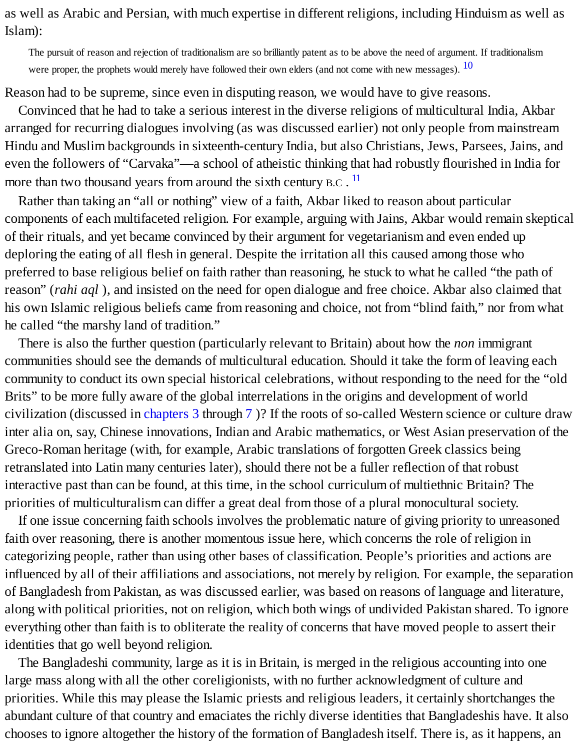as well as Arabic and Persian, with much expertise in different religions, including Hinduism as well as Islam):

> The pursuit of reason and rejection of traditionalism are so brilliantly patent as to be above the need of argument. If traditionalism were proper, the prophets would merely have followed their own elders (and not come with new messages). [10]

Reason had to be supreme, since even in disputing reason, we would have to give reasons.

Convinced that he had to take a serious interest in the diverse religions of multicultural India, Akbar arranged for recurring dialogues involving (as was discussed earlier) not only people from mainstream Hindu and Muslim backgrounds in sixteenth-century India, but also Christians, Jews, Parsees, Jains, and even the followers of "Carvaka"—a school of atheistic thinking that had robustly flourished in India for more than two thousand years from around the sixth century B.C. [11]

Rather than taking an "all or nothing" view of a faith, Akbar liked to reason about particular components of each multifaceted religion. For example, arguing with Jains, Akbar would remain skeptical of their rituals, and yet became convinced by their argument for vegetarianism and even ended up deploring the eating of all flesh in general. Despite the irritation all this caused among those who preferred to base religious belief on faith rather than reasoning, he stuck to what he called "the path of reason" (*rahi aql* ), and insisted on the need for open dialogue and free choice. Akbar also claimed that his own Islamic religious beliefs came from reasoning and choice, not from "blind faith," nor from what he called "the marshy land of tradition."

There is also the further question (particularly relevant to Britain) about how the *non* immigrant communities should see the demands of multicultural education. Should it take the form of leaving each community to conduct its own special historical celebrations, without responding to the need for the "old Brits" to be more fully aware of the global interrelations in the origins and development of world civilization (discussed in chapters 3 through 7 )? If the roots of so-called Western science or culture draw inter alia on, say, Chinese innovations, Indian and Arabic mathematics, or West Asian preservation of the Greco-Roman heritage (with, for example, Arabic translations of forgotten Greek classics being retranslated into Latin many centuries later), should there not be a fuller reflection of that robust interactive past than can be found, at this time, in the school curriculum of multiethnic Britain? The priorities of multiculturalism can differ a great deal from those of a plural monocultural society.

If one issue concerning faith schools involves the problematic nature of giving priority to unreasoned faith over reasoning, there is another momentous issue here, which concerns the role of religion in categorizing people, rather than using other bases of classification. People's priorities and actions are influenced by all of their affiliations and associations, not merely by religion. For example, the separation of Bangladesh from Pakistan, as was discussed earlier, was based on reasons of language and literature, along with political priorities, not on religion, which both wings of undivided Pakistan shared. To ignore everything other than faith is to obliterate the reality of concerns that have moved people to assert their identities that go well beyond religion.

The Bangladeshi community, large as it is in Britain, is merged in the religious accounting into one large mass along with all the other coreligionists, with no further acknowledgment of culture and priorities. While this may please the Islamic priests and religious leaders, it certainly shortchanges the abundant culture of that country and emaciates the richly diverse identities that Bangladeshis have. It also chooses to ignore altogether the history of the formation of Bangladesh itself. There is, as it happens, an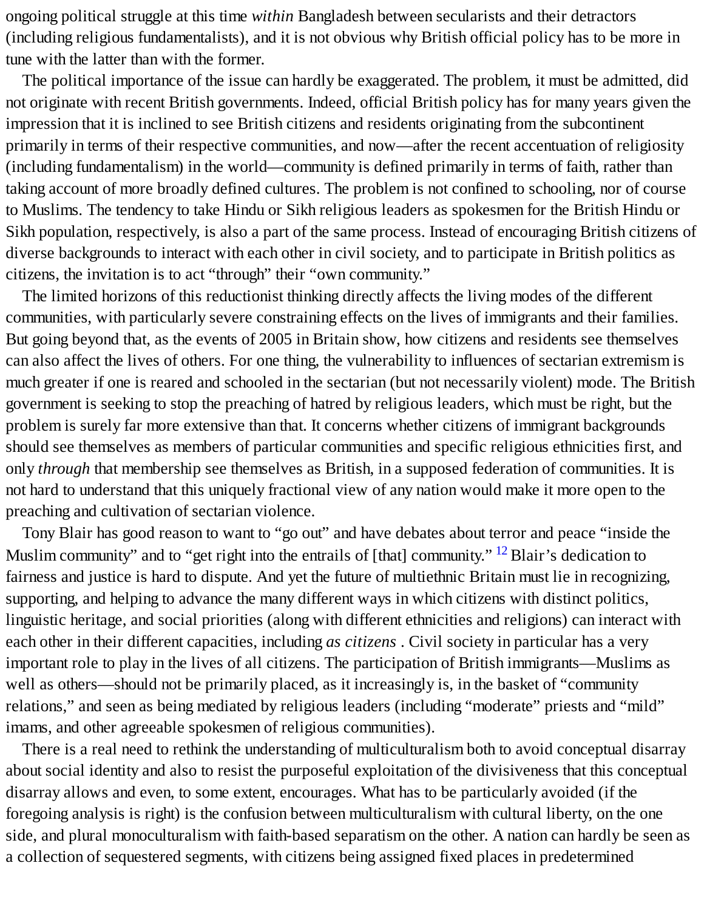ongoing political struggle at this time *within* Bangladesh between secularists and their detractors (including religious fundamentalists), and it is not obvious why British official policy has to be more in tune with the latter than with the former.

The political importance of the issue can hardly be exaggerated. The problem, it must be admitted, did not originate with recent British governments. Indeed, official British policy has for many years given the impression that it is inclined to see British citizens and residents originating from the subcontinent primarily in terms of their respective communities, and now—after the recent accentuation of religiosity (including fundamentalism) in the world—community is defined primarily in terms of faith, rather than taking account of more broadly defined cultures. The problem is not confined to schooling, nor of course to Muslims. The tendency to take Hindu or Sikh religious leaders as spokesmen for the British Hindu or Sikh population, respectively, is also a part of the same process. Instead of encouraging British citizens of diverse backgrounds to interact with each other in civil society, and to participate in British politics as citizens, the invitation is to act "through" their "own community."

The limited horizons of this reductionist thinking directly affects the living modes of the different communities, with particularly severe constraining effects on the lives of immigrants and their families. But going beyond that, as the events of 2005 in Britain show, how citizens and residents see themselves can also affect the lives of others. For one thing, the vulnerability to influences of sectarian extremism is much greater if one is reared and schooled in the sectarian (but not necessarily violent) mode. The British government is seeking to stop the preaching of hatred by religious leaders, which must be right, but the problem is surely far more extensive than that. It concerns whether citizens of immigrant backgrounds should see themselves as members of particular communities and specific religious ethnicities first, and only *through* that membership see themselves as British, in a supposed federation of communities. It is not hard to understand that this uniquely fractional view of any nation would make it more open to the preaching and cultivation of sectarian violence.

Tony Blair has good reason to want to "go out" and have debates about terror and peace "inside the Muslim community" and to "get right into the entrails of [that] community." [12] Blair's dedication to fairness and justice is hard to dispute. And yet the future of multiethnic Britain must lie in recognizing, supporting, and helping to advance the many different ways in which citizens with distinct politics, linguistic heritage, and social priorities (along with different ethnicities and religions) can interact with each other in their different capacities, including *as citizens* . Civil society in particular has a very important role to play in the lives of all citizens. The participation of British immigrants—Muslims as well as others—should not be primarily placed, as it increasingly is, in the basket of "community relations," and seen as being mediated by religious leaders (including "moderate" priests and "mild" imams, and other agreeable spokesmen of religious communities).

There is a real need to rethink the understanding of multiculturalism both to avoid conceptual disarray about social identity and also to resist the purposeful exploitation of the divisiveness that this conceptual disarray allows and even, to some extent, encourages. What has to be particularly avoided (if the foregoing analysis is right) is the confusion between multiculturalism with cultural liberty, on the one side, and plural monoculturalism with faith-based separatism on the other. A nation can hardly be seen as a collection of sequestered segments, with citizens being assigned fixed places in predetermined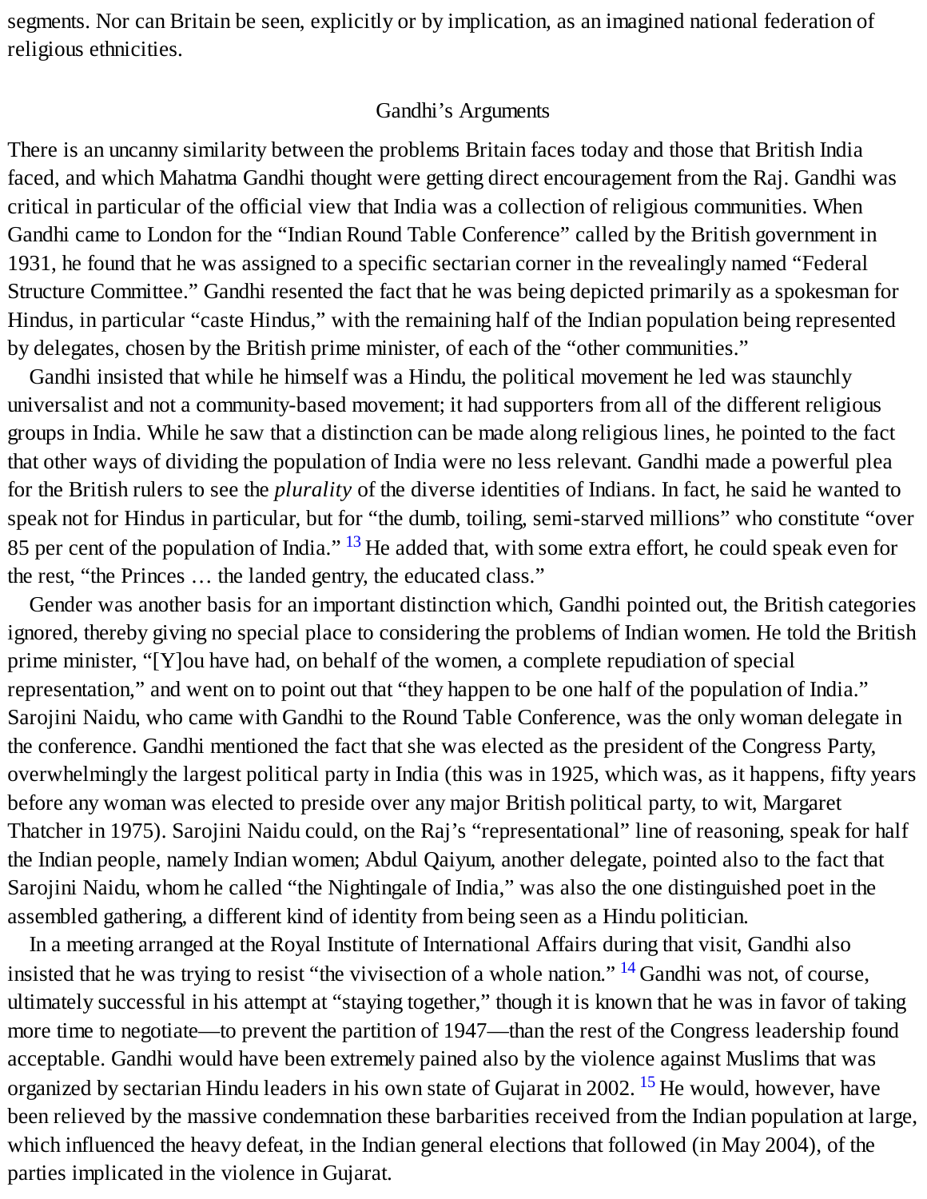segments. Nor can Britain be seen, explicitly or by implication, as an imagined national federation of religious ethnicities.

## Gandhi's Arguments

There is an uncanny similarity between the problems Britain faces today and those that British India faced, and which Mahatma Gandhi thought were getting direct encouragement from the Raj. Gandhi was critical in particular of the official view that India was a collection of religious communities. When Gandhi came to London for the "Indian Round Table Conference" called by the British government in 1931, he found that he was assigned to a specific sectarian corner in the revealingly named "Federal Structure Committee." Gandhi resented the fact that he was being depicted primarily as a spokesman for Hindus, in particular "caste Hindus," with the remaining half of the Indian population being represented by delegates, chosen by the British prime minister, of each of the "other communities."

Gandhi insisted that while he himself was a Hindu, the political movement he led was staunchly universalist and not a community-based movement; it had supporters from all of the different religious groups in India. While he saw that a distinction can be made along religious lines, he pointed to the fact that other ways of dividing the population of India were no less relevant. Gandhi made a powerful plea for the British rulers to see the *plurality* of the diverse identities of Indians. In fact, he said he wanted to speak not for Hindus in particular, but for "the dumb, toiling, semi-starved millions" who constitute "over 85 per cent of the population of India." [13] He added that, with some extra effort, he could speak even for the rest, "the Princes … the landed gentry, the educated class."

Gender was another basis for an important distinction which, Gandhi pointed out, the British categories ignored, thereby giving no special place to considering the problems of Indian women. He told the British prime minister, "[Y]ou have had, on behalf of the women, a complete repudiation of special representation," and went on to point out that "they happen to be one half of the population of India." Sarojini Naidu, who came with Gandhi to the Round Table Conference, was the only woman delegate in the conference. Gandhi mentioned the fact that she was elected as the president of the Congress Party, overwhelmingly the largest political party in India (this was in 1925, which was, as it happens, fifty years before any woman was elected to preside over any major British political party, to wit, Margaret Thatcher in 1975). Sarojini Naidu could, on the Raj's "representational" line of reasoning, speak for half the Indian people, namely Indian women; Abdul Qaiyum, another delegate, pointed also to the fact that Sarojini Naidu, whom he called "the Nightingale of India," was also the one distinguished poet in the assembled gathering, a different kind of identity from being seen as a Hindu politician.

In a meeting arranged at the Royal Institute of International Affairs during that visit, Gandhi also insisted that he was trying to resist "the vivisection of a whole nation." [14] Gandhi was not, of course, ultimately successful in his attempt at "staying together," though it is known that he was in favor of taking more time to negotiate—to prevent the partition of 1947—than the rest of the Congress leadership found acceptable. Gandhi would have been extremely pained also by the violence against Muslims that was organized by sectarian Hindu leaders in his own state of Gujarat in 2002. [15] He would, however, have been relieved by the massive condemnation these barbarities received from the Indian population at large, which influenced the heavy defeat, in the Indian general elections that followed (in May 2004), of the parties implicated in the violence in Gujarat.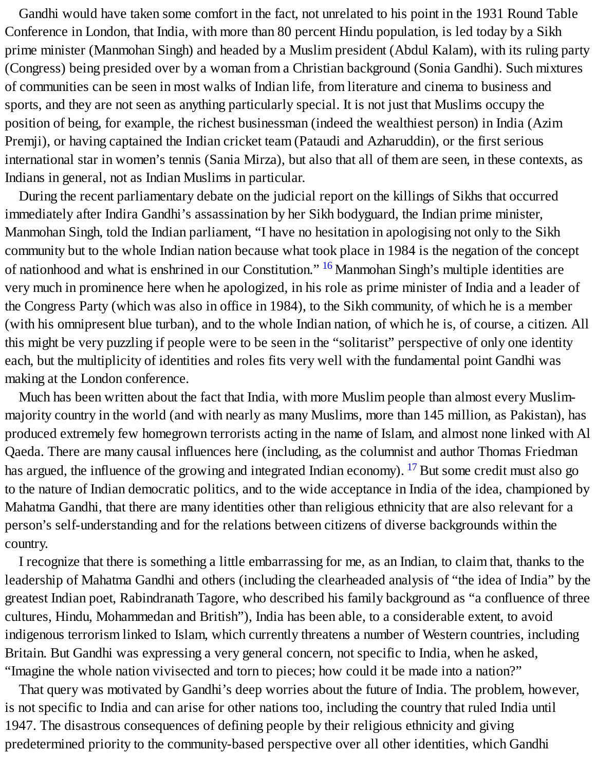Gandhi would have taken some comfort in the fact, not unrelated to his point in the 1931 Round Table Conference in London, that India, with more than 80 percent Hindu population, is led today by a Sikh prime minister (Manmohan Singh) and headed by a Muslim president (Abdul Kalam), with its ruling party (Congress) being presided over by a woman from a Christian background (Sonia Gandhi). Such mixtures of communities can be seen in most walks of Indian life, from literature and cinema to business and sports, and they are not seen as anything particularly special. It is not just that Muslims occupy the position of being, for example, the richest businessman (indeed the wealthiest person) in India (Azim Premji), or having captained the Indian cricket team (Pataudi and Azharuddin), or the first serious international star in women's tennis (Sania Mirza), but also that all of them are seen, in these contexts, as Indians in general, not as Indian Muslims in particular.

During the recent parliamentary debate on the judicial report on the killings of Sikhs that occurred immediately after Indira Gandhi's assassination by her Sikh bodyguard, the Indian prime minister, Manmohan Singh, told the Indian parliament, "I have no hesitation in apologising not only to the Sikh community but to the whole Indian nation because what took place in 1984 is the negation of the concept of nationhood and what is enshrined in our Constitution." [16] Manmohan Singh's multiple identities are very much in prominence here when he apologized, in his role as prime minister of India and a leader of the Congress Party (which was also in office in 1984), to the Sikh community, of which he is a member (with his omnipresent blue turban), and to the whole Indian nation, of which he is, of course, a citizen. All this might be very puzzling if people were to be seen in the "solitarist" perspective of only one identity each, but the multiplicity of identities and roles fits very well with the fundamental point Gandhi was making at the London conference.

Much has been written about the fact that India, with more Muslim people than almost every Muslim-majority country in the world (and with nearly as many Muslims, more than 145 million, as Pakistan), has produced extremely few homegrown terrorists acting in the name of Islam, and almost none linked with Al Qaeda. There are many causal influences here (including, as the columnist and author Thomas Friedman has argued, the influence of the growing and integrated Indian economy). [17] But some credit must also go to the nature of Indian democratic politics, and to the wide acceptance in India of the idea, championed by Mahatma Gandhi, that there are many identities other than religious ethnicity that are also relevant for a person's self-understanding and for the relations between citizens of diverse backgrounds within the country.

I recognize that there is something a little embarrassing for me, as an Indian, to claim that, thanks to the leadership of Mahatma Gandhi and others (including the clearheaded analysis of "the idea of India" by the greatest Indian poet, Rabindranath Tagore, who described his family background as "a confluence of three cultures, Hindu, Mohammedan and British"), India has been able, to a considerable extent, to avoid indigenous terrorism linked to Islam, which currently threatens a number of Western countries, including Britain. But Gandhi was expressing a very general concern, not specific to India, when he asked, "Imagine the whole nation vivisected and torn to pieces; how could it be made into a nation?"

That query was motivated by Gandhi's deep worries about the future of India. The problem, however, is not specific to India and can arise for other nations too, including the country that ruled India until 1947. The disastrous consequences of defining people by their religious ethnicity and giving predetermined priority to the community-based perspective over all other identities, which Gandhi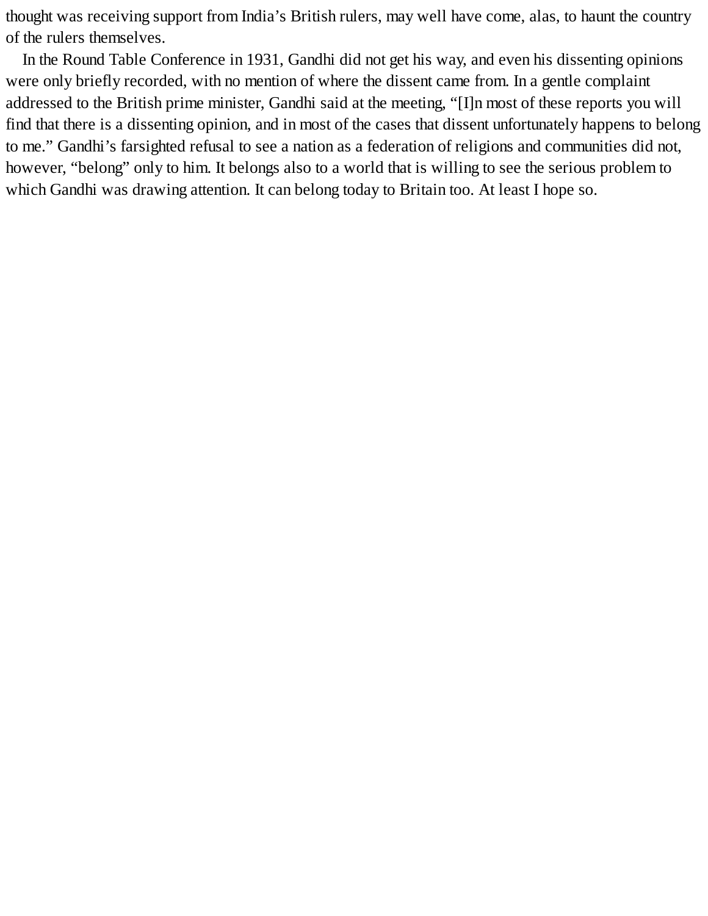thought was receiving support from India's British rulers, may well have come, alas, to haunt the country of the rulers themselves.

In the Round Table Conference in 1931, Gandhi did not get his way, and even his dissenting opinions were only briefly recorded, with no mention of where the dissent came from. In a gentle complaint addressed to the British prime minister, Gandhi said at the meeting, "[I]n most of these reports you will find that there is a dissenting opinion, and in most of the cases that dissent unfortunately happens to belong to me." Gandhi's farsighted refusal to see a nation as a federation of religions and communities did not, however, "belong" only to him. It belongs also to a world that is willing to see the serious problem to which Gandhi was drawing attention. It can belong today to Britain too. At least I hope so.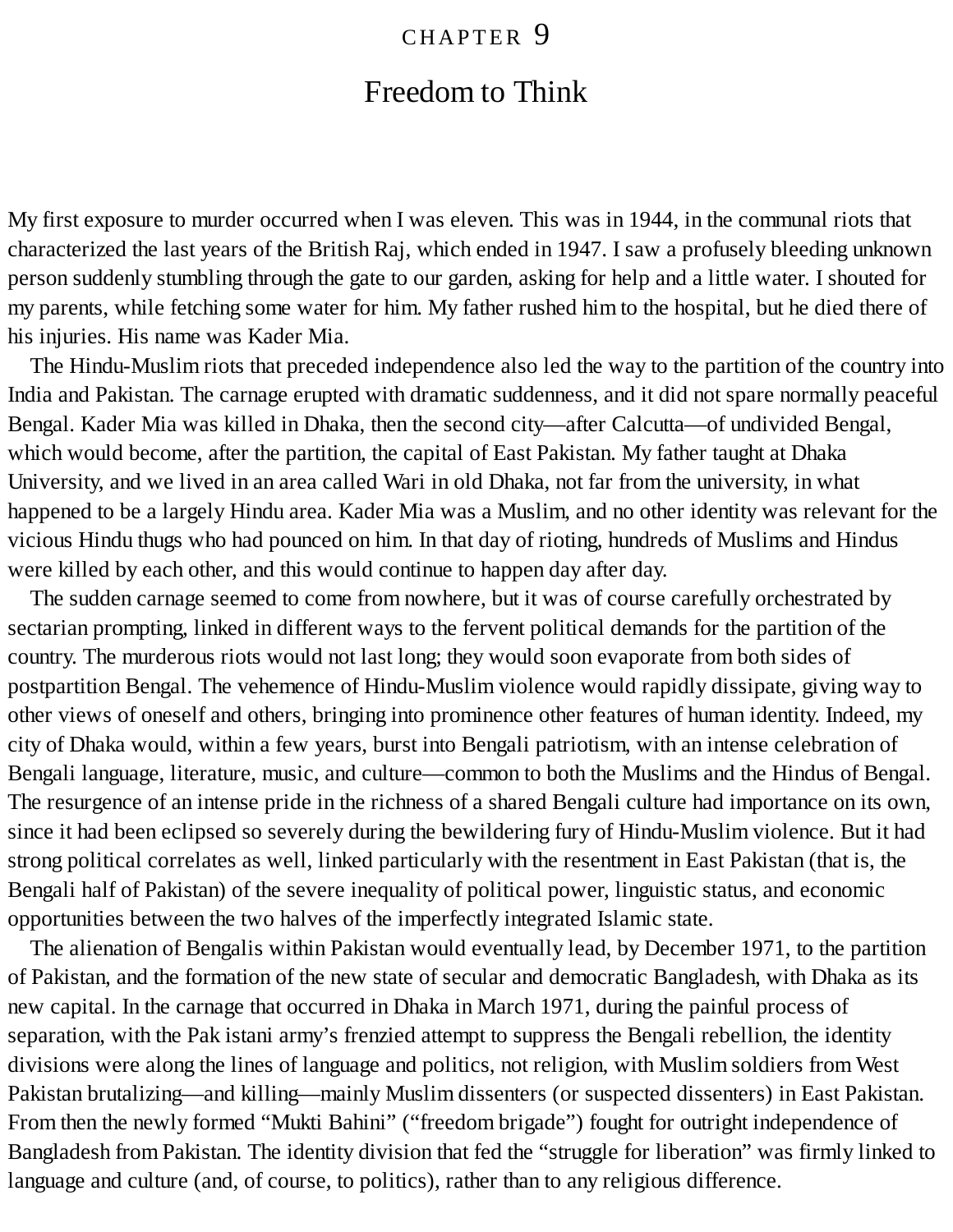# CHAPTER 9

## Freedom to Think

My first exposure to murder occurred when I was eleven. This was in 1944, in the communal riots that characterized the last years of the British Raj, which ended in 1947. I saw a profusely bleeding unknown person suddenly stumbling through the gate to our garden, asking for help and a little water. I shouted for my parents, while fetching some water for him. My father rushed him to the hospital, but he died there of his injuries. His name was Kader Mia.

The Hindu-Muslim riots that preceded independence also led the way to the partition of the country into India and Pakistan. The carnage erupted with dramatic suddenness, and it did not spare normally peaceful Bengal. Kader Mia was killed in Dhaka, then the second city—after Calcutta—of undivided Bengal, which would become, after the partition, the capital of East Pakistan. My father taught at Dhaka University, and we lived in an area called Wari in old Dhaka, not far from the university, in what happened to be a largely Hindu area. Kader Mia was a Muslim, and no other identity was relevant for the vicious Hindu thugs who had pounced on him. In that day of rioting, hundreds of Muslims and Hindus were killed by each other, and this would continue to happen day after day.

The sudden carnage seemed to come from nowhere, but it was of course carefully orchestrated by sectarian prompting, linked in different ways to the fervent political demands for the partition of the country. The murderous riots would not last long; they would soon evaporate from both sides of postpartition Bengal. The vehemence of Hindu-Muslim violence would rapidly dissipate, giving way to other views of oneself and others, bringing into prominence other features of human identity. Indeed, my city of Dhaka would, within a few years, burst into Bengali patriotism, with an intense celebration of Bengali language, literature, music, and culture—common to both the Muslims and the Hindus of Bengal. The resurgence of an intense pride in the richness of a shared Bengali culture had importance on its own, since it had been eclipsed so severely during the bewildering fury of Hindu-Muslim violence. But it had strong political correlates as well, linked particularly with the resentment in East Pakistan (that is, the Bengali half of Pakistan) of the severe inequality of political power, linguistic status, and economic opportunities between the two halves of the imperfectly integrated Islamic state.

The alienation of Bengalis within Pakistan would eventually lead, by December 1971, to the partition of Pakistan, and the formation of the new state of secular and democratic Bangladesh, with Dhaka as its new capital. In the carnage that occurred in Dhaka in March 1971, during the painful process of separation, with the Pakistani army's frenzied attempt to suppress the Bengali rebellion, the identity divisions were along the lines of language and politics, not religion, with Muslim soldiers from West Pakistan brutalizing—and killing—mainly Muslim dissenters (or suspected dissenters) in East Pakistan. From then the newly formed "Mukti Bahini" ("freedom brigade") fought for outright independence of Bangladesh from Pakistan. The identity division that fed the "struggle for liberation" was firmly linked to language and culture (and, of course, to politics), rather than to any religious difference.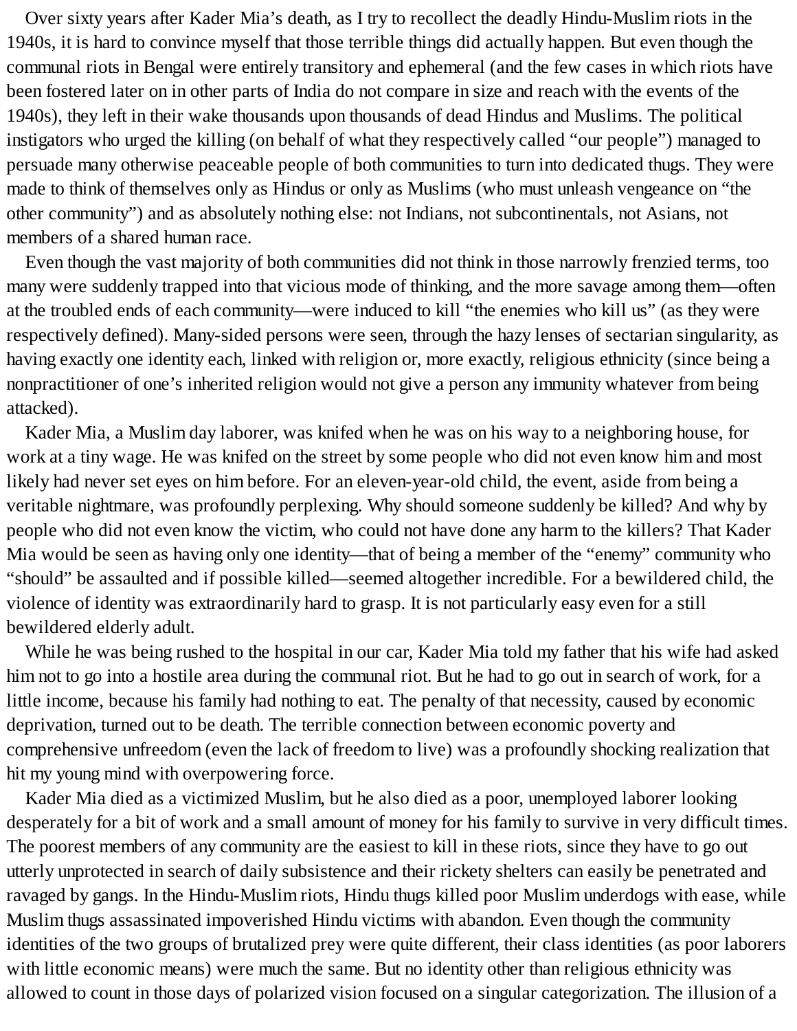Over sixty years after Kader Mia's death, as I try to recollect the deadly Hindu-Muslim riots in the 1940s, it is hard to convince myself that those terrible things did actually happen. But even though the communal riots in Bengal were entirely transitory and ephemeral (and the few cases in which riots have been fostered later on in other parts of India do not compare in size and reach with the events of the 1940s), they left in their wake thousands upon thousands of dead Hindus and Muslims. The political instigators who urged the killing (on behalf of what they respectively called "our people") managed to persuade many otherwise peaceable people of both communities to turn into dedicated thugs. They were made to think of themselves only as Hindus or only as Muslims (who must unleash vengeance on "the other community") and as absolutely nothing else: not Indians, not subcontinentals, not Asians, not members of a shared human race.

Even though the vast majority of both communities did not think in those narrowly frenzied terms, too many were suddenly trapped into that vicious mode of thinking, and the more savage among them—often at the troubled ends of each community—were induced to kill "the enemies who kill us" (as they were respectively defined). Many-sided persons were seen, through the hazy lenses of sectarian singularity, as having exactly one identity each, linked with religion or, more exactly, religious ethnicity (since being a nonpractitioner of one's inherited religion would not give a person any immunity whatever from being attacked).

Kader Mia, a Muslim day laborer, was knifed when he was on his way to a neighboring house, for work at a tiny wage. He was knifed on the street by some people who did not even know him and most likely had never set eyes on him before. For an eleven-year-old child, the event, aside from being a veritable nightmare, was profoundly perplexing. Why should someone suddenly be killed? And why by people who did not even know the victim, who could not have done any harm to the killers? That Kader Mia would be seen as having only one identity—that of being a member of the "enemy" community who "should" be assaulted and if possible killed—seemed altogether incredible. For a bewildered child, the violence of identity was extraordinarily hard to grasp. It is not particularly easy even for a still bewildered elderly adult.

While he was being rushed to the hospital in our car, Kader Mia told my father that his wife had asked him not to go into a hostile area during the communal riot. But he had to go out in search of work, for a little income, because his family had nothing to eat. The penalty of that necessity, caused by economic deprivation, turned out to be death. The terrible connection between economic poverty and comprehensive unfreedom (even the lack of freedom to live) was a profoundly shocking realization that hit my young mind with overpowering force.

Kader Mia died as a victimized Muslim, but he also died as a poor, unemployed laborer looking desperately for a bit of work and a small amount of money for his family to survive in very difficult times. The poorest members of any community are the easiest to kill in these riots, since they have to go out utterly unprotected in search of daily subsistence and their rickety shelters can easily be penetrated and ravaged by gangs. In the Hindu-Muslim riots, Hindu thugs killed poor Muslim underdogs with ease, while Muslim thugs assassinated impoverished Hindu victims with abandon. Even though the community identities of the two groups of brutalized prey were quite different, their class identities (as poor laborers with little economic means) were much the same. But no identity other than religious ethnicity was allowed to count in those days of polarized vision focused on a singular categorization. The illusion of a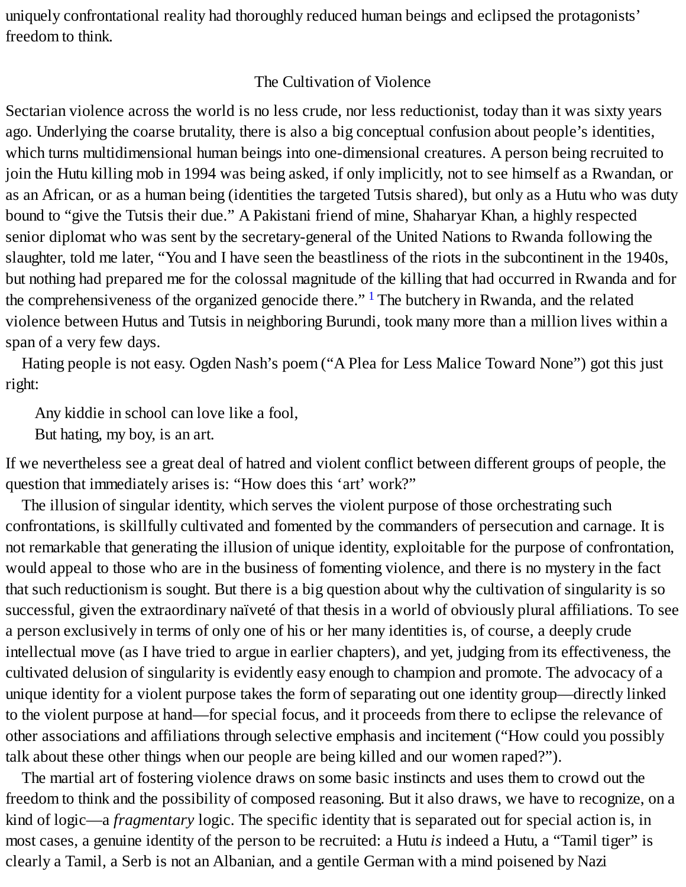uniquely confrontational reality had thoroughly reduced human beings and eclipsed the protagonists' freedom to think.

## The Cultivation of Violence

Sectarian violence across the world is no less crude, nor less reductionist, today than it was sixty years ago. Underlying the coarse brutality, there is also a big conceptual confusion about people's identities, which turns multidimensional human beings into one-dimensional creatures. A person being recruited to join the Hutu killing mob in 1994 was being asked, if only implicitly, not to see himself as a Rwandan, or as an African, or as a human being (identities the targeted Tutsis shared), but only as a Hutu who was duty bound to "give the Tutsis their due." A Pakistani friend of mine, Shaharyar Khan, a highly respected senior diplomat who was sent by the secretary-general of the United Nations to Rwanda following the slaughter, told me later, "You and I have seen the beastliness of the riots in the subcontinent in the 1940s, but nothing had prepared me for the colossal magnitude of the killing that had occurred in Rwanda and for the comprehensiveness of the organized genocide there." [1] The butchery in Rwanda, and the related violence between Hutus and Tutsis in neighboring Burundi, took many more than a million lives within a span of a very few days.

Hating people is not easy. Ogden Nash's poem ("A Plea for Less Malice Toward None") got this just right:

> Any kiddie in school can love like a fool,
> But hating, my boy, is an art.

If we nevertheless see a great deal of hatred and violent conflict between different groups of people, the question that immediately arises is: "How does this 'art' work?"

The illusion of singular identity, which serves the violent purpose of those orchestrating such confrontations, is skillfully cultivated and fomented by the commanders of persecution and carnage. It is not remarkable that generating the illusion of unique identity, exploitable for the purpose of confrontation, would appeal to those who are in the business of fomenting violence, and there is no mystery in the fact that such reductionism is sought. But there is a big question about why the cultivation of singularity is so successful, given the extraordinary naïveté of that thesis in a world of obviously plural affiliations. To see a person exclusively in terms of only one of his or her many identities is, of course, a deeply crude intellectual move (as I have tried to argue in earlier chapters), and yet, judging from its effectiveness, the cultivated delusion of singularity is evidently easy enough to champion and promote. The advocacy of a unique identity for a violent purpose takes the form of separating out one identity group—directly linked to the violent purpose at hand—for special focus, and it proceeds from there to eclipse the relevance of other associations and affiliations through selective emphasis and incitement ("How could you possibly talk about these other things when our people are being killed and our women raped?").

The martial art of fostering violence draws on some basic instincts and uses them to crowd out the freedom to think and the possibility of composed reasoning. But it also draws, we have to recognize, on a kind of logic—a *fragmentary* logic. The specific identity that is separated out for special action is, in most cases, a genuine identity of the person to be recruited: a Hutu *is* indeed a Hutu, a "Tamil tiger" is clearly a Tamil, a Serb is not an Albanian, and a gentile German with a mind poisened by Nazi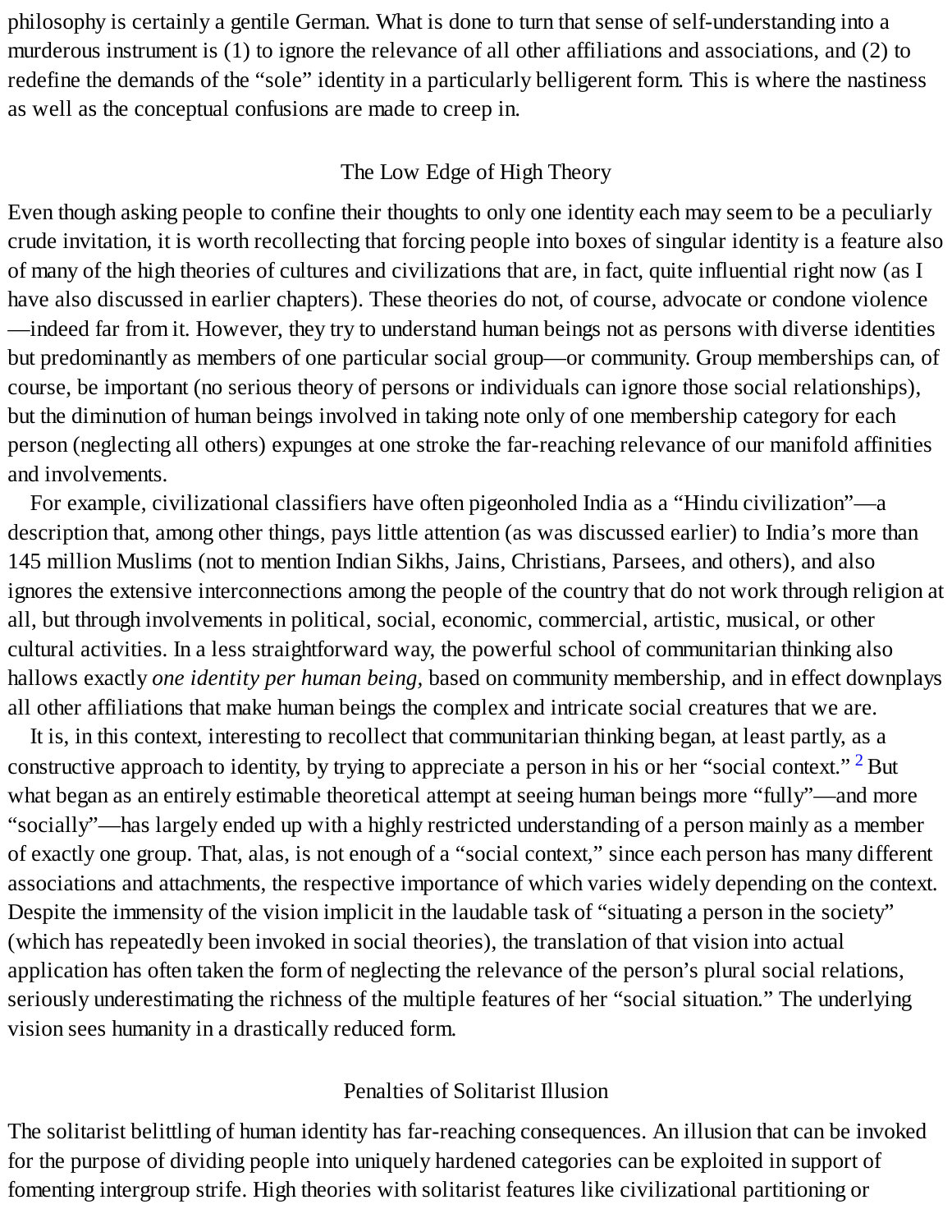philosophy is certainly a gentile German. What is done to turn that sense of self-understanding into a murderous instrument is (1) to ignore the relevance of all other affiliations and associations, and (2) to redefine the demands of the "sole" identity in a particularly belligerent form. This is where the nastiness as well as the conceptual confusions are made to creep in.

## The Low Edge of High Theory

Even though asking people to confine their thoughts to only one identity each may seem to be a peculiarly crude invitation, it is worth recollecting that forcing people into boxes of singular identity is a feature also of many of the high theories of cultures and civilizations that are, in fact, quite influential right now (as I have also discussed in earlier chapters). These theories do not, of course, advocate or condone violence —indeed far from it. However, they try to understand human beings not as persons with diverse identities but predominantly as members of one particular social group—or community. Group memberships can, of course, be important (no serious theory of persons or individuals can ignore those social relationships), but the diminution of human beings involved in taking note only of one membership category for each person (neglecting all others) expunges at one stroke the far-reaching relevance of our manifold affinities and involvements.

For example, civilizational classifiers have often pigeonholed India as a "Hindu civilization"—a description that, among other things, pays little attention (as was discussed earlier) to India's more than 145 million Muslims (not to mention Indian Sikhs, Jains, Christians, Parsees, and others), and also ignores the extensive interconnections among the people of the country that do not work through religion at all, but through involvements in political, social, economic, commercial, artistic, musical, or other cultural activities. In a less straightforward way, the powerful school of communitarian thinking also hallows exactly *one identity per human being*, based on community membership, and in effect downplays all other affiliations that make human beings the complex and intricate social creatures that we are.

It is, in this context, interesting to recollect that communitarian thinking began, at least partly, as a constructive approach to identity, by trying to appreciate a person in his or her "social context." [2] But what began as an entirely estimable theoretical attempt at seeing human beings more "fully"—and more "socially"—has largely ended up with a highly restricted understanding of a person mainly as a member of exactly one group. That, alas, is not enough of a "social context," since each person has many different associations and attachments, the respective importance of which varies widely depending on the context. Despite the immensity of the vision implicit in the laudable task of "situating a person in the society" (which has repeatedly been invoked in social theories), the translation of that vision into actual application has often taken the form of neglecting the relevance of the person's plural social relations, seriously underestimating the richness of the multiple features of her "social situation." The underlying vision sees humanity in a drastically reduced form.

## Penalties of Solitarist Illusion

The solitarist belittling of human identity has far-reaching consequences. An illusion that can be invoked for the purpose of dividing people into uniquely hardened categories can be exploited in support of fomenting intergroup strife. High theories with solitarist features like civilizational partitioning or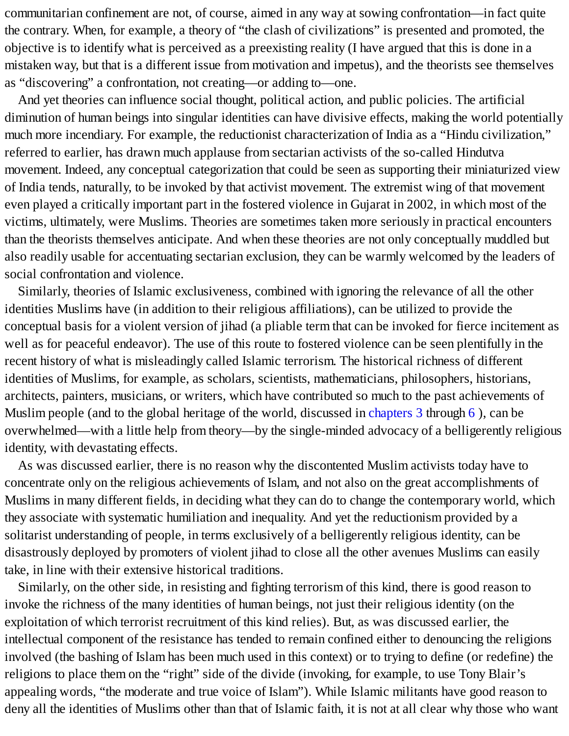communitarian confinement are not, of course, aimed in any way at sowing confrontation—in fact quite the contrary. When, for example, a theory of "the clash of civilizations" is presented and promoted, the objective is to identify what is perceived as a preexisting reality (I have argued that this is done in a mistaken way, but that is a different issue from motivation and impetus), and the theorists see themselves as "discovering" a confrontation, not creating—or adding to—one.

And yet theories can influence social thought, political action, and public policies. The artificial diminution of human beings into singular identities can have divisive effects, making the world potentially much more incendiary. For example, the reductionist characterization of India as a "Hindu civilization," referred to earlier, has drawn much applause from sectarian activists of the so-called Hindutva movement. Indeed, any conceptual categorization that could be seen as supporting their miniaturized view of India tends, naturally, to be invoked by that activist movement. The extremist wing of that movement even played a critically important part in the fostered violence in Gujarat in 2002, in which most of the victims, ultimately, were Muslims. Theories are sometimes taken more seriously in practical encounters than the theorists themselves anticipate. And when these theories are not only conceptually muddled but also readily usable for accentuating sectarian exclusion, they can be warmly welcomed by the leaders of social confrontation and violence.

Similarly, theories of Islamic exclusiveness, combined with ignoring the relevance of all the other identities Muslims have (in addition to their religious affiliations), can be utilized to provide the conceptual basis for a violent version of jihad (a pliable term that can be invoked for fierce incitement as well as for peaceful endeavor). The use of this route to fostered violence can be seen plentifully in the recent history of what is misleadingly called Islamic terrorism. The historical richness of different identities of Muslims, for example, as scholars, scientists, mathematicians, philosophers, historians, architects, painters, musicians, or writers, which have contributed so much to the past achievements of Muslim people (and to the global heritage of the world, discussed in chapters 3 through 6 ), can be overwhelmed—with a little help from theory—by the single-minded advocacy of a belligerently religious identity, with devastating effects.

As was discussed earlier, there is no reason why the discontented Muslim activists today have to concentrate only on the religious achievements of Islam, and not also on the great accomplishments of Muslims in many different fields, in deciding what they can do to change the contemporary world, which they associate with systematic humiliation and inequality. And yet the reductionism provided by a solitarist understanding of people, in terms exclusively of a belligerently religious identity, can be disastrously deployed by promoters of violent jihad to close all the other avenues Muslims can easily take, in line with their extensive historical traditions.

Similarly, on the other side, in resisting and fighting terrorism of this kind, there is good reason to invoke the richness of the many identities of human beings, not just their religious identity (on the exploitation of which terrorist recruitment of this kind relies). But, as was discussed earlier, the intellectual component of the resistance has tended to remain confined either to denouncing the religions involved (the bashing of Islam has been much used in this context) or to trying to define (or redefine) the religions to place them on the "right" side of the divide (invoking, for example, to use Tony Blair's appealing words, "the moderate and true voice of Islam"). While Islamic militants have good reason to deny all the identities of Muslims other than that of Islamic faith, it is not at all clear why those who want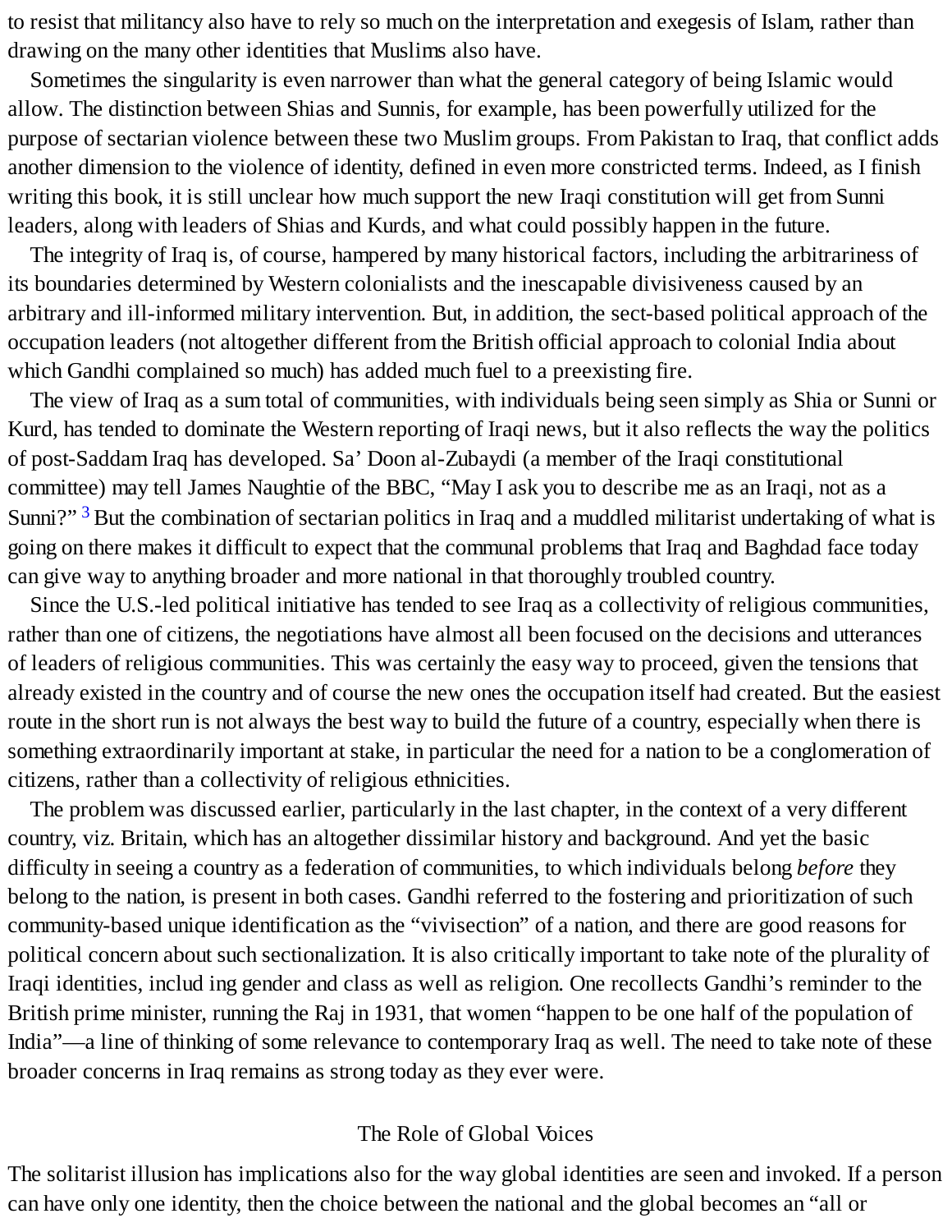to resist that militancy also have to rely so much on the interpretation and exegesis of Islam, rather than drawing on the many other identities that Muslims also have.

Sometimes the singularity is even narrower than what the general category of being Islamic would allow. The distinction between Shias and Sunnis, for example, has been powerfully utilized for the purpose of sectarian violence between these two Muslim groups. From Pakistan to Iraq, that conflict adds another dimension to the violence of identity, defined in even more constricted terms. Indeed, as I finish writing this book, it is still unclear how much support the new Iraqi constitution will get from Sunni leaders, along with leaders of Shias and Kurds, and what could possibly happen in the future.

The integrity of Iraq is, of course, hampered by many historical factors, including the arbitrariness of its boundaries determined by Western colonialists and the inescapable divisiveness caused by an arbitrary and ill-informed military intervention. But, in addition, the sect-based political approach of the occupation leaders (not altogether different from the British official approach to colonial India about which Gandhi complained so much) has added much fuel to a preexisting fire.

The view of Iraq as a sum total of communities, with individuals being seen simply as Shia or Sunni or Kurd, has tended to dominate the Western reporting of Iraqi news, but it also reflects the way the politics of post-Saddam Iraq has developed. Sa' Doon al-Zubaydi (a member of the Iraqi constitutional committee) may tell James Naughtie of the BBC, "May I ask you to describe me as an Iraqi, not as a Sunni?" [3] But the combination of sectarian politics in Iraq and a muddled militarist undertaking of what is going on there makes it difficult to expect that the communal problems that Iraq and Baghdad face today can give way to anything broader and more national in that thoroughly troubled country.

Since the U.S.-led political initiative has tended to see Iraq as a collectivity of religious communities, rather than one of citizens, the negotiations have almost all been focused on the decisions and utterances of leaders of religious communities. This was certainly the easy way to proceed, given the tensions that already existed in the country and of course the new ones the occupation itself had created. But the easiest route in the short run is not always the best way to build the future of a country, especially when there is something extraordinarily important at stake, in particular the need for a nation to be a conglomeration of citizens, rather than a collectivity of religious ethnicities.

The problem was discussed earlier, particularly in the last chapter, in the context of a very different country, viz. Britain, which has an altogether dissimilar history and background. And yet the basic difficulty in seeing a country as a federation of communities, to which individuals belong *before* they belong to the nation, is present in both cases. Gandhi referred to the fostering and prioritization of such community-based unique identification as the "vivisection" of a nation, and there are good reasons for political concern about such sectionalization. It is also critically important to take note of the plurality of Iraqi identities, includ ing gender and class as well as religion. One recollects Gandhi's reminder to the British prime minister, running the Raj in 1931, that women "happen to be one half of the population of India"—a line of thinking of some relevance to contemporary Iraq as well. The need to take note of these broader concerns in Iraq remains as strong today as they ever were.

## The Role of Global Voices

The solitarist illusion has implications also for the way global identities are seen and invoked. If a person can have only one identity, then the choice between the national and the global becomes an "all or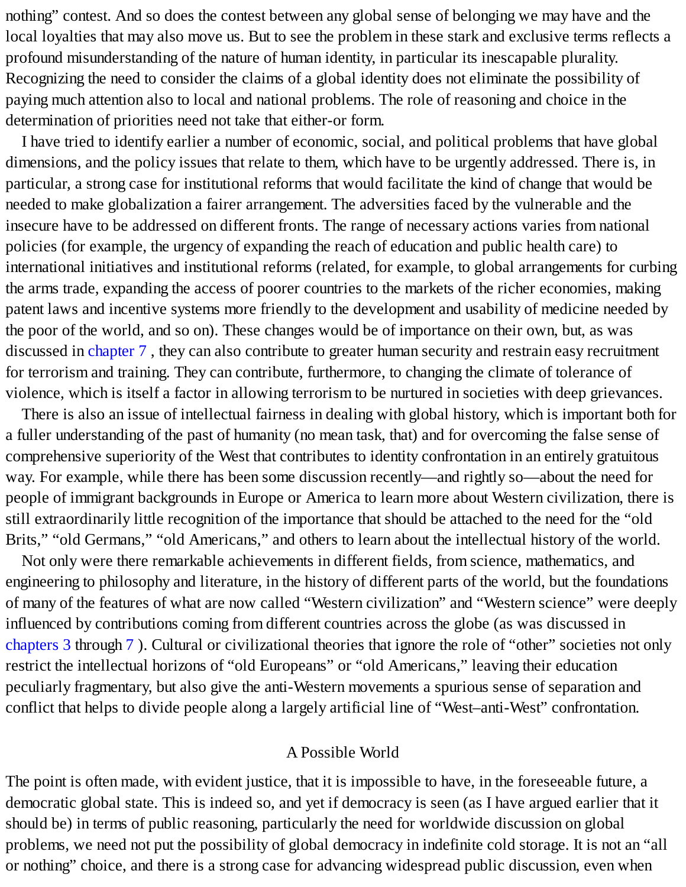nothing" contest. And so does the contest between any global sense of belonging we may have and the local loyalties that may also move us. But to see the problem in these stark and exclusive terms reflects a profound misunderstanding of the nature of human identity, in particular its inescapable plurality. Recognizing the need to consider the claims of a global identity does not eliminate the possibility of paying much attention also to local and national problems. The role of reasoning and choice in the determination of priorities need not take that either-or form.

I have tried to identify earlier a number of economic, social, and political problems that have global dimensions, and the policy issues that relate to them, which have to be urgently addressed. There is, in particular, a strong case for institutional reforms that would facilitate the kind of change that would be needed to make globalization a fairer arrangement. The adversities faced by the vulnerable and the insecure have to be addressed on different fronts. The range of necessary actions varies from national policies (for example, the urgency of expanding the reach of education and public health care) to international initiatives and institutional reforms (related, for example, to global arrangements for curbing the arms trade, expanding the access of poorer countries to the markets of the richer economies, making patent laws and incentive systems more friendly to the development and usability of medicine needed by the poor of the world, and so on). These changes would be of importance on their own, but, as was discussed in chapter 7 , they can also contribute to greater human security and restrain easy recruitment for terrorism and training. They can contribute, furthermore, to changing the climate of tolerance of violence, which is itself a factor in allowing terrorism to be nurtured in societies with deep grievances.

There is also an issue of intellectual fairness in dealing with global history, which is important both for a fuller understanding of the past of humanity (no mean task, that) and for overcoming the false sense of comprehensive superiority of the West that contributes to identity confrontation in an entirely gratuitous way. For example, while there has been some discussion recently—and rightly so—about the need for people of immigrant backgrounds in Europe or America to learn more about Western civilization, there is still extraordinarily little recognition of the importance that should be attached to the need for the "old Brits," "old Germans," "old Americans," and others to learn about the intellectual history of the world.

Not only were there remarkable achievements in different fields, from science, mathematics, and engineering to philosophy and literature, in the history of different parts of the world, but the foundations of many of the features of what are now called "Western civilization" and "Western science" were deeply influenced by contributions coming from different countries across the globe (as was discussed in chapters 3 through 7 ). Cultural or civilizational theories that ignore the role of "other" societies not only restrict the intellectual horizons of "old Europeans" or "old Americans," leaving their education peculiarly fragmentary, but also give the anti-Western movements a spurious sense of separation and conflict that helps to divide people along a largely artificial line of "West–anti-West" confrontation.

## A Possible World

The point is often made, with evident justice, that it is impossible to have, in the foreseeable future, a democratic global state. This is indeed so, and yet if democracy is seen (as I have argued earlier that it should be) in terms of public reasoning, particularly the need for worldwide discussion on global problems, we need not put the possibility of global democracy in indefinite cold storage. It is not an "all or nothing" choice, and there is a strong case for advancing widespread public discussion, even when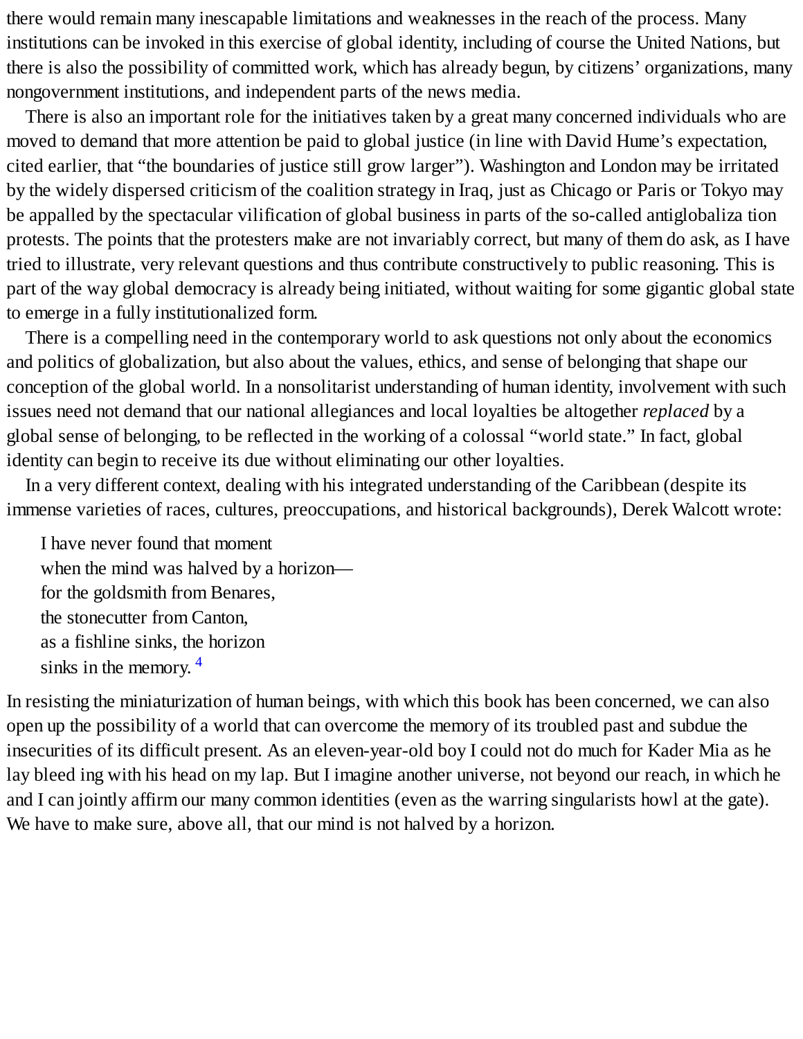there would remain many inescapable limitations and weaknesses in the reach of the process. Many institutions can be invoked in this exercise of global identity, including of course the United Nations, but there is also the possibility of committed work, which has already begun, by citizens' organizations, many nongovernment institutions, and independent parts of the news media.

There is also an important role for the initiatives taken by a great many concerned individuals who are moved to demand that more attention be paid to global justice (in line with David Hume's expectation, cited earlier, that "the boundaries of justice still grow larger"). Washington and London may be irritated by the widely dispersed criticism of the coalition strategy in Iraq, just as Chicago or Paris or Tokyo may be appalled by the spectacular vilification of global business in parts of the so-called antiglobaliza tion protests. The points that the protesters make are not invariably correct, but many of them do ask, as I have tried to illustrate, very relevant questions and thus contribute constructively to public reasoning. This is part of the way global democracy is already being initiated, without waiting for some gigantic global state to emerge in a fully institutionalized form.

There is a compelling need in the contemporary world to ask questions not only about the economics and politics of globalization, but also about the values, ethics, and sense of belonging that shape our conception of the global world. In a nonsolitarist understanding of human identity, involvement with such issues need not demand that our national allegiances and local loyalties be altogether *replaced* by a global sense of belonging, to be reflected in the working of a colossal "world state." In fact, global identity can begin to receive its due without eliminating our other loyalties.

In a very different context, dealing with his integrated understanding of the Caribbean (despite its immense varieties of races, cultures, preoccupations, and historical backgrounds), Derek Walcott wrote:

> I have never found that moment
> when the mind was halved by a horizon—
> for the goldsmith from Benares,
> the stonecutter from Canton,
> as a fishline sinks, the horizon
> sinks in the memory. [4]

In resisting the miniaturization of human beings, with which this book has been concerned, we can also open up the possibility of a world that can overcome the memory of its troubled past and subdue the insecurities of its difficult present. As an eleven-year-old boy I could not do much for Kader Mia as he lay bleed ing with his head on my lap. But I imagine another universe, not beyond our reach, in which he and I can jointly affirm our many common identities (even as the warring singularists howl at the gate). We have to make sure, above all, that our mind is not halved by a horizon.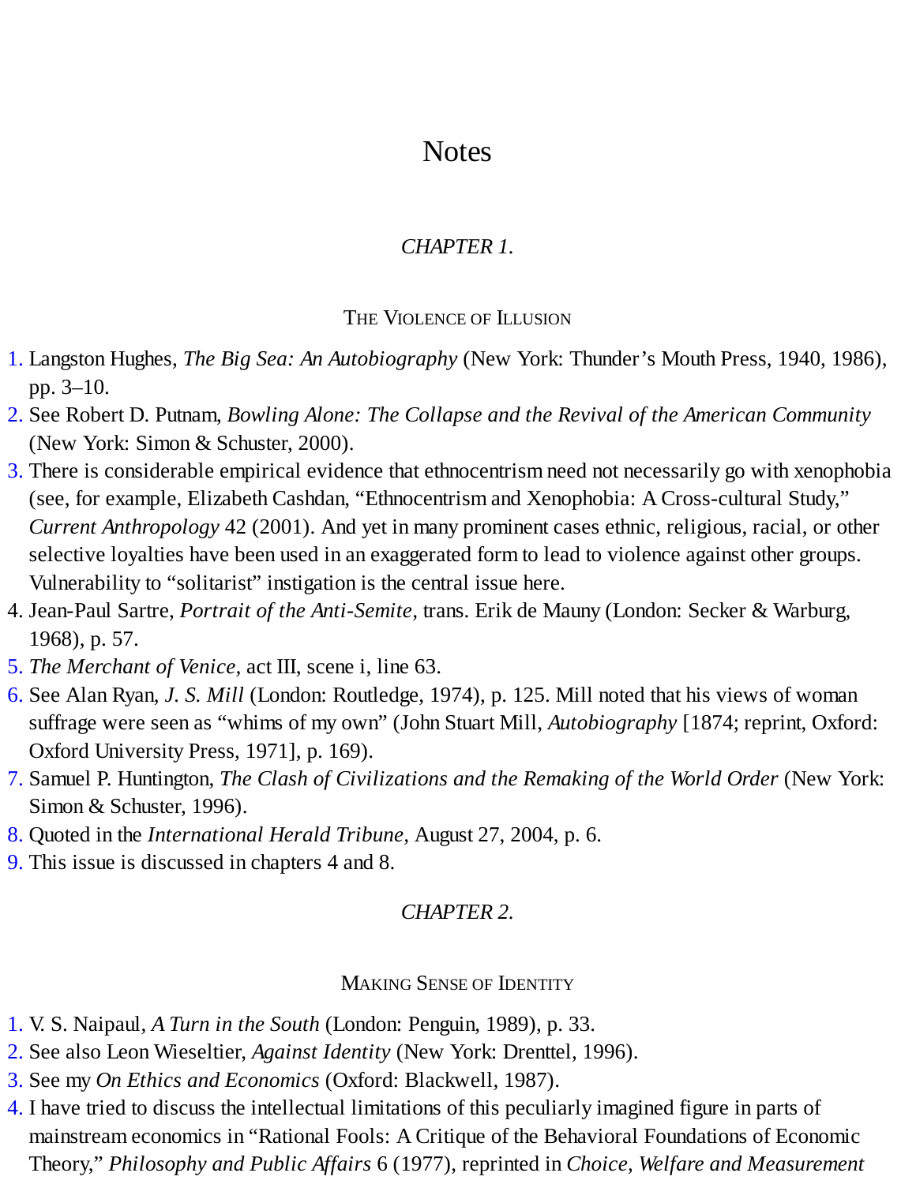# Notes

## *CHAPTER 1.*

### The Violence of Illusion

1. Langston Hughes, *The Big Sea: An Autobiography* (New York: Thunder's Mouth Press, 1940, 1986), pp. 3–10.
2. See Robert D. Putnam, *Bowling Alone: The Collapse and the Revival of the American Community* (New York: Simon & Schuster, 2000).
3. There is considerable empirical evidence that ethnocentrism need not necessarily go with xenophobia (see, for example, Elizabeth Cashdan, "Ethnocentrism and Xenophobia: A Cross-cultural Study," *Current Anthropology* 42 (2001). And yet in many prominent cases ethnic, religious, racial, or other selective loyalties have been used in an exaggerated form to lead to violence against other groups. Vulnerability to "solitarist" instigation is the central issue here.
4. Jean-Paul Sartre, *Portrait of the Anti-Semite,* trans. Erik de Mauny (London: Secker & Warburg, 1968), p. 57.
5. *The Merchant of Venice,* act III, scene i, line 63.
6. See Alan Ryan, *J. S. Mill* (London: Routledge, 1974), p. 125. Mill noted that his views of woman suffrage were seen as "whims of my own" (John Stuart Mill, *Autobiography* [1874; reprint, Oxford: Oxford University Press, 1971], p. 169).
7. Samuel P. Huntington, *The Clash of Civilizations and the Remaking of the World Order* (New York: Simon & Schuster, 1996).
8. Quoted in the *International Herald Tribune,* August 27, 2004, p. 6.
9. This issue is discussed in chapters 4 and 8.

## *CHAPTER 2.*

### Making Sense of Identity

1. V. S. Naipaul, *A Turn in the South* (London: Penguin, 1989), p. 33.
2. See also Leon Wieseltier, *Against Identity* (New York: Drenttel, 1996).
3. See my *On Ethics and Economics* (Oxford: Blackwell, 1987).
4. I have tried to discuss the intellectual limitations of this peculiarly imagined figure in parts of mainstream economics in "Rational Fools: A Critique of the Behavioral Foundations of Economic Theory," *Philosophy and Public Affairs* 6 (1977), reprinted in *Choice, Welfare and Measurement*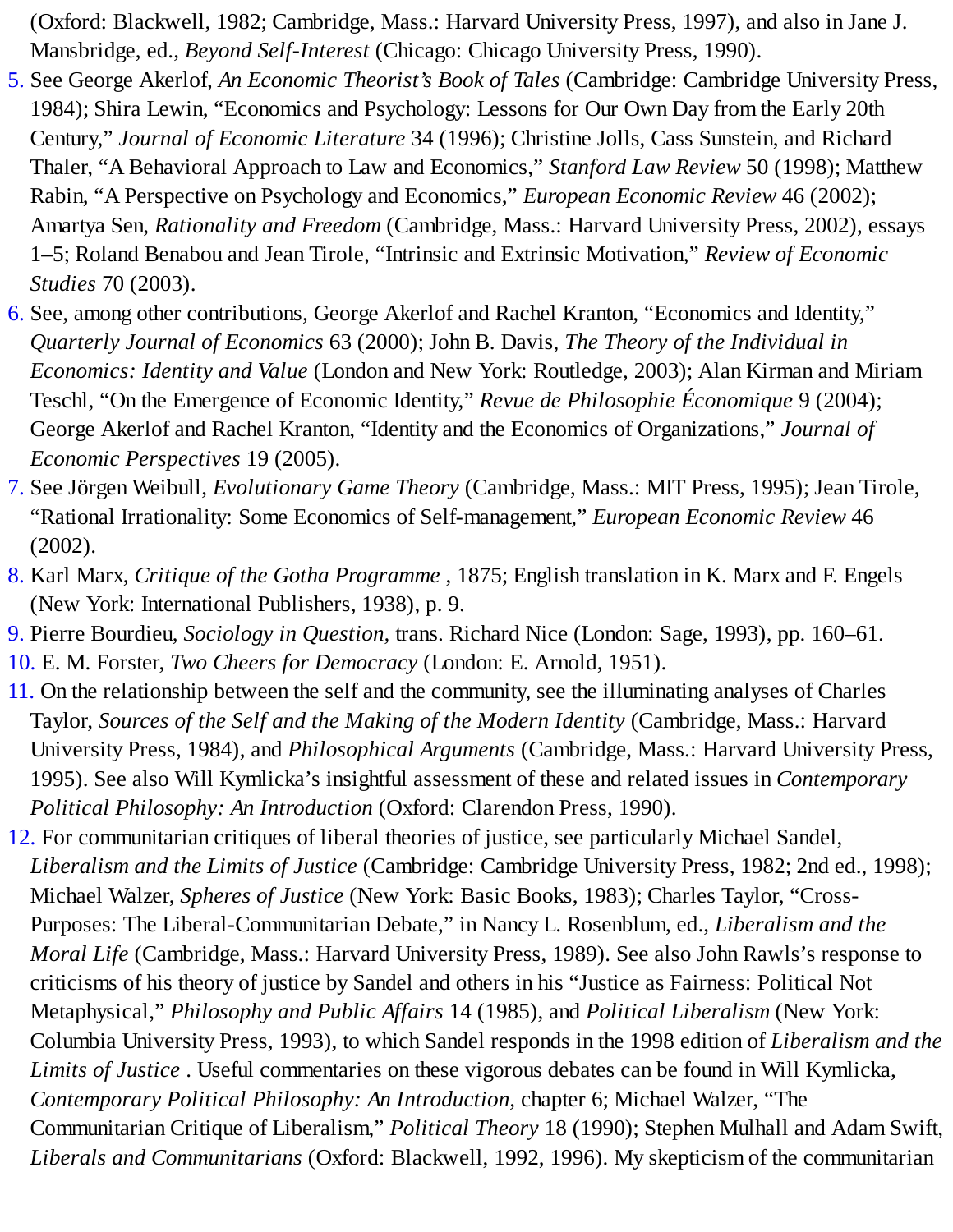(Oxford: Blackwell, 1982; Cambridge, Mass.: Harvard University Press, 1997), and also in Jane J. Mansbridge, ed., *Beyond Self-Interest* (Chicago: Chicago University Press, 1990).

5. See George Akerlof, *An Economic Theorist's Book of Tales* (Cambridge: Cambridge University Press, 1984); Shira Lewin, "Economics and Psychology: Lessons for Our Own Day from the Early 20th Century," *Journal of Economic Literature* 34 (1996); Christine Jolls, Cass Sunstein, and Richard Thaler, "A Behavioral Approach to Law and Economics," *Stanford Law Review* 50 (1998); Matthew Rabin, "A Perspective on Psychology and Economics," *European Economic Review* 46 (2002); Amartya Sen, *Rationality and Freedom* (Cambridge, Mass.: Harvard University Press, 2002), essays 1–5; Roland Benabou and Jean Tirole, "Intrinsic and Extrinsic Motivation," *Review of Economic Studies* 70 (2003).
6. See, among other contributions, George Akerlof and Rachel Kranton, "Economics and Identity," *Quarterly Journal of Economics* 63 (2000); John B. Davis, *The Theory of the Individual in Economics: Identity and Value* (London and New York: Routledge, 2003); Alan Kirman and Miriam Teschl, "On the Emergence of Economic Identity," *Revue de Philosophie Économique* 9 (2004); George Akerlof and Rachel Kranton, "Identity and the Economics of Organizations," *Journal of Economic Perspectives* 19 (2005).
7. See Jörgen Weibull, *Evolutionary Game Theory* (Cambridge, Mass.: MIT Press, 1995); Jean Tirole, "Rational Irrationality: Some Economics of Self-management," *European Economic Review* 46 (2002).
8. Karl Marx, *Critique of the Gotha Programme* , 1875; English translation in K. Marx and F. Engels (New York: International Publishers, 1938), p. 9.
9. Pierre Bourdieu, *Sociology in Question,* trans. Richard Nice (London: Sage, 1993), pp. 160–61.
10. E. M. Forster, *Two Cheers for Democracy* (London: E. Arnold, 1951).
11. On the relationship between the self and the community, see the illuminating analyses of Charles Taylor, *Sources of the Self and the Making of the Modern Identity* (Cambridge, Mass.: Harvard University Press, 1984), and *Philosophical Arguments* (Cambridge, Mass.: Harvard University Press, 1995). See also Will Kymlicka's insightful assessment of these and related issues in *Contemporary Political Philosophy: An Introduction* (Oxford: Clarendon Press, 1990).
12. For communitarian critiques of liberal theories of justice, see particularly Michael Sandel, *Liberalism and the Limits of Justice* (Cambridge: Cambridge University Press, 1982; 2nd ed., 1998); Michael Walzer, *Spheres of Justice* (New York: Basic Books, 1983); Charles Taylor, "Cross-Purposes: The Liberal-Communitarian Debate," in Nancy L. Rosenblum, ed., *Liberalism and the Moral Life* (Cambridge, Mass.: Harvard University Press, 1989). See also John Rawls's response to criticisms of his theory of justice by Sandel and others in his "Justice as Fairness: Political Not Metaphysical," *Philosophy and Public Affairs* 14 (1985), and *Political Liberalism* (New York: Columbia University Press, 1993), to which Sandel responds in the 1998 edition of *Liberalism and the Limits of Justice* . Useful commentaries on these vigorous debates can be found in Will Kymlicka, *Contemporary Political Philosophy: An Introduction,* chapter 6; Michael Walzer, "The Communitarian Critique of Liberalism," *Political Theory* 18 (1990); Stephen Mulhall and Adam Swift, *Liberals and Communitarians* (Oxford: Blackwell, 1992, 1996). My skepticism of the communitarian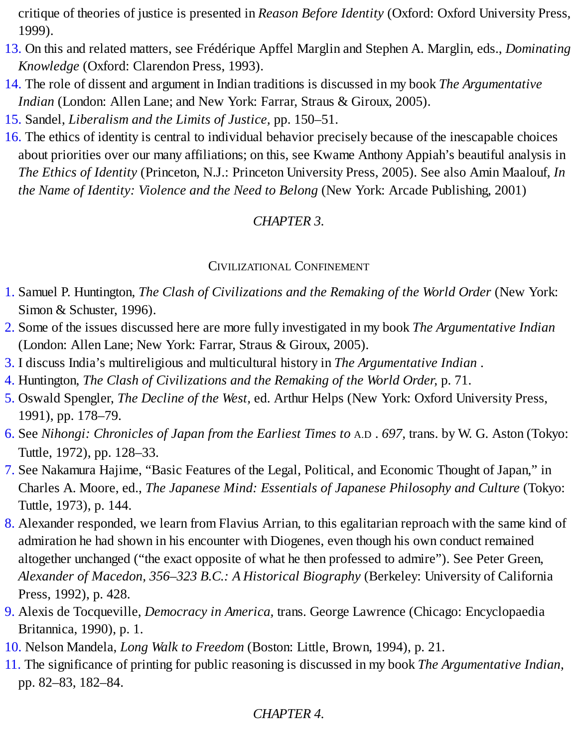critique of theories of justice is presented in *Reason Before Identity* (Oxford: Oxford University Press, 1999).

13. On this and related matters, see Frédérique Apffel Marglin and Stephen A. Marglin, eds., *Dominating Knowledge* (Oxford: Clarendon Press, 1993).
14. The role of dissent and argument in Indian traditions is discussed in my book *The Argumentative Indian* (London: Allen Lane; and New York: Farrar, Straus & Giroux, 2005).
15. Sandel, *Liberalism and the Limits of Justice,* pp. 150–51.
16. The ethics of identity is central to individual behavior precisely because of the inescapable choices about priorities over our many affiliations; on this, see Kwame Anthony Appiah's beautiful analysis in *The Ethics of Identity* (Princeton, N.J.: Princeton University Press, 2005). See also Amin Maalouf, *In the Name of Identity: Violence and the Need to Belong* (New York: Arcade Publishing, 2001)

## *CHAPTER 3.*

### Civilizational Confinement

1. Samuel P. Huntington, *The Clash of Civilizations and the Remaking of the World Order* (New York: Simon & Schuster, 1996).
2. Some of the issues discussed here are more fully investigated in my book *The Argumentative Indian* (London: Allen Lane; New York: Farrar, Straus & Giroux, 2005).
3. I discuss India's multireligious and multicultural history in *The Argumentative Indian* .
4. Huntington, *The Clash of Civilizations and the Remaking of the World Order,* p. 71.
5. Oswald Spengler, *The Decline of the West,* ed. Arthur Helps (New York: Oxford University Press, 1991), pp. 178–79.
6. See *Nihongi: Chronicles of Japan from the Earliest Times to* A.D *. 697,* trans. by W. G. Aston (Tokyo: Tuttle, 1972), pp. 128–33.
7. See Nakamura Hajime, "Basic Features of the Legal, Political, and Economic Thought of Japan," in Charles A. Moore, ed., *The Japanese Mind: Essentials of Japanese Philosophy and Culture* (Tokyo: Tuttle, 1973), p. 144.
8. Alexander responded, we learn from Flavius Arrian, to this egalitarian reproach with the same kind of admiration he had shown in his encounter with Diogenes, even though his own conduct remained altogether unchanged ("the exact opposite of what he then professed to admire"). See Peter Green, *Alexander of Macedon, 356–323 B.C.: A Historical Biography* (Berkeley: University of California Press, 1992), p. 428.
9. Alexis de Tocqueville, *Democracy in America,* trans. George Lawrence (Chicago: Encyclopaedia Britannica, 1990), p. 1.
10. Nelson Mandela, *Long Walk to Freedom* (Boston: Little, Brown, 1994), p. 21.
11. The significance of printing for public reasoning is discussed in my book *The Argumentative Indian,* pp. 82–83, 182–84.

## *CHAPTER 4.*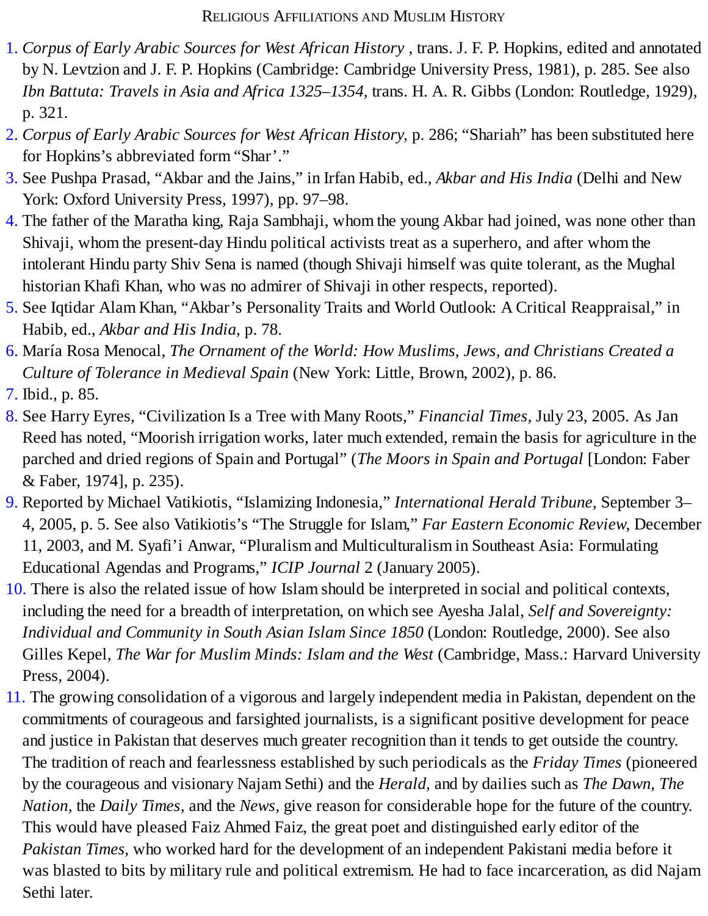1. *Corpus of Early Arabic Sources for West African History* , trans. J. F. P. Hopkins, edited and annotated by N. Levtzion and J. F. P. Hopkins (Cambridge: Cambridge University Press, 1981), p. 285. See also *Ibn Battuta: Travels in Asia and Africa 1325–1354,* trans. H. A. R. Gibbs (London: Routledge, 1929), p. 321.
2. *Corpus of Early Arabic Sources for West African History,* p. 286; "Shariah" has been substituted here for Hopkins's abbreviated form "Shar'."
3. See Pushpa Prasad, "Akbar and the Jains," in Irfan Habib, ed., *Akbar and His India* (Delhi and New York: Oxford University Press, 1997), pp. 97–98.
4. The father of the Maratha king, Raja Sambhaji, whom the young Akbar had joined, was none other than Shivaji, whom the present-day Hindu political activists treat as a superhero, and after whom the intolerant Hindu party Shiv Sena is named (though Shivaji himself was quite tolerant, as the Mughal historian Khafi Khan, who was no admirer of Shivaji in other respects, reported).
5. See Iqtidar Alam Khan, "Akbar's Personality Traits and World Outlook: A Critical Reappraisal," in Habib, ed., *Akbar and His India,* p. 78.
6. María Rosa Menocal, *The Ornament of the World: How Muslims, Jews, and Christians Created a Culture of Tolerance in Medieval Spain* (New York: Little, Brown, 2002), p. 86.
7. Ibid., p. 85.
8. See Harry Eyres, "Civilization Is a Tree with Many Roots," *Financial Times,* July 23, 2005. As Jan Reed has noted, "Moorish irrigation works, later much extended, remain the basis for agriculture in the parched and dried regions of Spain and Portugal" (*The Moors in Spain and Portugal* [London: Faber & Faber, 1974], p. 235).
9. Reported by Michael Vatikiotis, "Islamizing Indonesia," *International Herald Tribune,* September 3–4, 2005, p. 5. See also Vatikiotis's "The Struggle for Islam," *Far Eastern Economic Review,* December 11, 2003, and M. Syafi'i Anwar, "Pluralism and Multiculturalism in Southeast Asia: Formulating Educational Agendas and Programs," *ICIP Journal* 2 (January 2005).
10. There is also the related issue of how Islam should be interpreted in social and political contexts, including the need for a breadth of interpretation, on which see Ayesha Jalal, *Self and Sovereignty: Individual and Community in South Asian Islam Since 1850* (London: Routledge, 2000). See also Gilles Kepel, *The War for Muslim Minds: Islam and the West* (Cambridge, Mass.: Harvard University Press, 2004).
11. The growing consolidation of a vigorous and largely independent media in Pakistan, dependent on the commitments of courageous and farsighted journalists, is a significant positive development for peace and justice in Pakistan that deserves much greater recognition than it tends to get outside the country. The tradition of reach and fearlessness established by such periodicals as the *Friday Times* (pioneered by the courageous and visionary Najam Sethi) and the *Herald,* and by dailies such as *The Dawn, The Nation*, the *Daily Times*, and the *News*, give reason for considerable hope for the future of the country. This would have pleased Faiz Ahmed Faiz, the great poet and distinguished early editor of the *Pakistan Times,* who worked hard for the development of an independent Pakistani media before it was blasted to bits by military rule and political extremism. He had to face incarceration, as did Najam Sethi later.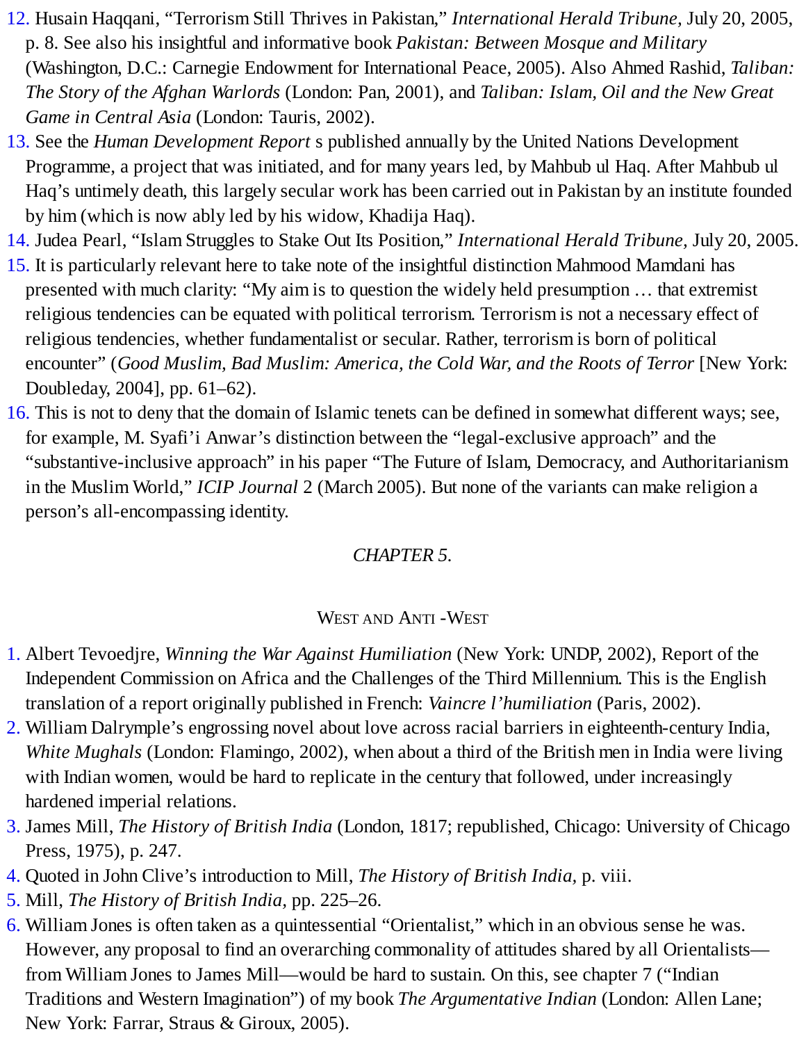12. Husain Haqqani, “Terrorism Still Thrives in Pakistan,” *International Herald Tribune*, July 20, 2005, p. 8. See also his insightful and informative book *Pakistan: Between Mosque and Military* (Washington, D.C.: Carnegie Endowment for International Peace, 2005). Also Ahmed Rashid, *Taliban: The Story of the Afghan Warlords* (London: Pan, 2001), and *Taliban: Islam, Oil and the New Great Game in Central Asia* (London: Tauris, 2002).
13. See the *Human Development Report* s published annually by the United Nations Development Programme, a project that was initiated, and for many years led, by Mahbub ul Haq. After Mahbub ul Haq’s untimely death, this largely secular work has been carried out in Pakistan by an institute founded by him (which is now ably led by his widow, Khadija Haq).
14. Judea Pearl, “Islam Struggles to Stake Out Its Position,” *International Herald Tribune*, July 20, 2005.
15. It is particularly relevant here to take note of the insightful distinction Mahmood Mamdani has presented with much clarity: “My aim is to question the widely held presumption … that extremist religious tendencies can be equated with political terrorism. Terrorism is not a necessary effect of religious tendencies, whether fundamentalist or secular. Rather, terrorism is born of political encounter” (*Good Muslim, Bad Muslim: America, the Cold War, and the Roots of Terror* [New York: Doubleday, 2004], pp. 61–62).
16. This is not to deny that the domain of Islamic tenets can be defined in somewhat different ways; see, for example, M. Syafi’i Anwar’s distinction between the “legal-exclusive approach” and the “substantive-inclusive approach” in his paper “The Future of Islam, Democracy, and Authoritarianism in the Muslim World,” *ICIP Journal* 2 (March 2005). But none of the variants can make religion a person’s all-encompassing identity.

## *CHAPTER 5.*

### West and Anti -West

1. Albert Tevoedjre, *Winning the War Against Humiliation* (New York: UNDP, 2002), Report of the Independent Commission on Africa and the Challenges of the Third Millennium. This is the English translation of a report originally published in French: *Vaincre l’humiliation* (Paris, 2002).
2. William Dalrymple’s engrossing novel about love across racial barriers in eighteenth-century India, *White Mughals* (London: Flamingo, 2002), when about a third of the British men in India were living with Indian women, would be hard to replicate in the century that followed, under increasingly hardened imperial relations.
3. James Mill, *The History of British India* (London, 1817; republished, Chicago: University of Chicago Press, 1975), p. 247.
4. Quoted in John Clive’s introduction to Mill, *The History of British India*, p. viii.
5. Mill, *The History of British India*, pp. 225–26.
6. William Jones is often taken as a quintessential “Orientalist,” which in an obvious sense he was. However, any proposal to find an overarching commonality of attitudes shared by all Orientalists—from William Jones to James Mill—would be hard to sustain. On this, see chapter 7 (“Indian Traditions and Western Imagination”) of my book *The Argumentative Indian* (London: Allen Lane; New York: Farrar, Straus & Giroux, 2005).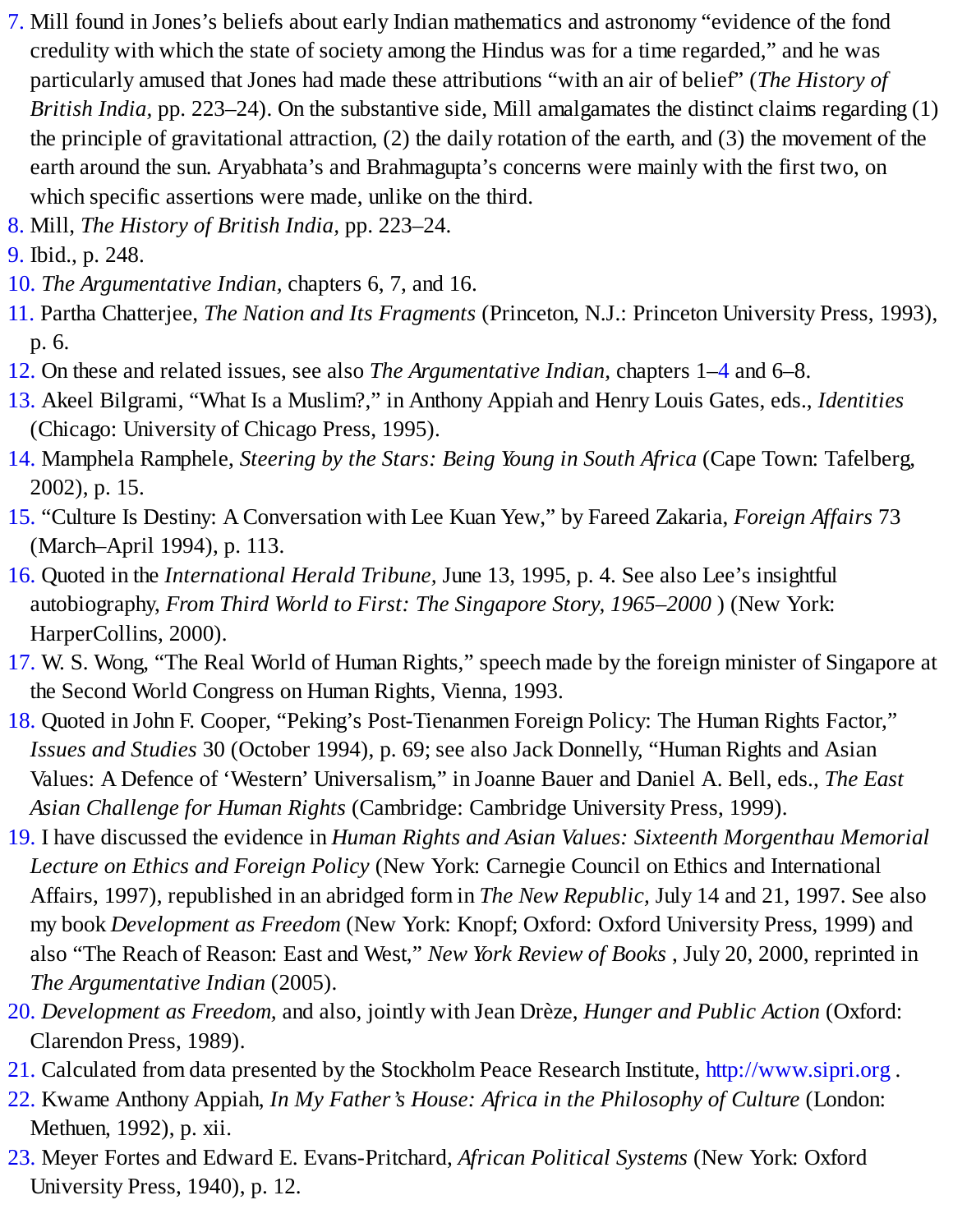7. Mill found in Jones's beliefs about early Indian mathematics and astronomy "evidence of the fond credulity with which the state of society among the Hindus was for a time regarded," and he was particularly amused that Jones had made these attributions "with an air of belief" (*The History of British India,* pp. 223–24). On the substantive side, Mill amalgamates the distinct claims regarding (1) the principle of gravitational attraction, (2) the daily rotation of the earth, and (3) the movement of the earth around the sun. Aryabhata's and Brahmagupta's concerns were mainly with the first two, on which specific assertions were made, unlike on the third.
8. Mill, *The History of British India,* pp. 223–24.
9. Ibid., p. 248.
10. *The Argumentative Indian,* chapters 6, 7, and 16.
11. Partha Chatterjee, *The Nation and Its Fragments* (Princeton, N.J.: Princeton University Press, 1993), p. 6.
12. On these and related issues, see also *The Argumentative Indian,* chapters 1–4 and 6–8.
13. Akeel Bilgrami, "What Is a Muslim?," in Anthony Appiah and Henry Louis Gates, eds., *Identities* (Chicago: University of Chicago Press, 1995).
14. Mamphela Ramphele, *Steering by the Stars: Being Young in South Africa* (Cape Town: Tafelberg, 2002), p. 15.
15. "Culture Is Destiny: A Conversation with Lee Kuan Yew," by Fareed Zakaria, *Foreign Affairs* 73 (March–April 1994), p. 113.
16. Quoted in the *International Herald Tribune,* June 13, 1995, p. 4. See also Lee's insightful autobiography, *From Third World to First: The Singapore Story, 1965–2000* ) (New York: HarperCollins, 2000).
17. W. S. Wong, "The Real World of Human Rights," speech made by the foreign minister of Singapore at the Second World Congress on Human Rights, Vienna, 1993.
18. Quoted in John F. Cooper, "Peking's Post-Tienanmen Foreign Policy: The Human Rights Factor," *Issues and Studies* 30 (October 1994), p. 69; see also Jack Donnelly, "Human Rights and Asian Values: A Defence of 'Western' Universalism," in Joanne Bauer and Daniel A. Bell, eds., *The East Asian Challenge for Human Rights* (Cambridge: Cambridge University Press, 1999).
19. I have discussed the evidence in *Human Rights and Asian Values: Sixteenth Morgenthau Memorial Lecture on Ethics and Foreign Policy* (New York: Carnegie Council on Ethics and International Affairs, 1997), republished in an abridged form in *The New Republic,* July 14 and 21, 1997. See also my book *Development as Freedom* (New York: Knopf; Oxford: Oxford University Press, 1999) and also "The Reach of Reason: East and West," *New York Review of Books* , July 20, 2000, reprinted in *The Argumentative Indian* (2005).
20. *Development as Freedom,* and also, jointly with Jean Drèze, *Hunger and Public Action* (Oxford: Clarendon Press, 1989).
21. Calculated from data presented by the Stockholm Peace Research Institute, http://www.sipri.org .
22. Kwame Anthony Appiah, *In My Father's House: Africa in the Philosophy of Culture* (London: Methuen, 1992), p. xii.
23. Meyer Fortes and Edward E. Evans-Pritchard, *African Political Systems* (New York: Oxford University Press, 1940), p. 12.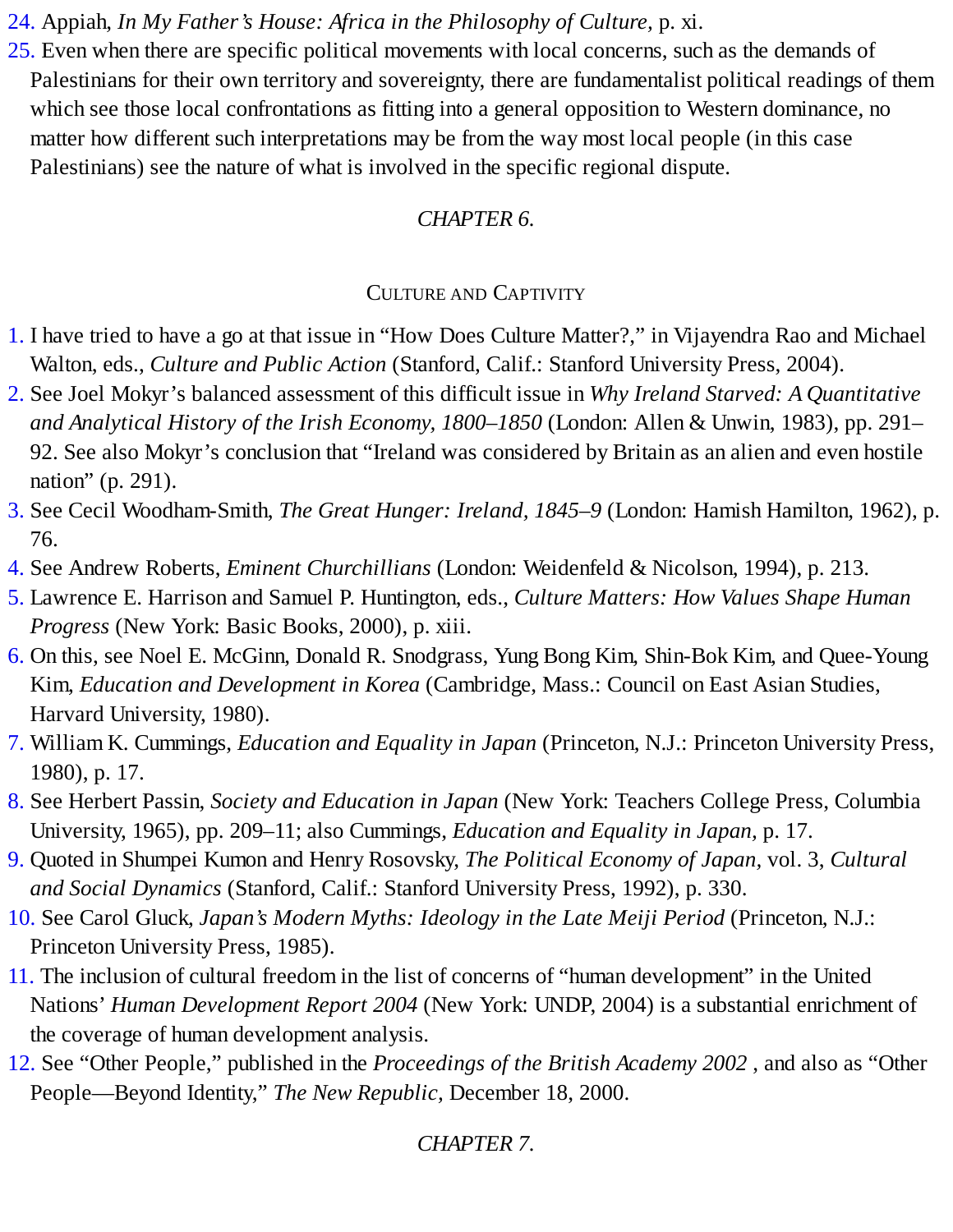24. Appiah, *In My Father's House: Africa in the Philosophy of Culture*, p. xi.
25. Even when there are specific political movements with local concerns, such as the demands of Palestinians for their own territory and sovereignty, there are fundamentalist political readings of them which see those local confrontations as fitting into a general opposition to Western dominance, no matter how different such interpretations may be from the way most local people (in this case Palestinians) see the nature of what is involved in the specific regional dispute.

## *CHAPTER 6.*

### CULTURE AND CAPTIVITY

1. I have tried to have a go at that issue in "How Does Culture Matter?," in Vijayendra Rao and Michael Walton, eds., *Culture and Public Action* (Stanford, Calif.: Stanford University Press, 2004).
2. See Joel Mokyr's balanced assessment of this difficult issue in *Why Ireland Starved: A Quantitative and Analytical History of the Irish Economy, 1800–1850* (London: Allen & Unwin, 1983), pp. 291–92. See also Mokyr's conclusion that "Ireland was considered by Britain as an alien and even hostile nation" (p. 291).
3. See Cecil Woodham-Smith, *The Great Hunger: Ireland, 1845–9* (London: Hamish Hamilton, 1962), p. 76.
4. See Andrew Roberts, *Eminent Churchillians* (London: Weidenfeld & Nicolson, 1994), p. 213.
5. Lawrence E. Harrison and Samuel P. Huntington, eds., *Culture Matters: How Values Shape Human Progress* (New York: Basic Books, 2000), p. xiii.
6. On this, see Noel E. McGinn, Donald R. Snodgrass, Yung Bong Kim, Shin-Bok Kim, and Quee-Young Kim, *Education and Development in Korea* (Cambridge, Mass.: Council on East Asian Studies, Harvard University, 1980).
7. William K. Cummings, *Education and Equality in Japan* (Princeton, N.J.: Princeton University Press, 1980), p. 17.
8. See Herbert Passin, *Society and Education in Japan* (New York: Teachers College Press, Columbia University, 1965), pp. 209–11; also Cummings, *Education and Equality in Japan*, p. 17.
9. Quoted in Shumpei Kumon and Henry Rosovsky, *The Political Economy of Japan*, vol. 3, *Cultural and Social Dynamics* (Stanford, Calif.: Stanford University Press, 1992), p. 330.
10. See Carol Gluck, *Japan's Modern Myths: Ideology in the Late Meiji Period* (Princeton, N.J.: Princeton University Press, 1985).
11. The inclusion of cultural freedom in the list of concerns of "human development" in the United Nations' *Human Development Report 2004* (New York: UNDP, 2004) is a substantial enrichment of the coverage of human development analysis.
12. See "Other People," published in the *Proceedings of the British Academy 2002* , and also as "Other People—Beyond Identity," *The New Republic*, December 18, 2000.

## *CHAPTER 7.*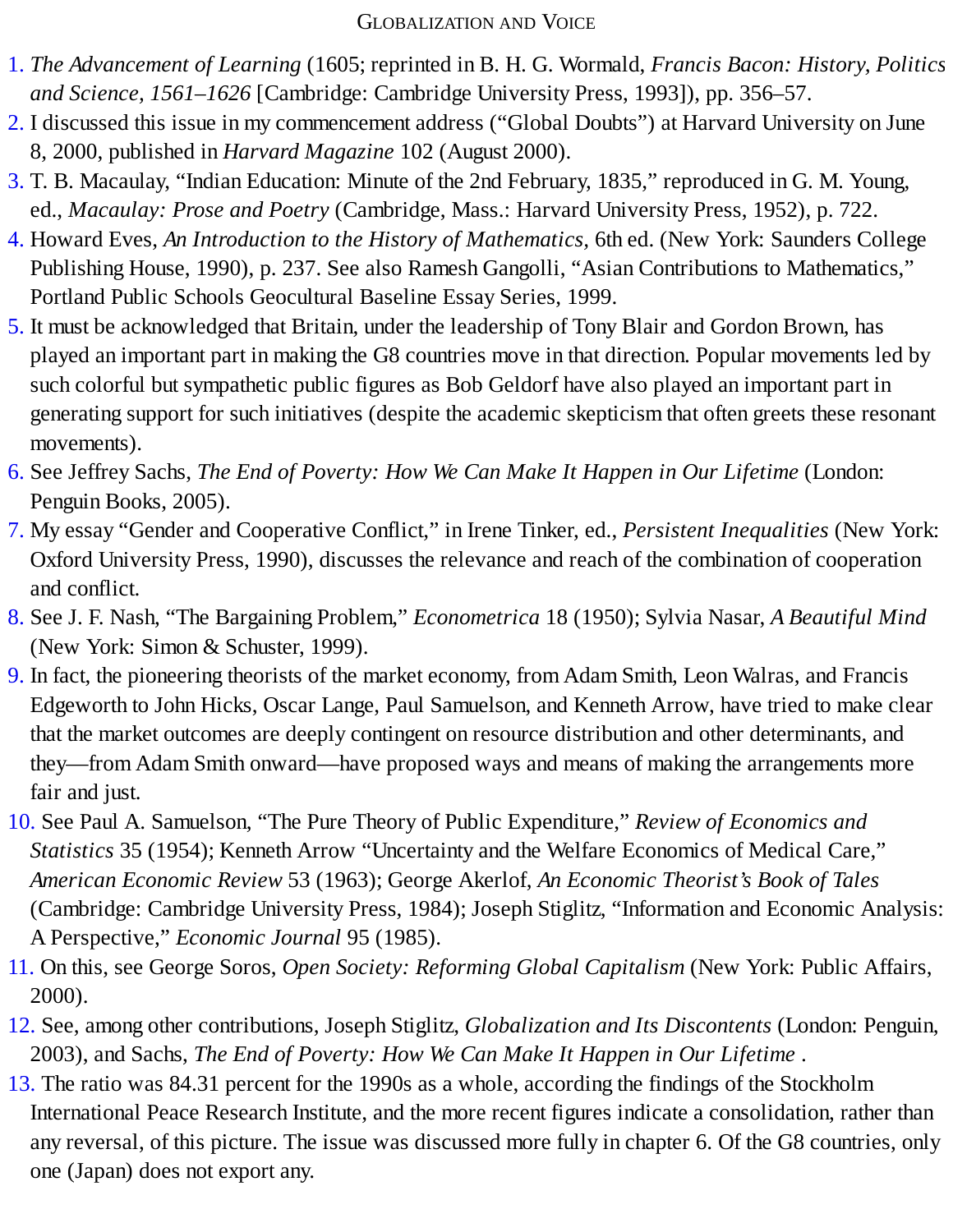1. *The Advancement of Learning* (1605; reprinted in B. H. G. Wormald, *Francis Bacon: History, Politics and Science, 1561–1626* [Cambridge: Cambridge University Press, 1993]), pp. 356–57.
2. I discussed this issue in my commencement address ("Global Doubts") at Harvard University on June 8, 2000, published in *Harvard Magazine* 102 (August 2000).
3. T. B. Macaulay, "Indian Education: Minute of the 2nd February, 1835," reproduced in G. M. Young, ed., *Macaulay: Prose and Poetry* (Cambridge, Mass.: Harvard University Press, 1952), p. 722.
4. Howard Eves, *An Introduction to the History of Mathematics,* 6th ed. (New York: Saunders College Publishing House, 1990), p. 237. See also Ramesh Gangolli, "Asian Contributions to Mathematics," Portland Public Schools Geocultural Baseline Essay Series, 1999.
5. It must be acknowledged that Britain, under the leadership of Tony Blair and Gordon Brown, has played an important part in making the G8 countries move in that direction. Popular movements led by such colorful but sympathetic public figures as Bob Geldorf have also played an important part in generating support for such initiatives (despite the academic skepticism that often greets these resonant movements).
6. See Jeffrey Sachs, *The End of Poverty: How We Can Make It Happen in Our Lifetime* (London: Penguin Books, 2005).
7. My essay "Gender and Cooperative Conflict," in Irene Tinker, ed., *Persistent Inequalities* (New York: Oxford University Press, 1990), discusses the relevance and reach of the combination of cooperation and conflict.
8. See J. F. Nash, "The Bargaining Problem," *Econometrica* 18 (1950); Sylvia Nasar, *A Beautiful Mind* (New York: Simon & Schuster, 1999).
9. In fact, the pioneering theorists of the market economy, from Adam Smith, Leon Walras, and Francis Edgeworth to John Hicks, Oscar Lange, Paul Samuelson, and Kenneth Arrow, have tried to make clear that the market outcomes are deeply contingent on resource distribution and other determinants, and they—from Adam Smith onward—have proposed ways and means of making the arrangements more fair and just.
10. See Paul A. Samuelson, "The Pure Theory of Public Expenditure," *Review of Economics and Statistics* 35 (1954); Kenneth Arrow "Uncertainty and the Welfare Economics of Medical Care," *American Economic Review* 53 (1963); George Akerlof, *An Economic Theorist's Book of Tales* (Cambridge: Cambridge University Press, 1984); Joseph Stiglitz, "Information and Economic Analysis: A Perspective," *Economic Journal* 95 (1985).
11. On this, see George Soros, *Open Society: Reforming Global Capitalism* (New York: Public Affairs, 2000).
12. See, among other contributions, Joseph Stiglitz, *Globalization and Its Discontents* (London: Penguin, 2003), and Sachs, *The End of Poverty: How We Can Make It Happen in Our Lifetime* .
13. The ratio was 84.31 percent for the 1990s as a whole, according the findings of the Stockholm International Peace Research Institute, and the more recent figures indicate a consolidation, rather than any reversal, of this picture. The issue was discussed more fully in chapter 6. Of the G8 countries, only one (Japan) does not export any.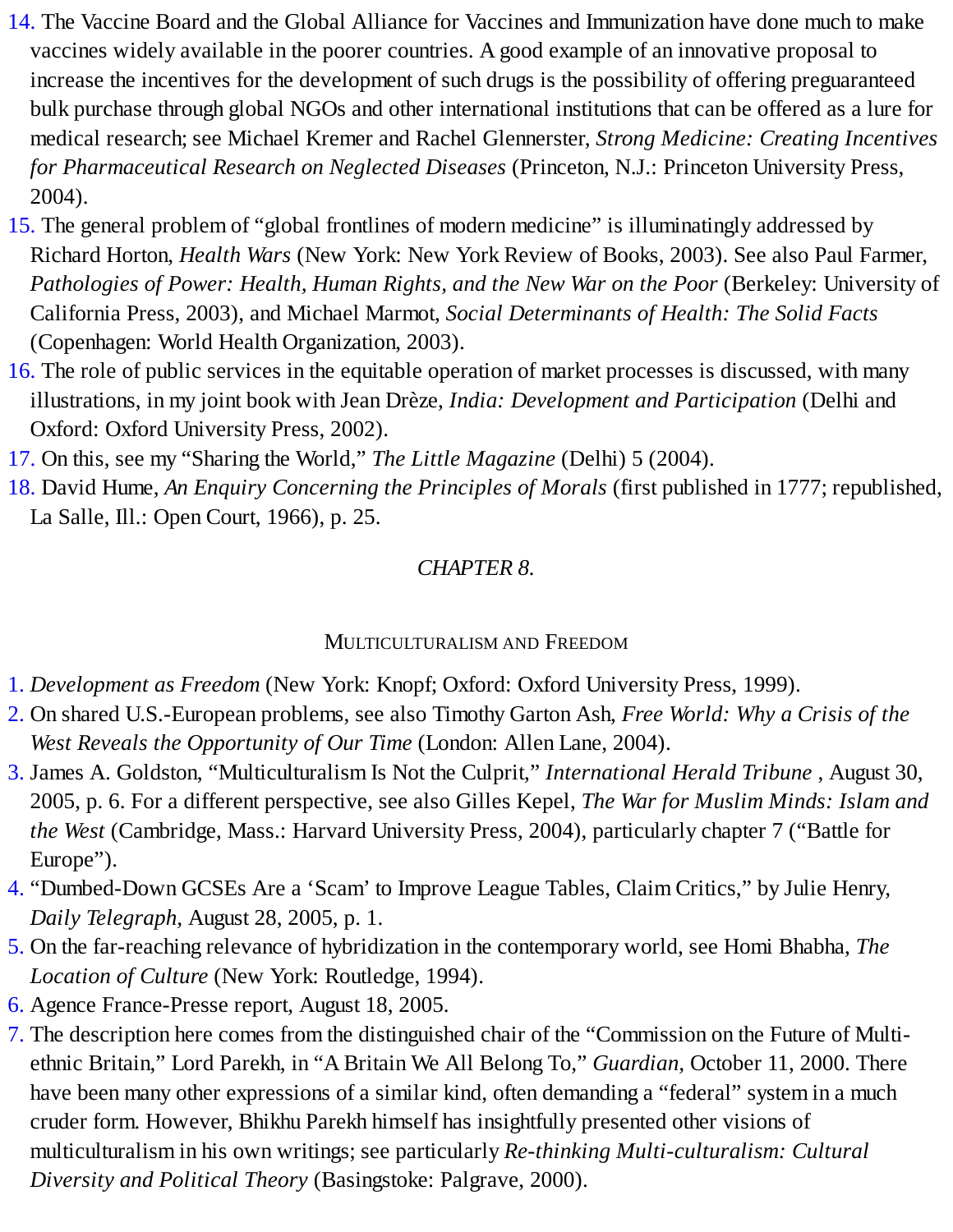14. The Vaccine Board and the Global Alliance for Vaccines and Immunization have done much to make vaccines widely available in the poorer countries. A good example of an innovative proposal to increase the incentives for the development of such drugs is the possibility of offering preguaranteed bulk purchase through global NGOs and other international institutions that can be offered as a lure for medical research; see Michael Kremer and Rachel Glennerster, *Strong Medicine: Creating Incentives for Pharmaceutical Research on Neglected Diseases* (Princeton, N.J.: Princeton University Press, 2004).
15. The general problem of "global frontlines of modern medicine" is illuminatingly addressed by Richard Horton, *Health Wars* (New York: New York Review of Books, 2003). See also Paul Farmer, *Pathologies of Power: Health, Human Rights, and the New War on the Poor* (Berkeley: University of California Press, 2003), and Michael Marmot, *Social Determinants of Health: The Solid Facts* (Copenhagen: World Health Organization, 2003).
16. The role of public services in the equitable operation of market processes is discussed, with many illustrations, in my joint book with Jean Drèze, *India: Development and Participation* (Delhi and Oxford: Oxford University Press, 2002).
17. On this, see my "Sharing the World," *The Little Magazine* (Delhi) 5 (2004).
18. David Hume, *An Enquiry Concerning the Principles of Morals* (first published in 1777; republished, La Salle, Ill.: Open Court, 1966), p. 25.

## *CHAPTER 8.*

### Multiculturalism and Freedom

1. *Development as Freedom* (New York: Knopf; Oxford: Oxford University Press, 1999).
2. On shared U.S.-European problems, see also Timothy Garton Ash, *Free World: Why a Crisis of the West Reveals the Opportunity of Our Time* (London: Allen Lane, 2004).
3. James A. Goldston, "Multiculturalism Is Not the Culprit," *International Herald Tribune* , August 30, 2005, p. 6. For a different perspective, see also Gilles Kepel, *The War for Muslim Minds: Islam and the West* (Cambridge, Mass.: Harvard University Press, 2004), particularly chapter 7 ("Battle for Europe").
4. "Dumbed-Down GCSEs Are a 'Scam' to Improve League Tables, Claim Critics," by Julie Henry, *Daily Telegraph*, August 28, 2005, p. 1.
5. On the far-reaching relevance of hybridization in the contemporary world, see Homi Bhabha, *The Location of Culture* (New York: Routledge, 1994).
6. Agence France-Presse report, August 18, 2005.
7. The description here comes from the distinguished chair of the "Commission on the Future of Multi-ethnic Britain," Lord Parekh, in "A Britain We All Belong To," *Guardian*, October 11, 2000. There have been many other expressions of a similar kind, often demanding a "federal" system in a much cruder form. However, Bhikhu Parekh himself has insightfully presented other visions of multiculturalism in his own writings; see particularly *Re-thinking Multi-culturalism: Cultural Diversity and Political Theory* (Basingstoke: Palgrave, 2000).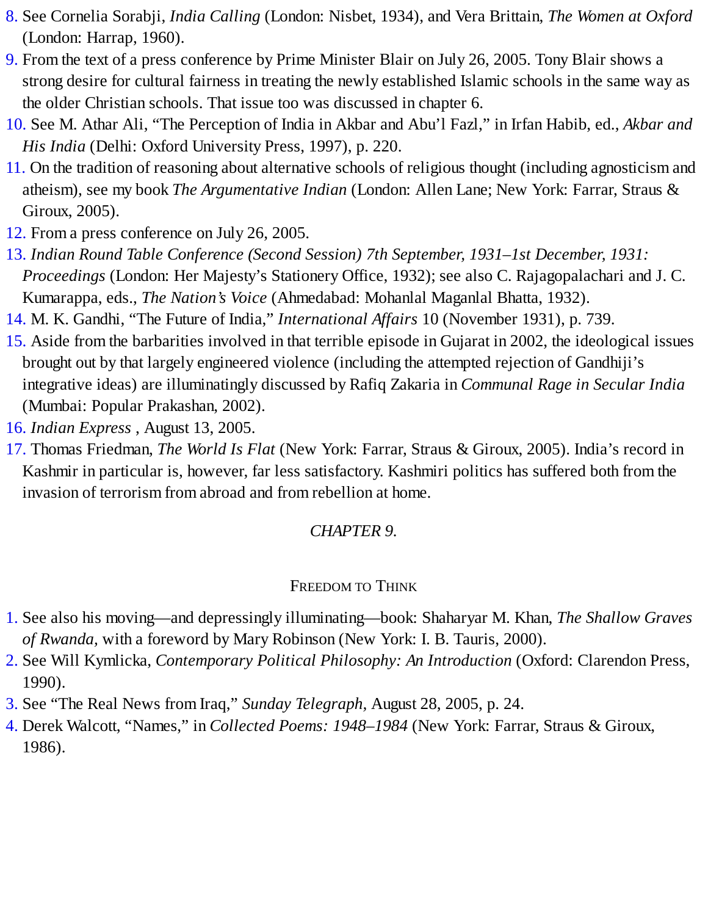8. See Cornelia Sorabji, *India Calling* (London: Nisbet, 1934), and Vera Brittain, *The Women at Oxford* (London: Harrap, 1960).
9. From the text of a press conference by Prime Minister Blair on July 26, 2005. Tony Blair shows a strong desire for cultural fairness in treating the newly established Islamic schools in the same way as the older Christian schools. That issue too was discussed in chapter 6.
10. See M. Athar Ali, "The Perception of India in Akbar and Abu'l Fazl," in Irfan Habib, ed., *Akbar and His India* (Delhi: Oxford University Press, 1997), p. 220.
11. On the tradition of reasoning about alternative schools of religious thought (including agnosticism and atheism), see my book *The Argumentative Indian* (London: Allen Lane; New York: Farrar, Straus & Giroux, 2005).
12. From a press conference on July 26, 2005.
13. *Indian Round Table Conference (Second Session) 7th September, 1931–1st December, 1931: Proceedings* (London: Her Majesty's Stationery Office, 1932); see also C. Rajagopalachari and J. C. Kumarappa, eds., *The Nation's Voice* (Ahmedabad: Mohanlal Maganlal Bhatta, 1932).
14. M. K. Gandhi, "The Future of India," *International Affairs* 10 (November 1931), p. 739.
15. Aside from the barbarities involved in that terrible episode in Gujarat in 2002, the ideological issues brought out by that largely engineered violence (including the attempted rejection of Gandhiji's integrative ideas) are illuminatingly discussed by Rafiq Zakaria in *Communal Rage in Secular India* (Mumbai: Popular Prakashan, 2002).
16. *Indian Express* , August 13, 2005.
17. Thomas Friedman, *The World Is Flat* (New York: Farrar, Straus & Giroux, 2005). India's record in Kashmir in particular is, however, far less satisfactory. Kashmiri politics has suffered both from the invasion of terrorism from abroad and from rebellion at home.

## *CHAPTER 9.*

### Freedom to Think

1. See also his moving—and depressingly illuminating—book: Shaharyar M. Khan, *The Shallow Graves of Rwanda,* with a foreword by Mary Robinson (New York: I. B. Tauris, 2000).
2. See Will Kymlicka, *Contemporary Political Philosophy: An Introduction* (Oxford: Clarendon Press, 1990).
3. See "The Real News from Iraq," *Sunday Telegraph,* August 28, 2005, p. 24.
4. Derek Walcott, "Names," in *Collected Poems: 1948–1984* (New York: Farrar, Straus & Giroux, 1986).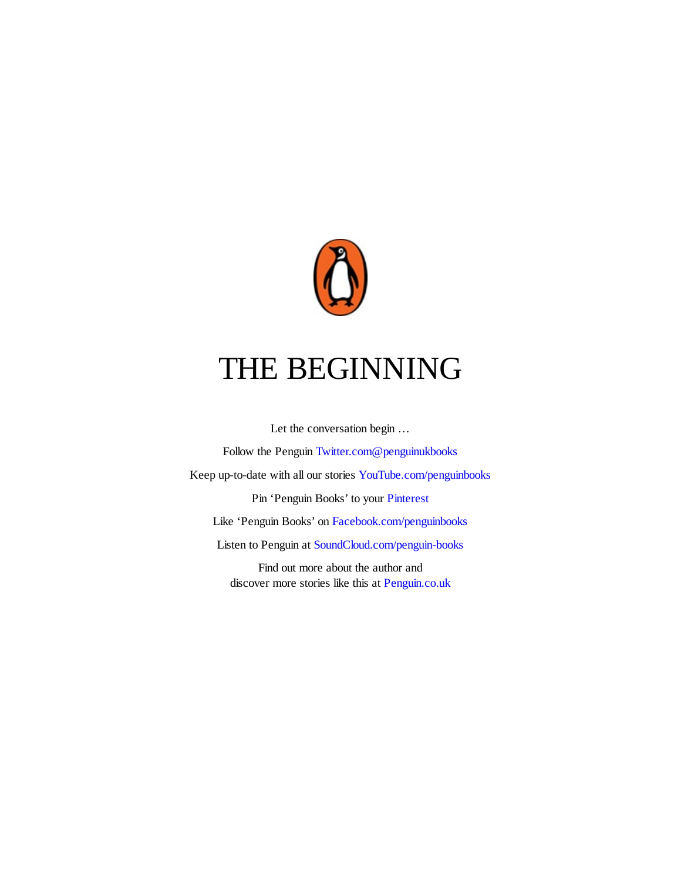# THE BEGINNING

Let the conversation begin …

Follow the Penguin Twitter.com@penguinukbooks

Keep up-to-date with all our stories YouTube.com/penguinbooks

Pin 'Penguin Books' to your Pinterest

Like 'Penguin Books' on Facebook.com/penguinbooks

Listen to Penguin at SoundCloud.com/penguin-books

Find out more about the author and
discover more stories like this at Penguin.co.uk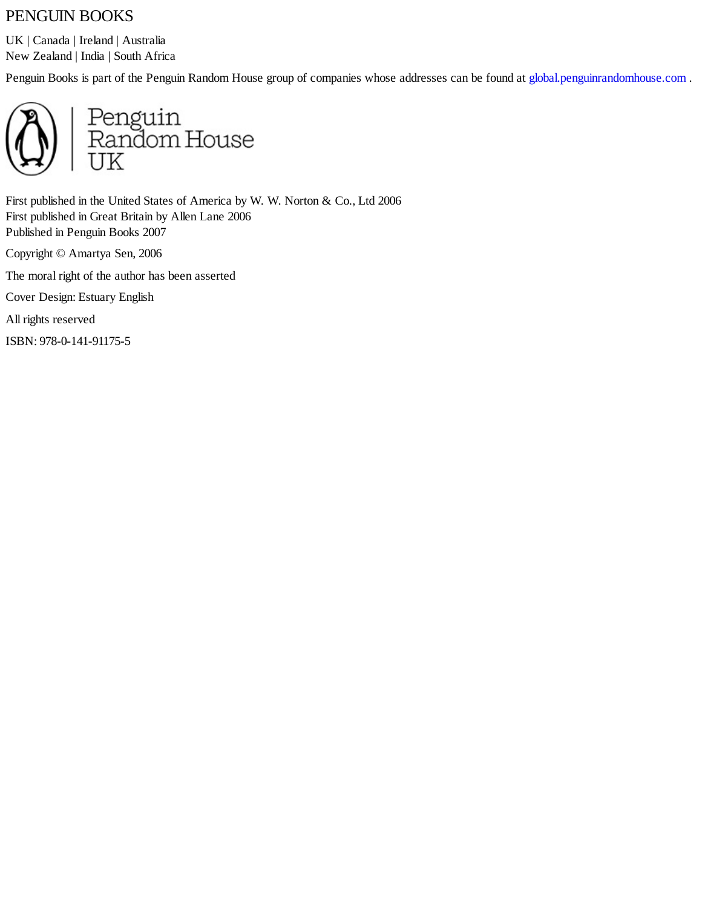PENGUIN BOOKS

UK | Canada | Ireland | Australia
New Zealand | India | South Africa

Penguin Books is part of the Penguin Random House group of companies whose addresses can be found at global.penguinrandomhouse.com .

Penguin Random House UK

First published in the United States of America by W. W. Norton & Co., Ltd 2006
First published in Great Britain by Allen Lane 2006
Published in Penguin Books 2007

Copyright © Amartya Sen, 2006

The moral right of the author has been asserted

Cover Design: Estuary English

All rights reserved

ISBN: 978-0-141-91175-5